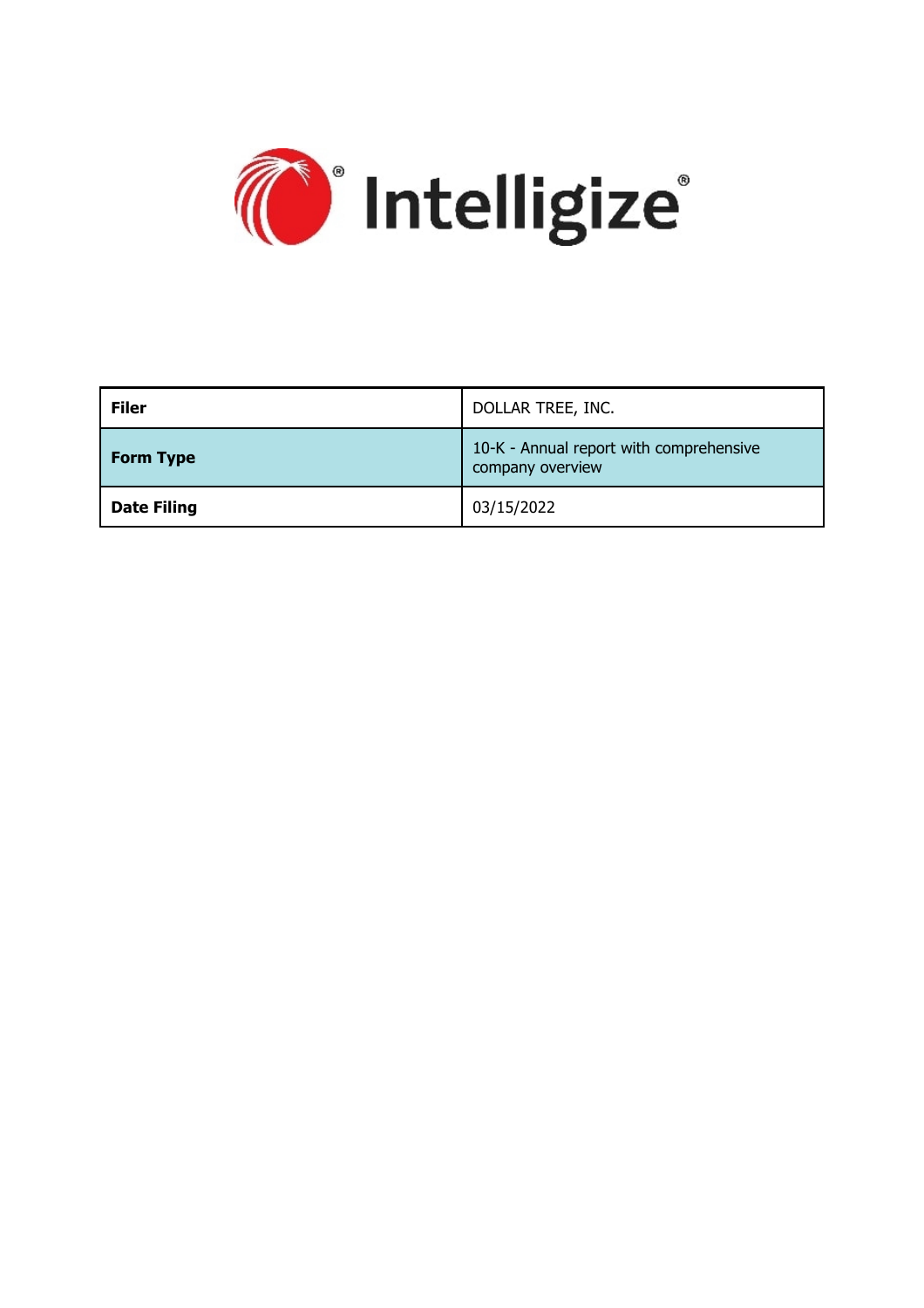Intelligize®

| Filer | DOLLAR TREE, INC. |
| --- | --- |
| Form Type | 10-K - Annual report with comprehensive company overview |
| Date Filing | 03/15/2022 |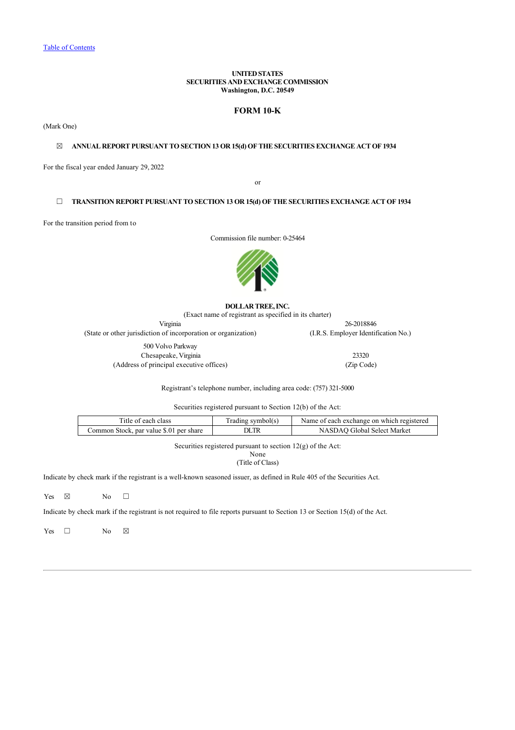[Table of Contents](#)

**UNITED STATES**
**SECURITIES AND EXCHANGE COMMISSION**
**Washington, D.C. 20549**

# FORM 10-K

(Mark One)

☒ **ANNUAL REPORT PURSUANT TO SECTION 13 OR 15(d) OF THE SECURITIES EXCHANGE ACT OF 1934**

For the fiscal year ended January 29, 2022

or

☐ **TRANSITION REPORT PURSUANT TO SECTION 13 OR 15(d) OF THE SECURITIES EXCHANGE ACT OF 1934**

For the transition period from to

Commission file number: 0-25464

**DOLLAR TREE, INC.**
(Exact name of registrant as specified in its charter)

| Virginia | 26-2018846 |
|---|---|
| (State or other jurisdiction of incorporation or organization) | (I.R.S. Employer Identification No.) |
| 500 Volvo Parkway<br>Chesapeake, Virginia | 23320 |
| (Address of principal executive offices) | (Zip Code) |

Registrant's telephone number, including area code: (757) 321-5000

Securities registered pursuant to Section 12(b) of the Act:

| Title of each class | Trading symbol(s) | Name of each exchange on which registered |
|---|---|---|
| Common Stock, par value $.01 per share | DLTR | NASDAQ Global Select Market |

Securities registered pursuant to section 12(g) of the Act:
None
(Title of Class)

Indicate by check mark if the registrant is a well-known seasoned issuer, as defined in Rule 405 of the Securities Act.

Yes ☒ No ☐

Indicate by check mark if the registrant is not required to file reports pursuant to Section 13 or Section 15(d) of the Act.

Yes ☐ No ☒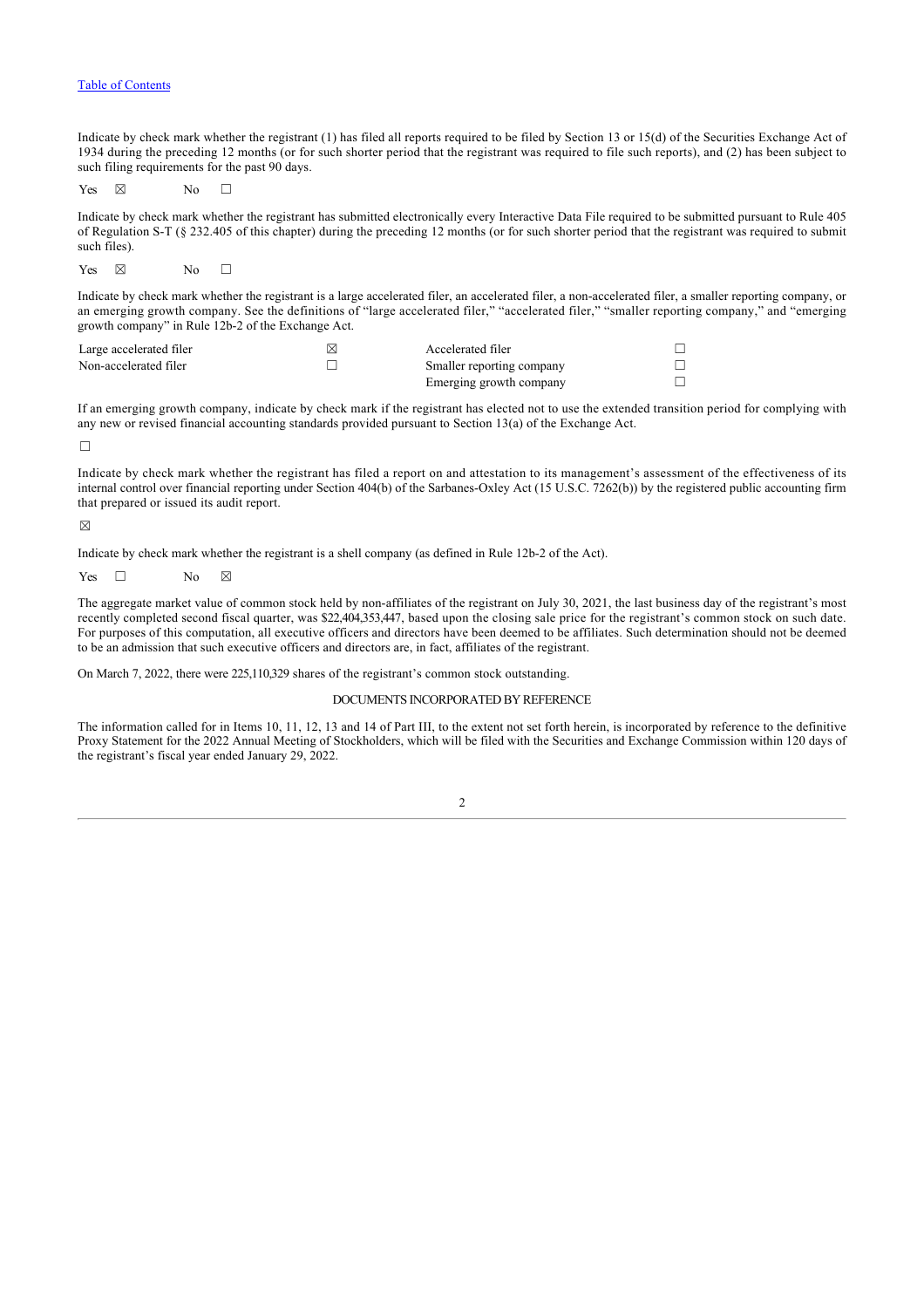Table of Contents

Indicate by check mark whether the registrant (1) has filed all reports required to be filed by Section 13 or 15(d) of the Securities Exchange Act of 1934 during the preceding 12 months (or for such shorter period that the registrant was required to file such reports), and (2) has been subject to such filing requirements for the past 90 days.

Yes ☒ No ☐

Indicate by check mark whether the registrant has submitted electronically every Interactive Data File required to be submitted pursuant to Rule 405 of Regulation S-T (§ 232.405 of this chapter) during the preceding 12 months (or for such shorter period that the registrant was required to submit such files).

Yes ☒ No ☐

Indicate by check mark whether the registrant is a large accelerated filer, an accelerated filer, a non-accelerated filer, a smaller reporting company, or an emerging growth company. See the definitions of "large accelerated filer," "accelerated filer," "smaller reporting company," and "emerging growth company" in Rule 12b-2 of the Exchange Act.

| | | | |
|---|---|---|---|
| Large accelerated filer | ☒ | Accelerated filer | ☐ |
| Non-accelerated filer | ☐ | Smaller reporting company | ☐ |
| | | Emerging growth company | ☐ |

If an emerging growth company, indicate by check mark if the registrant has elected not to use the extended transition period for complying with any new or revised financial accounting standards provided pursuant to Section 13(a) of the Exchange Act.

☐

Indicate by check mark whether the registrant has filed a report on and attestation to its management's assessment of the effectiveness of its internal control over financial reporting under Section 404(b) of the Sarbanes-Oxley Act (15 U.S.C. 7262(b)) by the registered public accounting firm that prepared or issued its audit report.

☒

Indicate by check mark whether the registrant is a shell company (as defined in Rule 12b-2 of the Act).

Yes ☐ No ☒

The aggregate market value of common stock held by non-affiliates of the registrant on July 30, 2021, the last business day of the registrant's most recently completed second fiscal quarter, was $22,404,353,447, based upon the closing sale price for the registrant's common stock on such date. For purposes of this computation, all executive officers and directors have been deemed to be affiliates. Such determination should not be deemed to be an admission that such executive officers and directors are, in fact, affiliates of the registrant.

On March 7, 2022, there were 225,110,329 shares of the registrant's common stock outstanding.

DOCUMENTS INCORPORATED BY REFERENCE

The information called for in Items 10, 11, 12, 13 and 14 of Part III, to the extent not set forth herein, is incorporated by reference to the definitive Proxy Statement for the 2022 Annual Meeting of Stockholders, which will be filed with the Securities and Exchange Commission within 120 days of the registrant's fiscal year ended January 29, 2022.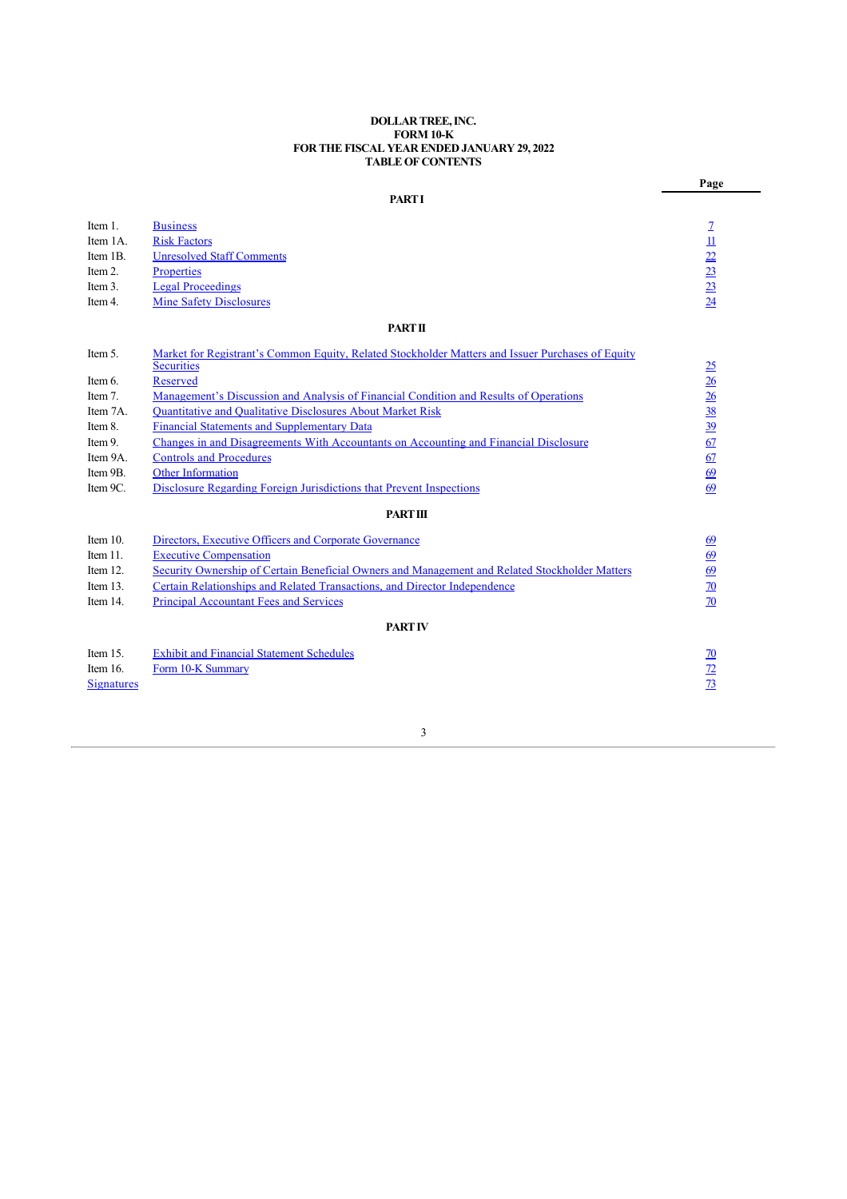**DOLLAR TREE, INC.**
**FORM 10-K**
**FOR THE FISCAL YEAR ENDED JANUARY 29, 2022**
**TABLE OF CONTENTS**

| | | Page |
|---|---|---|
| | **PART I** | |
| Item 1. | Business | 7 |
| Item 1A. | Risk Factors | 11 |
| Item 1B. | Unresolved Staff Comments | 22 |
| Item 2. | Properties | 23 |
| Item 3. | Legal Proceedings | 23 |
| Item 4. | Mine Safety Disclosures | 24 |
| | **PART II** | |
| Item 5. | Market for Registrant's Common Equity, Related Stockholder Matters and Issuer Purchases of Equity Securities | 25 |
| Item 6. | Reserved | 26 |
| Item 7. | Management's Discussion and Analysis of Financial Condition and Results of Operations | 26 |
| Item 7A. | Quantitative and Qualitative Disclosures About Market Risk | 38 |
| Item 8. | Financial Statements and Supplementary Data | 39 |
| Item 9. | Changes in and Disagreements With Accountants on Accounting and Financial Disclosure | 67 |
| Item 9A. | Controls and Procedures | 67 |
| Item 9B. | Other Information | 69 |
| Item 9C. | Disclosure Regarding Foreign Jurisdictions that Prevent Inspections | 69 |
| | **PART III** | |
| Item 10. | Directors, Executive Officers and Corporate Governance | 69 |
| Item 11. | Executive Compensation | 69 |
| Item 12. | Security Ownership of Certain Beneficial Owners and Management and Related Stockholder Matters | 69 |
| Item 13. | Certain Relationships and Related Transactions, and Director Independence | 70 |
| Item 14. | Principal Accountant Fees and Services | 70 |
| | **PART IV** | |
| Item 15. | Exhibit and Financial Statement Schedules | 70 |
| Item 16. | Form 10-K Summary | 72 |
| Signatures | | 73 |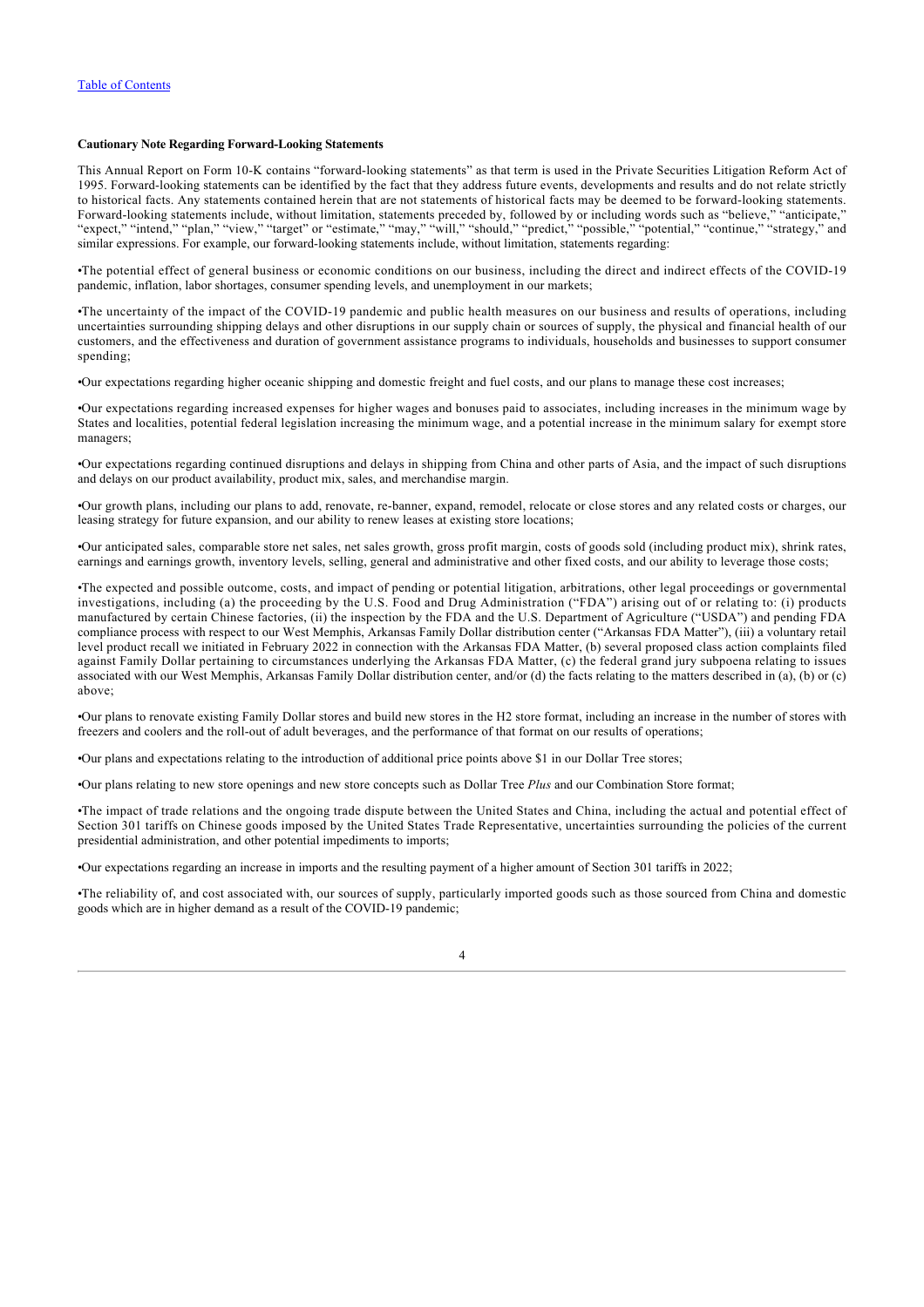**Cautionary Note Regarding Forward-Looking Statements**

This Annual Report on Form 10-K contains "forward-looking statements" as that term is used in the Private Securities Litigation Reform Act of 1995. Forward-looking statements can be identified by the fact that they address future events, developments and results and do not relate strictly to historical facts. Any statements contained herein that are not statements of historical facts may be deemed to be forward-looking statements. Forward-looking statements include, without limitation, statements preceded by, followed by or including words such as "believe," "anticipate," "expect," "intend," "plan," "view," "target" or "estimate," "may," "will," "should," "predict," "possible," "potential," "continue," "strategy," and similar expressions. For example, our forward-looking statements include, without limitation, statements regarding:

•The potential effect of general business or economic conditions on our business, including the direct and indirect effects of the COVID-19 pandemic, inflation, labor shortages, consumer spending levels, and unemployment in our markets;

•The uncertainty of the impact of the COVID-19 pandemic and public health measures on our business and results of operations, including uncertainties surrounding shipping delays and other disruptions in our supply chain or sources of supply, the physical and financial health of our customers, and the effectiveness and duration of government assistance programs to individuals, households and businesses to support consumer spending;

•Our expectations regarding higher oceanic shipping and domestic freight and fuel costs, and our plans to manage these cost increases;

•Our expectations regarding increased expenses for higher wages and bonuses paid to associates, including increases in the minimum wage by States and localities, potential federal legislation increasing the minimum wage, and a potential increase in the minimum salary for exempt store managers;

•Our expectations regarding continued disruptions and delays in shipping from China and other parts of Asia, and the impact of such disruptions and delays on our product availability, product mix, sales, and merchandise margin.

•Our growth plans, including our plans to add, renovate, re-banner, expand, remodel, relocate or close stores and any related costs or charges, our leasing strategy for future expansion, and our ability to renew leases at existing store locations;

•Our anticipated sales, comparable store net sales, net sales growth, gross profit margin, costs of goods sold (including product mix), shrink rates, earnings and earnings growth, inventory levels, selling, general and administrative and other fixed costs, and our ability to leverage those costs;

•The expected and possible outcome, costs, and impact of pending or potential litigation, arbitrations, other legal proceedings or governmental investigations, including (a) the proceeding by the U.S. Food and Drug Administration ("FDA") arising out of or relating to: (i) products manufactured by certain Chinese factories, (ii) the inspection by the FDA and the U.S. Department of Agriculture ("USDA") and pending FDA compliance process with respect to our West Memphis, Arkansas Family Dollar distribution center ("Arkansas FDA Matter"), (iii) a voluntary retail level product recall we initiated in February 2022 in connection with the Arkansas FDA Matter, (b) several proposed class action complaints filed against Family Dollar pertaining to circumstances underlying the Arkansas FDA Matter, (c) the federal grand jury subpoena relating to issues associated with our West Memphis, Arkansas Family Dollar distribution center, and/or (d) the facts relating to the matters described in (a), (b) or (c) above;

•Our plans to renovate existing Family Dollar stores and build new stores in the H2 store format, including an increase in the number of stores with freezers and coolers and the roll-out of adult beverages, and the performance of that format on our results of operations;

•Our plans and expectations relating to the introduction of additional price points above $1 in our Dollar Tree stores;

•Our plans relating to new store openings and new store concepts such as Dollar Tree *Plus* and our Combination Store format;

•The impact of trade relations and the ongoing trade dispute between the United States and China, including the actual and potential effect of Section 301 tariffs on Chinese goods imposed by the United States Trade Representative, uncertainties surrounding the policies of the current presidential administration, and other potential impediments to imports;

•Our expectations regarding an increase in imports and the resulting payment of a higher amount of Section 301 tariffs in 2022;

•The reliability of, and cost associated with, our sources of supply, particularly imported goods such as those sourced from China and domestic goods which are in higher demand as a result of the COVID-19 pandemic;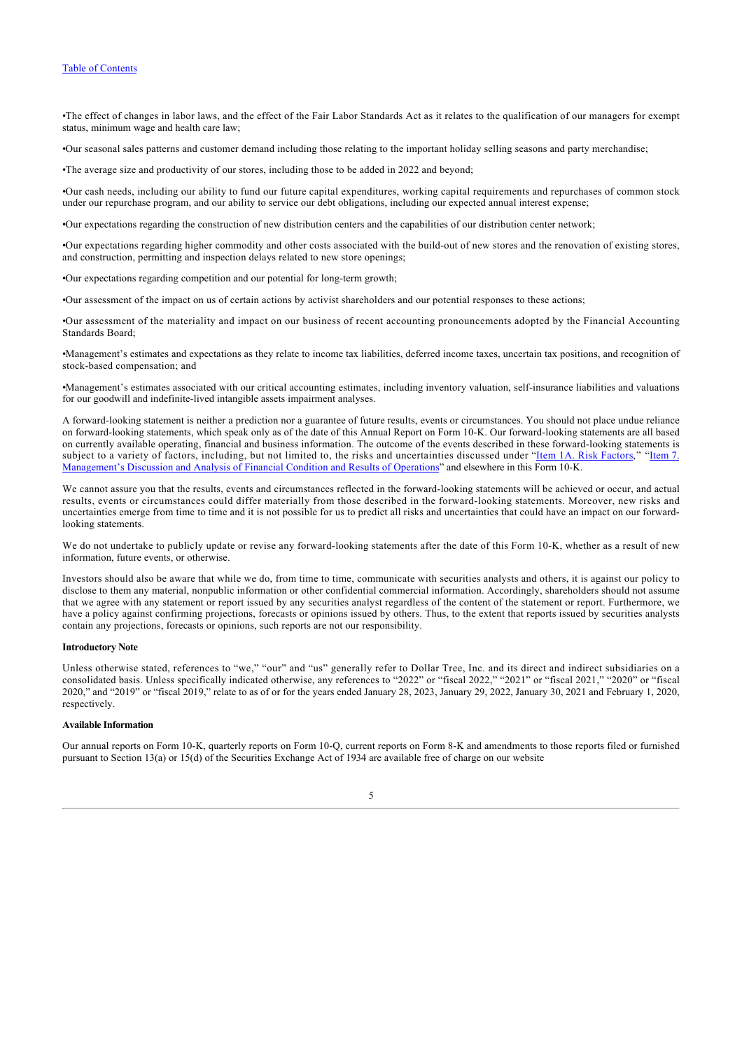- The effect of changes in labor laws, and the effect of the Fair Labor Standards Act as it relates to the qualification of our managers for exempt status, minimum wage and health care law;
- Our seasonal sales patterns and customer demand including those relating to the important holiday selling seasons and party merchandise;
- The average size and productivity of our stores, including those to be added in 2022 and beyond;
- Our cash needs, including our ability to fund our future capital expenditures, working capital requirements and repurchases of common stock under our repurchase program, and our ability to service our debt obligations, including our expected annual interest expense;
- Our expectations regarding the construction of new distribution centers and the capabilities of our distribution center network;
- Our expectations regarding higher commodity and other costs associated with the build-out of new stores and the renovation of existing stores, and construction, permitting and inspection delays related to new store openings;
- Our expectations regarding competition and our potential for long-term growth;
- Our assessment of the impact on us of certain actions by activist shareholders and our potential responses to these actions;
- Our assessment of the materiality and impact on our business of recent accounting pronouncements adopted by the Financial Accounting Standards Board;
- Management's estimates and expectations as they relate to income tax liabilities, deferred income taxes, uncertain tax positions, and recognition of stock-based compensation; and
- Management's estimates associated with our critical accounting estimates, including inventory valuation, self-insurance liabilities and valuations for our goodwill and indefinite-lived intangible assets impairment analyses.

A forward-looking statement is neither a prediction nor a guarantee of future results, events or circumstances. You should not place undue reliance on forward-looking statements, which speak only as of the date of this Annual Report on Form 10-K. Our forward-looking statements are all based on currently available operating, financial and business information. The outcome of the events described in these forward-looking statements is subject to a variety of factors, including, but not limited to, the risks and uncertainties discussed under "Item 1A. Risk Factors," "Item 7. Management's Discussion and Analysis of Financial Condition and Results of Operations" and elsewhere in this Form 10-K.

We cannot assure you that the results, events and circumstances reflected in the forward-looking statements will be achieved or occur, and actual results, events or circumstances could differ materially from those described in the forward-looking statements. Moreover, new risks and uncertainties emerge from time to time and it is not possible for us to predict all risks and uncertainties that could have an impact on our forward-looking statements.

We do not undertake to publicly update or revise any forward-looking statements after the date of this Form 10-K, whether as a result of new information, future events, or otherwise.

Investors should also be aware that while we do, from time to time, communicate with securities analysts and others, it is against our policy to disclose to them any material, nonpublic information or other confidential commercial information. Accordingly, shareholders should not assume that we agree with any statement or report issued by any securities analyst regardless of the content of the statement or report. Furthermore, we have a policy against confirming projections, forecasts or opinions issued by others. Thus, to the extent that reports issued by securities analysts contain any projections, forecasts or opinions, such reports are not our responsibility.

**Introductory Note**

Unless otherwise stated, references to "we," "our" and "us" generally refer to Dollar Tree, Inc. and its direct and indirect subsidiaries on a consolidated basis. Unless specifically indicated otherwise, any references to "2022" or "fiscal 2022," "2021" or "fiscal 2021," "2020" or "fiscal 2020," and "2019" or "fiscal 2019," relate to as of or for the years ended January 28, 2023, January 29, 2022, January 30, 2021 and February 1, 2020, respectively.

**Available Information**

Our annual reports on Form 10-K, quarterly reports on Form 10-Q, current reports on Form 8-K and amendments to those reports filed or furnished pursuant to Section 13(a) or 15(d) of the Securities Exchange Act of 1934 are available free of charge on our website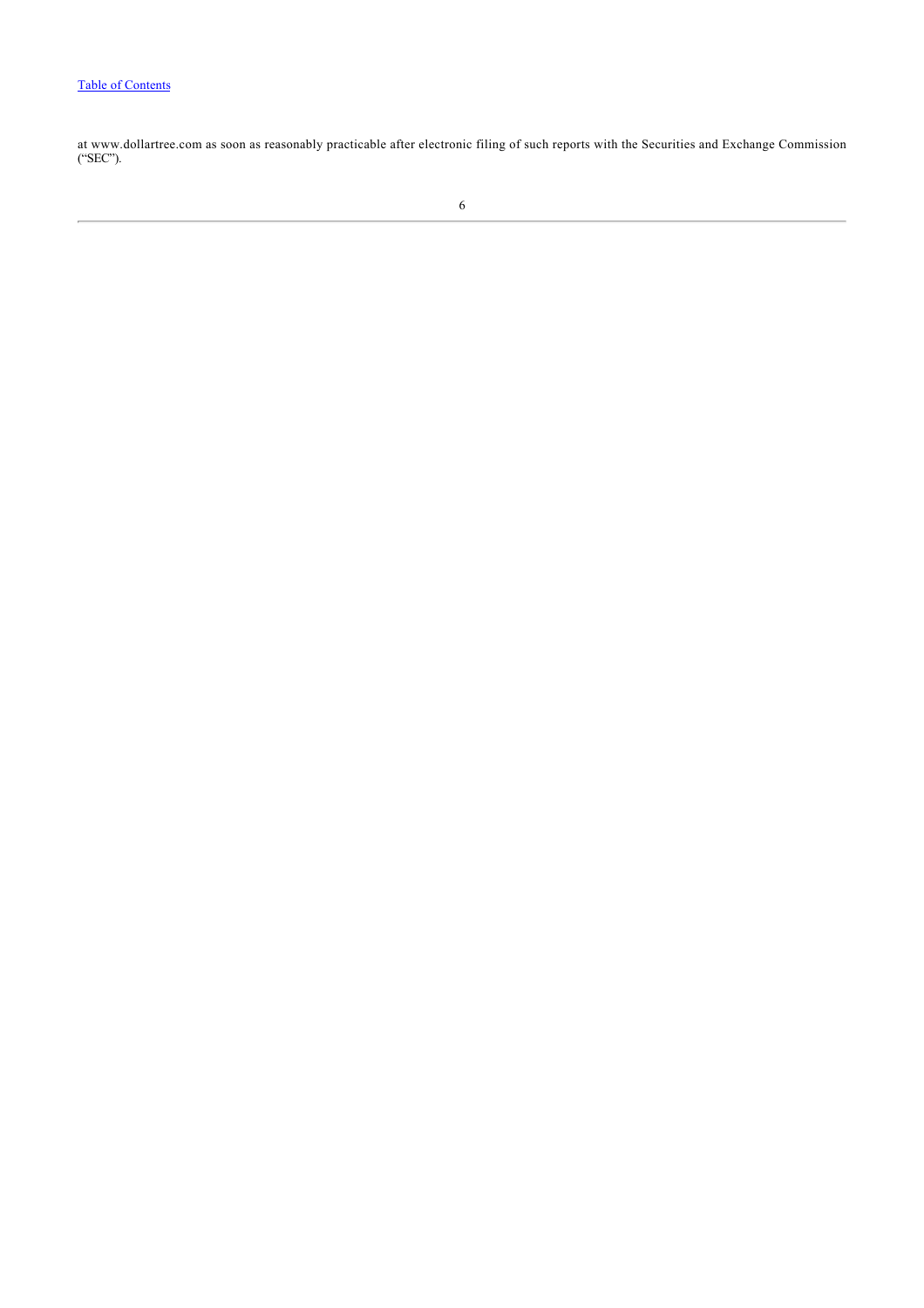at www.dollartree.com as soon as reasonably practicable after electronic filing of such reports with the Securities and Exchange Commission (“SEC”).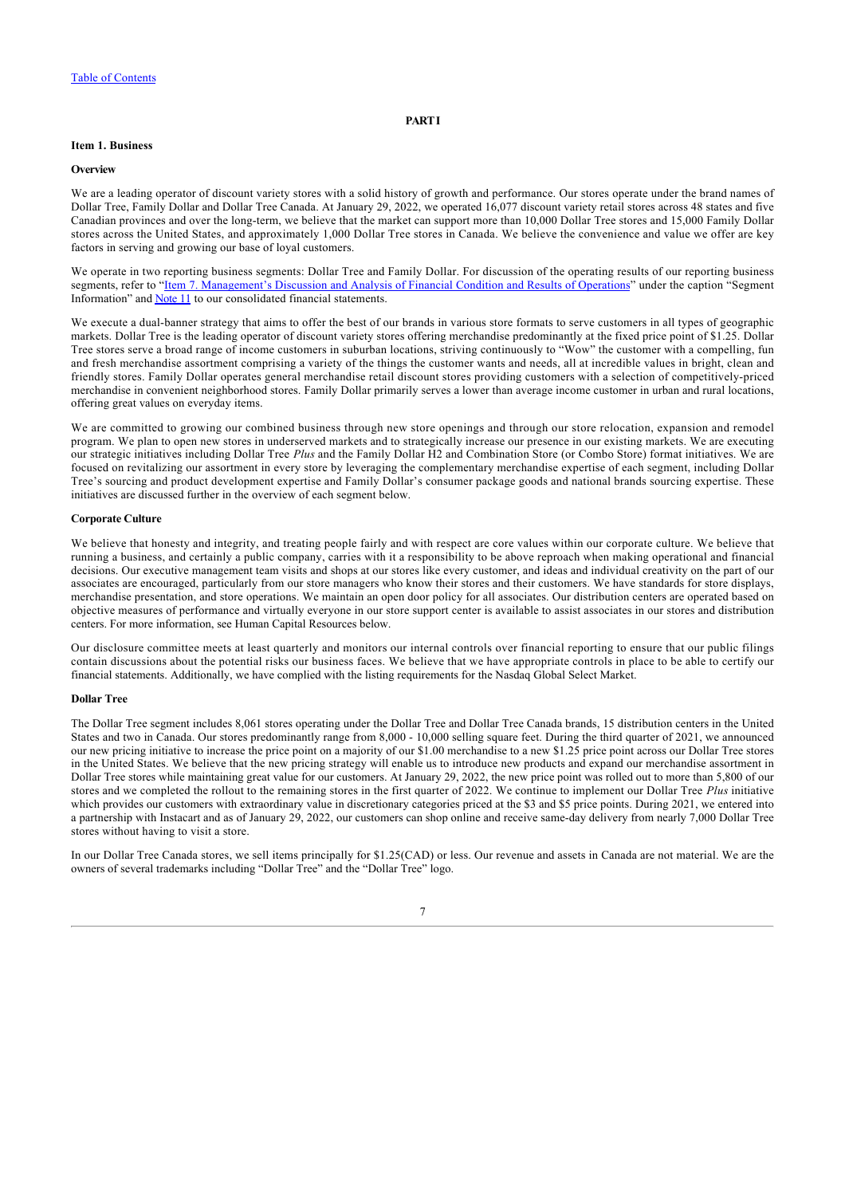Table of Contents

# PART I

## Item 1. Business

### Overview

We are a leading operator of discount variety stores with a solid history of growth and performance. Our stores operate under the brand names of Dollar Tree, Family Dollar and Dollar Tree Canada. At January 29, 2022, we operated 16,077 discount variety retail stores across 48 states and five Canadian provinces and over the long-term, we believe that the market can support more than 10,000 Dollar Tree stores and 15,000 Family Dollar stores across the United States, and approximately 1,000 Dollar Tree stores in Canada. We believe the convenience and value we offer are key factors in serving and growing our base of loyal customers.

We operate in two reporting business segments: Dollar Tree and Family Dollar. For discussion of the operating results of our reporting business segments, refer to "Item 7. Management's Discussion and Analysis of Financial Condition and Results of Operations" under the caption "Segment Information" and Note 11 to our consolidated financial statements.

We execute a dual-banner strategy that aims to offer the best of our brands in various store formats to serve customers in all types of geographic markets. Dollar Tree is the leading operator of discount variety stores offering merchandise predominantly at the fixed price point of $1.25. Dollar Tree stores serve a broad range of income customers in suburban locations, striving continuously to "Wow" the customer with a compelling, fun and fresh merchandise assortment comprising a variety of the things the customer wants and needs, all at incredible values in bright, clean and friendly stores. Family Dollar operates general merchandise retail discount stores providing customers with a selection of competitively-priced merchandise in convenient neighborhood stores. Family Dollar primarily serves a lower than average income customer in urban and rural locations, offering great values on everyday items.

We are committed to growing our combined business through new store openings and through our store relocation, expansion and remodel program. We plan to open new stores in underserved markets and to strategically increase our presence in our existing markets. We are executing our strategic initiatives including Dollar Tree *Plus* and the Family Dollar H2 and Combination Store (or Combo Store) format initiatives. We are focused on revitalizing our assortment in every store by leveraging the complementary merchandise expertise of each segment, including Dollar Tree's sourcing and product development expertise and Family Dollar's consumer package goods and national brands sourcing expertise. These initiatives are discussed further in the overview of each segment below.

### Corporate Culture

We believe that honesty and integrity, and treating people fairly and with respect are core values within our corporate culture. We believe that running a business, and certainly a public company, carries with it a responsibility to be above reproach when making operational and financial decisions. Our executive management team visits and shops at our stores like every customer, and ideas and individual creativity on the part of our associates are encouraged, particularly from our store managers who know their stores and their customers. We have standards for store displays, merchandise presentation, and store operations. We maintain an open door policy for all associates. Our distribution centers are operated based on objective measures of performance and virtually everyone in our store support center is available to assist associates in our stores and distribution centers. For more information, see Human Capital Resources below.

Our disclosure committee meets at least quarterly and monitors our internal controls over financial reporting to ensure that our public filings contain discussions about the potential risks our business faces. We believe that we have appropriate controls in place to be able to certify our financial statements. Additionally, we have complied with the listing requirements for the Nasdaq Global Select Market.

### Dollar Tree

The Dollar Tree segment includes 8,061 stores operating under the Dollar Tree and Dollar Tree Canada brands, 15 distribution centers in the United States and two in Canada. Our stores predominantly range from 8,000 - 10,000 selling square feet. During the third quarter of 2021, we announced our new pricing initiative to increase the price point on a majority of our $1.00 merchandise to a new $1.25 price point across our Dollar Tree stores in the United States. We believe that the new pricing strategy will enable us to introduce new products and expand our merchandise assortment in Dollar Tree stores while maintaining great value for our customers. At January 29, 2022, the new price point was rolled out to more than 5,800 of our stores and we completed the rollout to the remaining stores in the first quarter of 2022. We continue to implement our Dollar Tree *Plus* initiative which provides our customers with extraordinary value in discretionary categories priced at the $3 and $5 price points. During 2021, we entered into a partnership with Instacart and as of January 29, 2022, our customers can shop online and receive same-day delivery from nearly 7,000 Dollar Tree stores without having to visit a store.

In our Dollar Tree Canada stores, we sell items principally for $1.25(CAD) or less. Our revenue and assets in Canada are not material. We are the owners of several trademarks including "Dollar Tree" and the "Dollar Tree" logo.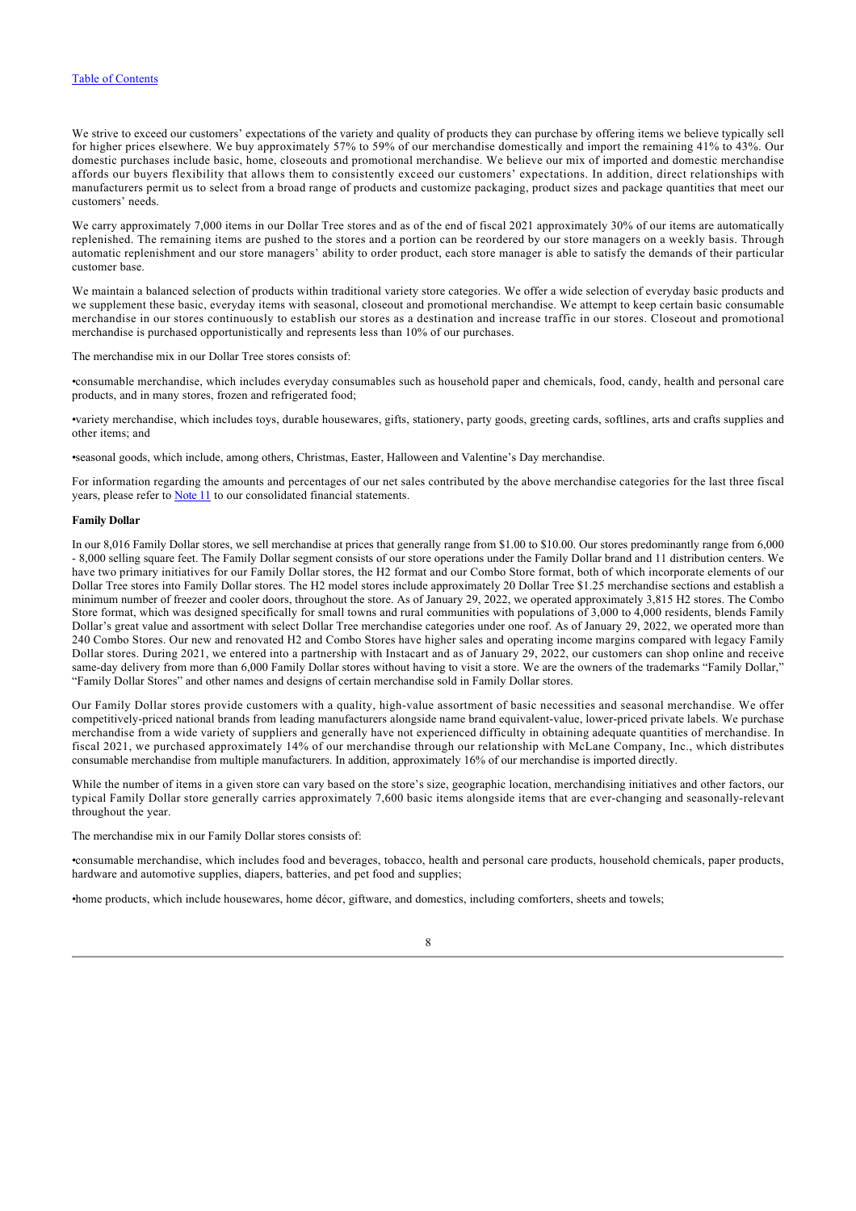We strive to exceed our customers' expectations of the variety and quality of products they can purchase by offering items we believe typically sell for higher prices elsewhere. We buy approximately 57% to 59% of our merchandise domestically and import the remaining 41% to 43%. Our domestic purchases include basic, home, closeouts and promotional merchandise. We believe our mix of imported and domestic merchandise affords our buyers flexibility that allows them to consistently exceed our customers' expectations. In addition, direct relationships with manufacturers permit us to select from a broad range of products and customize packaging, product sizes and package quantities that meet our customers' needs.

We carry approximately 7,000 items in our Dollar Tree stores and as of the end of fiscal 2021 approximately 30% of our items are automatically replenished. The remaining items are pushed to the stores and a portion can be reordered by our store managers on a weekly basis. Through automatic replenishment and our store managers' ability to order product, each store manager is able to satisfy the demands of their particular customer base.

We maintain a balanced selection of products within traditional variety store categories. We offer a wide selection of everyday basic products and we supplement these basic, everyday items with seasonal, closeout and promotional merchandise. We attempt to keep certain basic consumable merchandise in our stores continuously to establish our stores as a destination and increase traffic in our stores. Closeout and promotional merchandise is purchased opportunistically and represents less than 10% of our purchases.

The merchandise mix in our Dollar Tree stores consists of:

- consumable merchandise, which includes everyday consumables such as household paper and chemicals, food, candy, health and personal care products, and in many stores, frozen and refrigerated food;

- variety merchandise, which includes toys, durable housewares, gifts, stationery, party goods, greeting cards, softlines, arts and crafts supplies and other items; and

- seasonal goods, which include, among others, Christmas, Easter, Halloween and Valentine's Day merchandise.

For information regarding the amounts and percentages of our net sales contributed by the above merchandise categories for the last three fiscal years, please refer to Note 11 to our consolidated financial statements.

**Family Dollar**

In our 8,016 Family Dollar stores, we sell merchandise at prices that generally range from $1.00 to $10.00. Our stores predominantly range from 6,000 - 8,000 selling square feet. The Family Dollar segment consists of our store operations under the Family Dollar brand and 11 distribution centers. We have two primary initiatives for our Family Dollar stores, the H2 format and our Combo Store format, both of which incorporate elements of our Dollar Tree stores into Family Dollar stores. The H2 model stores include approximately 20 Dollar Tree $1.25 merchandise sections and establish a minimum number of freezer and cooler doors, throughout the store. As of January 29, 2022, we operated approximately 3,815 H2 stores. The Combo Store format, which was designed specifically for small towns and rural communities with populations of 3,000 to 4,000 residents, blends Family Dollar's great value and assortment with select Dollar Tree merchandise categories under one roof. As of January 29, 2022, we operated more than 240 Combo Stores. Our new and renovated H2 and Combo Stores have higher sales and operating income margins compared with legacy Family Dollar stores. During 2021, we entered into a partnership with Instacart and as of January 29, 2022, our customers can shop online and receive same-day delivery from more than 6,000 Family Dollar stores without having to visit a store. We are the owners of the trademarks "Family Dollar," "Family Dollar Stores" and other names and designs of certain merchandise sold in Family Dollar stores.

Our Family Dollar stores provide customers with a quality, high-value assortment of basic necessities and seasonal merchandise. We offer competitively-priced national brands from leading manufacturers alongside name brand equivalent-value, lower-priced private labels. We purchase merchandise from a wide variety of suppliers and generally have not experienced difficulty in obtaining adequate quantities of merchandise. In fiscal 2021, we purchased approximately 14% of our merchandise through our relationship with McLane Company, Inc., which distributes consumable merchandise from multiple manufacturers. In addition, approximately 16% of our merchandise is imported directly.

While the number of items in a given store can vary based on the store's size, geographic location, merchandising initiatives and other factors, our typical Family Dollar store generally carries approximately 7,600 basic items alongside items that are ever-changing and seasonally-relevant throughout the year.

The merchandise mix in our Family Dollar stores consists of:

- consumable merchandise, which includes food and beverages, tobacco, health and personal care products, household chemicals, paper products, hardware and automotive supplies, diapers, batteries, and pet food and supplies;

- home products, which include housewares, home décor, giftware, and domestics, including comforters, sheets and towels;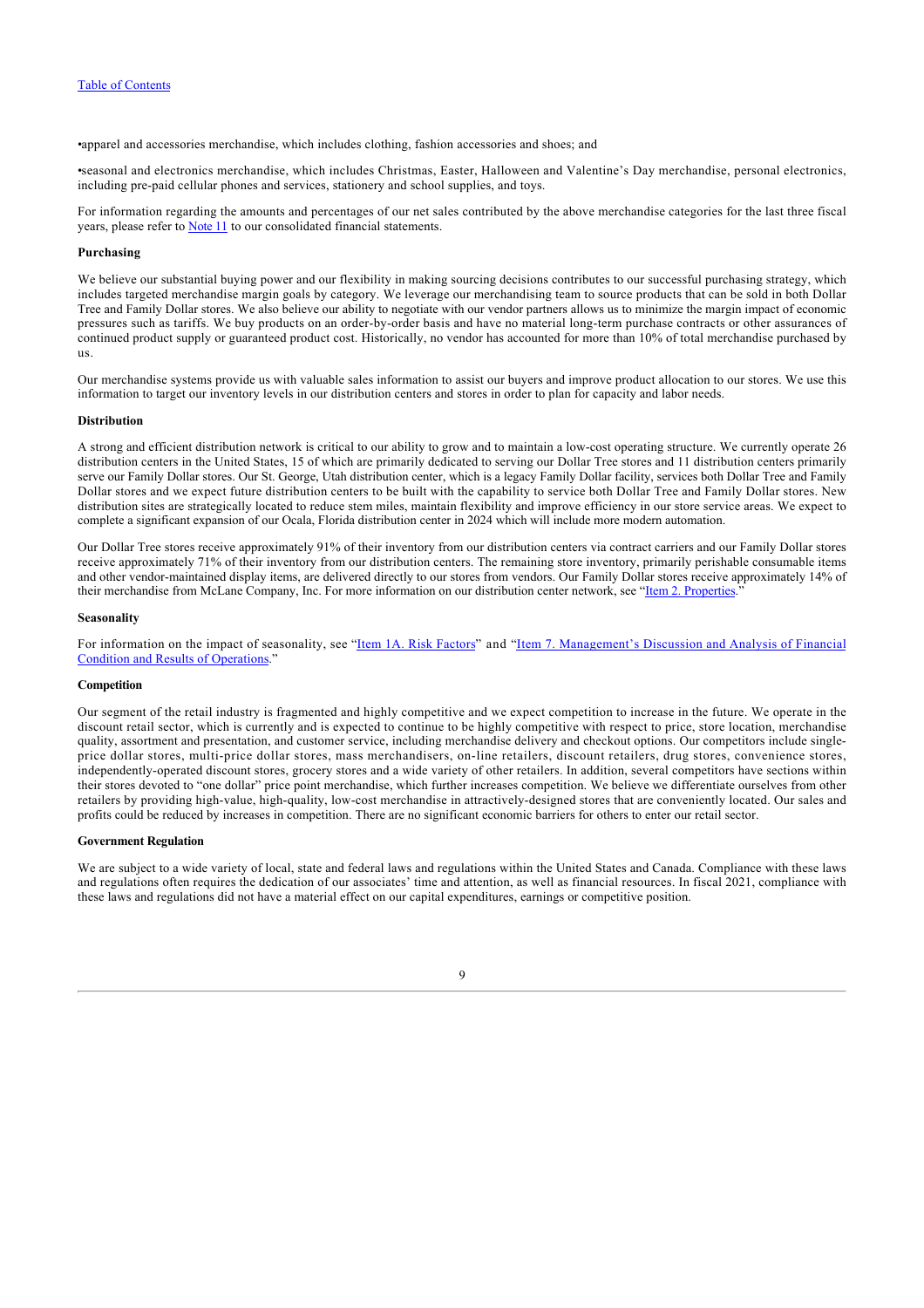- apparel and accessories merchandise, which includes clothing, fashion accessories and shoes; and
- seasonal and electronics merchandise, which includes Christmas, Easter, Halloween and Valentine's Day merchandise, personal electronics, including pre-paid cellular phones and services, stationery and school supplies, and toys.

For information regarding the amounts and percentages of our net sales contributed by the above merchandise categories for the last three fiscal years, please refer to Note 11 to our consolidated financial statements.

**Purchasing**

We believe our substantial buying power and our flexibility in making sourcing decisions contributes to our successful purchasing strategy, which includes targeted merchandise margin goals by category. We leverage our merchandising team to source products that can be sold in both Dollar Tree and Family Dollar stores. We also believe our ability to negotiate with our vendor partners allows us to minimize the margin impact of economic pressures such as tariffs. We buy products on an order-by-order basis and have no material long-term purchase contracts or other assurances of continued product supply or guaranteed product cost. Historically, no vendor has accounted for more than 10% of total merchandise purchased by us.

Our merchandise systems provide us with valuable sales information to assist our buyers and improve product allocation to our stores. We use this information to target our inventory levels in our distribution centers and stores in order to plan for capacity and labor needs.

**Distribution**

A strong and efficient distribution network is critical to our ability to grow and to maintain a low-cost operating structure. We currently operate 26 distribution centers in the United States, 15 of which are primarily dedicated to serving our Dollar Tree stores and 11 distribution centers primarily serve our Family Dollar stores. Our St. George, Utah distribution center, which is a legacy Family Dollar facility, services both Dollar Tree and Family Dollar stores and we expect future distribution centers to be built with the capability to service both Dollar Tree and Family Dollar stores. New distribution sites are strategically located to reduce stem miles, maintain flexibility and improve efficiency in our store service areas. We expect to complete a significant expansion of our Ocala, Florida distribution center in 2024 which will include more modern automation.

Our Dollar Tree stores receive approximately 91% of their inventory from our distribution centers via contract carriers and our Family Dollar stores receive approximately 71% of their inventory from our distribution centers. The remaining store inventory, primarily perishable consumable items and other vendor-maintained display items, are delivered directly to our stores from vendors. Our Family Dollar stores receive approximately 14% of their merchandise from McLane Company, Inc. For more information on our distribution center network, see "Item 2. Properties."

**Seasonality**

For information on the impact of seasonality, see "Item 1A. Risk Factors" and "Item 7. Management's Discussion and Analysis of Financial Condition and Results of Operations."

**Competition**

Our segment of the retail industry is fragmented and highly competitive and we expect competition to increase in the future. We operate in the discount retail sector, which is currently and is expected to continue to be highly competitive with respect to price, store location, merchandise quality, assortment and presentation, and customer service, including merchandise delivery and checkout options. Our competitors include single-price dollar stores, multi-price dollar stores, mass merchandisers, on-line retailers, discount retailers, drug stores, convenience stores, independently-operated discount stores, grocery stores and a wide variety of other retailers. In addition, several competitors have sections within their stores devoted to "one dollar" price point merchandise, which further increases competition. We believe we differentiate ourselves from other retailers by providing high-value, high-quality, low-cost merchandise in attractively-designed stores that are conveniently located. Our sales and profits could be reduced by increases in competition. There are no significant economic barriers for others to enter our retail sector.

**Government Regulation**

We are subject to a wide variety of local, state and federal laws and regulations within the United States and Canada. Compliance with these laws and regulations often requires the dedication of our associates' time and attention, as well as financial resources. In fiscal 2021, compliance with these laws and regulations did not have a material effect on our capital expenditures, earnings or competitive position.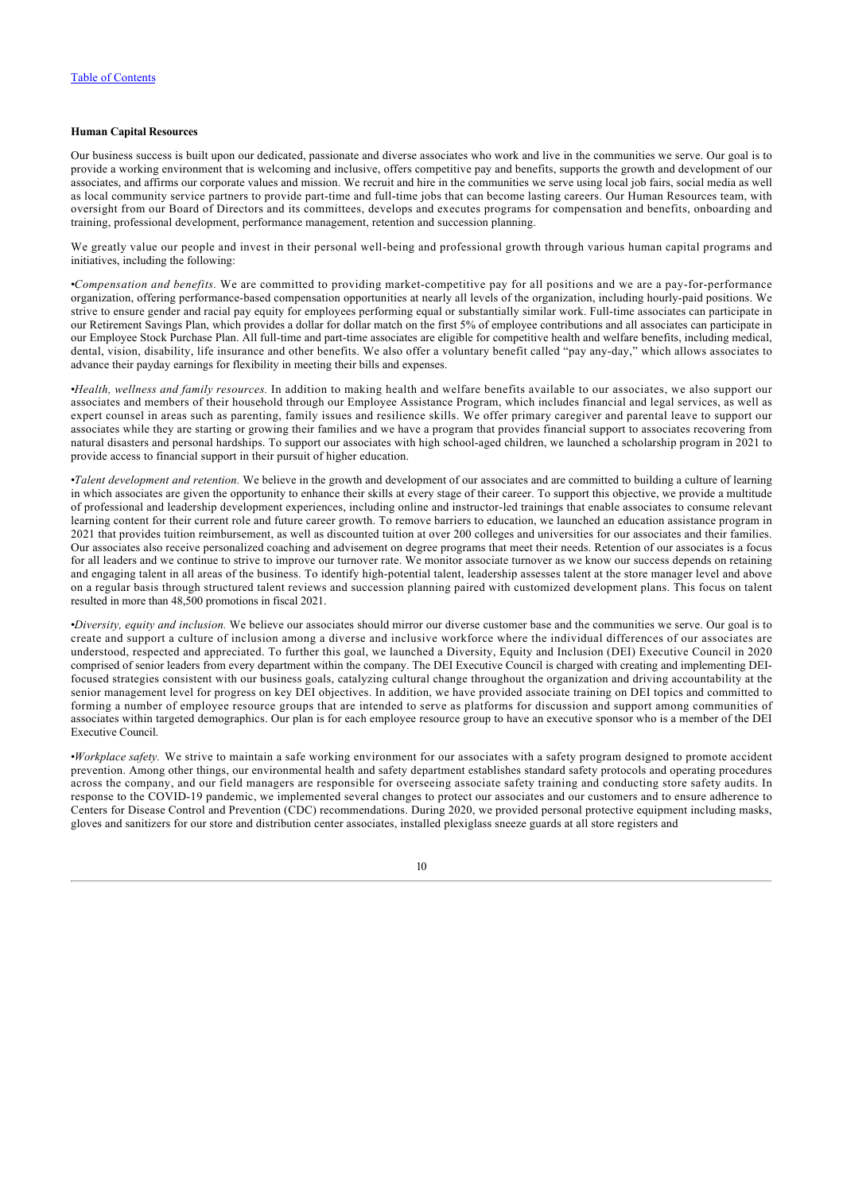**Human Capital Resources**

Our business success is built upon our dedicated, passionate and diverse associates who work and live in the communities we serve. Our goal is to provide a working environment that is welcoming and inclusive, offers competitive pay and benefits, supports the growth and development of our associates, and affirms our corporate values and mission. We recruit and hire in the communities we serve using local job fairs, social media as well as local community service partners to provide part-time and full-time jobs that can become lasting careers. Our Human Resources team, with oversight from our Board of Directors and its committees, develops and executes programs for compensation and benefits, onboarding and training, professional development, performance management, retention and succession planning.

We greatly value our people and invest in their personal well-being and professional growth through various human capital programs and initiatives, including the following:

•*Compensation and benefits.* We are committed to providing market-competitive pay for all positions and we are a pay-for-performance organization, offering performance-based compensation opportunities at nearly all levels of the organization, including hourly-paid positions. We strive to ensure gender and racial pay equity for employees performing equal or substantially similar work. Full-time associates can participate in our Retirement Savings Plan, which provides a dollar for dollar match on the first 5% of employee contributions and all associates can participate in our Employee Stock Purchase Plan. All full-time and part-time associates are eligible for competitive health and welfare benefits, including medical, dental, vision, disability, life insurance and other benefits. We also offer a voluntary benefit called "pay any-day," which allows associates to advance their payday earnings for flexibility in meeting their bills and expenses.

•*Health, wellness and family resources.* In addition to making health and welfare benefits available to our associates, we also support our associates and members of their household through our Employee Assistance Program, which includes financial and legal services, as well as expert counsel in areas such as parenting, family issues and resilience skills. We offer primary caregiver and parental leave to support our associates while they are starting or growing their families and we have a program that provides financial support to associates recovering from natural disasters and personal hardships. To support our associates with high school-aged children, we launched a scholarship program in 2021 to provide access to financial support in their pursuit of higher education.

•*Talent development and retention.* We believe in the growth and development of our associates and are committed to building a culture of learning in which associates are given the opportunity to enhance their skills at every stage of their career. To support this objective, we provide a multitude of professional and leadership development experiences, including online and instructor-led trainings that enable associates to consume relevant learning content for their current role and future career growth. To remove barriers to education, we launched an education assistance program in 2021 that provides tuition reimbursement, as well as discounted tuition at over 200 colleges and universities for our associates and their families. Our associates also receive personalized coaching and advisement on degree programs that meet their needs. Retention of our associates is a focus for all leaders and we continue to strive to improve our turnover rate. We monitor associate turnover as we know our success depends on retaining and engaging talent in all areas of the business. To identify high-potential talent, leadership assesses talent at the store manager level and above on a regular basis through structured talent reviews and succession planning paired with customized development plans. This focus on talent resulted in more than 48,500 promotions in fiscal 2021.

•*Diversity, equity and inclusion.* We believe our associates should mirror our diverse customer base and the communities we serve. Our goal is to create and support a culture of inclusion among a diverse and inclusive workforce where the individual differences of our associates are understood, respected and appreciated. To further this goal, we launched a Diversity, Equity and Inclusion (DEI) Executive Council in 2020 comprised of senior leaders from every department within the company. The DEI Executive Council is charged with creating and implementing DEI-focused strategies consistent with our business goals, catalyzing cultural change throughout the organization and driving accountability at the senior management level for progress on key DEI objectives. In addition, we have provided associate training on DEI topics and committed to forming a number of employee resource groups that are intended to serve as platforms for discussion and support among communities of associates within targeted demographics. Our plan is for each employee resource group to have an executive sponsor who is a member of the DEI Executive Council.

•*Workplace safety.* We strive to maintain a safe working environment for our associates with a safety program designed to promote accident prevention. Among other things, our environmental health and safety department establishes standard safety protocols and operating procedures across the company, and our field managers are responsible for overseeing associate safety training and conducting store safety audits. In response to the COVID-19 pandemic, we implemented several changes to protect our associates and our customers and to ensure adherence to Centers for Disease Control and Prevention (CDC) recommendations. During 2020, we provided personal protective equipment including masks, gloves and sanitizers for our store and distribution center associates, installed plexiglass sneeze guards at all store registers and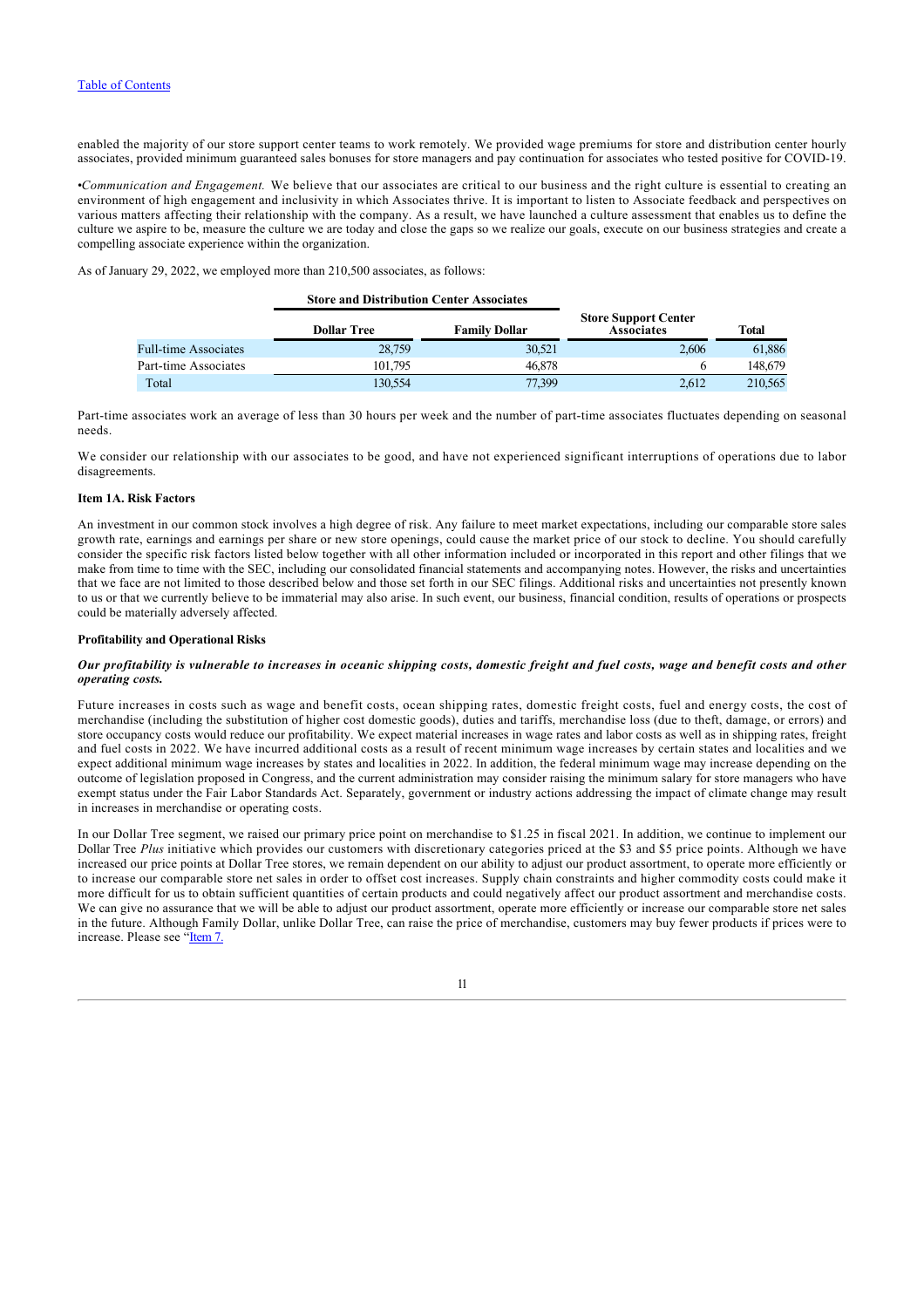enabled the majority of our store support center teams to work remotely. We provided wage premiums for store and distribution center hourly associates, provided minimum guaranteed sales bonuses for store managers and pay continuation for associates who tested positive for COVID-19.

•*Communication and Engagement.* We believe that our associates are critical to our business and the right culture is essential to creating an environment of high engagement and inclusivity in which Associates thrive. It is important to listen to Associate feedback and perspectives on various matters affecting their relationship with the company. As a result, we have launched a culture assessment that enables us to define the culture we aspire to be, measure the culture we are today and close the gaps so we realize our goals, execute on our business strategies and create a compelling associate experience within the organization.

As of January 29, 2022, we employed more than 210,500 associates, as follows:

| | Store and Distribution Center Associates | | | |
|---|---|---|---|---|
| | Dollar Tree | Family Dollar | Store Support Center Associates | Total |
| Full-time Associates | 28,759 | 30,521 | 2,606 | 61,886 |
| Part-time Associates | 101,795 | 46,878 | 6 | 148,679 |
| Total | 130,554 | 77,399 | 2,612 | 210,565 |

Part-time associates work an average of less than 30 hours per week and the number of part-time associates fluctuates depending on seasonal needs.

We consider our relationship with our associates to be good, and have not experienced significant interruptions of operations due to labor disagreements.

## Item 1A. Risk Factors

An investment in our common stock involves a high degree of risk. Any failure to meet market expectations, including our comparable store sales growth rate, earnings and earnings per share or new store openings, could cause the market price of our stock to decline. You should carefully consider the specific risk factors listed below together with all other information included or incorporated in this report and other filings that we make from time to time with the SEC, including our consolidated financial statements and accompanying notes. However, the risks and uncertainties that we face are not limited to those described below and those set forth in our SEC filings. Additional risks and uncertainties not presently known to us or that we currently believe to be immaterial may also arise. In such event, our business, financial condition, results of operations or prospects could be materially adversely affected.

### Profitability and Operational Risks

***Our profitability is vulnerable to increases in oceanic shipping costs, domestic freight and fuel costs, wage and benefit costs and other operating costs.***

Future increases in costs such as wage and benefit costs, ocean shipping rates, domestic freight costs, fuel and energy costs, the cost of merchandise (including the substitution of higher cost domestic goods), duties and tariffs, merchandise loss (due to theft, damage, or errors) and store occupancy costs would reduce our profitability. We expect material increases in wage rates and labor costs as well as in shipping rates, freight and fuel costs in 2022. We have incurred additional costs as a result of recent minimum wage increases by certain states and localities and we expect additional minimum wage increases by states and localities in 2022. In addition, the federal minimum wage may increase depending on the outcome of legislation proposed in Congress, and the current administration may consider raising the minimum salary for store managers who have exempt status under the Fair Labor Standards Act. Separately, government or industry actions addressing the impact of climate change may result in increases in merchandise or operating costs.

In our Dollar Tree segment, we raised our primary price point on merchandise to $1.25 in fiscal 2021. In addition, we continue to implement our Dollar Tree *Plus* initiative which provides our customers with discretionary categories priced at the $3 and $5 price points. Although we have increased our price points at Dollar Tree stores, we remain dependent on our ability to adjust our product assortment, to operate more efficiently or to increase our comparable store net sales in order to offset cost increases. Supply chain constraints and higher commodity costs could make it more difficult for us to obtain sufficient quantities of certain products and could negatively affect our product assortment and merchandise costs. We can give no assurance that we will be able to adjust our product assortment, operate more efficiently or increase our comparable store net sales in the future. Although Family Dollar, unlike Dollar Tree, can raise the price of merchandise, customers may buy fewer products if prices were to increase. Please see "Item 7.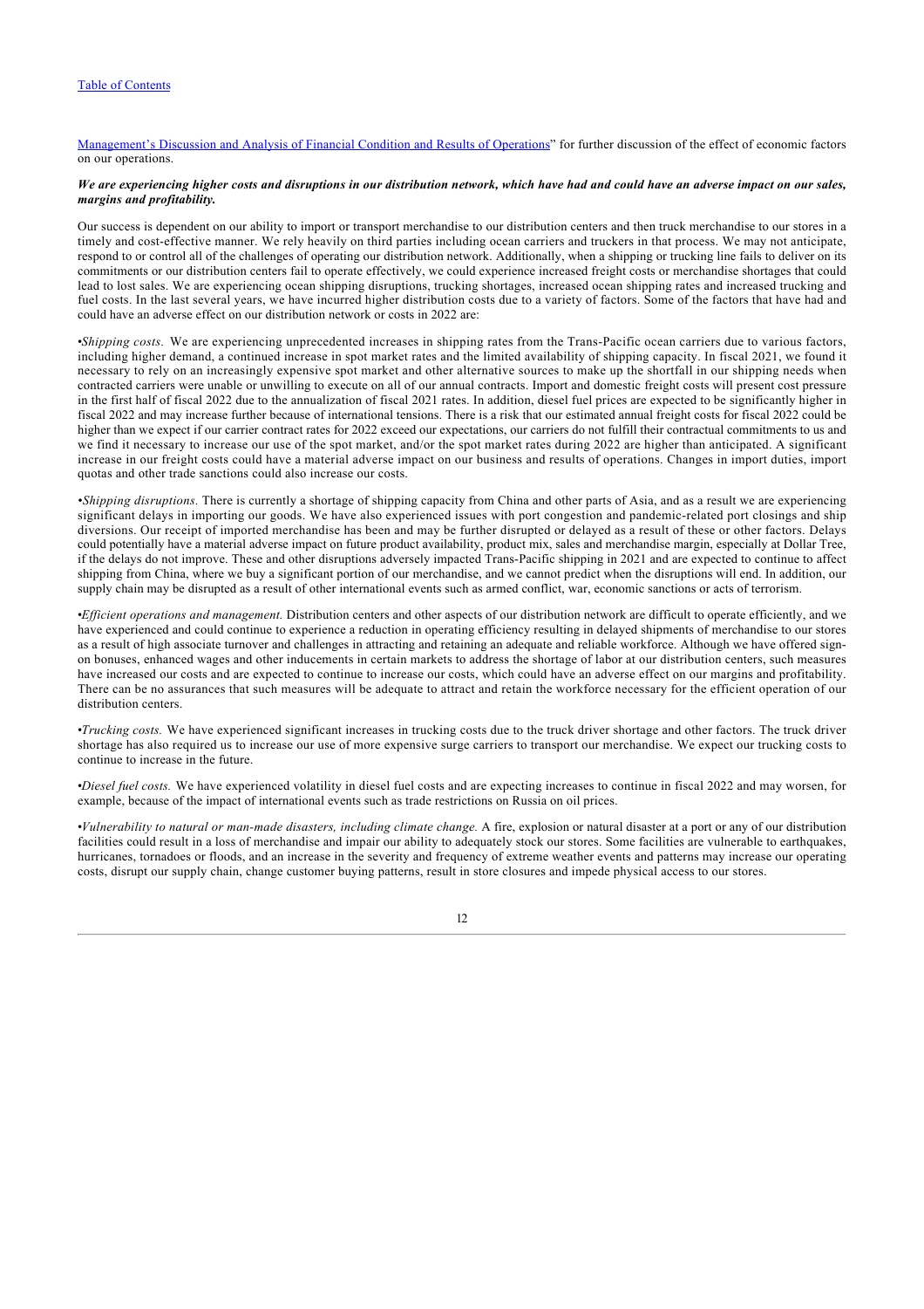Management's Discussion and Analysis of Financial Condition and Results of Operations" for further discussion of the effect of economic factors on our operations.

***We are experiencing higher costs and disruptions in our distribution network, which have had and could have an adverse impact on our sales, margins and profitability.***

Our success is dependent on our ability to import or transport merchandise to our distribution centers and then truck merchandise to our stores in a timely and cost-effective manner. We rely heavily on third parties including ocean carriers and truckers in that process. We may not anticipate, respond to or control all of the challenges of operating our distribution network. Additionally, when a shipping or trucking line fails to deliver on its commitments or our distribution centers fail to operate effectively, we could experience increased freight costs or merchandise shortages that could lead to lost sales. We are experiencing ocean shipping disruptions, trucking shortages, increased ocean shipping rates and increased trucking and fuel costs. In the last several years, we have incurred higher distribution costs due to a variety of factors. Some of the factors that have had and could have an adverse effect on our distribution network or costs in 2022 are:

•*Shipping costs.* We are experiencing unprecedented increases in shipping rates from the Trans-Pacific ocean carriers due to various factors, including higher demand, a continued increase in spot market rates and the limited availability of shipping capacity. In fiscal 2021, we found it necessary to rely on an increasingly expensive spot market and other alternative sources to make up the shortfall in our shipping needs when contracted carriers were unable or unwilling to execute on all of our annual contracts. Import and domestic freight costs will present cost pressure in the first half of fiscal 2022 due to the annualization of fiscal 2021 rates. In addition, diesel fuel prices are expected to be significantly higher in fiscal 2022 and may increase further because of international tensions. There is a risk that our estimated annual freight costs for fiscal 2022 could be higher than we expect if our carrier contract rates for 2022 exceed our expectations, our carriers do not fulfill their contractual commitments to us and we find it necessary to increase our use of the spot market, and/or the spot market rates during 2022 are higher than anticipated. A significant increase in our freight costs could have a material adverse impact on our business and results of operations. Changes in import duties, import quotas and other trade sanctions could also increase our costs.

•*Shipping disruptions.* There is currently a shortage of shipping capacity from China and other parts of Asia, and as a result we are experiencing significant delays in importing our goods. We have also experienced issues with port congestion and pandemic-related port closings and ship diversions. Our receipt of imported merchandise has been and may be further disrupted or delayed as a result of these or other factors. Delays could potentially have a material adverse impact on future product availability, product mix, sales and merchandise margin, especially at Dollar Tree, if the delays do not improve. These and other disruptions adversely impacted Trans-Pacific shipping in 2021 and are expected to continue to affect shipping from China, where we buy a significant portion of our merchandise, and we cannot predict when the disruptions will end. In addition, our supply chain may be disrupted as a result of other international events such as armed conflict, war, economic sanctions or acts of terrorism.

•*Efficient operations and management.* Distribution centers and other aspects of our distribution network are difficult to operate efficiently, and we have experienced and could continue to experience a reduction in operating efficiency resulting in delayed shipments of merchandise to our stores as a result of high associate turnover and challenges in attracting and retaining an adequate and reliable workforce. Although we have offered sign-on bonuses, enhanced wages and other inducements in certain markets to address the shortage of labor at our distribution centers, such measures have increased our costs and are expected to continue to increase our costs, which could have an adverse effect on our margins and profitability. There can be no assurances that such measures will be adequate to attract and retain the workforce necessary for the efficient operation of our distribution centers.

•*Trucking costs.* We have experienced significant increases in trucking costs due to the truck driver shortage and other factors. The truck driver shortage has also required us to increase our use of more expensive surge carriers to transport our merchandise. We expect our trucking costs to continue to increase in the future.

•*Diesel fuel costs.* We have experienced volatility in diesel fuel costs and are expecting increases to continue in fiscal 2022 and may worsen, for example, because of the impact of international events such as trade restrictions on Russia on oil prices.

•*Vulnerability to natural or man-made disasters, including climate change.* A fire, explosion or natural disaster at a port or any of our distribution facilities could result in a loss of merchandise and impair our ability to adequately stock our stores. Some facilities are vulnerable to earthquakes, hurricanes, tornadoes or floods, and an increase in the severity and frequency of extreme weather events and patterns may increase our operating costs, disrupt our supply chain, change customer buying patterns, result in store closures and impede physical access to our stores.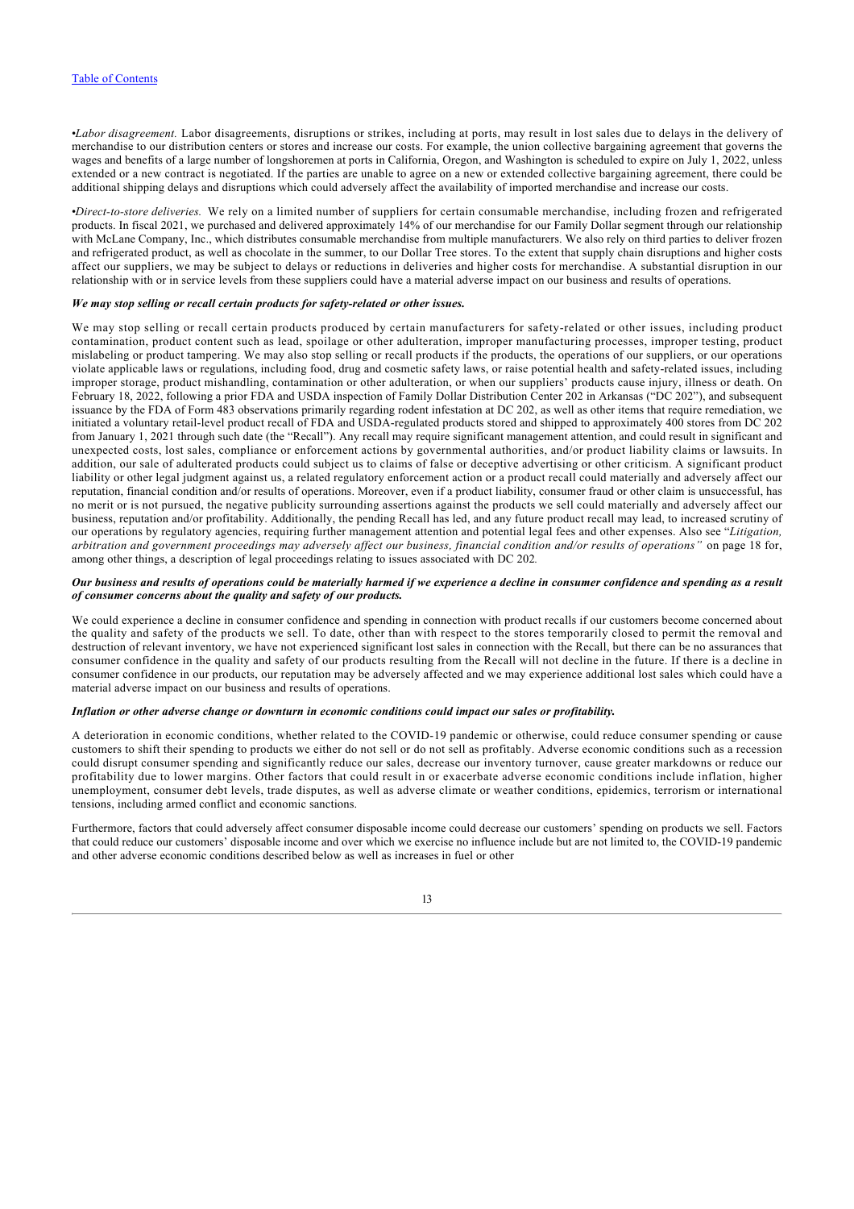•*Labor disagreement.* Labor disagreements, disruptions or strikes, including at ports, may result in lost sales due to delays in the delivery of merchandise to our distribution centers or stores and increase our costs. For example, the union collective bargaining agreement that governs the wages and benefits of a large number of longshoremen at ports in California, Oregon, and Washington is scheduled to expire on July 1, 2022, unless extended or a new contract is negotiated. If the parties are unable to agree on a new or extended collective bargaining agreement, there could be additional shipping delays and disruptions which could adversely affect the availability of imported merchandise and increase our costs.

•*Direct-to-store deliveries.* We rely on a limited number of suppliers for certain consumable merchandise, including frozen and refrigerated products. In fiscal 2021, we purchased and delivered approximately 14% of our merchandise for our Family Dollar segment through our relationship with McLane Company, Inc., which distributes consumable merchandise from multiple manufacturers. We also rely on third parties to deliver frozen and refrigerated product, as well as chocolate in the summer, to our Dollar Tree stores. To the extent that supply chain disruptions and higher costs affect our suppliers, we may be subject to delays or reductions in deliveries and higher costs for merchandise. A substantial disruption in our relationship with or in service levels from these suppliers could have a material adverse impact on our business and results of operations.

***We may stop selling or recall certain products for safety-related or other issues.***

We may stop selling or recall certain products produced by certain manufacturers for safety-related or other issues, including product contamination, product content such as lead, spoilage or other adulteration, improper manufacturing processes, improper testing, product mislabeling or product tampering. We may also stop selling or recall products if the products, the operations of our suppliers, or our operations violate applicable laws or regulations, including food, drug and cosmetic safety laws, or raise potential health and safety-related issues, including improper storage, product mishandling, contamination or other adulteration, or when our suppliers' products cause injury, illness or death. On February 18, 2022, following a prior FDA and USDA inspection of Family Dollar Distribution Center 202 in Arkansas ("DC 202"), and subsequent issuance by the FDA of Form 483 observations primarily regarding rodent infestation at DC 202, as well as other items that require remediation, we initiated a voluntary retail-level product recall of FDA and USDA-regulated products stored and shipped to approximately 400 stores from DC 202 from January 1, 2021 through such date (the "Recall"). Any recall may require significant management attention, and could result in significant and unexpected costs, lost sales, compliance or enforcement actions by governmental authorities, and/or product liability claims or lawsuits. In addition, our sale of adulterated products could subject us to claims of false or deceptive advertising or other criticism. A significant product liability or other legal judgment against us, a related regulatory enforcement action or a product recall could materially and adversely affect our reputation, financial condition and/or results of operations. Moreover, even if a product liability, consumer fraud or other claim is unsuccessful, has no merit or is not pursued, the negative publicity surrounding assertions against the products we sell could materially and adversely affect our business, reputation and/or profitability. Additionally, the pending Recall has led, and any future product recall may lead, to increased scrutiny of our operations by regulatory agencies, requiring further management attention and potential legal fees and other expenses. Also see "*Litigation, arbitration and government proceedings may adversely affect our business, financial condition and/or results of operations*" on page 18 for, among other things, a description of legal proceedings relating to issues associated with DC 202*.*

***Our business and results of operations could be materially harmed if we experience a decline in consumer confidence and spending as a result of consumer concerns about the quality and safety of our products.***

We could experience a decline in consumer confidence and spending in connection with product recalls if our customers become concerned about the quality and safety of the products we sell. To date, other than with respect to the stores temporarily closed to permit the removal and destruction of relevant inventory, we have not experienced significant lost sales in connection with the Recall, but there can be no assurances that consumer confidence in the quality and safety of our products resulting from the Recall will not decline in the future. If there is a decline in consumer confidence in our products, our reputation may be adversely affected and we may experience additional lost sales which could have a material adverse impact on our business and results of operations.

***Inflation or other adverse change or downturn in economic conditions could impact our sales or profitability.***

A deterioration in economic conditions, whether related to the COVID-19 pandemic or otherwise, could reduce consumer spending or cause customers to shift their spending to products we either do not sell or do not sell as profitably. Adverse economic conditions such as a recession could disrupt consumer spending and significantly reduce our sales, decrease our inventory turnover, cause greater markdowns or reduce our profitability due to lower margins. Other factors that could result in or exacerbate adverse economic conditions include inflation, higher unemployment, consumer debt levels, trade disputes, as well as adverse climate or weather conditions, epidemics, terrorism or international tensions, including armed conflict and economic sanctions.

Furthermore, factors that could adversely affect consumer disposable income could decrease our customers' spending on products we sell. Factors that could reduce our customers' disposable income and over which we exercise no influence include but are not limited to, the COVID-19 pandemic and other adverse economic conditions described below as well as increases in fuel or other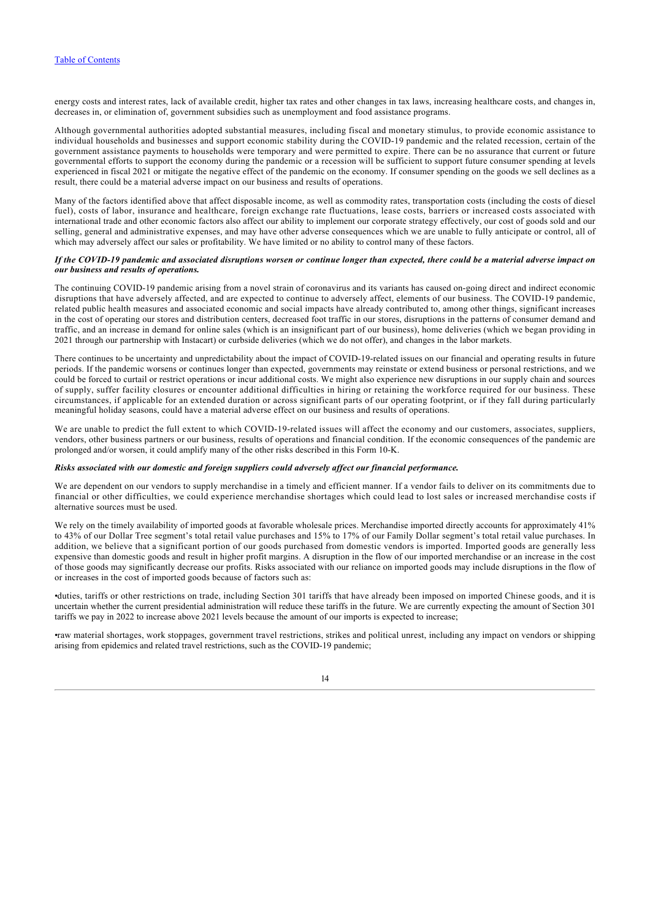energy costs and interest rates, lack of available credit, higher tax rates and other changes in tax laws, increasing healthcare costs, and changes in, decreases in, or elimination of, government subsidies such as unemployment and food assistance programs.

Although governmental authorities adopted substantial measures, including fiscal and monetary stimulus, to provide economic assistance to individual households and businesses and support economic stability during the COVID-19 pandemic and the related recession, certain of the government assistance payments to households were temporary and were permitted to expire. There can be no assurance that current or future governmental efforts to support the economy during the pandemic or a recession will be sufficient to support future consumer spending at levels experienced in fiscal 2021 or mitigate the negative effect of the pandemic on the economy. If consumer spending on the goods we sell declines as a result, there could be a material adverse impact on our business and results of operations.

Many of the factors identified above that affect disposable income, as well as commodity rates, transportation costs (including the costs of diesel fuel), costs of labor, insurance and healthcare, foreign exchange rate fluctuations, lease costs, barriers or increased costs associated with international trade and other economic factors also affect our ability to implement our corporate strategy effectively, our cost of goods sold and our selling, general and administrative expenses, and may have other adverse consequences which we are unable to fully anticipate or control, all of which may adversely affect our sales or profitability. We have limited or no ability to control many of these factors.

***If the COVID-19 pandemic and associated disruptions worsen or continue longer than expected, there could be a material adverse impact on our business and results of operations.***

The continuing COVID-19 pandemic arising from a novel strain of coronavirus and its variants has caused on-going direct and indirect economic disruptions that have adversely affected, and are expected to continue to adversely affect, elements of our business. The COVID-19 pandemic, related public health measures and associated economic and social impacts have already contributed to, among other things, significant increases in the cost of operating our stores and distribution centers, decreased foot traffic in our stores, disruptions in the patterns of consumer demand and traffic, and an increase in demand for online sales (which is an insignificant part of our business), home deliveries (which we began providing in 2021 through our partnership with Instacart) or curbside deliveries (which we do not offer), and changes in the labor markets.

There continues to be uncertainty and unpredictability about the impact of COVID-19-related issues on our financial and operating results in future periods. If the pandemic worsens or continues longer than expected, governments may reinstate or extend business or personal restrictions, and we could be forced to curtail or restrict operations or incur additional costs. We might also experience new disruptions in our supply chain and sources of supply, suffer facility closures or encounter additional difficulties in hiring or retaining the workforce required for our business. These circumstances, if applicable for an extended duration or across significant parts of our operating footprint, or if they fall during particularly meaningful holiday seasons, could have a material adverse effect on our business and results of operations.

We are unable to predict the full extent to which COVID-19-related issues will affect the economy and our customers, associates, suppliers, vendors, other business partners or our business, results of operations and financial condition. If the economic consequences of the pandemic are prolonged and/or worsen, it could amplify many of the other risks described in this Form 10-K.

***Risks associated with our domestic and foreign suppliers could adversely affect our financial performance.***

We are dependent on our vendors to supply merchandise in a timely and efficient manner. If a vendor fails to deliver on its commitments due to financial or other difficulties, we could experience merchandise shortages which could lead to lost sales or increased merchandise costs if alternative sources must be used.

We rely on the timely availability of imported goods at favorable wholesale prices. Merchandise imported directly accounts for approximately 41% to 43% of our Dollar Tree segment's total retail value purchases and 15% to 17% of our Family Dollar segment's total retail value purchases. In addition, we believe that a significant portion of our goods purchased from domestic vendors is imported. Imported goods are generally less expensive than domestic goods and result in higher profit margins. A disruption in the flow of our imported merchandise or an increase in the cost of those goods may significantly decrease our profits. Risks associated with our reliance on imported goods may include disruptions in the flow of or increases in the cost of imported goods because of factors such as:

- duties, tariffs or other restrictions on trade, including Section 301 tariffs that have already been imposed on imported Chinese goods, and it is uncertain whether the current presidential administration will reduce these tariffs in the future. We are currently expecting the amount of Section 301 tariffs we pay in 2022 to increase above 2021 levels because the amount of our imports is expected to increase;
- raw material shortages, work stoppages, government travel restrictions, strikes and political unrest, including any impact on vendors or shipping arising from epidemics and related travel restrictions, such as the COVID-19 pandemic;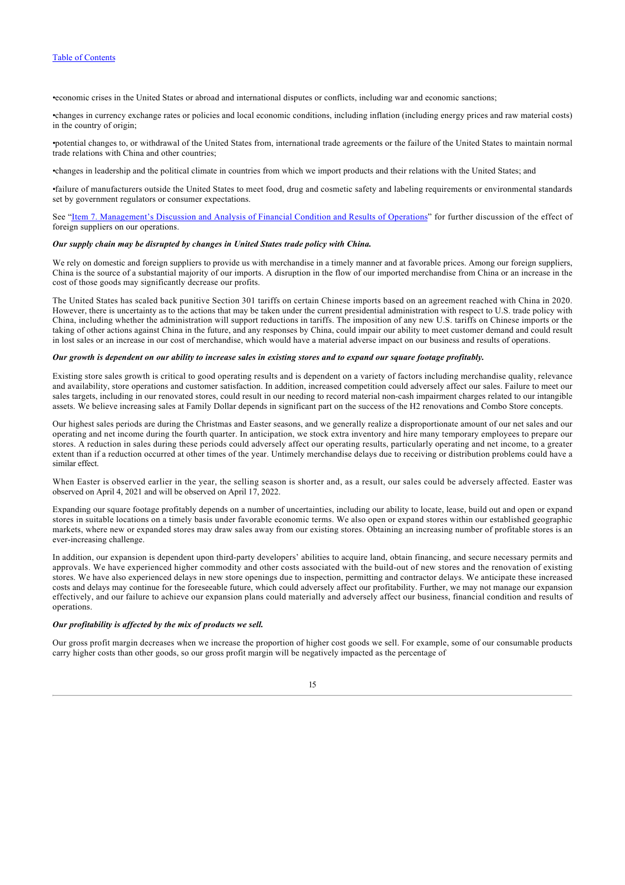- economic crises in the United States or abroad and international disputes or conflicts, including war and economic sanctions;
- changes in currency exchange rates or policies and local economic conditions, including inflation (including energy prices and raw material costs) in the country of origin;
- potential changes to, or withdrawal of the United States from, international trade agreements or the failure of the United States to maintain normal trade relations with China and other countries;
- changes in leadership and the political climate in countries from which we import products and their relations with the United States; and
- failure of manufacturers outside the United States to meet food, drug and cosmetic safety and labeling requirements or environmental standards set by government regulators or consumer expectations.

See "Item 7. Management's Discussion and Analysis of Financial Condition and Results of Operations" for further discussion of the effect of foreign suppliers on our operations.

***Our supply chain may be disrupted by changes in United States trade policy with China.***

We rely on domestic and foreign suppliers to provide us with merchandise in a timely manner and at favorable prices. Among our foreign suppliers, China is the source of a substantial majority of our imports. A disruption in the flow of our imported merchandise from China or an increase in the cost of those goods may significantly decrease our profits.

The United States has scaled back punitive Section 301 tariffs on certain Chinese imports based on an agreement reached with China in 2020. However, there is uncertainty as to the actions that may be taken under the current presidential administration with respect to U.S. trade policy with China, including whether the administration will support reductions in tariffs. The imposition of any new U.S. tariffs on Chinese imports or the taking of other actions against China in the future, and any responses by China, could impair our ability to meet customer demand and could result in lost sales or an increase in our cost of merchandise, which would have a material adverse impact on our business and results of operations.

***Our growth is dependent on our ability to increase sales in existing stores and to expand our square footage profitably.***

Existing store sales growth is critical to good operating results and is dependent on a variety of factors including merchandise quality, relevance and availability, store operations and customer satisfaction. In addition, increased competition could adversely affect our sales. Failure to meet our sales targets, including in our renovated stores, could result in our needing to record material non-cash impairment charges related to our intangible assets. We believe increasing sales at Family Dollar depends in significant part on the success of the H2 renovations and Combo Store concepts.

Our highest sales periods are during the Christmas and Easter seasons, and we generally realize a disproportionate amount of our net sales and our operating and net income during the fourth quarter. In anticipation, we stock extra inventory and hire many temporary employees to prepare our stores. A reduction in sales during these periods could adversely affect our operating results, particularly operating and net income, to a greater extent than if a reduction occurred at other times of the year. Untimely merchandise delays due to receiving or distribution problems could have a similar effect.

When Easter is observed earlier in the year, the selling season is shorter and, as a result, our sales could be adversely affected. Easter was observed on April 4, 2021 and will be observed on April 17, 2022.

Expanding our square footage profitably depends on a number of uncertainties, including our ability to locate, lease, build out and open or expand stores in suitable locations on a timely basis under favorable economic terms. We also open or expand stores within our established geographic markets, where new or expanded stores may draw sales away from our existing stores. Obtaining an increasing number of profitable stores is an ever-increasing challenge.

In addition, our expansion is dependent upon third-party developers' abilities to acquire land, obtain financing, and secure necessary permits and approvals. We have experienced higher commodity and other costs associated with the build-out of new stores and the renovation of existing stores. We have also experienced delays in new store openings due to inspection, permitting and contractor delays. We anticipate these increased costs and delays may continue for the foreseeable future, which could adversely affect our profitability. Further, we may not manage our expansion effectively, and our failure to achieve our expansion plans could materially and adversely affect our business, financial condition and results of operations.

***Our profitability is affected by the mix of products we sell.***

Our gross profit margin decreases when we increase the proportion of higher cost goods we sell. For example, some of our consumable products carry higher costs than other goods, so our gross profit margin will be negatively impacted as the percentage of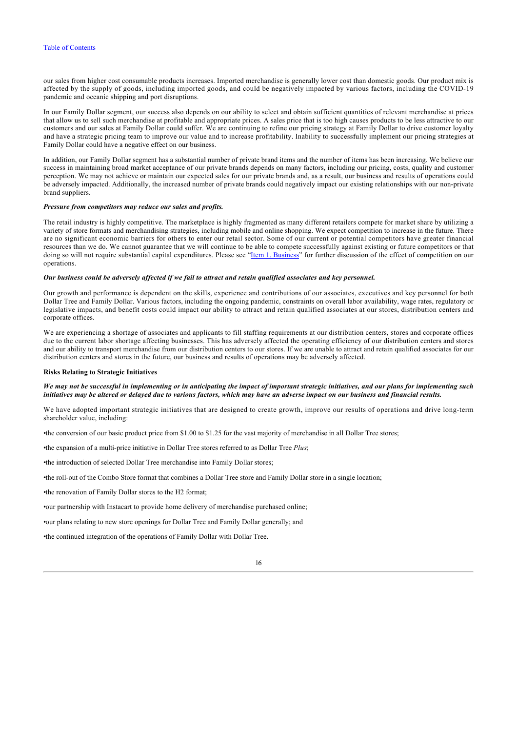our sales from higher cost consumable products increases. Imported merchandise is generally lower cost than domestic goods. Our product mix is affected by the supply of goods, including imported goods, and could be negatively impacted by various factors, including the COVID-19 pandemic and oceanic shipping and port disruptions.

In our Family Dollar segment, our success also depends on our ability to select and obtain sufficient quantities of relevant merchandise at prices that allow us to sell such merchandise at profitable and appropriate prices. A sales price that is too high causes products to be less attractive to our customers and our sales at Family Dollar could suffer. We are continuing to refine our pricing strategy at Family Dollar to drive customer loyalty and have a strategic pricing team to improve our value and to increase profitability. Inability to successfully implement our pricing strategies at Family Dollar could have a negative effect on our business.

In addition, our Family Dollar segment has a substantial number of private brand items and the number of items has been increasing. We believe our success in maintaining broad market acceptance of our private brands depends on many factors, including our pricing, costs, quality and customer perception. We may not achieve or maintain our expected sales for our private brands and, as a result, our business and results of operations could be adversely impacted. Additionally, the increased number of private brands could negatively impact our existing relationships with our non-private brand suppliers.

***Pressure from competitors may reduce our sales and profits.***

The retail industry is highly competitive. The marketplace is highly fragmented as many different retailers compete for market share by utilizing a variety of store formats and merchandising strategies, including mobile and online shopping. We expect competition to increase in the future. There are no significant economic barriers for others to enter our retail sector. Some of our current or potential competitors have greater financial resources than we do. We cannot guarantee that we will continue to be able to compete successfully against existing or future competitors or that doing so will not require substantial capital expenditures. Please see "Item 1. Business" for further discussion of the effect of competition on our operations.

***Our business could be adversely affected if we fail to attract and retain qualified associates and key personnel.***

Our growth and performance is dependent on the skills, experience and contributions of our associates, executives and key personnel for both Dollar Tree and Family Dollar. Various factors, including the ongoing pandemic, constraints on overall labor availability, wage rates, regulatory or legislative impacts, and benefit costs could impact our ability to attract and retain qualified associates at our stores, distribution centers and corporate offices.

We are experiencing a shortage of associates and applicants to fill staffing requirements at our distribution centers, stores and corporate offices due to the current labor shortage affecting businesses. This has adversely affected the operating efficiency of our distribution centers and stores and our ability to transport merchandise from our distribution centers to our stores. If we are unable to attract and retain qualified associates for our distribution centers and stores in the future, our business and results of operations may be adversely affected.

**Risks Relating to Strategic Initiatives**

***We may not be successful in implementing or in anticipating the impact of important strategic initiatives, and our plans for implementing such initiatives may be altered or delayed due to various factors, which may have an adverse impact on our business and financial results.***

We have adopted important strategic initiatives that are designed to create growth, improve our results of operations and drive long-term shareholder value, including:

- the conversion of our basic product price from $1.00 to $1.25 for the vast majority of merchandise in all Dollar Tree stores;
- the expansion of a multi-price initiative in Dollar Tree stores referred to as Dollar Tree *Plus*;
- the introduction of selected Dollar Tree merchandise into Family Dollar stores;
- the roll-out of the Combo Store format that combines a Dollar Tree store and Family Dollar store in a single location;
- the renovation of Family Dollar stores to the H2 format;
- our partnership with Instacart to provide home delivery of merchandise purchased online;
- our plans relating to new store openings for Dollar Tree and Family Dollar generally; and
- the continued integration of the operations of Family Dollar with Dollar Tree.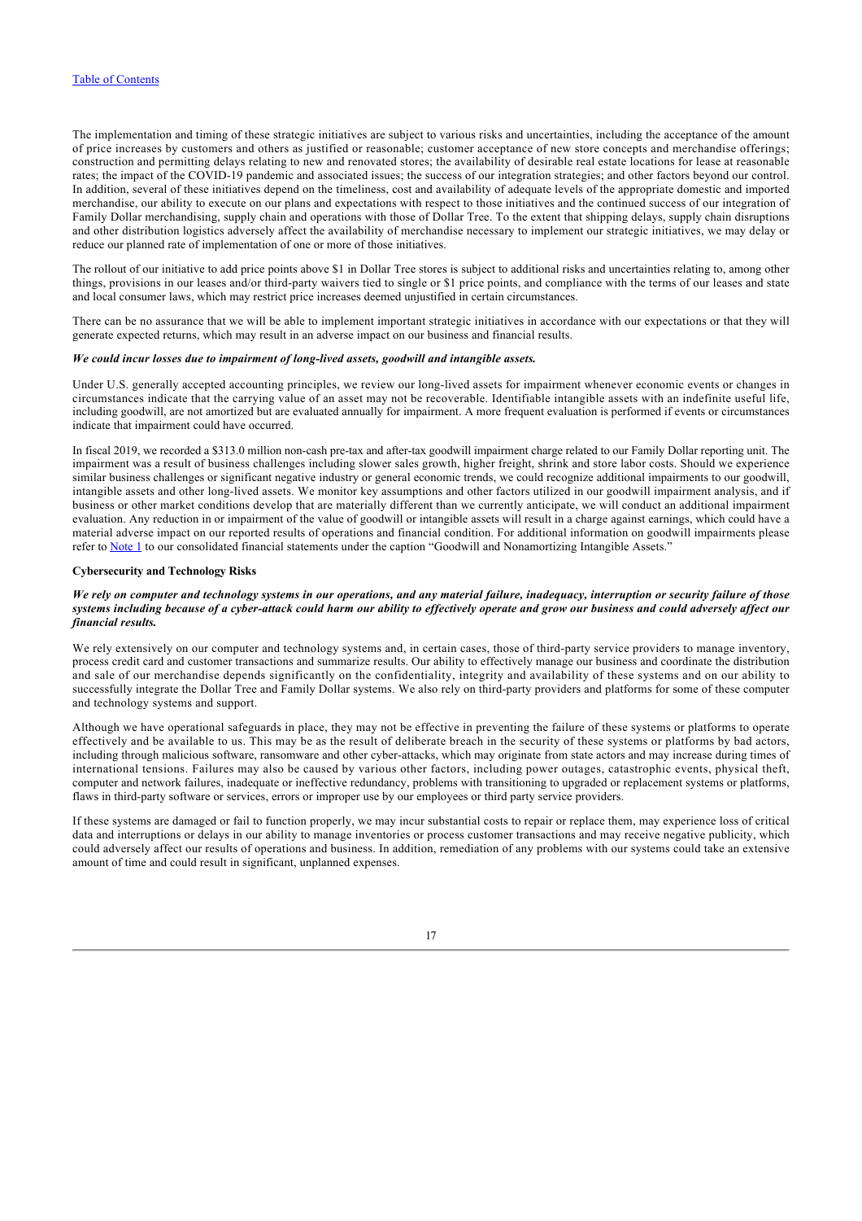The implementation and timing of these strategic initiatives are subject to various risks and uncertainties, including the acceptance of the amount of price increases by customers and others as justified or reasonable; customer acceptance of new store concepts and merchandise offerings; construction and permitting delays relating to new and renovated stores; the availability of desirable real estate locations for lease at reasonable rates; the impact of the COVID-19 pandemic and associated issues; the success of our integration strategies; and other factors beyond our control. In addition, several of these initiatives depend on the timeliness, cost and availability of adequate levels of the appropriate domestic and imported merchandise, our ability to execute on our plans and expectations with respect to those initiatives and the continued success of our integration of Family Dollar merchandising, supply chain and operations with those of Dollar Tree. To the extent that shipping delays, supply chain disruptions and other distribution logistics adversely affect the availability of merchandise necessary to implement our strategic initiatives, we may delay or reduce our planned rate of implementation of one or more of those initiatives.

The rollout of our initiative to add price points above $1 in Dollar Tree stores is subject to additional risks and uncertainties relating to, among other things, provisions in our leases and/or third-party waivers tied to single or $1 price points, and compliance with the terms of our leases and state and local consumer laws, which may restrict price increases deemed unjustified in certain circumstances.

There can be no assurance that we will be able to implement important strategic initiatives in accordance with our expectations or that they will generate expected returns, which may result in an adverse impact on our business and financial results.

***We could incur losses due to impairment of long-lived assets, goodwill and intangible assets.***

Under U.S. generally accepted accounting principles, we review our long-lived assets for impairment whenever economic events or changes in circumstances indicate that the carrying value of an asset may not be recoverable. Identifiable intangible assets with an indefinite useful life, including goodwill, are not amortized but are evaluated annually for impairment. A more frequent evaluation is performed if events or circumstances indicate that impairment could have occurred.

In fiscal 2019, we recorded a $313.0 million non-cash pre-tax and after-tax goodwill impairment charge related to our Family Dollar reporting unit. The impairment was a result of business challenges including slower sales growth, higher freight, shrink and store labor costs. Should we experience similar business challenges or significant negative industry or general economic trends, we could recognize additional impairments to our goodwill, intangible assets and other long-lived assets. We monitor key assumptions and other factors utilized in our goodwill impairment analysis, and if business or other market conditions develop that are materially different than we currently anticipate, we will conduct an additional impairment evaluation. Any reduction in or impairment of the value of goodwill or intangible assets will result in a charge against earnings, which could have a material adverse impact on our reported results of operations and financial condition. For additional information on goodwill impairments please refer to Note 1 to our consolidated financial statements under the caption "Goodwill and Nonamortizing Intangible Assets."

**Cybersecurity and Technology Risks**

***We rely on computer and technology systems in our operations, and any material failure, inadequacy, interruption or security failure of those systems including because of a cyber-attack could harm our ability to effectively operate and grow our business and could adversely affect our financial results.***

We rely extensively on our computer and technology systems and, in certain cases, those of third-party service providers to manage inventory, process credit card and customer transactions and summarize results. Our ability to effectively manage our business and coordinate the distribution and sale of our merchandise depends significantly on the confidentiality, integrity and availability of these systems and on our ability to successfully integrate the Dollar Tree and Family Dollar systems. We also rely on third-party providers and platforms for some of these computer and technology systems and support.

Although we have operational safeguards in place, they may not be effective in preventing the failure of these systems or platforms to operate effectively and be available to us. This may be as the result of deliberate breach in the security of these systems or platforms by bad actors, including through malicious software, ransomware and other cyber-attacks, which may originate from state actors and may increase during times of international tensions. Failures may also be caused by various other factors, including power outages, catastrophic events, physical theft, computer and network failures, inadequate or ineffective redundancy, problems with transitioning to upgraded or replacement systems or platforms, flaws in third-party software or services, errors or improper use by our employees or third party service providers.

If these systems are damaged or fail to function properly, we may incur substantial costs to repair or replace them, may experience loss of critical data and interruptions or delays in our ability to manage inventories or process customer transactions and may receive negative publicity, which could adversely affect our results of operations and business. In addition, remediation of any problems with our systems could take an extensive amount of time and could result in significant, unplanned expenses.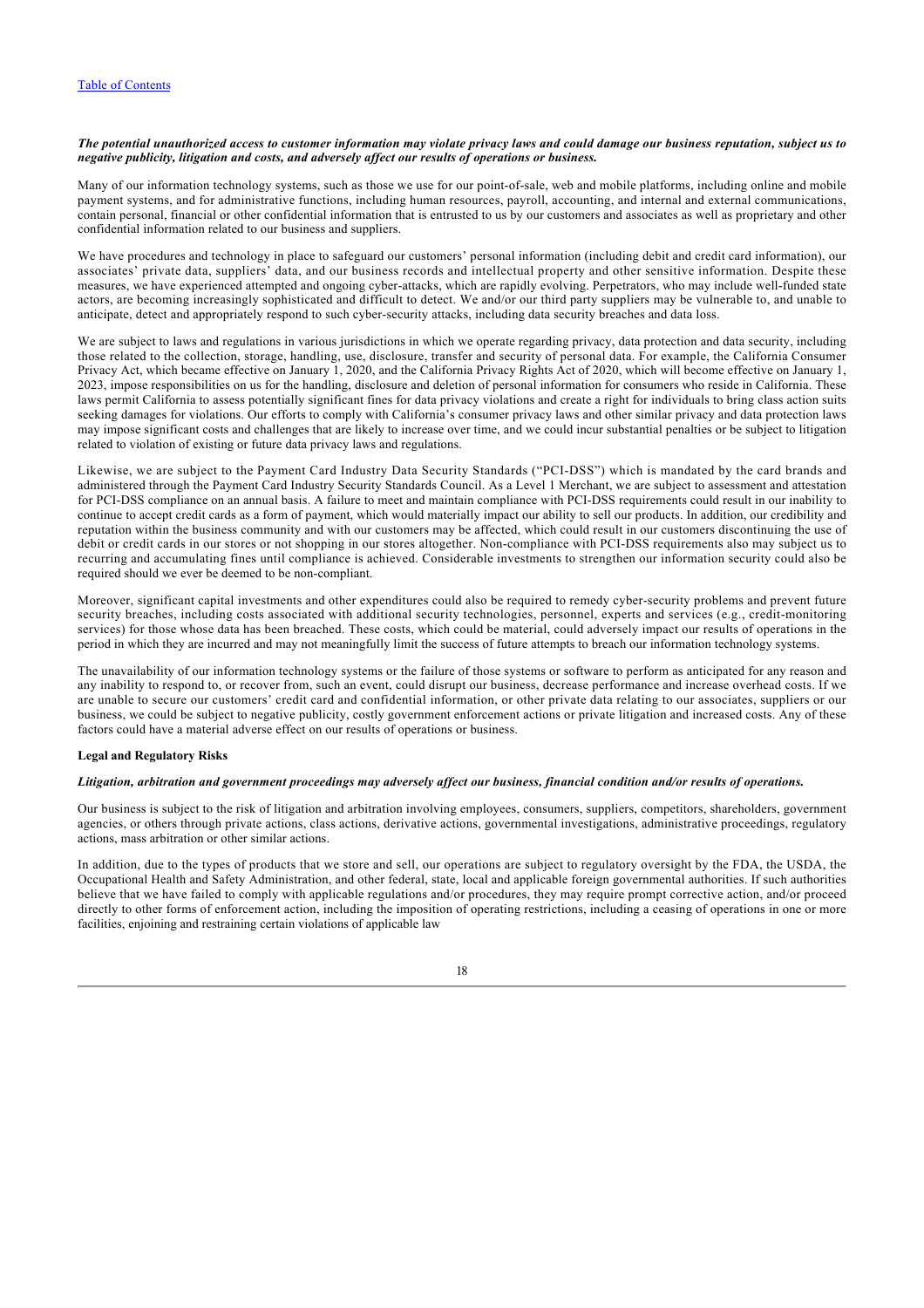***The potential unauthorized access to customer information may violate privacy laws and could damage our business reputation, subject us to negative publicity, litigation and costs, and adversely affect our results of operations or business.***

Many of our information technology systems, such as those we use for our point-of-sale, web and mobile platforms, including online and mobile payment systems, and for administrative functions, including human resources, payroll, accounting, and internal and external communications, contain personal, financial or other confidential information that is entrusted to us by our customers and associates as well as proprietary and other confidential information related to our business and suppliers.

We have procedures and technology in place to safeguard our customers' personal information (including debit and credit card information), our associates' private data, suppliers' data, and our business records and intellectual property and other sensitive information. Despite these measures, we have experienced attempted and ongoing cyber-attacks, which are rapidly evolving. Perpetrators, who may include well-funded state actors, are becoming increasingly sophisticated and difficult to detect. We and/or our third party suppliers may be vulnerable to, and unable to anticipate, detect and appropriately respond to such cyber-security attacks, including data security breaches and data loss.

We are subject to laws and regulations in various jurisdictions in which we operate regarding privacy, data protection and data security, including those related to the collection, storage, handling, use, disclosure, transfer and security of personal data. For example, the California Consumer Privacy Act, which became effective on January 1, 2020, and the California Privacy Rights Act of 2020, which will become effective on January 1, 2023, impose responsibilities on us for the handling, disclosure and deletion of personal information for consumers who reside in California. These laws permit California to assess potentially significant fines for data privacy violations and create a right for individuals to bring class action suits seeking damages for violations. Our efforts to comply with California's consumer privacy laws and other similar privacy and data protection laws may impose significant costs and challenges that are likely to increase over time, and we could incur substantial penalties or be subject to litigation related to violation of existing or future data privacy laws and regulations.

Likewise, we are subject to the Payment Card Industry Data Security Standards ("PCI-DSS") which is mandated by the card brands and administered through the Payment Card Industry Security Standards Council. As a Level 1 Merchant, we are subject to assessment and attestation for PCI-DSS compliance on an annual basis. A failure to meet and maintain compliance with PCI-DSS requirements could result in our inability to continue to accept credit cards as a form of payment, which would materially impact our ability to sell our products. In addition, our credibility and reputation within the business community and with our customers may be affected, which could result in our customers discontinuing the use of debit or credit cards in our stores or not shopping in our stores altogether. Non-compliance with PCI-DSS requirements also may subject us to recurring and accumulating fines until compliance is achieved. Considerable investments to strengthen our information security could also be required should we ever be deemed to be non-compliant.

Moreover, significant capital investments and other expenditures could also be required to remedy cyber-security problems and prevent future security breaches, including costs associated with additional security technologies, personnel, experts and services (e.g., credit-monitoring services) for those whose data has been breached. These costs, which could be material, could adversely impact our results of operations in the period in which they are incurred and may not meaningfully limit the success of future attempts to breach our information technology systems.

The unavailability of our information technology systems or the failure of those systems or software to perform as anticipated for any reason and any inability to respond to, or recover from, such an event, could disrupt our business, decrease performance and increase overhead costs. If we are unable to secure our customers' credit card and confidential information, or other private data relating to our associates, suppliers or our business, we could be subject to negative publicity, costly government enforcement actions or private litigation and increased costs. Any of these factors could have a material adverse effect on our results of operations or business.

**Legal and Regulatory Risks**

***Litigation, arbitration and government proceedings may adversely affect our business, financial condition and/or results of operations.***

Our business is subject to the risk of litigation and arbitration involving employees, consumers, suppliers, competitors, shareholders, government agencies, or others through private actions, class actions, derivative actions, governmental investigations, administrative proceedings, regulatory actions, mass arbitration or other similar actions.

In addition, due to the types of products that we store and sell, our operations are subject to regulatory oversight by the FDA, the USDA, the Occupational Health and Safety Administration, and other federal, state, local and applicable foreign governmental authorities. If such authorities believe that we have failed to comply with applicable regulations and/or procedures, they may require prompt corrective action, and/or proceed directly to other forms of enforcement action, including the imposition of operating restrictions, including a ceasing of operations in one or more facilities, enjoining and restraining certain violations of applicable law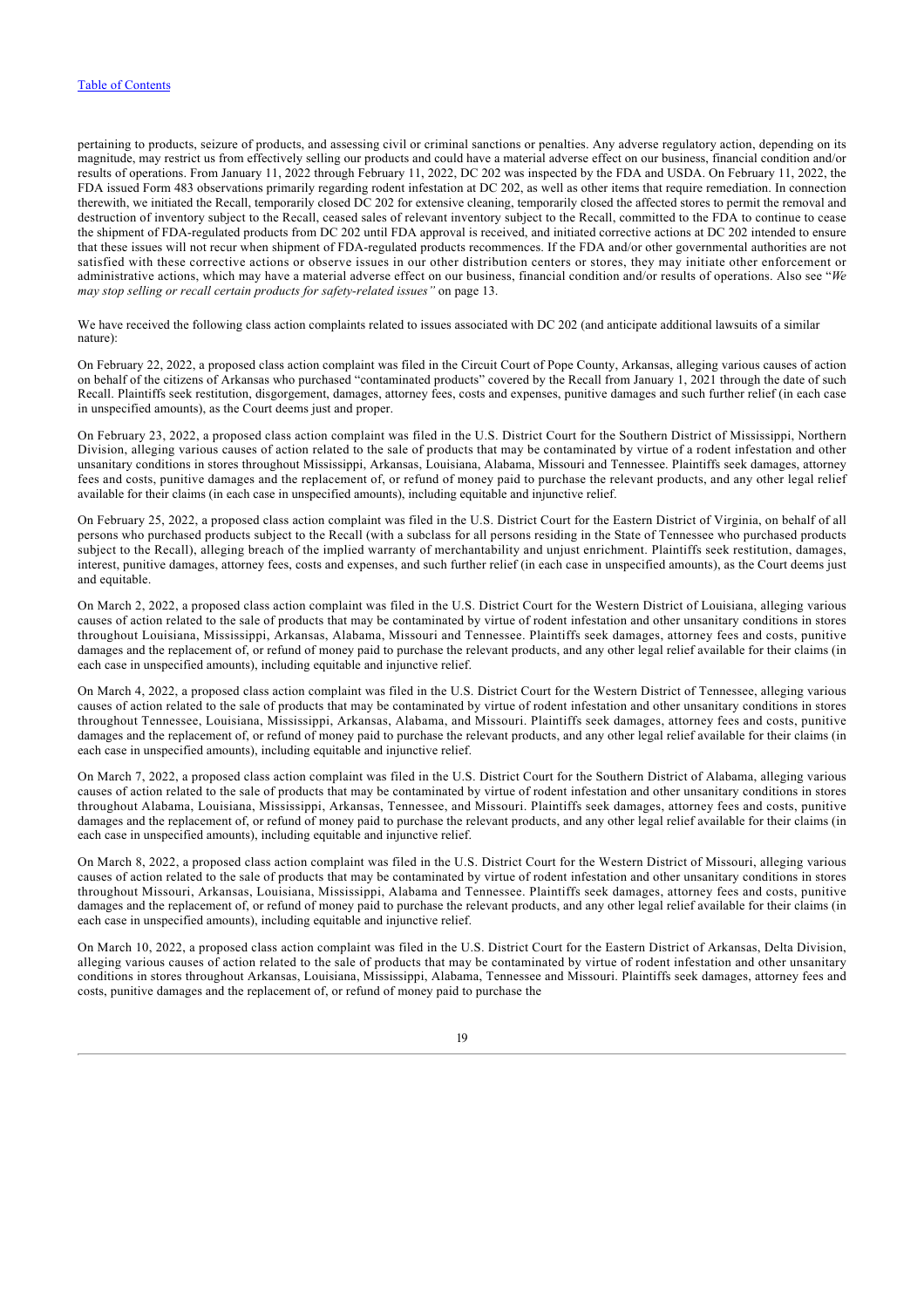pertaining to products, seizure of products, and assessing civil or criminal sanctions or penalties. Any adverse regulatory action, depending on its magnitude, may restrict us from effectively selling our products and could have a material adverse effect on our business, financial condition and/or results of operations. From January 11, 2022 through February 11, 2022, DC 202 was inspected by the FDA and USDA. On February 11, 2022, the FDA issued Form 483 observations primarily regarding rodent infestation at DC 202, as well as other items that require remediation. In connection therewith, we initiated the Recall, temporarily closed DC 202 for extensive cleaning, temporarily closed the affected stores to permit the removal and destruction of inventory subject to the Recall, ceased sales of relevant inventory subject to the Recall, committed to the FDA to continue to cease the shipment of FDA-regulated products from DC 202 until FDA approval is received, and initiated corrective actions at DC 202 intended to ensure that these issues will not recur when shipment of FDA-regulated products recommences. If the FDA and/or other governmental authorities are not satisfied with these corrective actions or observe issues in our other distribution centers or stores, they may initiate other enforcement or administrative actions, which may have a material adverse effect on our business, financial condition and/or results of operations. Also see "*We may stop selling or recall certain products for safety-related issues"* on page 13.

We have received the following class action complaints related to issues associated with DC 202 (and anticipate additional lawsuits of a similar nature):

On February 22, 2022, a proposed class action complaint was filed in the Circuit Court of Pope County, Arkansas, alleging various causes of action on behalf of the citizens of Arkansas who purchased "contaminated products" covered by the Recall from January 1, 2021 through the date of such Recall. Plaintiffs seek restitution, disgorgement, damages, attorney fees, costs and expenses, punitive damages and such further relief (in each case in unspecified amounts), as the Court deems just and proper.

On February 23, 2022, a proposed class action complaint was filed in the U.S. District Court for the Southern District of Mississippi, Northern Division, alleging various causes of action related to the sale of products that may be contaminated by virtue of a rodent infestation and other unsanitary conditions in stores throughout Mississippi, Arkansas, Louisiana, Alabama, Missouri and Tennessee. Plaintiffs seek damages, attorney fees and costs, punitive damages and the replacement of, or refund of money paid to purchase the relevant products, and any other legal relief available for their claims (in each case in unspecified amounts), including equitable and injunctive relief.

On February 25, 2022, a proposed class action complaint was filed in the U.S. District Court for the Eastern District of Virginia, on behalf of all persons who purchased products subject to the Recall (with a subclass for all persons residing in the State of Tennessee who purchased products subject to the Recall), alleging breach of the implied warranty of merchantability and unjust enrichment. Plaintiffs seek restitution, damages, interest, punitive damages, attorney fees, costs and expenses, and such further relief (in each case in unspecified amounts), as the Court deems just and equitable.

On March 2, 2022, a proposed class action complaint was filed in the U.S. District Court for the Western District of Louisiana, alleging various causes of action related to the sale of products that may be contaminated by virtue of rodent infestation and other unsanitary conditions in stores throughout Louisiana, Mississippi, Arkansas, Alabama, Missouri and Tennessee. Plaintiffs seek damages, attorney fees and costs, punitive damages and the replacement of, or refund of money paid to purchase the relevant products, and any other legal relief available for their claims (in each case in unspecified amounts), including equitable and injunctive relief.

On March 4, 2022, a proposed class action complaint was filed in the U.S. District Court for the Western District of Tennessee, alleging various causes of action related to the sale of products that may be contaminated by virtue of rodent infestation and other unsanitary conditions in stores throughout Tennessee, Louisiana, Mississippi, Arkansas, Alabama, and Missouri. Plaintiffs seek damages, attorney fees and costs, punitive damages and the replacement of, or refund of money paid to purchase the relevant products, and any other legal relief available for their claims (in each case in unspecified amounts), including equitable and injunctive relief.

On March 7, 2022, a proposed class action complaint was filed in the U.S. District Court for the Southern District of Alabama, alleging various causes of action related to the sale of products that may be contaminated by virtue of rodent infestation and other unsanitary conditions in stores throughout Alabama, Louisiana, Mississippi, Arkansas, Tennessee, and Missouri. Plaintiffs seek damages, attorney fees and costs, punitive damages and the replacement of, or refund of money paid to purchase the relevant products, and any other legal relief available for their claims (in each case in unspecified amounts), including equitable and injunctive relief.

On March 8, 2022, a proposed class action complaint was filed in the U.S. District Court for the Western District of Missouri, alleging various causes of action related to the sale of products that may be contaminated by virtue of rodent infestation and other unsanitary conditions in stores throughout Missouri, Arkansas, Louisiana, Mississippi, Alabama and Tennessee. Plaintiffs seek damages, attorney fees and costs, punitive damages and the replacement of, or refund of money paid to purchase the relevant products, and any other legal relief available for their claims (in each case in unspecified amounts), including equitable and injunctive relief.

On March 10, 2022, a proposed class action complaint was filed in the U.S. District Court for the Eastern District of Arkansas, Delta Division, alleging various causes of action related to the sale of products that may be contaminated by virtue of rodent infestation and other unsanitary conditions in stores throughout Arkansas, Louisiana, Mississippi, Alabama, Tennessee and Missouri. Plaintiffs seek damages, attorney fees and costs, punitive damages and the replacement of, or refund of money paid to purchase the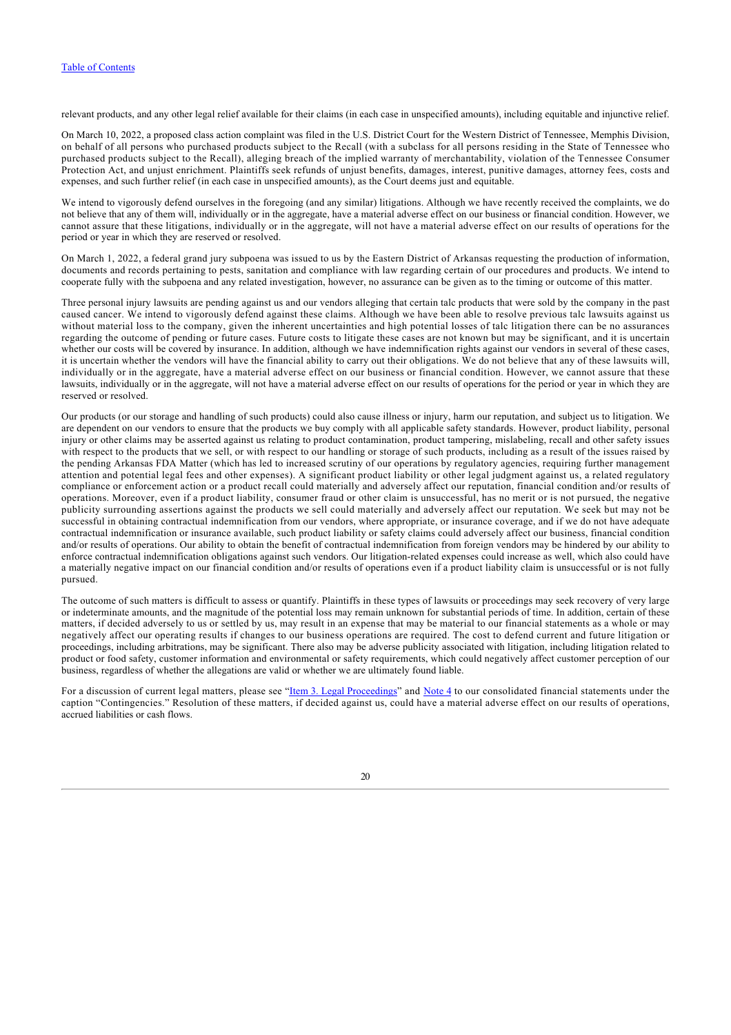relevant products, and any other legal relief available for their claims (in each case in unspecified amounts), including equitable and injunctive relief.

On March 10, 2022, a proposed class action complaint was filed in the U.S. District Court for the Western District of Tennessee, Memphis Division, on behalf of all persons who purchased products subject to the Recall (with a subclass for all persons residing in the State of Tennessee who purchased products subject to the Recall), alleging breach of the implied warranty of merchantability, violation of the Tennessee Consumer Protection Act, and unjust enrichment. Plaintiffs seek refunds of unjust benefits, damages, interest, punitive damages, attorney fees, costs and expenses, and such further relief (in each case in unspecified amounts), as the Court deems just and equitable.

We intend to vigorously defend ourselves in the foregoing (and any similar) litigations. Although we have recently received the complaints, we do not believe that any of them will, individually or in the aggregate, have a material adverse effect on our business or financial condition. However, we cannot assure that these litigations, individually or in the aggregate, will not have a material adverse effect on our results of operations for the period or year in which they are reserved or resolved.

On March 1, 2022, a federal grand jury subpoena was issued to us by the Eastern District of Arkansas requesting the production of information, documents and records pertaining to pests, sanitation and compliance with law regarding certain of our procedures and products. We intend to cooperate fully with the subpoena and any related investigation, however, no assurance can be given as to the timing or outcome of this matter.

Three personal injury lawsuits are pending against us and our vendors alleging that certain talc products that were sold by the company in the past caused cancer. We intend to vigorously defend against these claims. Although we have been able to resolve previous talc lawsuits against us without material loss to the company, given the inherent uncertainties and high potential losses of talc litigation there can be no assurances regarding the outcome of pending or future cases. Future costs to litigate these cases are not known but may be significant, and it is uncertain whether our costs will be covered by insurance. In addition, although we have indemnification rights against our vendors in several of these cases, it is uncertain whether the vendors will have the financial ability to carry out their obligations. We do not believe that any of these lawsuits will, individually or in the aggregate, have a material adverse effect on our business or financial condition. However, we cannot assure that these lawsuits, individually or in the aggregate, will not have a material adverse effect on our results of operations for the period or year in which they are reserved or resolved.

Our products (or our storage and handling of such products) could also cause illness or injury, harm our reputation, and subject us to litigation. We are dependent on our vendors to ensure that the products we buy comply with all applicable safety standards. However, product liability, personal injury or other claims may be asserted against us relating to product contamination, product tampering, mislabeling, recall and other safety issues with respect to the products that we sell, or with respect to our handling or storage of such products, including as a result of the issues raised by the pending Arkansas FDA Matter (which has led to increased scrutiny of our operations by regulatory agencies, requiring further management attention and potential legal fees and other expenses). A significant product liability or other legal judgment against us, a related regulatory compliance or enforcement action or a product recall could materially and adversely affect our reputation, financial condition and/or results of operations. Moreover, even if a product liability, consumer fraud or other claim is unsuccessful, has no merit or is not pursued, the negative publicity surrounding assertions against the products we sell could materially and adversely affect our reputation. We seek but may not be successful in obtaining contractual indemnification from our vendors, where appropriate, or insurance coverage, and if we do not have adequate contractual indemnification or insurance available, such product liability or safety claims could adversely affect our business, financial condition and/or results of operations. Our ability to obtain the benefit of contractual indemnification from foreign vendors may be hindered by our ability to enforce contractual indemnification obligations against such vendors. Our litigation-related expenses could increase as well, which also could have a materially negative impact on our financial condition and/or results of operations even if a product liability claim is unsuccessful or is not fully pursued.

The outcome of such matters is difficult to assess or quantify. Plaintiffs in these types of lawsuits or proceedings may seek recovery of very large or indeterminate amounts, and the magnitude of the potential loss may remain unknown for substantial periods of time. In addition, certain of these matters, if decided adversely to us or settled by us, may result in an expense that may be material to our financial statements as a whole or may negatively affect our operating results if changes to our business operations are required. The cost to defend current and future litigation or proceedings, including arbitrations, may be significant. There also may be adverse publicity associated with litigation, including litigation related to product or food safety, customer information and environmental or safety requirements, which could negatively affect customer perception of our business, regardless of whether the allegations are valid or whether we are ultimately found liable.

For a discussion of current legal matters, please see "Item 3. Legal Proceedings" and Note 4 to our consolidated financial statements under the caption "Contingencies." Resolution of these matters, if decided against us, could have a material adverse effect on our results of operations, accrued liabilities or cash flows.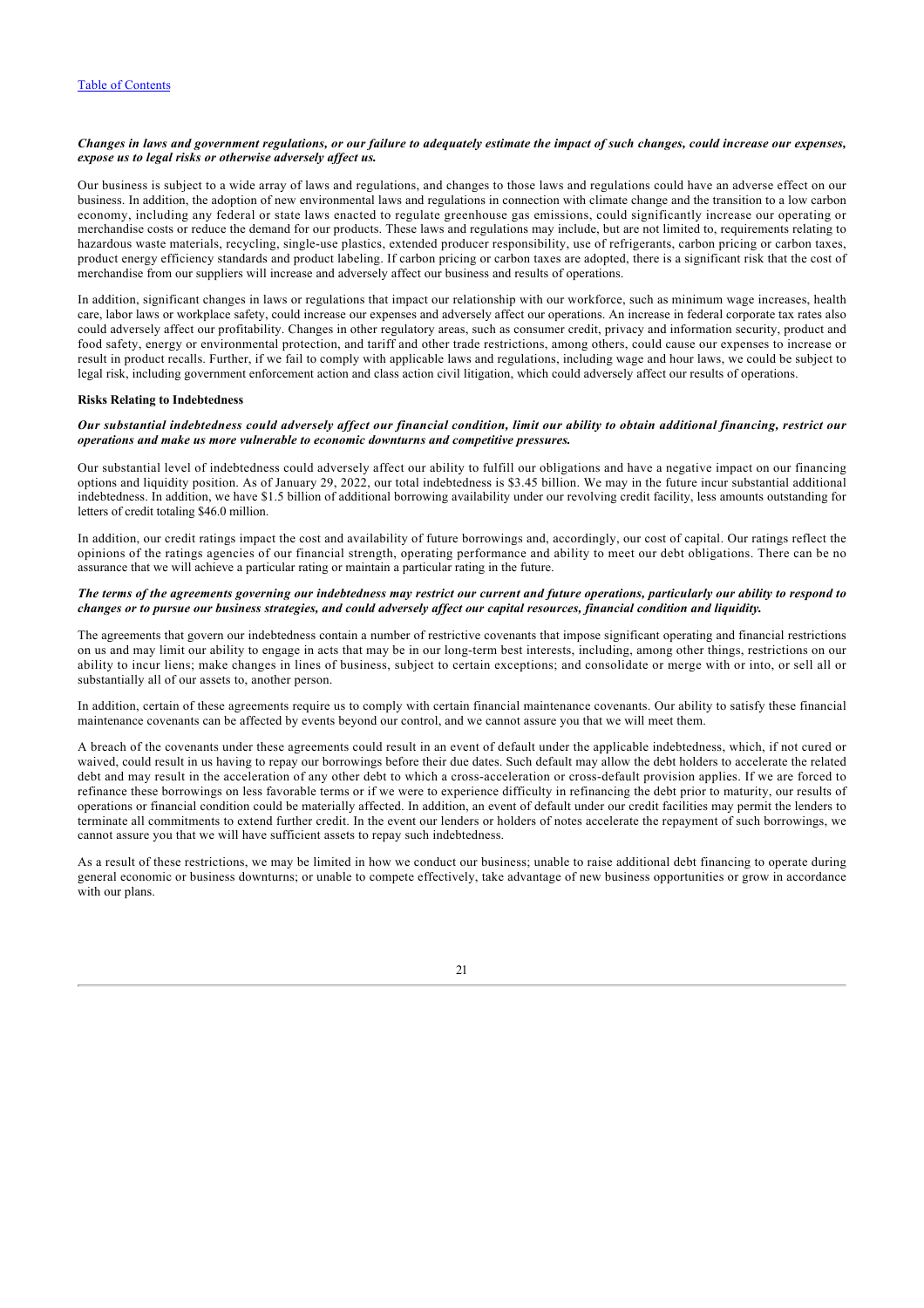***Changes in laws and government regulations, or our failure to adequately estimate the impact of such changes, could increase our expenses, expose us to legal risks or otherwise adversely affect us.***

Our business is subject to a wide array of laws and regulations, and changes to those laws and regulations could have an adverse effect on our business. In addition, the adoption of new environmental laws and regulations in connection with climate change and the transition to a low carbon economy, including any federal or state laws enacted to regulate greenhouse gas emissions, could significantly increase our operating or merchandise costs or reduce the demand for our products. These laws and regulations may include, but are not limited to, requirements relating to hazardous waste materials, recycling, single-use plastics, extended producer responsibility, use of refrigerants, carbon pricing or carbon taxes, product energy efficiency standards and product labeling. If carbon pricing or carbon taxes are adopted, there is a significant risk that the cost of merchandise from our suppliers will increase and adversely affect our business and results of operations.

In addition, significant changes in laws or regulations that impact our relationship with our workforce, such as minimum wage increases, health care, labor laws or workplace safety, could increase our expenses and adversely affect our operations. An increase in federal corporate tax rates also could adversely affect our profitability. Changes in other regulatory areas, such as consumer credit, privacy and information security, product and food safety, energy or environmental protection, and tariff and other trade restrictions, among others, could cause our expenses to increase or result in product recalls. Further, if we fail to comply with applicable laws and regulations, including wage and hour laws, we could be subject to legal risk, including government enforcement action and class action civil litigation, which could adversely affect our results of operations.

**Risks Relating to Indebtedness**

***Our substantial indebtedness could adversely affect our financial condition, limit our ability to obtain additional financing, restrict our operations and make us more vulnerable to economic downturns and competitive pressures.***

Our substantial level of indebtedness could adversely affect our ability to fulfill our obligations and have a negative impact on our financing options and liquidity position. As of January 29, 2022, our total indebtedness is $3.45 billion. We may in the future incur substantial additional indebtedness. In addition, we have $1.5 billion of additional borrowing availability under our revolving credit facility, less amounts outstanding for letters of credit totaling $46.0 million.

In addition, our credit ratings impact the cost and availability of future borrowings and, accordingly, our cost of capital. Our ratings reflect the opinions of the ratings agencies of our financial strength, operating performance and ability to meet our debt obligations. There can be no assurance that we will achieve a particular rating or maintain a particular rating in the future.

***The terms of the agreements governing our indebtedness may restrict our current and future operations, particularly our ability to respond to changes or to pursue our business strategies, and could adversely affect our capital resources, financial condition and liquidity.***

The agreements that govern our indebtedness contain a number of restrictive covenants that impose significant operating and financial restrictions on us and may limit our ability to engage in acts that may be in our long-term best interests, including, among other things, restrictions on our ability to incur liens; make changes in lines of business, subject to certain exceptions; and consolidate or merge with or into, or sell all or substantially all of our assets to, another person.

In addition, certain of these agreements require us to comply with certain financial maintenance covenants. Our ability to satisfy these financial maintenance covenants can be affected by events beyond our control, and we cannot assure you that we will meet them.

A breach of the covenants under these agreements could result in an event of default under the applicable indebtedness, which, if not cured or waived, could result in us having to repay our borrowings before their due dates. Such default may allow the debt holders to accelerate the related debt and may result in the acceleration of any other debt to which a cross-acceleration or cross-default provision applies. If we are forced to refinance these borrowings on less favorable terms or if we were to experience difficulty in refinancing the debt prior to maturity, our results of operations or financial condition could be materially affected. In addition, an event of default under our credit facilities may permit the lenders to terminate all commitments to extend further credit. In the event our lenders or holders of notes accelerate the repayment of such borrowings, we cannot assure you that we will have sufficient assets to repay such indebtedness.

As a result of these restrictions, we may be limited in how we conduct our business; unable to raise additional debt financing to operate during general economic or business downturns; or unable to compete effectively, take advantage of new business opportunities or grow in accordance with our plans.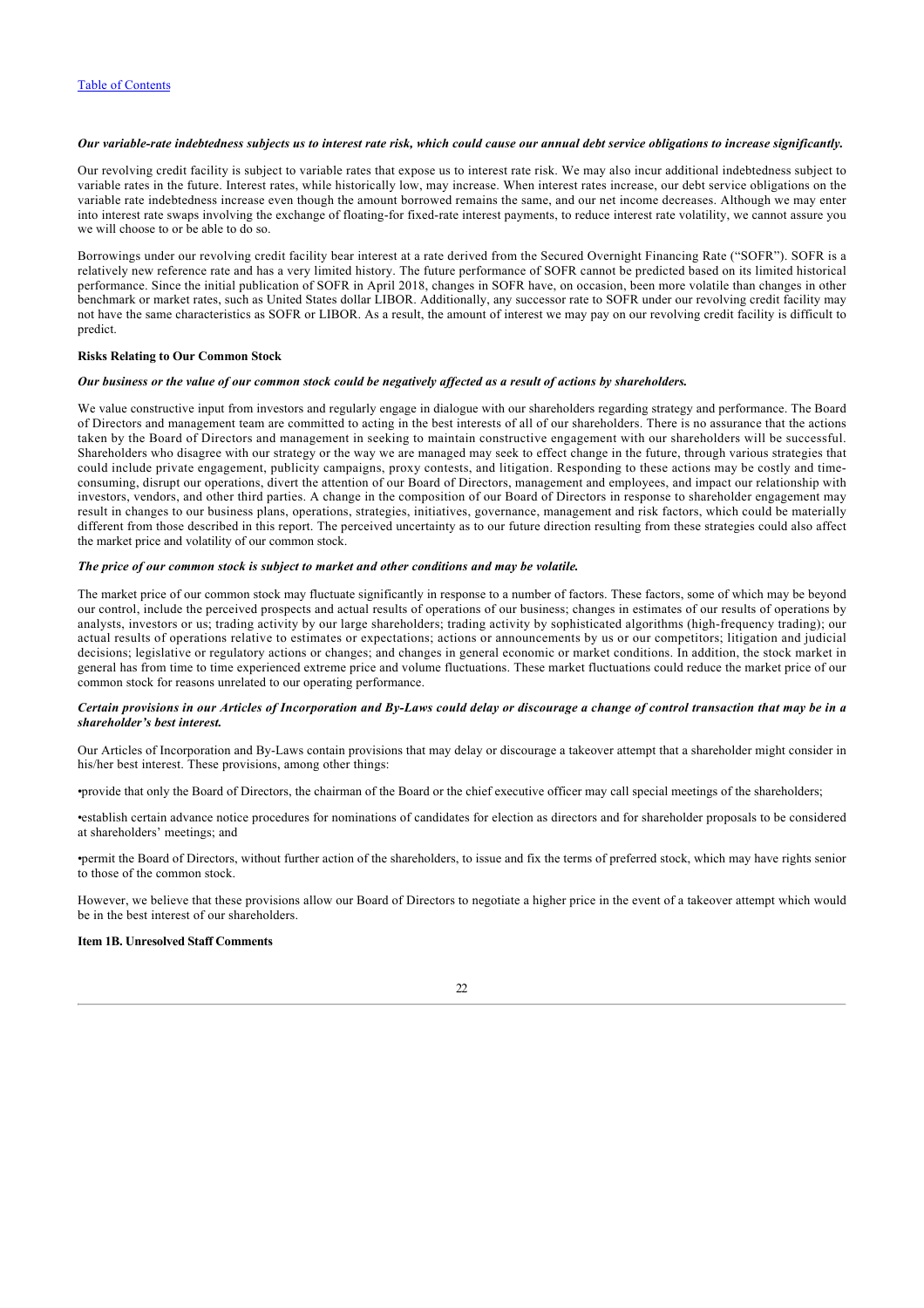***Our variable-rate indebtedness subjects us to interest rate risk, which could cause our annual debt service obligations to increase significantly.***

Our revolving credit facility is subject to variable rates that expose us to interest rate risk. We may also incur additional indebtedness subject to variable rates in the future. Interest rates, while historically low, may increase. When interest rates increase, our debt service obligations on the variable rate indebtedness increase even though the amount borrowed remains the same, and our net income decreases. Although we may enter into interest rate swaps involving the exchange of floating-for fixed-rate interest payments, to reduce interest rate volatility, we cannot assure you we will choose to or be able to do so.

Borrowings under our revolving credit facility bear interest at a rate derived from the Secured Overnight Financing Rate ("SOFR"). SOFR is a relatively new reference rate and has a very limited history. The future performance of SOFR cannot be predicted based on its limited historical performance. Since the initial publication of SOFR in April 2018, changes in SOFR have, on occasion, been more volatile than changes in other benchmark or market rates, such as United States dollar LIBOR. Additionally, any successor rate to SOFR under our revolving credit facility may not have the same characteristics as SOFR or LIBOR. As a result, the amount of interest we may pay on our revolving credit facility is difficult to predict.

**Risks Relating to Our Common Stock**

***Our business or the value of our common stock could be negatively affected as a result of actions by shareholders.***

We value constructive input from investors and regularly engage in dialogue with our shareholders regarding strategy and performance. The Board of Directors and management team are committed to acting in the best interests of all of our shareholders. There is no assurance that the actions taken by the Board of Directors and management in seeking to maintain constructive engagement with our shareholders will be successful. Shareholders who disagree with our strategy or the way we are managed may seek to effect change in the future, through various strategies that could include private engagement, publicity campaigns, proxy contests, and litigation. Responding to these actions may be costly and time-consuming, disrupt our operations, divert the attention of our Board of Directors, management and employees, and impact our relationship with investors, vendors, and other third parties. A change in the composition of our Board of Directors in response to shareholder engagement may result in changes to our business plans, operations, strategies, initiatives, governance, management and risk factors, which could be materially different from those described in this report. The perceived uncertainty as to our future direction resulting from these strategies could also affect the market price and volatility of our common stock.

***The price of our common stock is subject to market and other conditions and may be volatile.***

The market price of our common stock may fluctuate significantly in response to a number of factors. These factors, some of which may be beyond our control, include the perceived prospects and actual results of operations of our business; changes in estimates of our results of operations by analysts, investors or us; trading activity by our large shareholders; trading activity by sophisticated algorithms (high-frequency trading); our actual results of operations relative to estimates or expectations; actions or announcements by us or our competitors; litigation and judicial decisions; legislative or regulatory actions or changes; and changes in general economic or market conditions. In addition, the stock market in general has from time to time experienced extreme price and volume fluctuations. These market fluctuations could reduce the market price of our common stock for reasons unrelated to our operating performance.

***Certain provisions in our Articles of Incorporation and By-Laws could delay or discourage a change of control transaction that may be in a shareholder's best interest.***

Our Articles of Incorporation and By-Laws contain provisions that may delay or discourage a takeover attempt that a shareholder might consider in his/her best interest. These provisions, among other things:

- provide that only the Board of Directors, the chairman of the Board or the chief executive officer may call special meetings of the shareholders;
- establish certain advance notice procedures for nominations of candidates for election as directors and for shareholder proposals to be considered at shareholders' meetings; and
- permit the Board of Directors, without further action of the shareholders, to issue and fix the terms of preferred stock, which may have rights senior to those of the common stock.

However, we believe that these provisions allow our Board of Directors to negotiate a higher price in the event of a takeover attempt which would be in the best interest of our shareholders.

**Item 1B. Unresolved Staff Comments**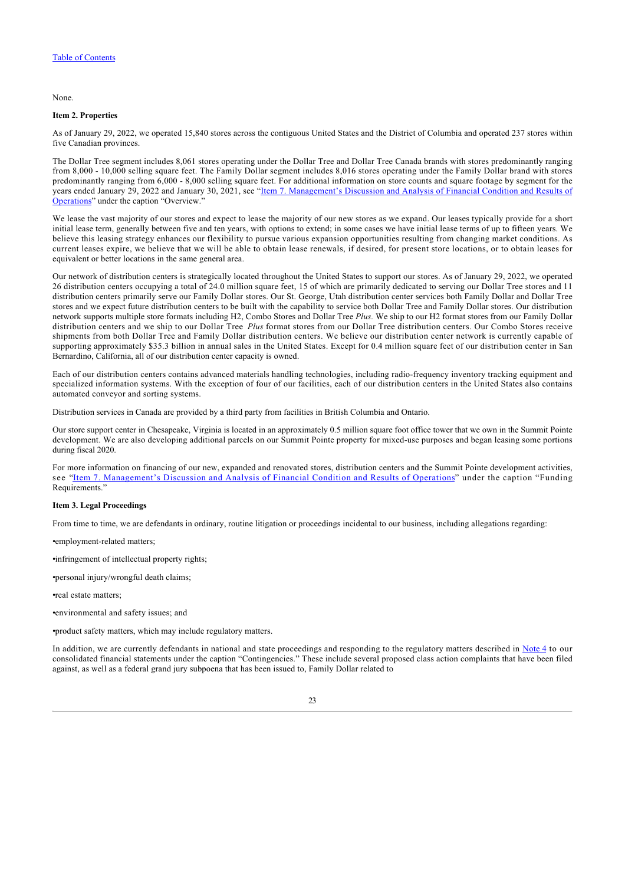[Table of Contents]

None.

**Item 2. Properties**

As of January 29, 2022, we operated 15,840 stores across the contiguous United States and the District of Columbia and operated 237 stores within five Canadian provinces.

The Dollar Tree segment includes 8,061 stores operating under the Dollar Tree and Dollar Tree Canada brands with stores predominantly ranging from 8,000 - 10,000 selling square feet. The Family Dollar segment includes 8,016 stores operating under the Family Dollar brand with stores predominantly ranging from 6,000 - 8,000 selling square feet. For additional information on store counts and square footage by segment for the years ended January 29, 2022 and January 30, 2021, see "Item 7. Management's Discussion and Analysis of Financial Condition and Results of Operations" under the caption "Overview."

We lease the vast majority of our stores and expect to lease the majority of our new stores as we expand. Our leases typically provide for a short initial lease term, generally between five and ten years, with options to extend; in some cases we have initial lease terms of up to fifteen years. We believe this leasing strategy enhances our flexibility to pursue various expansion opportunities resulting from changing market conditions. As current leases expire, we believe that we will be able to obtain lease renewals, if desired, for present store locations, or to obtain leases for equivalent or better locations in the same general area.

Our network of distribution centers is strategically located throughout the United States to support our stores. As of January 29, 2022, we operated 26 distribution centers occupying a total of 24.0 million square feet, 15 of which are primarily dedicated to serving our Dollar Tree stores and 11 distribution centers primarily serve our Family Dollar stores. Our St. George, Utah distribution center services both Family Dollar and Dollar Tree stores and we expect future distribution centers to be built with the capability to service both Dollar Tree and Family Dollar stores. Our distribution network supports multiple store formats including H2, Combo Stores and Dollar Tree *Plus.* We ship to our H2 format stores from our Family Dollar distribution centers and we ship to our Dollar Tree *Plus* format stores from our Dollar Tree distribution centers. Our Combo Stores receive shipments from both Dollar Tree and Family Dollar distribution centers. We believe our distribution center network is currently capable of supporting approximately $35.3 billion in annual sales in the United States. Except for 0.4 million square feet of our distribution center in San Bernardino, California, all of our distribution center capacity is owned.

Each of our distribution centers contains advanced materials handling technologies, including radio-frequency inventory tracking equipment and specialized information systems. With the exception of four of our facilities, each of our distribution centers in the United States also contains automated conveyor and sorting systems.

Distribution services in Canada are provided by a third party from facilities in British Columbia and Ontario.

Our store support center in Chesapeake, Virginia is located in an approximately 0.5 million square foot office tower that we own in the Summit Pointe development. We are also developing additional parcels on our Summit Pointe property for mixed-use purposes and began leasing some portions during fiscal 2020.

For more information on financing of our new, expanded and renovated stores, distribution centers and the Summit Pointe development activities, see "Item 7. Management's Discussion and Analysis of Financial Condition and Results of Operations" under the caption "Funding Requirements."

**Item 3. Legal Proceedings**

From time to time, we are defendants in ordinary, routine litigation or proceedings incidental to our business, including allegations regarding:

- employment-related matters;
- infringement of intellectual property rights;
- personal injury/wrongful death claims;
- real estate matters;
- environmental and safety issues; and
- product safety matters, which may include regulatory matters.

In addition, we are currently defendants in national and state proceedings and responding to the regulatory matters described in Note 4 to our consolidated financial statements under the caption "Contingencies." These include several proposed class action complaints that have been filed against, as well as a federal grand jury subpoena that has been issued to, Family Dollar related to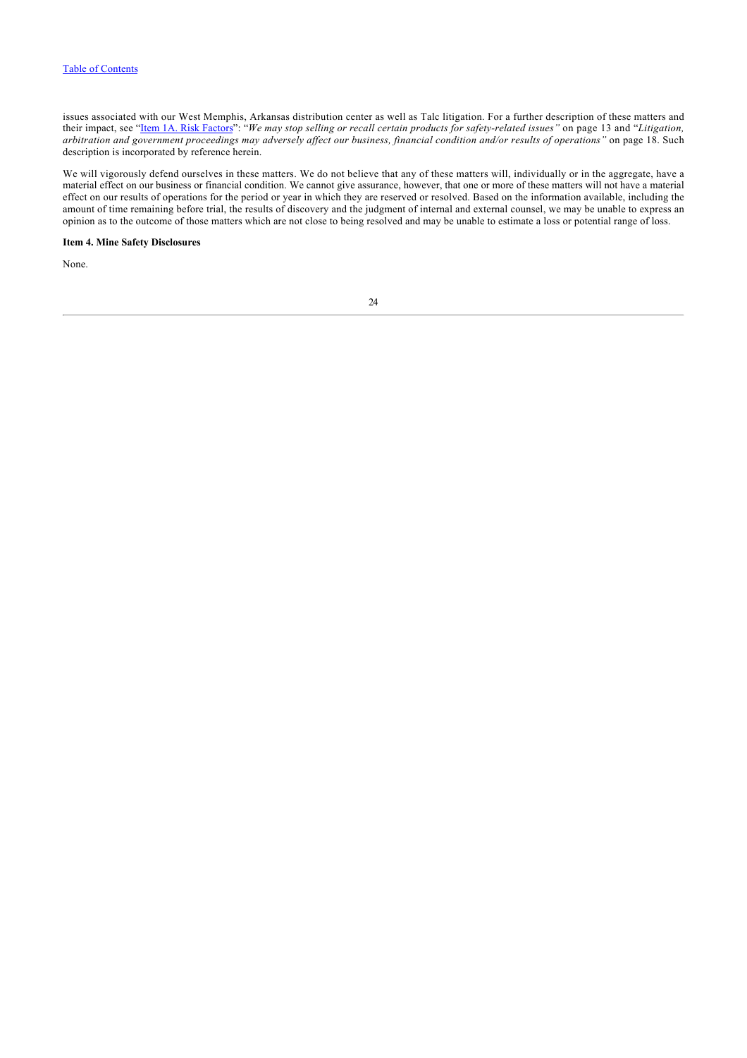issues associated with our West Memphis, Arkansas distribution center as well as Talc litigation. For a further description of these matters and their impact, see "Item 1A. Risk Factors": "*We may stop selling or recall certain products for safety-related issues"* on page 13 and "*Litigation, arbitration and government proceedings may adversely affect our business, financial condition and/or results of operations"* on page 18. Such description is incorporated by reference herein.

We will vigorously defend ourselves in these matters. We do not believe that any of these matters will, individually or in the aggregate, have a material effect on our business or financial condition. We cannot give assurance, however, that one or more of these matters will not have a material effect on our results of operations for the period or year in which they are reserved or resolved. Based on the information available, including the amount of time remaining before trial, the results of discovery and the judgment of internal and external counsel, we may be unable to express an opinion as to the outcome of those matters which are not close to being resolved and may be unable to estimate a loss or potential range of loss.

**Item 4. Mine Safety Disclosures**

None.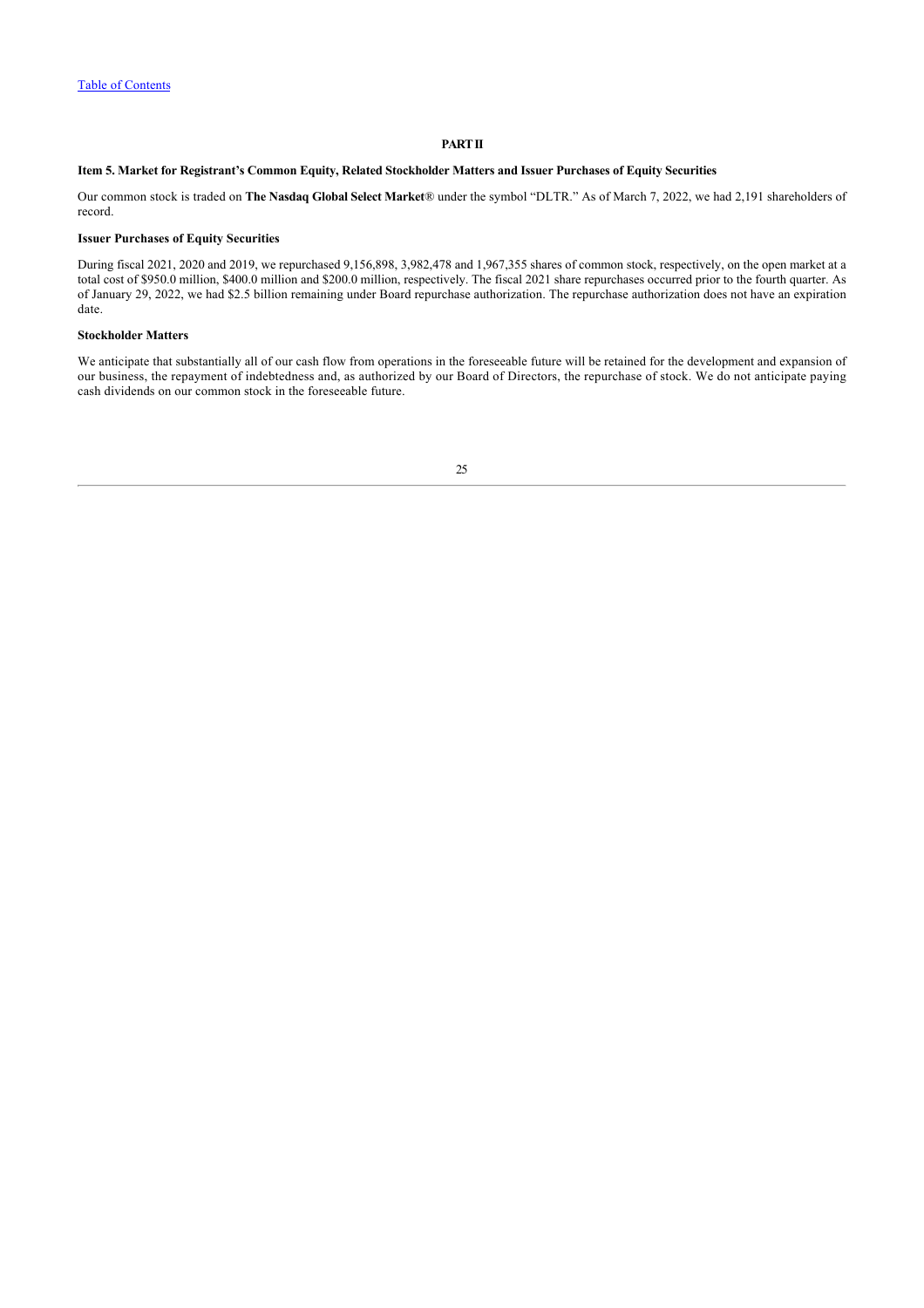# PART II

## Item 5. Market for Registrant's Common Equity, Related Stockholder Matters and Issuer Purchases of Equity Securities

Our common stock is traded on **The Nasdaq Global Select Market**® under the symbol "DLTR." As of March 7, 2022, we had 2,191 shareholders of record.

### Issuer Purchases of Equity Securities

During fiscal 2021, 2020 and 2019, we repurchased 9,156,898, 3,982,478 and 1,967,355 shares of common stock, respectively, on the open market at a total cost of $950.0 million, $400.0 million and $200.0 million, respectively. The fiscal 2021 share repurchases occurred prior to the fourth quarter. As of January 29, 2022, we had $2.5 billion remaining under Board repurchase authorization. The repurchase authorization does not have an expiration date.

### Stockholder Matters

We anticipate that substantially all of our cash flow from operations in the foreseeable future will be retained for the development and expansion of our business, the repayment of indebtedness and, as authorized by our Board of Directors, the repurchase of stock. We do not anticipate paying cash dividends on our common stock in the foreseeable future.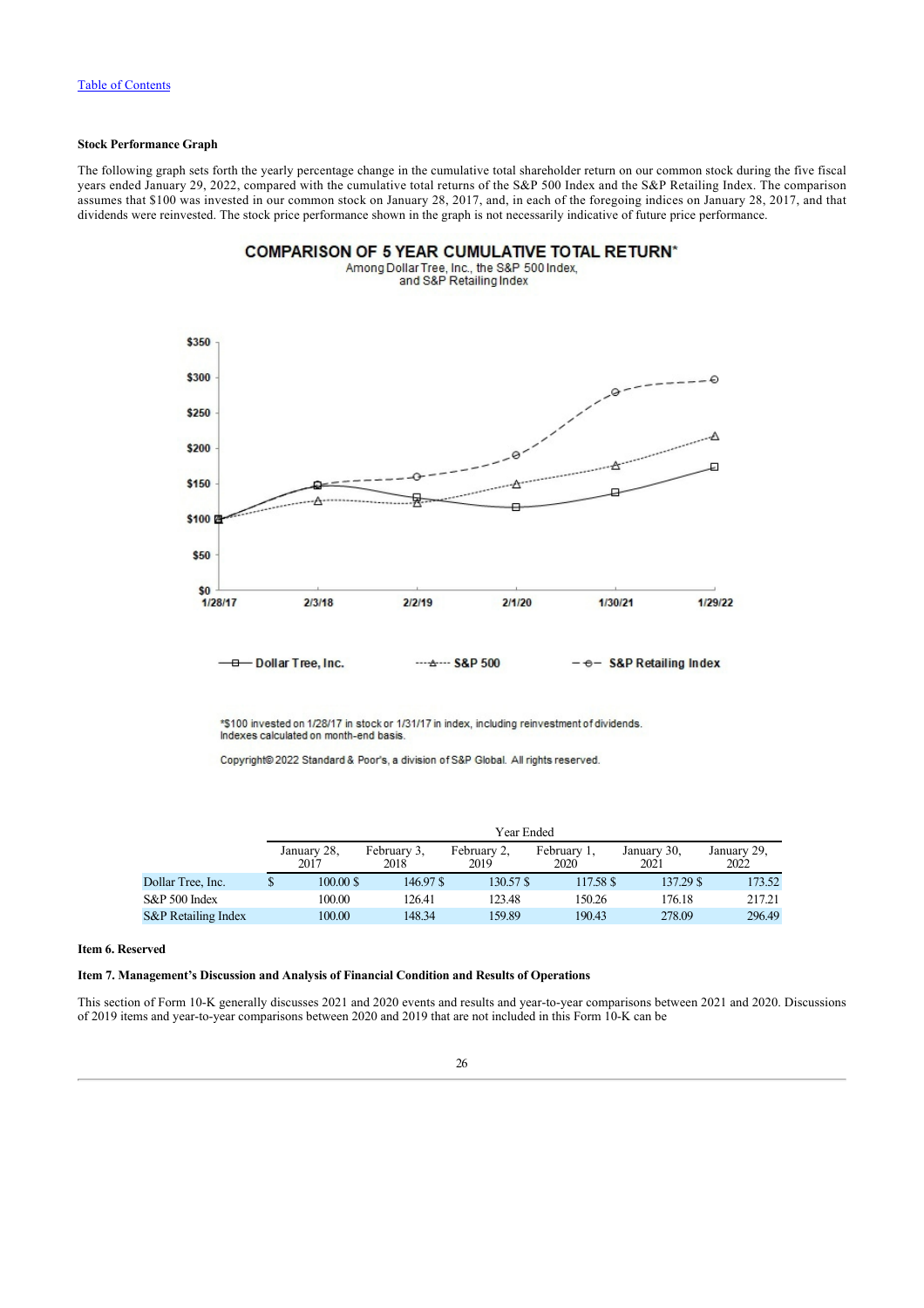[Table of Contents](#)

**Stock Performance Graph**

The following graph sets forth the yearly percentage change in the cumulative total shareholder return on our common stock during the five fiscal years ended January 29, 2022, compared with the cumulative total returns of the S&P 500 Index and the S&P Retailing Index. The comparison assumes that $100 was invested in our common stock on January 28, 2017, and, in each of the foregoing indices on January 28, 2017, and that dividends were reinvested. The stock price performance shown in the graph is not necessarily indicative of future price performance.

**COMPARISON OF 5 YEAR CUMULATIVE TOTAL RETURN***

Among Dollar Tree, Inc., the S&P 500 Index, and S&P Retailing Index

*$100 invested on 1/28/17 in stock or 1/31/17 in index, including reinvestment of dividends. Indexes calculated on month-end basis.

Copyright© 2022 Standard & Poor's, a division of S&P Global. All rights reserved.

| | Year Ended | | | | | |
|---|---|---|---|---|---|---|
| | January 28, 2017 | February 3, 2018 | February 2, 2019 | February 1, 2020 | January 30, 2021 | January 29, 2022 |
| Dollar Tree, Inc. | $ 100.00 | $ 146.97 | $ 130.57 | $ 117.58 | $ 137.29 | $ 173.52 |
| S&P 500 Index | 100.00 | 126.41 | 123.48 | 150.26 | 176.18 | 217.21 |
| S&P Retailing Index | 100.00 | 148.34 | 159.89 | 190.43 | 278.09 | 296.49 |

**Item 6. Reserved**

**Item 7. Management's Discussion and Analysis of Financial Condition and Results of Operations**

This section of Form 10-K generally discusses 2021 and 2020 events and results and year-to-year comparisons between 2021 and 2020. Discussions of 2019 items and year-to-year comparisons between 2020 and 2019 that are not included in this Form 10-K can be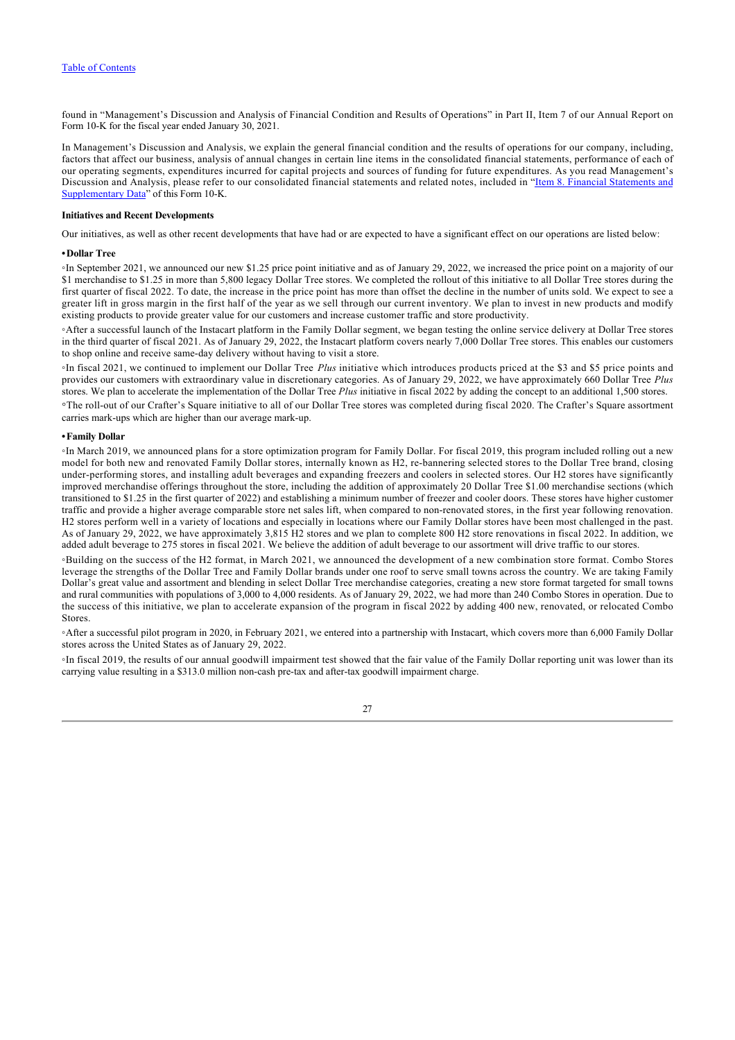found in "Management's Discussion and Analysis of Financial Condition and Results of Operations" in Part II, Item 7 of our Annual Report on Form 10-K for the fiscal year ended January 30, 2021.

In Management's Discussion and Analysis, we explain the general financial condition and the results of operations for our company, including, factors that affect our business, analysis of annual changes in certain line items in the consolidated financial statements, performance of each of our operating segments, expenditures incurred for capital projects and sources of funding for future expenditures. As you read Management's Discussion and Analysis, please refer to our consolidated financial statements and related notes, included in "Item 8. Financial Statements and Supplementary Data" of this Form 10-K.

**Initiatives and Recent Developments**

Our initiatives, as well as other recent developments that have had or are expected to have a significant effect on our operations are listed below:

**• Dollar Tree**

◦In September 2021, we announced our new $1.25 price point initiative and as of January 29, 2022, we increased the price point on a majority of our $1 merchandise to $1.25 in more than 5,800 legacy Dollar Tree stores. We completed the rollout of this initiative to all Dollar Tree stores during the first quarter of fiscal 2022. To date, the increase in the price point has more than offset the decline in the number of units sold. We expect to see a greater lift in gross margin in the first half of the year as we sell through our current inventory. We plan to invest in new products and modify existing products to provide greater value for our customers and increase customer traffic and store productivity.

◦After a successful launch of the Instacart platform in the Family Dollar segment, we began testing the online service delivery at Dollar Tree stores in the third quarter of fiscal 2021. As of January 29, 2022, the Instacart platform covers nearly 7,000 Dollar Tree stores. This enables our customers to shop online and receive same-day delivery without having to visit a store.

◦In fiscal 2021, we continued to implement our Dollar Tree *Plus* initiative which introduces products priced at the $3 and $5 price points and provides our customers with extraordinary value in discretionary categories. As of January 29, 2022, we have approximately 660 Dollar Tree *Plus* stores. We plan to accelerate the implementation of the Dollar Tree *Plus* initiative in fiscal 2022 by adding the concept to an additional 1,500 stores.

◦The roll-out of our Crafter's Square initiative to all of our Dollar Tree stores was completed during fiscal 2020. The Crafter's Square assortment carries mark-ups which are higher than our average mark-up.

**• Family Dollar**

◦In March 2019, we announced plans for a store optimization program for Family Dollar. For fiscal 2019, this program included rolling out a new model for both new and renovated Family Dollar stores, internally known as H2, re-bannering selected stores to the Dollar Tree brand, closing under-performing stores, and installing adult beverages and expanding freezers and coolers in selected stores. Our H2 stores have significantly improved merchandise offerings throughout the store, including the addition of approximately 20 Dollar Tree $1.00 merchandise sections (which transitioned to $1.25 in the first quarter of 2022) and establishing a minimum number of freezer and cooler doors. These stores have higher customer traffic and provide a higher average comparable store net sales lift, when compared to non-renovated stores, in the first year following renovation. H2 stores perform well in a variety of locations and especially in locations where our Family Dollar stores have been most challenged in the past. As of January 29, 2022, we have approximately 3,815 H2 stores and we plan to complete 800 H2 store renovations in fiscal 2022. In addition, we added adult beverage to 275 stores in fiscal 2021. We believe the addition of adult beverage to our assortment will drive traffic to our stores.

◦Building on the success of the H2 format, in March 2021, we announced the development of a new combination store format. Combo Stores leverage the strengths of the Dollar Tree and Family Dollar brands under one roof to serve small towns across the country. We are taking Family Dollar's great value and assortment and blending in select Dollar Tree merchandise categories, creating a new store format targeted for small towns and rural communities with populations of 3,000 to 4,000 residents. As of January 29, 2022, we had more than 240 Combo Stores in operation. Due to the success of this initiative, we plan to accelerate expansion of the program in fiscal 2022 by adding 400 new, renovated, or relocated Combo Stores.

◦After a successful pilot program in 2020, in February 2021, we entered into a partnership with Instacart, which covers more than 6,000 Family Dollar stores across the United States as of January 29, 2022.

◦In fiscal 2019, the results of our annual goodwill impairment test showed that the fair value of the Family Dollar reporting unit was lower than its carrying value resulting in a $313.0 million non-cash pre-tax and after-tax goodwill impairment charge.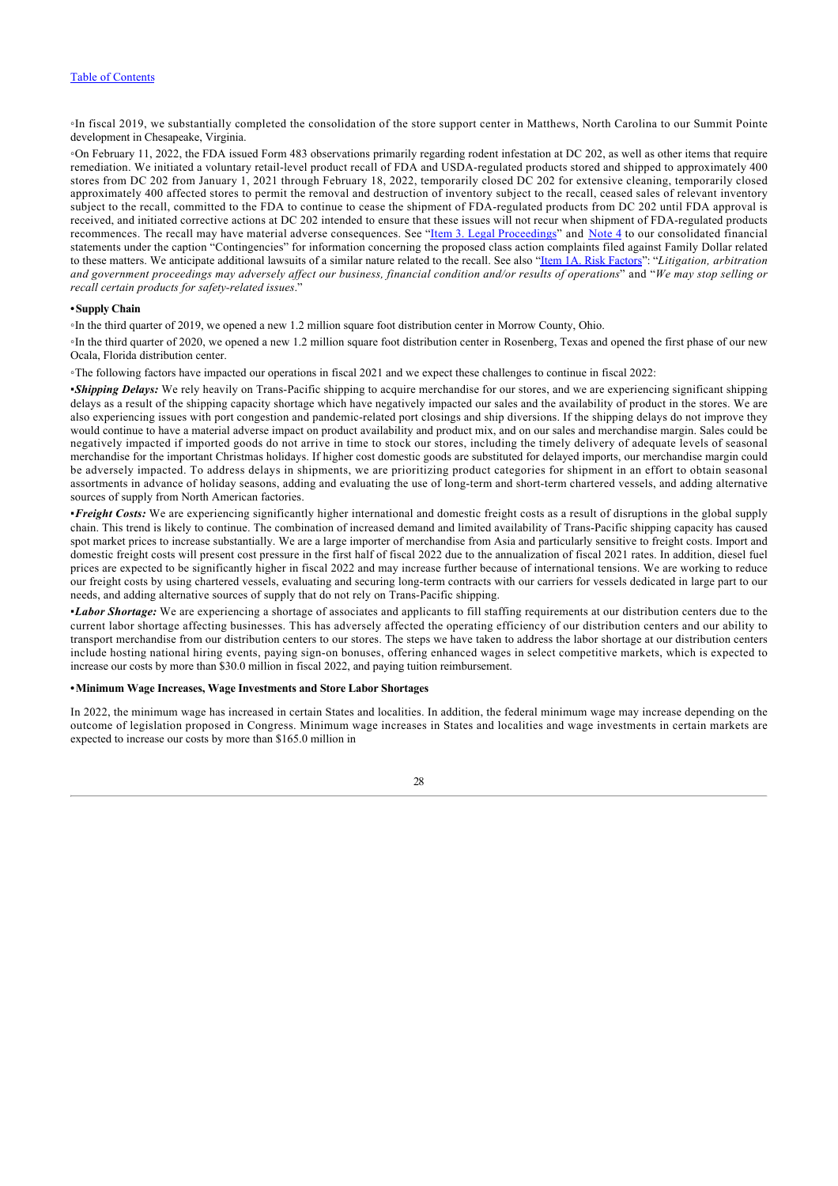◦In fiscal 2019, we substantially completed the consolidation of the store support center in Matthews, North Carolina to our Summit Pointe development in Chesapeake, Virginia.

◦On February 11, 2022, the FDA issued Form 483 observations primarily regarding rodent infestation at DC 202, as well as other items that require remediation. We initiated a voluntary retail-level product recall of FDA and USDA-regulated products stored and shipped to approximately 400 stores from DC 202 from January 1, 2021 through February 18, 2022, temporarily closed DC 202 for extensive cleaning, temporarily closed approximately 400 affected stores to permit the removal and destruction of inventory subject to the recall, ceased sales of relevant inventory subject to the recall, committed to the FDA to continue to cease the shipment of FDA-regulated products from DC 202 until FDA approval is received, and initiated corrective actions at DC 202 intended to ensure that these issues will not recur when shipment of FDA-regulated products recommences. The recall may have material adverse consequences. See "Item 3. Legal Proceedings" and Note 4 to our consolidated financial statements under the caption "Contingencies" for information concerning the proposed class action complaints filed against Family Dollar related to these matters. We anticipate additional lawsuits of a similar nature related to the recall. See also "Item 1A. Risk Factors": "*Litigation, arbitration and government proceedings may adversely affect our business, financial condition and/or results of operations*" and "*We may stop selling or recall certain products for safety-related issues*."

**• Supply Chain**

◦In the third quarter of 2019, we opened a new 1.2 million square foot distribution center in Morrow County, Ohio.

◦In the third quarter of 2020, we opened a new 1.2 million square foot distribution center in Rosenberg, Texas and opened the first phase of our new Ocala, Florida distribution center.

◦The following factors have impacted our operations in fiscal 2021 and we expect these challenges to continue in fiscal 2022:

▪***Shipping Delays:*** We rely heavily on Trans-Pacific shipping to acquire merchandise for our stores, and we are experiencing significant shipping delays as a result of the shipping capacity shortage which have negatively impacted our sales and the availability of product in the stores. We are also experiencing issues with port congestion and pandemic-related port closings and ship diversions. If the shipping delays do not improve they would continue to have a material adverse impact on product availability and product mix, and on our sales and merchandise margin. Sales could be negatively impacted if imported goods do not arrive in time to stock our stores, including the timely delivery of adequate levels of seasonal merchandise for the important Christmas holidays. If higher cost domestic goods are substituted for delayed imports, our merchandise margin could be adversely impacted. To address delays in shipments, we are prioritizing product categories for shipment in an effort to obtain seasonal assortments in advance of holiday seasons, adding and evaluating the use of long-term and short-term chartered vessels, and adding alternative sources of supply from North American factories.

▪***Freight Costs:*** We are experiencing significantly higher international and domestic freight costs as a result of disruptions in the global supply chain. This trend is likely to continue. The combination of increased demand and limited availability of Trans-Pacific shipping capacity has caused spot market prices to increase substantially. We are a large importer of merchandise from Asia and particularly sensitive to freight costs. Import and domestic freight costs will present cost pressure in the first half of fiscal 2022 due to the annualization of fiscal 2021 rates. In addition, diesel fuel prices are expected to be significantly higher in fiscal 2022 and may increase further because of international tensions. We are working to reduce our freight costs by using chartered vessels, evaluating and securing long-term contracts with our carriers for vessels dedicated in large part to our needs, and adding alternative sources of supply that do not rely on Trans-Pacific shipping.

▪***Labor Shortage:*** We are experiencing a shortage of associates and applicants to fill staffing requirements at our distribution centers due to the current labor shortage affecting businesses. This has adversely affected the operating efficiency of our distribution centers and our ability to transport merchandise from our distribution centers to our stores. The steps we have taken to address the labor shortage at our distribution centers include hosting national hiring events, paying sign-on bonuses, offering enhanced wages in select competitive markets, which is expected to increase our costs by more than $30.0 million in fiscal 2022, and paying tuition reimbursement.

**• Minimum Wage Increases, Wage Investments and Store Labor Shortages**

In 2022, the minimum wage has increased in certain States and localities. In addition, the federal minimum wage may increase depending on the outcome of legislation proposed in Congress. Minimum wage increases in States and localities and wage investments in certain markets are expected to increase our costs by more than $165.0 million in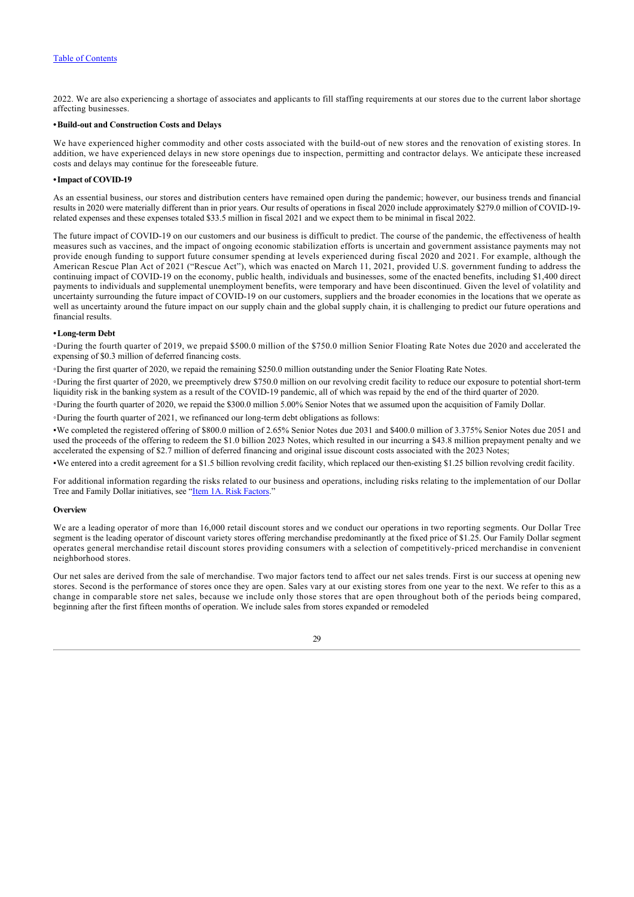2022. We are also experiencing a shortage of associates and applicants to fill staffing requirements at our stores due to the current labor shortage affecting businesses.

**• Build-out and Construction Costs and Delays**

We have experienced higher commodity and other costs associated with the build-out of new stores and the renovation of existing stores. In addition, we have experienced delays in new store openings due to inspection, permitting and contractor delays. We anticipate these increased costs and delays may continue for the foreseeable future.

**• Impact of COVID-19**

As an essential business, our stores and distribution centers have remained open during the pandemic; however, our business trends and financial results in 2020 were materially different than in prior years. Our results of operations in fiscal 2020 include approximately $279.0 million of COVID-19-related expenses and these expenses totaled $33.5 million in fiscal 2021 and we expect them to be minimal in fiscal 2022.

The future impact of COVID-19 on our customers and our business is difficult to predict. The course of the pandemic, the effectiveness of health measures such as vaccines, and the impact of ongoing economic stabilization efforts is uncertain and government assistance payments may not provide enough funding to support future consumer spending at levels experienced during fiscal 2020 and 2021. For example, although the American Rescue Plan Act of 2021 ("Rescue Act"), which was enacted on March 11, 2021, provided U.S. government funding to address the continuing impact of COVID-19 on the economy, public health, individuals and businesses, some of the enacted benefits, including $1,400 direct payments to individuals and supplemental unemployment benefits, were temporary and have been discontinued. Given the level of volatility and uncertainty surrounding the future impact of COVID-19 on our customers, suppliers and the broader economies in the locations that we operate as well as uncertainty around the future impact on our supply chain and the global supply chain, it is challenging to predict our future operations and financial results.

**• Long-term Debt**

- During the fourth quarter of 2019, we prepaid $500.0 million of the $750.0 million Senior Floating Rate Notes due 2020 and accelerated the expensing of $0.3 million of deferred financing costs.
- During the first quarter of 2020, we repaid the remaining $250.0 million outstanding under the Senior Floating Rate Notes.
- During the first quarter of 2020, we preemptively drew $750.0 million on our revolving credit facility to reduce our exposure to potential short-term liquidity risk in the banking system as a result of the COVID-19 pandemic, all of which was repaid by the end of the third quarter of 2020.
- During the fourth quarter of 2020, we repaid the $300.0 million 5.00% Senior Notes that we assumed upon the acquisition of Family Dollar.
- During the fourth quarter of 2021, we refinanced our long-term debt obligations as follows:
  - We completed the registered offering of $800.0 million of 2.65% Senior Notes due 2031 and $400.0 million of 3.375% Senior Notes due 2051 and used the proceeds of the offering to redeem the $1.0 billion 2023 Notes, which resulted in our incurring a $43.8 million prepayment penalty and we accelerated the expensing of $2.7 million of deferred financing and original issue discount costs associated with the 2023 Notes;
  - We entered into a credit agreement for a $1.5 billion revolving credit facility, which replaced our then-existing $1.25 billion revolving credit facility.

For additional information regarding the risks related to our business and operations, including risks relating to the implementation of our Dollar Tree and Family Dollar initiatives, see "Item 1A. Risk Factors."

**Overview**

We are a leading operator of more than 16,000 retail discount stores and we conduct our operations in two reporting segments. Our Dollar Tree segment is the leading operator of discount variety stores offering merchandise predominantly at the fixed price of $1.25. Our Family Dollar segment operates general merchandise retail discount stores providing consumers with a selection of competitively-priced merchandise in convenient neighborhood stores.

Our net sales are derived from the sale of merchandise. Two major factors tend to affect our net sales trends. First is our success at opening new stores. Second is the performance of stores once they are open. Sales vary at our existing stores from one year to the next. We refer to this as a change in comparable store net sales, because we include only those stores that are open throughout both of the periods being compared, beginning after the first fifteen months of operation. We include sales from stores expanded or remodeled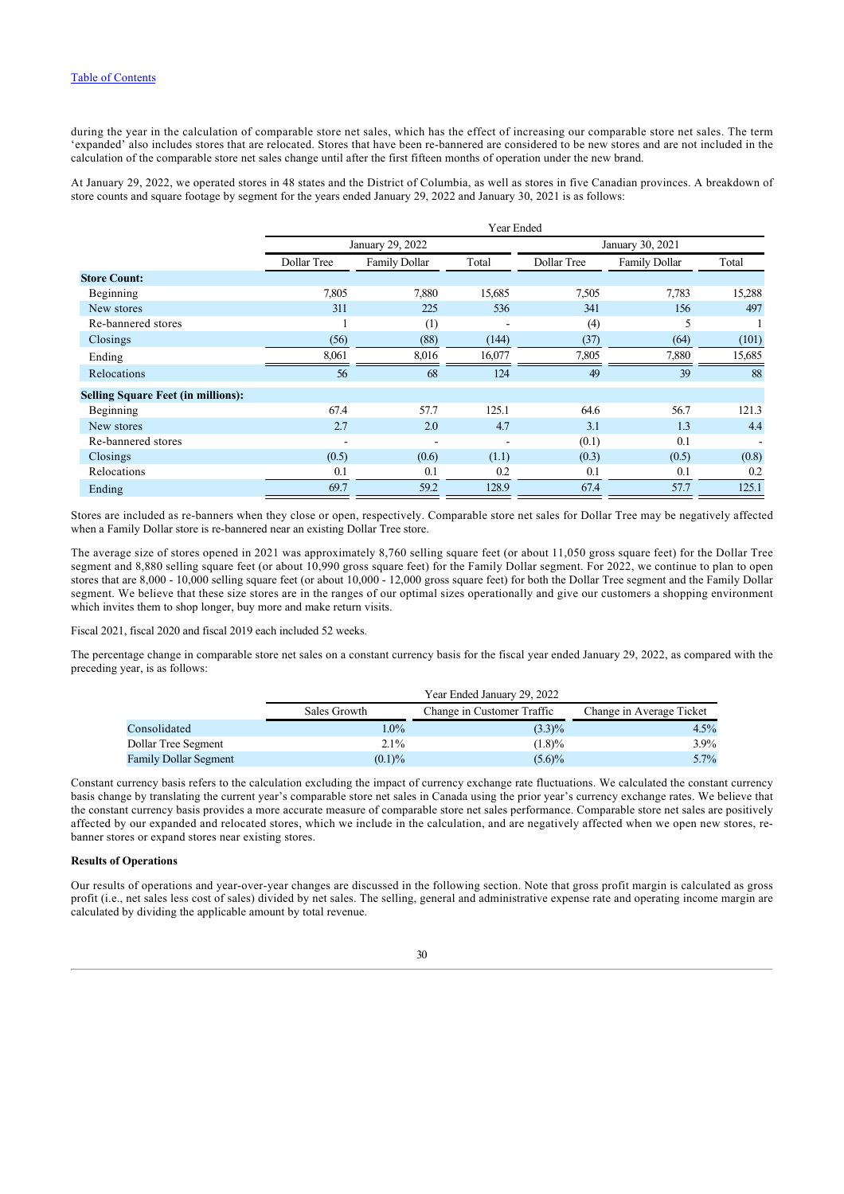during the year in the calculation of comparable store net sales, which has the effect of increasing our comparable store net sales. The term 'expanded' also includes stores that are relocated. Stores that have been re-bannered are considered to be new stores and are not included in the calculation of the comparable store net sales change until after the first fifteen months of operation under the new brand.

At January 29, 2022, we operated stores in 48 states and the District of Columbia, as well as stores in five Canadian provinces. A breakdown of store counts and square footage by segment for the years ended January 29, 2022 and January 30, 2021 is as follows:

| | Year Ended | | | | | |
|---|---|---|---|---|---|---|
| | January 29, 2022 | | | January 30, 2021 | | |
| | Dollar Tree | Family Dollar | Total | Dollar Tree | Family Dollar | Total |
| **Store Count:** | | | | | | |
| Beginning | 7,805 | 7,880 | 15,685 | 7,505 | 7,783 | 15,288 |
| New stores | 311 | 225 | 536 | 341 | 156 | 497 |
| Re-bannered stores | 1 | (1) | - | (4) | 5 | 1 |
| Closings | (56) | (88) | (144) | (37) | (64) | (101) |
| Ending | 8,061 | 8,016 | 16,077 | 7,805 | 7,880 | 15,685 |
| Relocations | 56 | 68 | 124 | 49 | 39 | 88 |
| **Selling Square Feet (in millions):** | | | | | | |
| Beginning | 67.4 | 57.7 | 125.1 | 64.6 | 56.7 | 121.3 |
| New stores | 2.7 | 2.0 | 4.7 | 3.1 | 1.3 | 4.4 |
| Re-bannered stores | - | - | - | (0.1) | 0.1 | - |
| Closings | (0.5) | (0.6) | (1.1) | (0.3) | (0.5) | (0.8) |
| Relocations | 0.1 | 0.1 | 0.2 | 0.1 | 0.1 | 0.2 |
| Ending | 69.7 | 59.2 | 128.9 | 67.4 | 57.7 | 125.1 |

Stores are included as re-banners when they close or open, respectively. Comparable store net sales for Dollar Tree may be negatively affected when a Family Dollar store is re-bannered near an existing Dollar Tree store.

The average size of stores opened in 2021 was approximately 8,760 selling square feet (or about 11,050 gross square feet) for the Dollar Tree segment and 8,880 selling square feet (or about 10,990 gross square feet) for the Family Dollar segment. For 2022, we continue to plan to open stores that are 8,000 - 10,000 selling square feet (or about 10,000 - 12,000 gross square feet) for both the Dollar Tree segment and the Family Dollar segment. We believe that these size stores are in the ranges of our optimal sizes operationally and give our customers a shopping environment which invites them to shop longer, buy more and make return visits.

Fiscal 2021, fiscal 2020 and fiscal 2019 each included 52 weeks.

The percentage change in comparable store net sales on a constant currency basis for the fiscal year ended January 29, 2022, as compared with the preceding year, is as follows:

| | Year Ended January 29, 2022 | | |
|---|---|---|---|
| | Sales Growth | Change in Customer Traffic | Change in Average Ticket |
| Consolidated | 1.0% | (3.3)% | 4.5% |
| Dollar Tree Segment | 2.1% | (1.8)% | 3.9% |
| Family Dollar Segment | (0.1)% | (5.6)% | 5.7% |

Constant currency basis refers to the calculation excluding the impact of currency exchange rate fluctuations. We calculated the constant currency basis change by translating the current year's comparable store net sales in Canada using the prior year's currency exchange rates. We believe that the constant currency basis provides a more accurate measure of comparable store net sales performance. Comparable store net sales are positively affected by our expanded and relocated stores, which we include in the calculation, and are negatively affected when we open new stores, re-banner stores or expand stores near existing stores.

**Results of Operations**

Our results of operations and year-over-year changes are discussed in the following section. Note that gross profit margin is calculated as gross profit (i.e., net sales less cost of sales) divided by net sales. The selling, general and administrative expense rate and operating income margin are calculated by dividing the applicable amount by total revenue.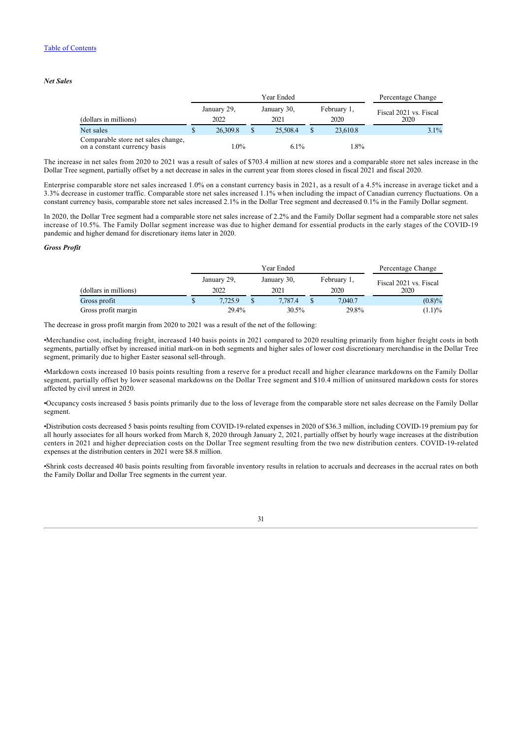***Net Sales***

| | Year Ended | | | Percentage Change |
|---|---|---|---|---|
| (dollars in millions) | January 29, 2022 | January 30, 2021 | February 1, 2020 | Fiscal 2021 vs. Fiscal 2020 |
| Net sales | $ 26,309.8 | $ 25,508.4 | $ 23,610.8 | 3.1% |
| Comparable store net sales change, on a constant currency basis | 1.0% | 6.1% | 1.8% | |

The increase in net sales from 2020 to 2021 was a result of sales of $703.4 million at new stores and a comparable store net sales increase in the Dollar Tree segment, partially offset by a net decrease in sales in the current year from stores closed in fiscal 2021 and fiscal 2020.

Enterprise comparable store net sales increased 1.0% on a constant currency basis in 2021, as a result of a 4.5% increase in average ticket and a 3.3% decrease in customer traffic. Comparable store net sales increased 1.1% when including the impact of Canadian currency fluctuations. On a constant currency basis, comparable store net sales increased 2.1% in the Dollar Tree segment and decreased 0.1% in the Family Dollar segment.

In 2020, the Dollar Tree segment had a comparable store net sales increase of 2.2% and the Family Dollar segment had a comparable store net sales increase of 10.5%. The Family Dollar segment increase was due to higher demand for essential products in the early stages of the COVID-19 pandemic and higher demand for discretionary items later in 2020.

***Gross Profit***

| | Year Ended | | | Percentage Change |
|---|---|---|---|---|
| (dollars in millions) | January 29, 2022 | January 30, 2021 | February 1, 2020 | Fiscal 2021 vs. Fiscal 2020 |
| Gross profit | $ 7,725.9 | $ 7,787.4 | $ 7,040.7 | (0.8)% |
| Gross profit margin | 29.4% | 30.5% | 29.8% | (1.1)% |

The decrease in gross profit margin from 2020 to 2021 was a result of the net of the following:

•Merchandise cost, including freight, increased 140 basis points in 2021 compared to 2020 resulting primarily from higher freight costs in both segments, partially offset by increased initial mark-on in both segments and higher sales of lower cost discretionary merchandise in the Dollar Tree segment, primarily due to higher Easter seasonal sell-through.

•Markdown costs increased 10 basis points resulting from a reserve for a product recall and higher clearance markdowns on the Family Dollar segment, partially offset by lower seasonal markdowns on the Dollar Tree segment and $10.4 million of uninsured markdown costs for stores affected by civil unrest in 2020.

•Occupancy costs increased 5 basis points primarily due to the loss of leverage from the comparable store net sales decrease on the Family Dollar segment.

•Distribution costs decreased 5 basis points resulting from COVID-19-related expenses in 2020 of $36.3 million, including COVID-19 premium pay for all hourly associates for all hours worked from March 8, 2020 through January 2, 2021, partially offset by hourly wage increases at the distribution centers in 2021 and higher depreciation costs on the Dollar Tree segment resulting from the two new distribution centers. COVID-19-related expenses at the distribution centers in 2021 were $8.8 million.

•Shrink costs decreased 40 basis points resulting from favorable inventory results in relation to accruals and decreases in the accrual rates on both the Family Dollar and Dollar Tree segments in the current year.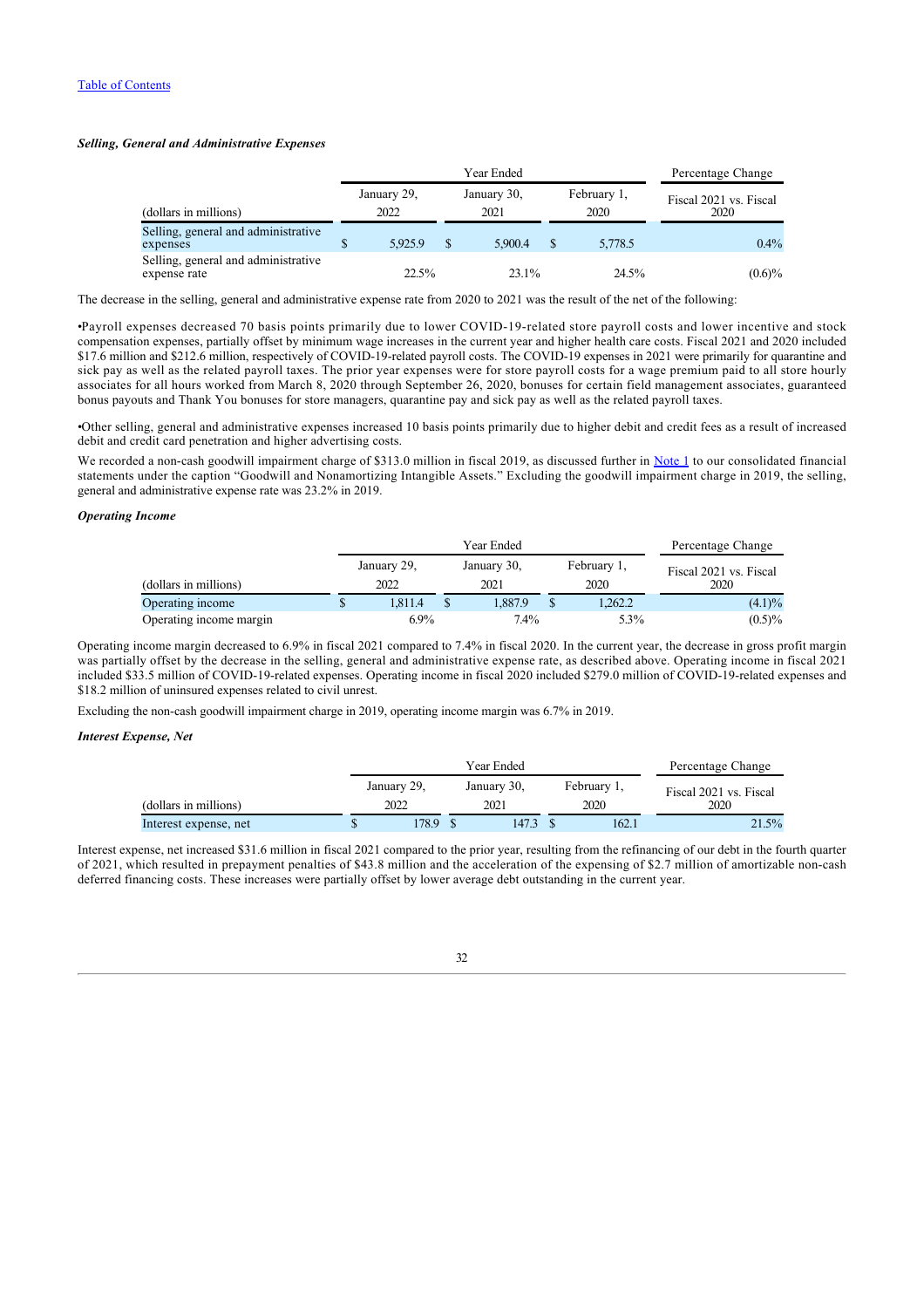[Table of Contents](#)

***Selling, General and Administrative Expenses***

| (dollars in millions) | Year Ended | | | Percentage Change |
|---|---|---|---|---|
| | January 29, 2022 | January 30, 2021 | February 1, 2020 | Fiscal 2021 vs. Fiscal 2020 |
| Selling, general and administrative expenses | $ 5,925.9 | $ 5,900.4 | $ 5,778.5 | 0.4% |
| Selling, general and administrative expense rate | 22.5% | 23.1% | 24.5% | (0.6)% |

The decrease in the selling, general and administrative expense rate from 2020 to 2021 was the result of the net of the following:

•Payroll expenses decreased 70 basis points primarily due to lower COVID-19-related store payroll costs and lower incentive and stock compensation expenses, partially offset by minimum wage increases in the current year and higher health care costs. Fiscal 2021 and 2020 included $17.6 million and $212.6 million, respectively of COVID-19-related payroll costs. The COVID-19 expenses in 2021 were primarily for quarantine and sick pay as well as the related payroll taxes. The prior year expenses were for store payroll costs for a wage premium paid to all store hourly associates for all hours worked from March 8, 2020 through September 26, 2020, bonuses for certain field management associates, guaranteed bonus payouts and Thank You bonuses for store managers, quarantine pay and sick pay as well as the related payroll taxes.

•Other selling, general and administrative expenses increased 10 basis points primarily due to higher debit and credit fees as a result of increased debit and credit card penetration and higher advertising costs.

We recorded a non-cash goodwill impairment charge of $313.0 million in fiscal 2019, as discussed further in [Note 1](#) to our consolidated financial statements under the caption "Goodwill and Nonamortizing Intangible Assets." Excluding the goodwill impairment charge in 2019, the selling, general and administrative expense rate was 23.2% in 2019.

***Operating Income***

| (dollars in millions) | Year Ended | | | Percentage Change |
|---|---|---|---|---|
| | January 29, 2022 | January 30, 2021 | February 1, 2020 | Fiscal 2021 vs. Fiscal 2020 |
| Operating income | $ 1,811.4 | $ 1,887.9 | $ 1,262.2 | (4.1)% |
| Operating income margin | 6.9% | 7.4% | 5.3% | (0.5)% |

Operating income margin decreased to 6.9% in fiscal 2021 compared to 7.4% in fiscal 2020. In the current year, the decrease in gross profit margin was partially offset by the decrease in the selling, general and administrative expense rate, as described above. Operating income in fiscal 2021 included $33.5 million of COVID-19-related expenses. Operating income in fiscal 2020 included $279.0 million of COVID-19-related expenses and $18.2 million of uninsured expenses related to civil unrest.

Excluding the non-cash goodwill impairment charge in 2019, operating income margin was 6.7% in 2019.

***Interest Expense, Net***

| (dollars in millions) | Year Ended | | | Percentage Change |
|---|---|---|---|---|
| | January 29, 2022 | January 30, 2021 | February 1, 2020 | Fiscal 2021 vs. Fiscal 2020 |
| Interest expense, net | $ 178.9 | $ 147.3 | $ 162.1 | 21.5% |

Interest expense, net increased $31.6 million in fiscal 2021 compared to the prior year, resulting from the refinancing of our debt in the fourth quarter of 2021, which resulted in prepayment penalties of $43.8 million and the acceleration of the expensing of $2.7 million of amortizable non-cash deferred financing costs. These increases were partially offset by lower average debt outstanding in the current year.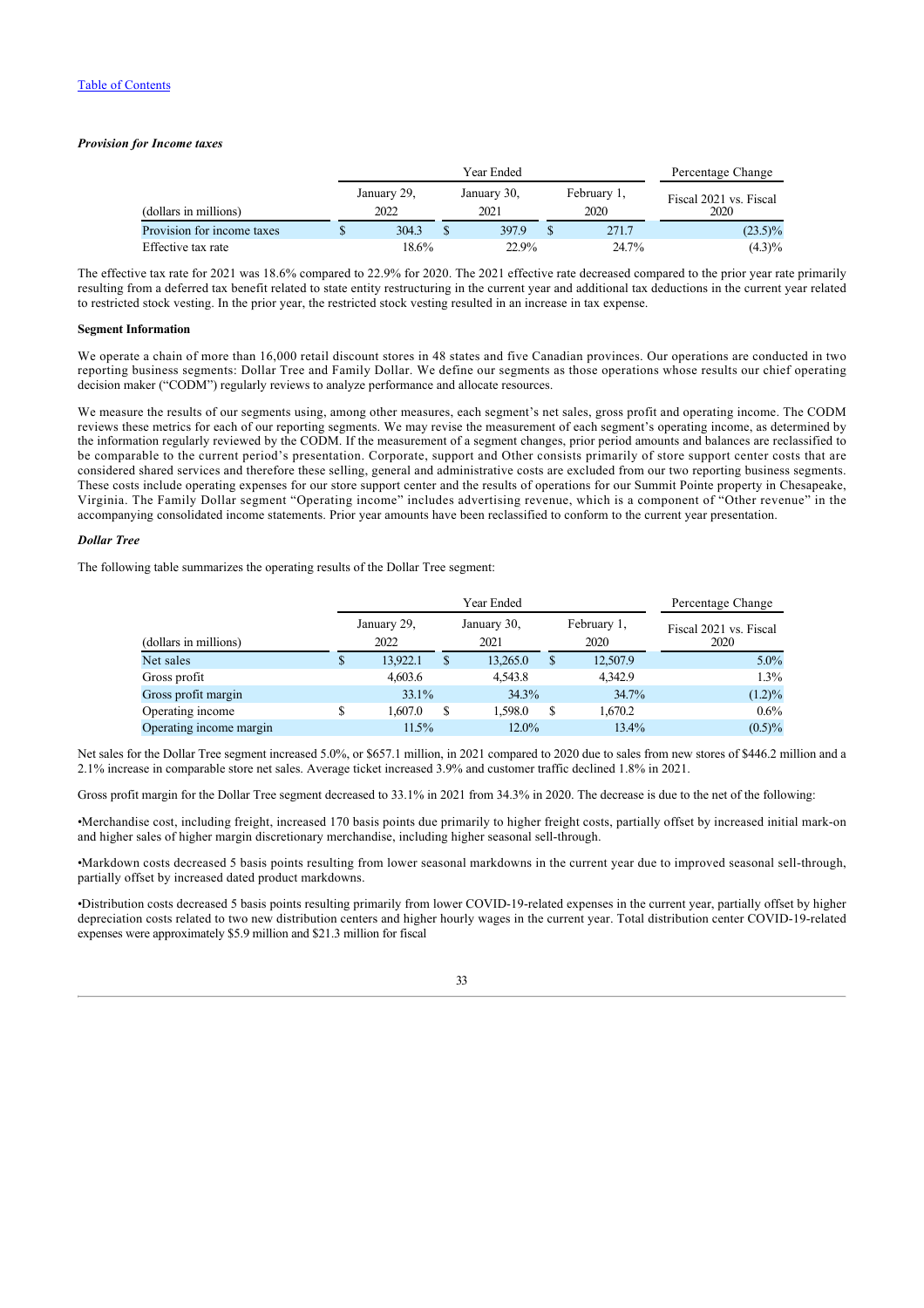[Table of Contents](#)

***Provision for Income taxes***

| (dollars in millions) | Year Ended January 29, 2022 | Year Ended January 30, 2021 | Year Ended February 1, 2020 | Percentage Change Fiscal 2021 vs. Fiscal 2020 |
|---|---|---|---|---|
| Provision for income taxes | $ 304.3 | $ 397.9 | $ 271.7 | (23.5)% |
| Effective tax rate | 18.6% | 22.9% | 24.7% | (4.3)% |

The effective tax rate for 2021 was 18.6% compared to 22.9% for 2020. The 2021 effective rate decreased compared to the prior year rate primarily resulting from a deferred tax benefit related to state entity restructuring in the current year and additional tax deductions in the current year related to restricted stock vesting. In the prior year, the restricted stock vesting resulted in an increase in tax expense.

**Segment Information**

We operate a chain of more than 16,000 retail discount stores in 48 states and five Canadian provinces. Our operations are conducted in two reporting business segments: Dollar Tree and Family Dollar. We define our segments as those operations whose results our chief operating decision maker ("CODM") regularly reviews to analyze performance and allocate resources.

We measure the results of our segments using, among other measures, each segment's net sales, gross profit and operating income. The CODM reviews these metrics for each of our reporting segments. We may revise the measurement of each segment's operating income, as determined by the information regularly reviewed by the CODM. If the measurement of a segment changes, prior period amounts and balances are reclassified to be comparable to the current period's presentation. Corporate, support and Other consists primarily of store support center costs that are considered shared services and therefore these selling, general and administrative costs are excluded from our two reporting business segments. These costs include operating expenses for our store support center and the results of operations for our Summit Pointe property in Chesapeake, Virginia. The Family Dollar segment "Operating income" includes advertising revenue, which is a component of "Other revenue" in the accompanying consolidated income statements. Prior year amounts have been reclassified to conform to the current year presentation.

***Dollar Tree***

The following table summarizes the operating results of the Dollar Tree segment:

| (dollars in millions) | Year Ended January 29, 2022 | Year Ended January 30, 2021 | Year Ended February 1, 2020 | Percentage Change Fiscal 2021 vs. Fiscal 2020 |
|---|---|---|---|---|
| Net sales | $ 13,922.1 | $ 13,265.0 | $ 12,507.9 | 5.0% |
| Gross profit | 4,603.6 | 4,543.8 | 4,342.9 | 1.3% |
| Gross profit margin | 33.1% | 34.3% | 34.7% | (1.2)% |
| Operating income | $ 1,607.0 | $ 1,598.0 | $ 1,670.2 | 0.6% |
| Operating income margin | 11.5% | 12.0% | 13.4% | (0.5)% |

Net sales for the Dollar Tree segment increased 5.0%, or $657.1 million, in 2021 compared to 2020 due to sales from new stores of $446.2 million and a 2.1% increase in comparable store net sales. Average ticket increased 3.9% and customer traffic declined 1.8% in 2021.

Gross profit margin for the Dollar Tree segment decreased to 33.1% in 2021 from 34.3% in 2020. The decrease is due to the net of the following:

- Merchandise cost, including freight, increased 170 basis points due primarily to higher freight costs, partially offset by increased initial mark-on and higher sales of higher margin discretionary merchandise, including higher seasonal sell-through.

- Markdown costs decreased 5 basis points resulting from lower seasonal markdowns in the current year due to improved seasonal sell-through, partially offset by increased dated product markdowns.

- Distribution costs decreased 5 basis points resulting primarily from lower COVID-19-related expenses in the current year, partially offset by higher depreciation costs related to two new distribution centers and higher hourly wages in the current year. Total distribution center COVID-19-related expenses were approximately $5.9 million and $21.3 million for fiscal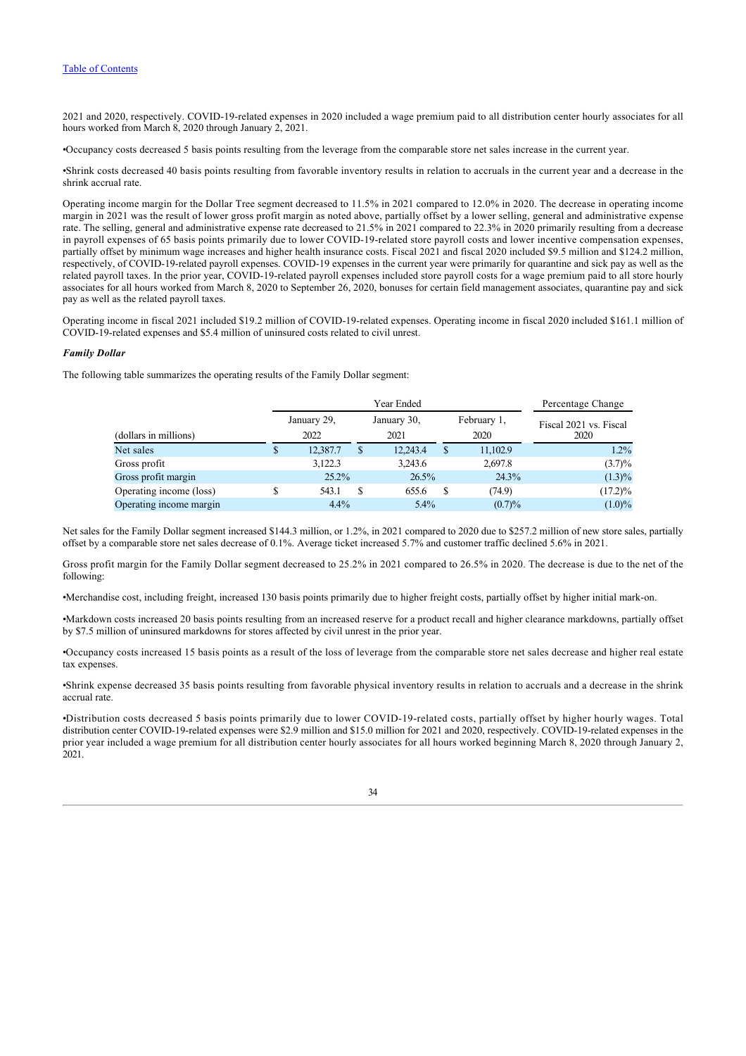2021 and 2020, respectively. COVID-19-related expenses in 2020 included a wage premium paid to all distribution center hourly associates for all hours worked from March 8, 2020 through January 2, 2021.

•Occupancy costs decreased 5 basis points resulting from the leverage from the comparable store net sales increase in the current year.

•Shrink costs decreased 40 basis points resulting from favorable inventory results in relation to accruals in the current year and a decrease in the shrink accrual rate.

Operating income margin for the Dollar Tree segment decreased to 11.5% in 2021 compared to 12.0% in 2020. The decrease in operating income margin in 2021 was the result of lower gross profit margin as noted above, partially offset by a lower selling, general and administrative expense rate. The selling, general and administrative expense rate decreased to 21.5% in 2021 compared to 22.3% in 2020 primarily resulting from a decrease in payroll expenses of 65 basis points primarily due to lower COVID-19-related store payroll costs and lower incentive compensation expenses, partially offset by minimum wage increases and higher health insurance costs. Fiscal 2021 and fiscal 2020 included $9.5 million and $124.2 million, respectively, of COVID-19-related payroll expenses. COVID-19 expenses in the current year were primarily for quarantine and sick pay as well as the related payroll taxes. In the prior year, COVID-19-related payroll expenses included store payroll costs for a wage premium paid to all store hourly associates for all hours worked from March 8, 2020 to September 26, 2020, bonuses for certain field management associates, quarantine pay and sick pay as well as the related payroll taxes.

Operating income in fiscal 2021 included $19.2 million of COVID-19-related expenses. Operating income in fiscal 2020 included $161.1 million of COVID-19-related expenses and $5.4 million of uninsured costs related to civil unrest.

***Family Dollar***

The following table summarizes the operating results of the Family Dollar segment:

| | Year Ended | | | Percentage Change |
|---|---|---|---|---|
| (dollars in millions) | January 29, 2022 | January 30, 2021 | February 1, 2020 | Fiscal 2021 vs. Fiscal 2020 |
| Net sales | $ 12,387.7 | $ 12,243.4 | $ 11,102.9 | 1.2% |
| Gross profit | 3,122.3 | 3,243.6 | 2,697.8 | (3.7)% |
| Gross profit margin | 25.2% | 26.5% | 24.3% | (1.3)% |
| Operating income (loss) | $ 543.1 | $ 655.6 | $ (74.9) | (17.2)% |
| Operating income margin | 4.4% | 5.4% | (0.7)% | (1.0)% |

Net sales for the Family Dollar segment increased $144.3 million, or 1.2%, in 2021 compared to 2020 due to $257.2 million of new store sales, partially offset by a comparable store net sales decrease of 0.1%. Average ticket increased 5.7% and customer traffic declined 5.6% in 2021.

Gross profit margin for the Family Dollar segment decreased to 25.2% in 2021 compared to 26.5% in 2020. The decrease is due to the net of the following:

•Merchandise cost, including freight, increased 130 basis points primarily due to higher freight costs, partially offset by higher initial mark-on.

•Markdown costs increased 20 basis points resulting from an increased reserve for a product recall and higher clearance markdowns, partially offset by $7.5 million of uninsured markdowns for stores affected by civil unrest in the prior year.

•Occupancy costs increased 15 basis points as a result of the loss of leverage from the comparable store net sales decrease and higher real estate tax expenses.

•Shrink expense decreased 35 basis points resulting from favorable physical inventory results in relation to accruals and a decrease in the shrink accrual rate.

•Distribution costs decreased 5 basis points primarily due to lower COVID-19-related costs, partially offset by higher hourly wages. Total distribution center COVID-19-related expenses were $2.9 million and $15.0 million for 2021 and 2020, respectively. COVID-19-related expenses in the prior year included a wage premium for all distribution center hourly associates for all hours worked beginning March 8, 2020 through January 2, 2021.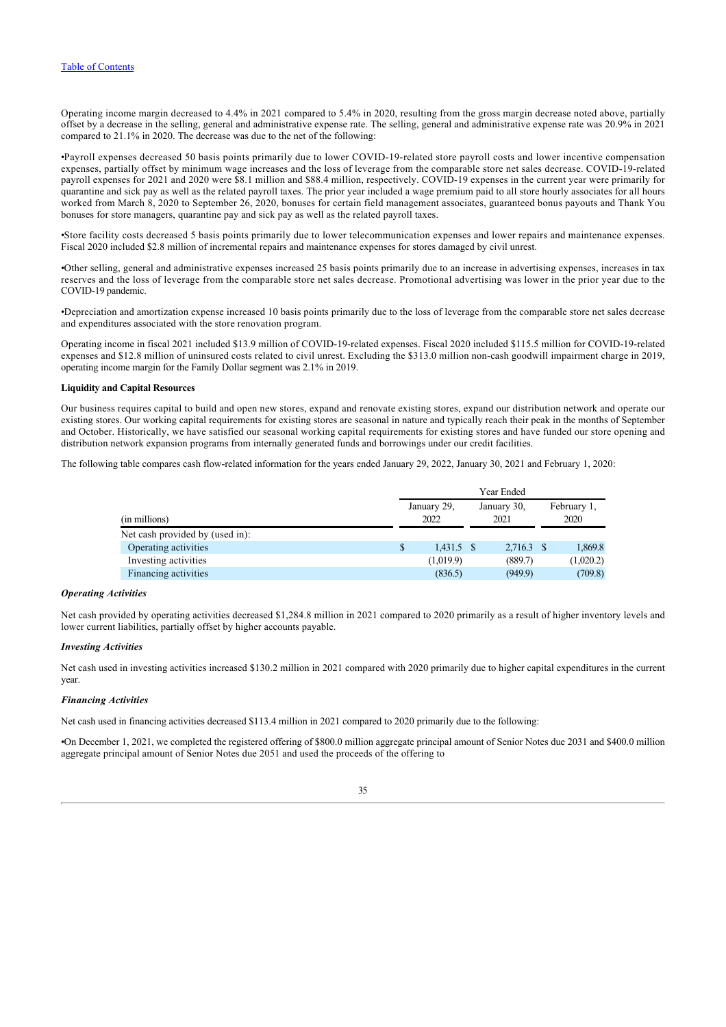[Table of Contents](#)

Operating income margin decreased to 4.4% in 2021 compared to 5.4% in 2020, resulting from the gross margin decrease noted above, partially offset by a decrease in the selling, general and administrative expense rate. The selling, general and administrative expense rate was 20.9% in 2021 compared to 21.1% in 2020. The decrease was due to the net of the following:

•Payroll expenses decreased 50 basis points primarily due to lower COVID-19-related store payroll costs and lower incentive compensation expenses, partially offset by minimum wage increases and the loss of leverage from the comparable store net sales decrease. COVID-19-related payroll expenses for 2021 and 2020 were $8.1 million and $88.4 million, respectively. COVID-19 expenses in the current year were primarily for quarantine and sick pay as well as the related payroll taxes. The prior year included a wage premium paid to all store hourly associates for all hours worked from March 8, 2020 to September 26, 2020, bonuses for certain field management associates, guaranteed bonus payouts and Thank You bonuses for store managers, quarantine pay and sick pay as well as the related payroll taxes.

•Store facility costs decreased 5 basis points primarily due to lower telecommunication expenses and lower repairs and maintenance expenses. Fiscal 2020 included $2.8 million of incremental repairs and maintenance expenses for stores damaged by civil unrest.

•Other selling, general and administrative expenses increased 25 basis points primarily due to an increase in advertising expenses, increases in tax reserves and the loss of leverage from the comparable store net sales decrease. Promotional advertising was lower in the prior year due to the COVID-19 pandemic.

•Depreciation and amortization expense increased 10 basis points primarily due to the loss of leverage from the comparable store net sales decrease and expenditures associated with the store renovation program.

Operating income in fiscal 2021 included $13.9 million of COVID-19-related expenses. Fiscal 2020 included $115.5 million for COVID-19-related expenses and $12.8 million of uninsured costs related to civil unrest. Excluding the $313.0 million non-cash goodwill impairment charge in 2019, operating income margin for the Family Dollar segment was 2.1% in 2019.

**Liquidity and Capital Resources**

Our business requires capital to build and open new stores, expand and renovate existing stores, expand our distribution network and operate our existing stores. Our working capital requirements for existing stores are seasonal in nature and typically reach their peak in the months of September and October. Historically, we have satisfied our seasonal working capital requirements for existing stores and have funded our store opening and distribution network expansion programs from internally generated funds and borrowings under our credit facilities.

The following table compares cash flow-related information for the years ended January 29, 2022, January 30, 2021 and February 1, 2020:

| | Year Ended | | |
|---|---|---|---|
| (in millions) | January 29, 2022 | January 30, 2021 | February 1, 2020 |
| Net cash provided by (used in): | | | |
| Operating activities | $ 1,431.5 | $ 2,716.3 | $ 1,869.8 |
| Investing activities | (1,019.9) | (889.7) | (1,020.2) |
| Financing activities | (836.5) | (949.9) | (709.8) |

***Operating Activities***

Net cash provided by operating activities decreased $1,284.8 million in 2021 compared to 2020 primarily as a result of higher inventory levels and lower current liabilities, partially offset by higher accounts payable.

***Investing Activities***

Net cash used in investing activities increased $130.2 million in 2021 compared with 2020 primarily due to higher capital expenditures in the current year.

***Financing Activities***

Net cash used in financing activities decreased $113.4 million in 2021 compared to 2020 primarily due to the following:

•On December 1, 2021, we completed the registered offering of $800.0 million aggregate principal amount of Senior Notes due 2031 and $400.0 million aggregate principal amount of Senior Notes due 2051 and used the proceeds of the offering to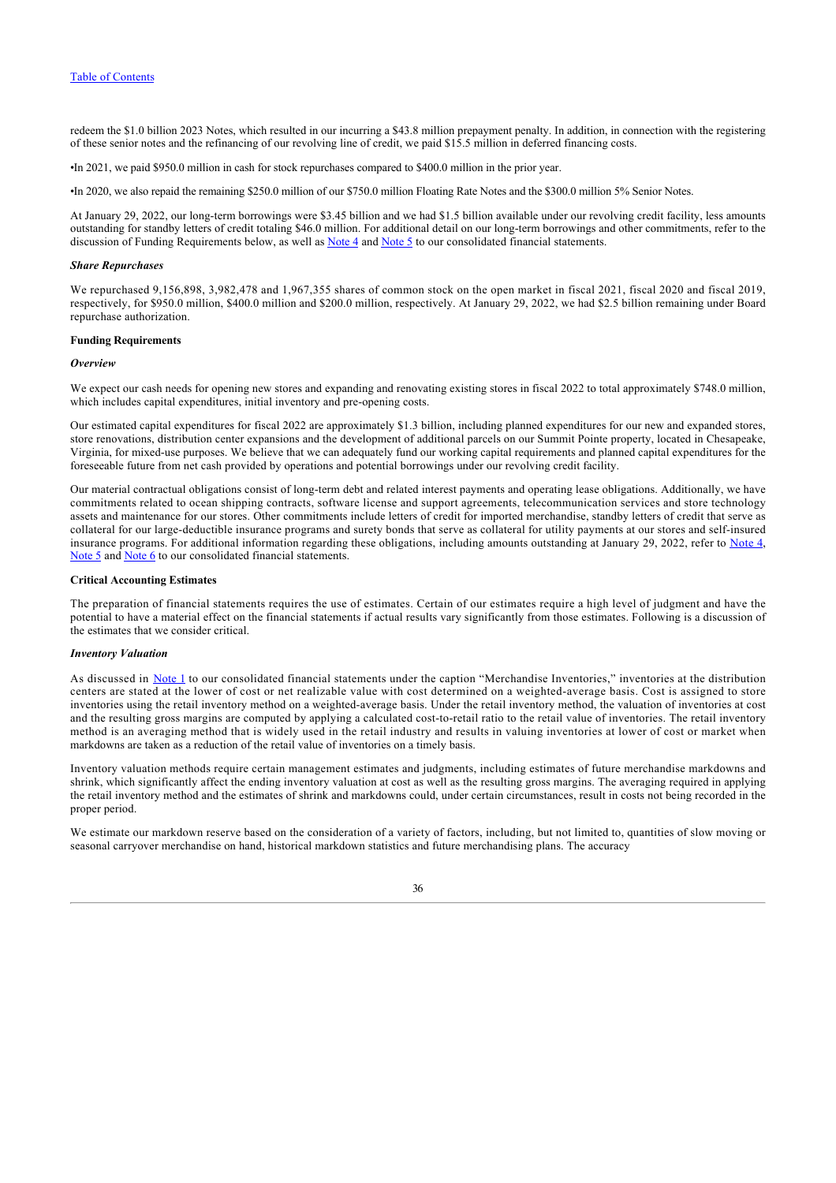redeem the $1.0 billion 2023 Notes, which resulted in our incurring a $43.8 million prepayment penalty. In addition, in connection with the registering of these senior notes and the refinancing of our revolving line of credit, we paid $15.5 million in deferred financing costs.

- In 2021, we paid $950.0 million in cash for stock repurchases compared to $400.0 million in the prior year.
- In 2020, we also repaid the remaining $250.0 million of our $750.0 million Floating Rate Notes and the $300.0 million 5% Senior Notes.

At January 29, 2022, our long-term borrowings were $3.45 billion and we had $1.5 billion available under our revolving credit facility, less amounts outstanding for standby letters of credit totaling $46.0 million. For additional detail on our long-term borrowings and other commitments, refer to the discussion of Funding Requirements below, as well as Note 4 and Note 5 to our consolidated financial statements.

***Share Repurchases***

We repurchased 9,156,898, 3,982,478 and 1,967,355 shares of common stock on the open market in fiscal 2021, fiscal 2020 and fiscal 2019, respectively, for $950.0 million, $400.0 million and $200.0 million, respectively. At January 29, 2022, we had $2.5 billion remaining under Board repurchase authorization.

**Funding Requirements**

***Overview***

We expect our cash needs for opening new stores and expanding and renovating existing stores in fiscal 2022 to total approximately $748.0 million, which includes capital expenditures, initial inventory and pre-opening costs.

Our estimated capital expenditures for fiscal 2022 are approximately $1.3 billion, including planned expenditures for our new and expanded stores, store renovations, distribution center expansions and the development of additional parcels on our Summit Pointe property, located in Chesapeake, Virginia, for mixed-use purposes. We believe that we can adequately fund our working capital requirements and planned capital expenditures for the foreseeable future from net cash provided by operations and potential borrowings under our revolving credit facility.

Our material contractual obligations consist of long-term debt and related interest payments and operating lease obligations. Additionally, we have commitments related to ocean shipping contracts, software license and support agreements, telecommunication services and store technology assets and maintenance for our stores. Other commitments include letters of credit for imported merchandise, standby letters of credit that serve as collateral for our large-deductible insurance programs and surety bonds that serve as collateral for utility payments at our stores and self-insured insurance programs. For additional information regarding these obligations, including amounts outstanding at January 29, 2022, refer to Note 4, Note 5 and Note 6 to our consolidated financial statements.

**Critical Accounting Estimates**

The preparation of financial statements requires the use of estimates. Certain of our estimates require a high level of judgment and have the potential to have a material effect on the financial statements if actual results vary significantly from those estimates. Following is a discussion of the estimates that we consider critical.

***Inventory Valuation***

As discussed in Note 1 to our consolidated financial statements under the caption "Merchandise Inventories," inventories at the distribution centers are stated at the lower of cost or net realizable value with cost determined on a weighted-average basis. Cost is assigned to store inventories using the retail inventory method on a weighted-average basis. Under the retail inventory method, the valuation of inventories at cost and the resulting gross margins are computed by applying a calculated cost-to-retail ratio to the retail value of inventories. The retail inventory method is an averaging method that is widely used in the retail industry and results in valuing inventories at lower of cost or market when markdowns are taken as a reduction of the retail value of inventories on a timely basis.

Inventory valuation methods require certain management estimates and judgments, including estimates of future merchandise markdowns and shrink, which significantly affect the ending inventory valuation at cost as well as the resulting gross margins. The averaging required in applying the retail inventory method and the estimates of shrink and markdowns could, under certain circumstances, result in costs not being recorded in the proper period.

We estimate our markdown reserve based on the consideration of a variety of factors, including, but not limited to, quantities of slow moving or seasonal carryover merchandise on hand, historical markdown statistics and future merchandising plans. The accuracy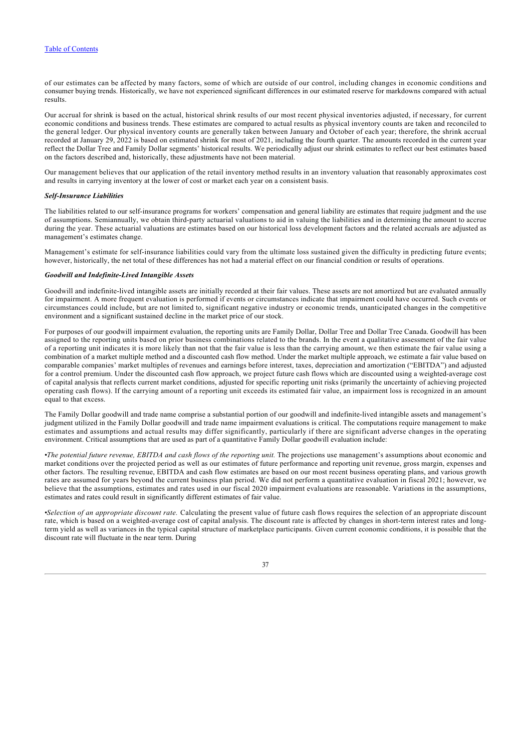of our estimates can be affected by many factors, some of which are outside of our control, including changes in economic conditions and consumer buying trends. Historically, we have not experienced significant differences in our estimated reserve for markdowns compared with actual results.

Our accrual for shrink is based on the actual, historical shrink results of our most recent physical inventories adjusted, if necessary, for current economic conditions and business trends. These estimates are compared to actual results as physical inventory counts are taken and reconciled to the general ledger. Our physical inventory counts are generally taken between January and October of each year; therefore, the shrink accrual recorded at January 29, 2022 is based on estimated shrink for most of 2021, including the fourth quarter. The amounts recorded in the current year reflect the Dollar Tree and Family Dollar segments' historical results. We periodically adjust our shrink estimates to reflect our best estimates based on the factors described and, historically, these adjustments have not been material.

Our management believes that our application of the retail inventory method results in an inventory valuation that reasonably approximates cost and results in carrying inventory at the lower of cost or market each year on a consistent basis.

***Self-Insurance Liabilities***

The liabilities related to our self-insurance programs for workers' compensation and general liability are estimates that require judgment and the use of assumptions. Semiannually, we obtain third-party actuarial valuations to aid in valuing the liabilities and in determining the amount to accrue during the year. These actuarial valuations are estimates based on our historical loss development factors and the related accruals are adjusted as management's estimates change.

Management's estimate for self-insurance liabilities could vary from the ultimate loss sustained given the difficulty in predicting future events; however, historically, the net total of these differences has not had a material effect on our financial condition or results of operations.

***Goodwill and Indefinite-Lived Intangible Assets***

Goodwill and indefinite-lived intangible assets are initially recorded at their fair values. These assets are not amortized but are evaluated annually for impairment. A more frequent evaluation is performed if events or circumstances indicate that impairment could have occurred. Such events or circumstances could include, but are not limited to, significant negative industry or economic trends, unanticipated changes in the competitive environment and a significant sustained decline in the market price of our stock.

For purposes of our goodwill impairment evaluation, the reporting units are Family Dollar, Dollar Tree and Dollar Tree Canada. Goodwill has been assigned to the reporting units based on prior business combinations related to the brands. In the event a qualitative assessment of the fair value of a reporting unit indicates it is more likely than not that the fair value is less than the carrying amount, we then estimate the fair value using a combination of a market multiple method and a discounted cash flow method. Under the market multiple approach, we estimate a fair value based on comparable companies' market multiples of revenues and earnings before interest, taxes, depreciation and amortization ("EBITDA") and adjusted for a control premium. Under the discounted cash flow approach, we project future cash flows which are discounted using a weighted-average cost of capital analysis that reflects current market conditions, adjusted for specific reporting unit risks (primarily the uncertainty of achieving projected operating cash flows). If the carrying amount of a reporting unit exceeds its estimated fair value, an impairment loss is recognized in an amount equal to that excess.

The Family Dollar goodwill and trade name comprise a substantial portion of our goodwill and indefinite-lived intangible assets and management's judgment utilized in the Family Dollar goodwill and trade name impairment evaluations is critical. The computations require management to make estimates and assumptions and actual results may differ significantly, particularly if there are significant adverse changes in the operating environment. Critical assumptions that are used as part of a quantitative Family Dollar goodwill evaluation include:

•*The potential future revenue, EBITDA and cash flows of the reporting unit.* The projections use management's assumptions about economic and market conditions over the projected period as well as our estimates of future performance and reporting unit revenue, gross margin, expenses and other factors. The resulting revenue, EBITDA and cash flow estimates are based on our most recent business operating plans, and various growth rates are assumed for years beyond the current business plan period. We did not perform a quantitative evaluation in fiscal 2021; however, we believe that the assumptions, estimates and rates used in our fiscal 2020 impairment evaluations are reasonable. Variations in the assumptions, estimates and rates could result in significantly different estimates of fair value.

•*Selection of an appropriate discount rate.* Calculating the present value of future cash flows requires the selection of an appropriate discount rate, which is based on a weighted-average cost of capital analysis. The discount rate is affected by changes in short-term interest rates and long-term yield as well as variances in the typical capital structure of marketplace participants. Given current economic conditions, it is possible that the discount rate will fluctuate in the near term. During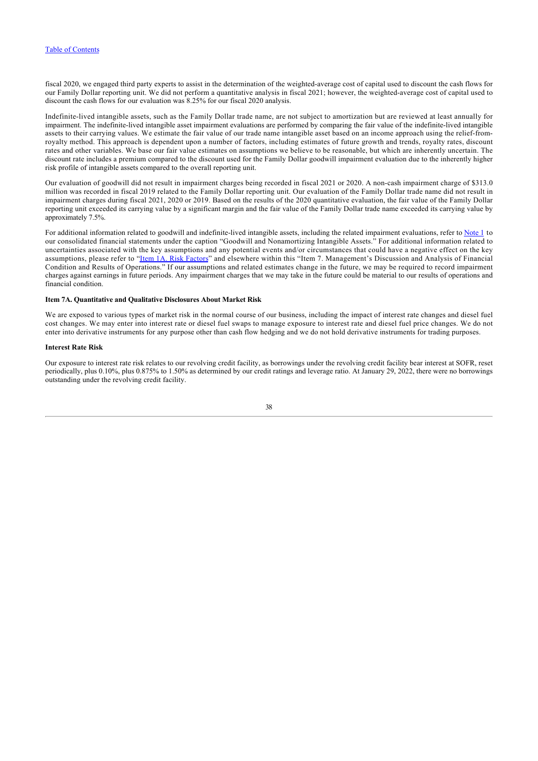fiscal 2020, we engaged third party experts to assist in the determination of the weighted-average cost of capital used to discount the cash flows for our Family Dollar reporting unit. We did not perform a quantitative analysis in fiscal 2021; however, the weighted-average cost of capital used to discount the cash flows for our evaluation was 8.25% for our fiscal 2020 analysis.

Indefinite-lived intangible assets, such as the Family Dollar trade name, are not subject to amortization but are reviewed at least annually for impairment. The indefinite-lived intangible asset impairment evaluations are performed by comparing the fair value of the indefinite-lived intangible assets to their carrying values. We estimate the fair value of our trade name intangible asset based on an income approach using the relief-from-royalty method. This approach is dependent upon a number of factors, including estimates of future growth and trends, royalty rates, discount rates and other variables. We base our fair value estimates on assumptions we believe to be reasonable, but which are inherently uncertain. The discount rate includes a premium compared to the discount used for the Family Dollar goodwill impairment evaluation due to the inherently higher risk profile of intangible assets compared to the overall reporting unit.

Our evaluation of goodwill did not result in impairment charges being recorded in fiscal 2021 or 2020. A non-cash impairment charge of $313.0 million was recorded in fiscal 2019 related to the Family Dollar reporting unit. Our evaluation of the Family Dollar trade name did not result in impairment charges during fiscal 2021, 2020 or 2019. Based on the results of the 2020 quantitative evaluation, the fair value of the Family Dollar reporting unit exceeded its carrying value by a significant margin and the fair value of the Family Dollar trade name exceeded its carrying value by approximately 7.5%.

For additional information related to goodwill and indefinite-lived intangible assets, including the related impairment evaluations, refer to Note 1 to our consolidated financial statements under the caption "Goodwill and Nonamortizing Intangible Assets." For additional information related to uncertainties associated with the key assumptions and any potential events and/or circumstances that could have a negative effect on the key assumptions, please refer to "Item 1A. Risk Factors" and elsewhere within this "Item 7. Management's Discussion and Analysis of Financial Condition and Results of Operations." If our assumptions and related estimates change in the future, we may be required to record impairment charges against earnings in future periods. Any impairment charges that we may take in the future could be material to our results of operations and financial condition.

## Item 7A. Quantitative and Qualitative Disclosures About Market Risk

We are exposed to various types of market risk in the normal course of our business, including the impact of interest rate changes and diesel fuel cost changes. We may enter into interest rate or diesel fuel swaps to manage exposure to interest rate and diesel fuel price changes. We do not enter into derivative instruments for any purpose other than cash flow hedging and we do not hold derivative instruments for trading purposes.

### Interest Rate Risk

Our exposure to interest rate risk relates to our revolving credit facility, as borrowings under the revolving credit facility bear interest at SOFR, reset periodically, plus 0.10%, plus 0.875% to 1.50% as determined by our credit ratings and leverage ratio. At January 29, 2022, there were no borrowings outstanding under the revolving credit facility.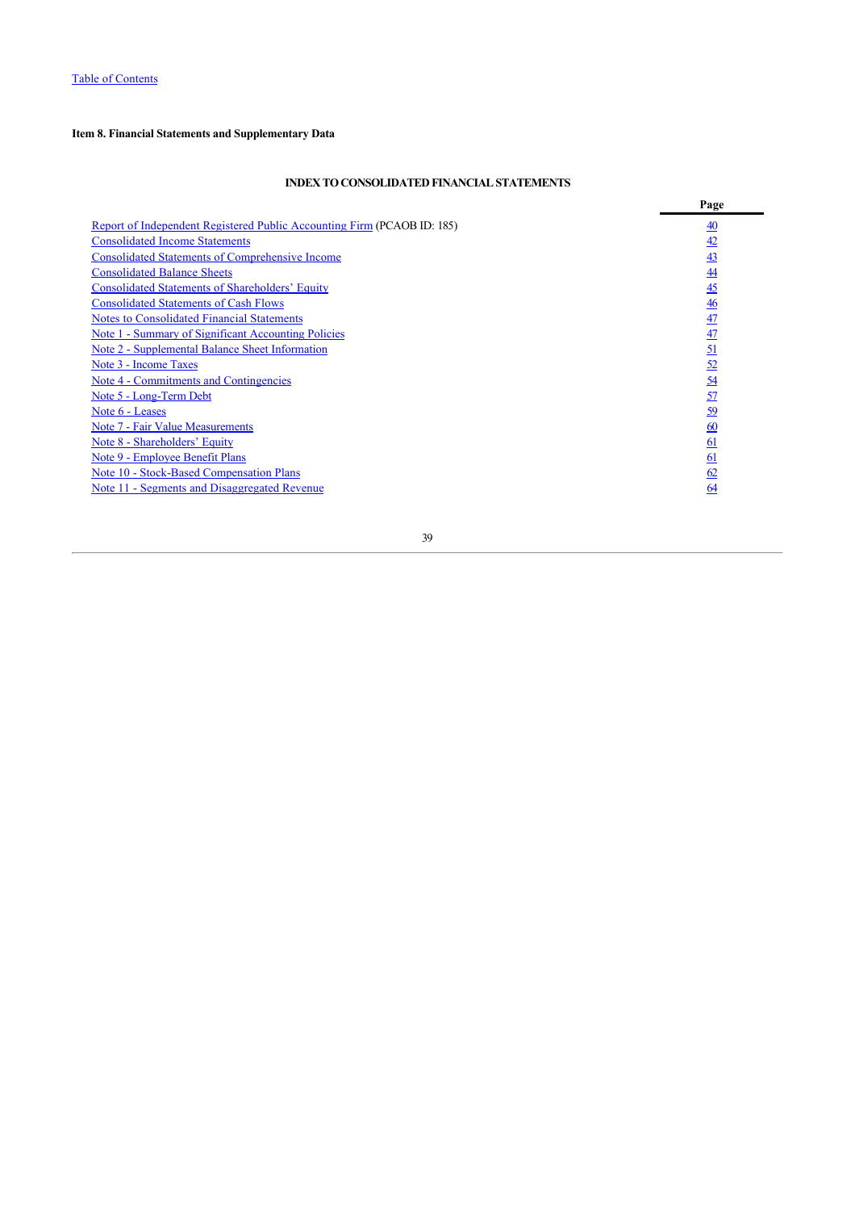[Table of Contents](#)

**Item 8. Financial Statements and Supplementary Data**

**INDEX TO CONSOLIDATED FINANCIAL STATEMENTS**

| | Page |
|---|---|
| Report of Independent Registered Public Accounting Firm (PCAOB ID: 185) | 40 |
| Consolidated Income Statements | 42 |
| Consolidated Statements of Comprehensive Income | 43 |
| Consolidated Balance Sheets | 44 |
| Consolidated Statements of Shareholders' Equity | 45 |
| Consolidated Statements of Cash Flows | 46 |
| Notes to Consolidated Financial Statements | 47 |
| Note 1 - Summary of Significant Accounting Policies | 47 |
| Note 2 - Supplemental Balance Sheet Information | 51 |
| Note 3 - Income Taxes | 52 |
| Note 4 - Commitments and Contingencies | 54 |
| Note 5 - Long-Term Debt | 57 |
| Note 6 - Leases | 59 |
| Note 7 - Fair Value Measurements | 60 |
| Note 8 - Shareholders' Equity | 61 |
| Note 9 - Employee Benefit Plans | 61 |
| Note 10 - Stock-Based Compensation Plans | 62 |
| Note 11 - Segments and Disaggregated Revenue | 64 |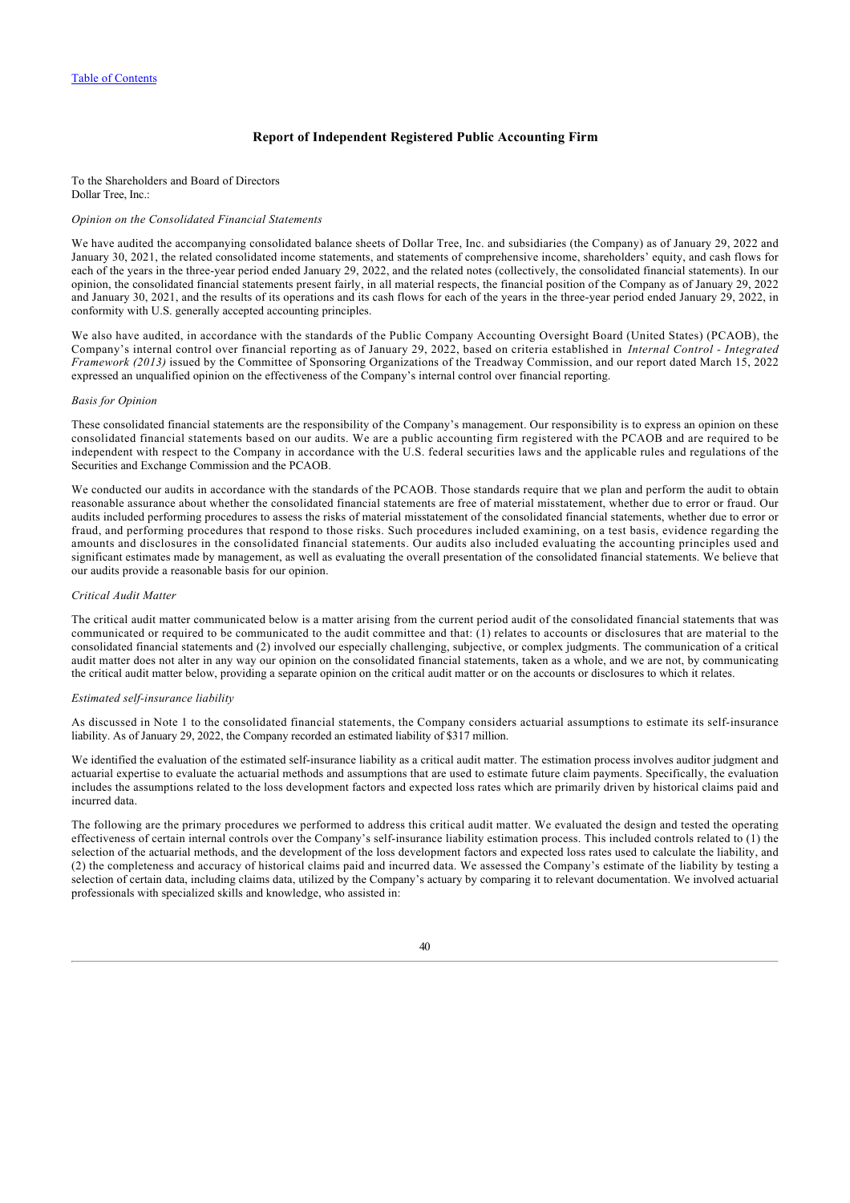## Report of Independent Registered Public Accounting Firm

To the Shareholders and Board of Directors
Dollar Tree, Inc.:

*Opinion on the Consolidated Financial Statements*

We have audited the accompanying consolidated balance sheets of Dollar Tree, Inc. and subsidiaries (the Company) as of January 29, 2022 and January 30, 2021, the related consolidated income statements, and statements of comprehensive income, shareholders' equity, and cash flows for each of the years in the three-year period ended January 29, 2022, and the related notes (collectively, the consolidated financial statements). In our opinion, the consolidated financial statements present fairly, in all material respects, the financial position of the Company as of January 29, 2022 and January 30, 2021, and the results of its operations and its cash flows for each of the years in the three-year period ended January 29, 2022, in conformity with U.S. generally accepted accounting principles.

We also have audited, in accordance with the standards of the Public Company Accounting Oversight Board (United States) (PCAOB), the Company's internal control over financial reporting as of January 29, 2022, based on criteria established in *Internal Control - Integrated Framework (2013)* issued by the Committee of Sponsoring Organizations of the Treadway Commission, and our report dated March 15, 2022 expressed an unqualified opinion on the effectiveness of the Company's internal control over financial reporting.

*Basis for Opinion*

These consolidated financial statements are the responsibility of the Company's management. Our responsibility is to express an opinion on these consolidated financial statements based on our audits. We are a public accounting firm registered with the PCAOB and are required to be independent with respect to the Company in accordance with the U.S. federal securities laws and the applicable rules and regulations of the Securities and Exchange Commission and the PCAOB.

We conducted our audits in accordance with the standards of the PCAOB. Those standards require that we plan and perform the audit to obtain reasonable assurance about whether the consolidated financial statements are free of material misstatement, whether due to error or fraud. Our audits included performing procedures to assess the risks of material misstatement of the consolidated financial statements, whether due to error or fraud, and performing procedures that respond to those risks. Such procedures included examining, on a test basis, evidence regarding the amounts and disclosures in the consolidated financial statements. Our audits also included evaluating the accounting principles used and significant estimates made by management, as well as evaluating the overall presentation of the consolidated financial statements. We believe that our audits provide a reasonable basis for our opinion.

*Critical Audit Matter*

The critical audit matter communicated below is a matter arising from the current period audit of the consolidated financial statements that was communicated or required to be communicated to the audit committee and that: (1) relates to accounts or disclosures that are material to the consolidated financial statements and (2) involved our especially challenging, subjective, or complex judgments. The communication of a critical audit matter does not alter in any way our opinion on the consolidated financial statements, taken as a whole, and we are not, by communicating the critical audit matter below, providing a separate opinion on the critical audit matter or on the accounts or disclosures to which it relates.

*Estimated self-insurance liability*

As discussed in Note 1 to the consolidated financial statements, the Company considers actuarial assumptions to estimate its self-insurance liability. As of January 29, 2022, the Company recorded an estimated liability of $317 million.

We identified the evaluation of the estimated self-insurance liability as a critical audit matter. The estimation process involves auditor judgment and actuarial expertise to evaluate the actuarial methods and assumptions that are used to estimate future claim payments. Specifically, the evaluation includes the assumptions related to the loss development factors and expected loss rates which are primarily driven by historical claims paid and incurred data.

The following are the primary procedures we performed to address this critical audit matter. We evaluated the design and tested the operating effectiveness of certain internal controls over the Company's self-insurance liability estimation process. This included controls related to (1) the selection of the actuarial methods, and the development of the loss development factors and expected loss rates used to calculate the liability, and (2) the completeness and accuracy of historical claims paid and incurred data. We assessed the Company's estimate of the liability by testing a selection of certain data, including claims data, utilized by the Company's actuary by comparing it to relevant documentation. We involved actuarial professionals with specialized skills and knowledge, who assisted in: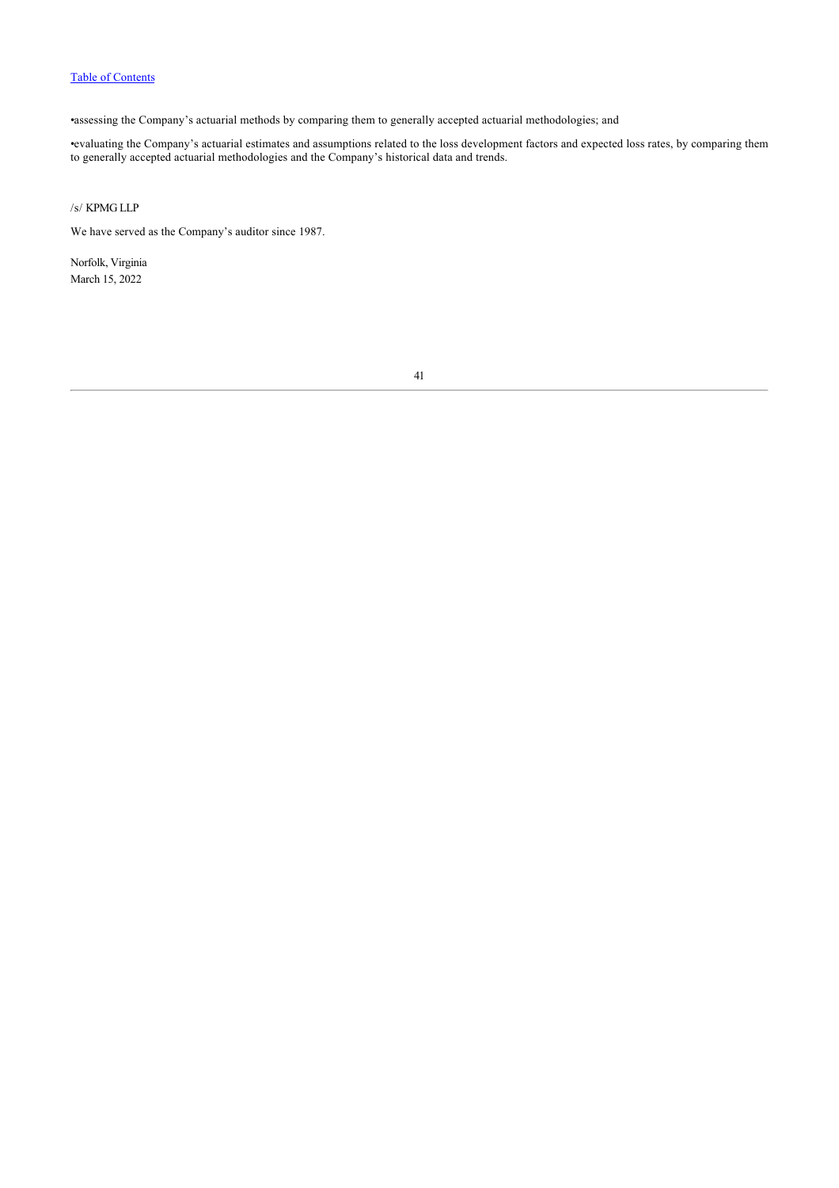- assessing the Company's actuarial methods by comparing them to generally accepted actuarial methodologies; and
- evaluating the Company's actuarial estimates and assumptions related to the loss development factors and expected loss rates, by comparing them to generally accepted actuarial methodologies and the Company's historical data and trends.

/s/ KPMG LLP

We have served as the Company's auditor since 1987.

Norfolk, Virginia
March 15, 2022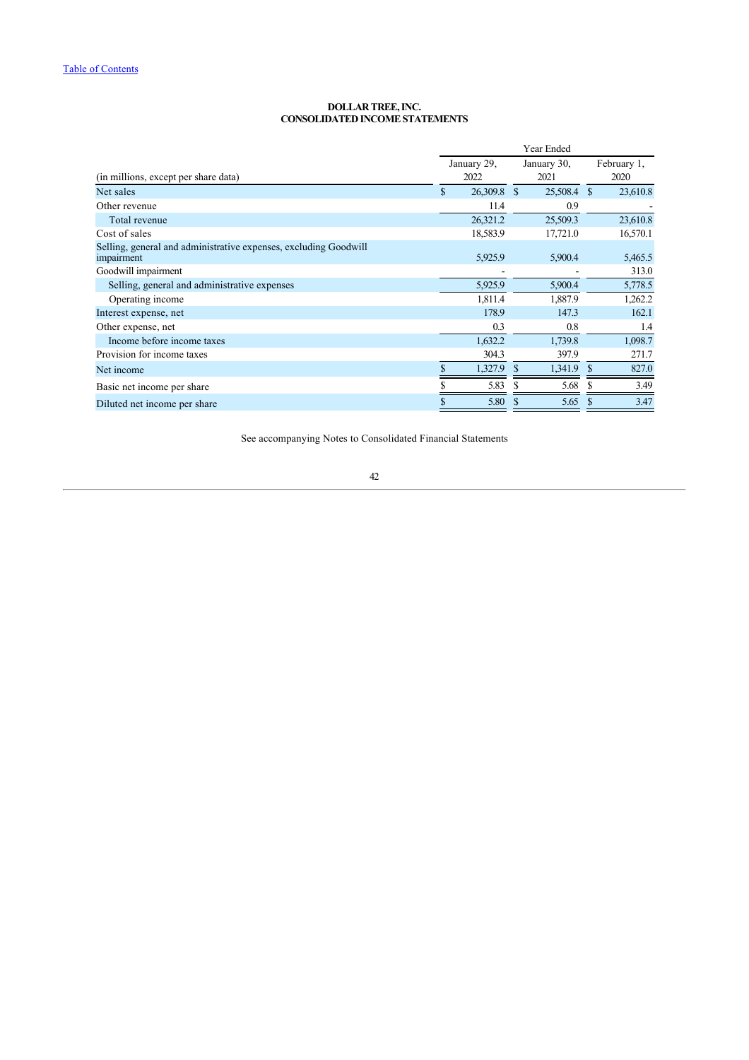# DOLLAR TREE, INC.
# CONSOLIDATED INCOME STATEMENTS

| (in millions, except per share data) | Year Ended January 29, 2022 | Year Ended January 30, 2021 | Year Ended February 1, 2020 |
|---|---|---|---|
| Net sales | $ 26,309.8 | $ 25,508.4 | $ 23,610.8 |
| Other revenue | 11.4 | 0.9 | - |
| Total revenue | 26,321.2 | 25,509.3 | 23,610.8 |
| Cost of sales | 18,583.9 | 17,721.0 | 16,570.1 |
| Selling, general and administrative expenses, excluding Goodwill impairment | 5,925.9 | 5,900.4 | 5,465.5 |
| Goodwill impairment | - | - | 313.0 |
| Selling, general and administrative expenses | 5,925.9 | 5,900.4 | 5,778.5 |
| Operating income | 1,811.4 | 1,887.9 | 1,262.2 |
| Interest expense, net | 178.9 | 147.3 | 162.1 |
| Other expense, net | 0.3 | 0.8 | 1.4 |
| Income before income taxes | 1,632.2 | 1,739.8 | 1,098.7 |
| Provision for income taxes | 304.3 | 397.9 | 271.7 |
| Net income | $ 1,327.9 | $ 1,341.9 | $ 827.0 |
| Basic net income per share | $ 5.83 | $ 5.68 | $ 3.49 |
| Diluted net income per share | $ 5.80 | $ 5.65 | $ 3.47 |

See accompanying Notes to Consolidated Financial Statements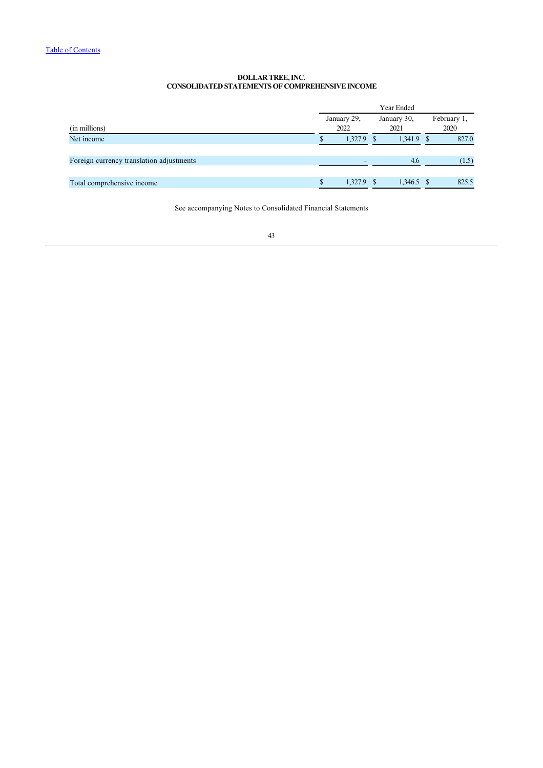**DOLLAR TREE, INC.**
**CONSOLIDATED STATEMENTS OF COMPREHENSIVE INCOME**

| | Year Ended | | |
|---|---|---|---|
| (in millions) | January 29, 2022 | January 30, 2021 | February 1, 2020 |
| Net income | $ 1,327.9 | $ 1,341.9 | $ 827.0 |
| Foreign currency translation adjustments | - | 4.6 | (1.5) |
| Total comprehensive income | $ 1,327.9 | $ 1,346.5 | $ 825.5 |

See accompanying Notes to Consolidated Financial Statements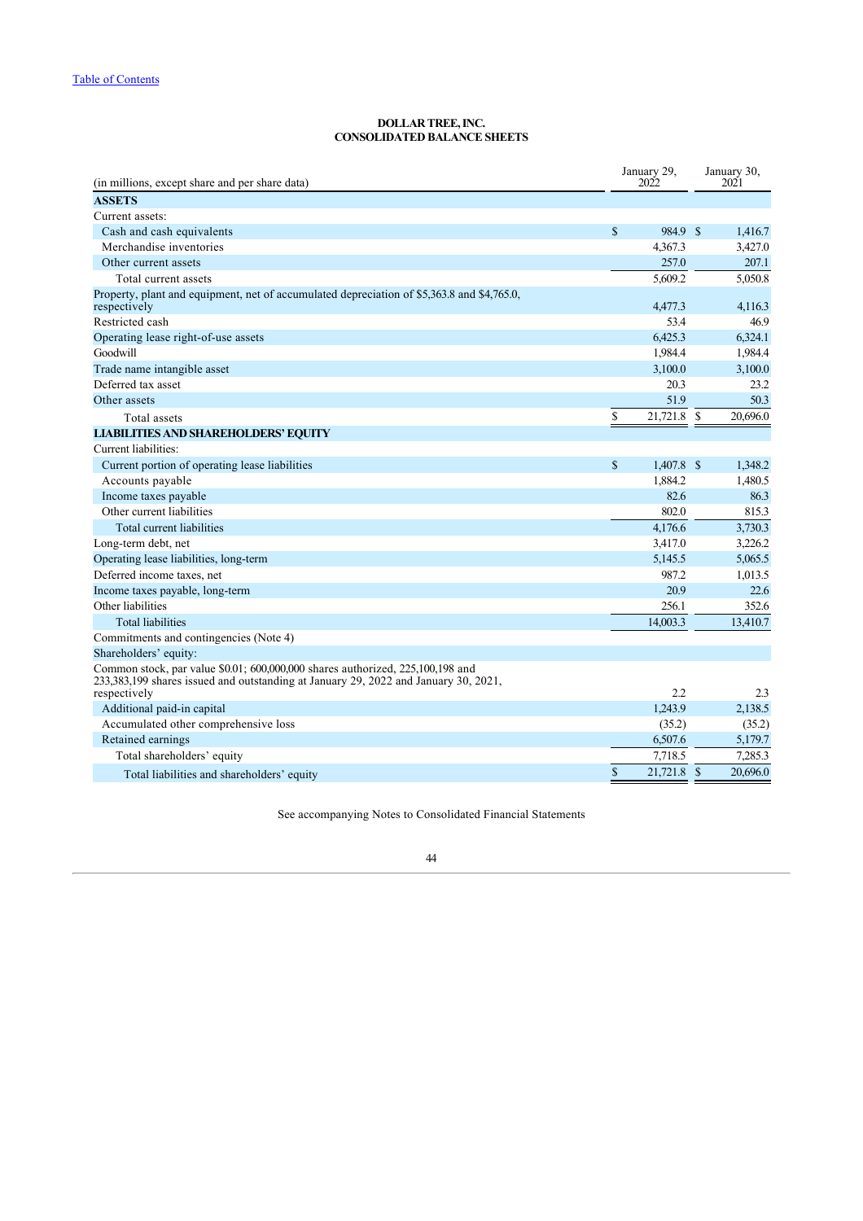[Table of Contents](#)

**DOLLAR TREE, INC.**
**CONSOLIDATED BALANCE SHEETS**

| (in millions, except share and per share data) | January 29, 2022 | January 30, 2021 |
|---|---|---|
| **ASSETS** | | |
| Current assets: | | |
| Cash and cash equivalents | $ 984.9 | $ 1,416.7 |
| Merchandise inventories | 4,367.3 | 3,427.0 |
| Other current assets | 257.0 | 207.1 |
| Total current assets | 5,609.2 | 5,050.8 |
| Property, plant and equipment, net of accumulated depreciation of $5,363.8 and $4,765.0, respectively | 4,477.3 | 4,116.3 |
| Restricted cash | 53.4 | 46.9 |
| Operating lease right-of-use assets | 6,425.3 | 6,324.1 |
| Goodwill | 1,984.4 | 1,984.4 |
| Trade name intangible asset | 3,100.0 | 3,100.0 |
| Deferred tax asset | 20.3 | 23.2 |
| Other assets | 51.9 | 50.3 |
| Total assets | $ 21,721.8 | $ 20,696.0 |
| **LIABILITIES AND SHAREHOLDERS' EQUITY** | | |
| Current liabilities: | | |
| Current portion of operating lease liabilities | $ 1,407.8 | $ 1,348.2 |
| Accounts payable | 1,884.2 | 1,480.5 |
| Income taxes payable | 82.6 | 86.3 |
| Other current liabilities | 802.0 | 815.3 |
| Total current liabilities | 4,176.6 | 3,730.3 |
| Long-term debt, net | 3,417.0 | 3,226.2 |
| Operating lease liabilities, long-term | 5,145.5 | 5,065.5 |
| Deferred income taxes, net | 987.2 | 1,013.5 |
| Income taxes payable, long-term | 20.9 | 22.6 |
| Other liabilities | 256.1 | 352.6 |
| Total liabilities | 14,003.3 | 13,410.7 |
| Commitments and contingencies (Note 4) | | |
| Shareholders' equity: | | |
| Common stock, par value $0.01; 600,000,000 shares authorized, 225,100,198 and 233,383,199 shares issued and outstanding at January 29, 2022 and January 30, 2021, respectively | 2.2 | 2.3 |
| Additional paid-in capital | 1,243.9 | 2,138.5 |
| Accumulated other comprehensive loss | (35.2) | (35.2) |
| Retained earnings | 6,507.6 | 5,179.7 |
| Total shareholders' equity | 7,718.5 | 7,285.3 |
| Total liabilities and shareholders' equity | $ 21,721.8 | $ 20,696.0 |

See accompanying Notes to Consolidated Financial Statements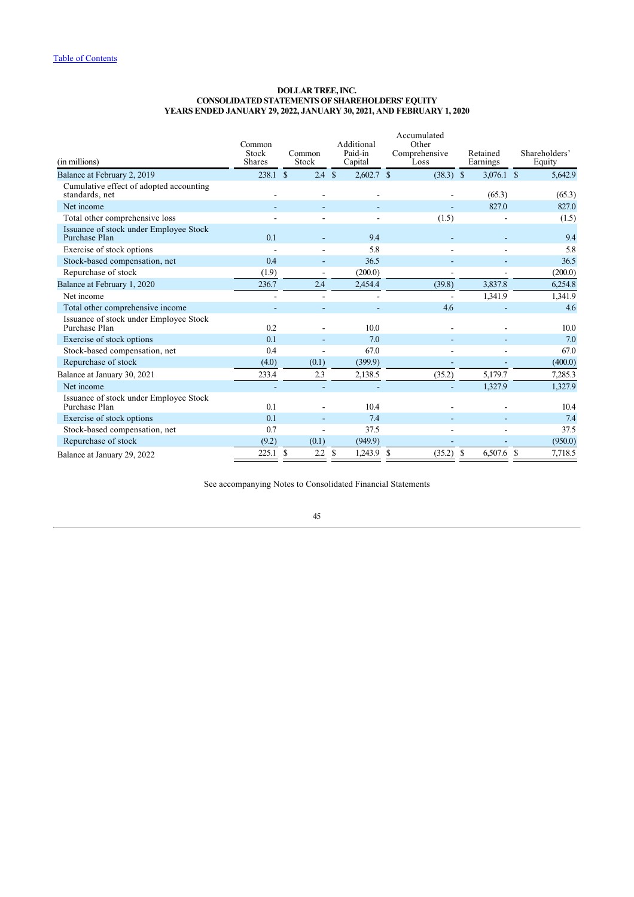[Table of Contents](#)

# DOLLAR TREE, INC.
## CONSOLIDATED STATEMENTS OF SHAREHOLDERS' EQUITY
### YEARS ENDED JANUARY 29, 2022, JANUARY 30, 2021, AND FEBRUARY 1, 2020

| (in millions) | Common Stock Shares | Common Stock | Additional Paid-in Capital | Accumulated Other Comprehensive Loss | Retained Earnings | Shareholders' Equity |
|---|---|---|---|---|---|---|
| Balance at February 2, 2019 | 238.1 | $ 2.4 | $ 2,602.7 | $ (38.3) | $ 3,076.1 | $ 5,642.9 |
| Cumulative effect of adopted accounting standards, net | - | - | - | - | (65.3) | (65.3) |
| Net income | - | - | - | - | 827.0 | 827.0 |
| Total other comprehensive loss | - | - | - | (1.5) | - | (1.5) |
| Issuance of stock under Employee Stock Purchase Plan | 0.1 | - | 9.4 | - | - | 9.4 |
| Exercise of stock options | - | - | 5.8 | - | - | 5.8 |
| Stock-based compensation, net | 0.4 | - | 36.5 | - | - | 36.5 |
| Repurchase of stock | (1.9) | - | (200.0) | - | - | (200.0) |
| Balance at February 1, 2020 | 236.7 | 2.4 | 2,454.4 | (39.8) | 3,837.8 | 6,254.8 |
| Net income | - | - | - | - | 1,341.9 | 1,341.9 |
| Total other comprehensive income | - | - | - | 4.6 | - | 4.6 |
| Issuance of stock under Employee Stock Purchase Plan | 0.2 | - | 10.0 | - | - | 10.0 |
| Exercise of stock options | 0.1 | - | 7.0 | - | - | 7.0 |
| Stock-based compensation, net | 0.4 | - | 67.0 | - | - | 67.0 |
| Repurchase of stock | (4.0) | (0.1) | (399.9) | - | - | (400.0) |
| Balance at January 30, 2021 | 233.4 | 2.3 | 2,138.5 | (35.2) | 5,179.7 | 7,285.3 |
| Net income | - | - | - | - | 1,327.9 | 1,327.9 |
| Issuance of stock under Employee Stock Purchase Plan | 0.1 | - | 10.4 | - | - | 10.4 |
| Exercise of stock options | 0.1 | - | 7.4 | - | - | 7.4 |
| Stock-based compensation, net | 0.7 | - | 37.5 | - | - | 37.5 |
| Repurchase of stock | (9.2) | (0.1) | (949.9) | - | - | (950.0) |
| Balance at January 29, 2022 | 225.1 | $ 2.2 | $ 1,243.9 | $ (35.2) | $ 6,507.6 | $ 7,718.5 |

See accompanying Notes to Consolidated Financial Statements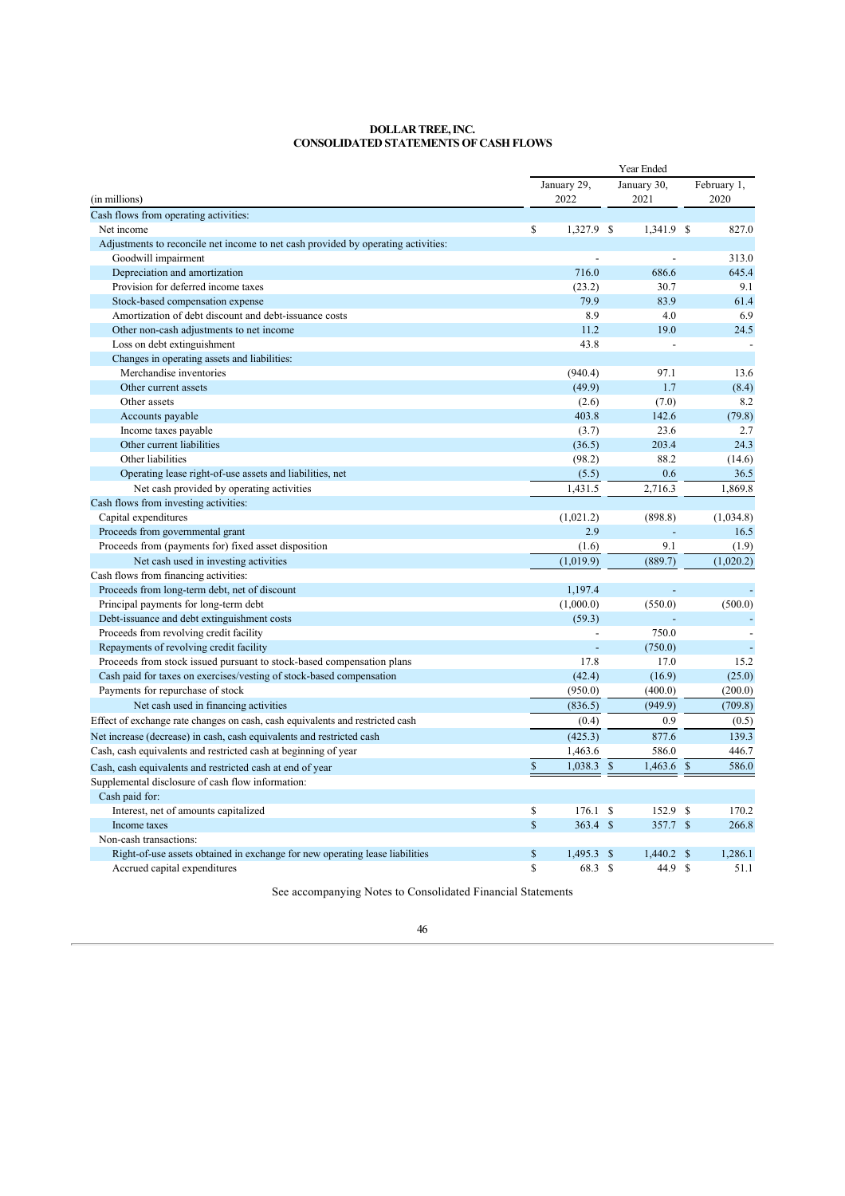**DOLLAR TREE, INC.**
**CONSOLIDATED STATEMENTS OF CASH FLOWS**

| (in millions) | Year Ended January 29, 2022 | Year Ended January 30, 2021 | Year Ended February 1, 2020 |
|---|---|---|---|
| Cash flows from operating activities: | | | |
| Net income | $ 1,327.9 | $ 1,341.9 | $ 827.0 |
| Adjustments to reconcile net income to net cash provided by operating activities: | | | |
| Goodwill impairment | - | - | 313.0 |
| Depreciation and amortization | 716.0 | 686.6 | 645.4 |
| Provision for deferred income taxes | (23.2) | 30.7 | 9.1 |
| Stock-based compensation expense | 79.9 | 83.9 | 61.4 |
| Amortization of debt discount and debt-issuance costs | 8.9 | 4.0 | 6.9 |
| Other non-cash adjustments to net income | 11.2 | 19.0 | 24.5 |
| Loss on debt extinguishment | 43.8 | - | - |
| Changes in operating assets and liabilities: | | | |
| Merchandise inventories | (940.4) | 97.1 | 13.6 |
| Other current assets | (49.9) | 1.7 | (8.4) |
| Other assets | (2.6) | (7.0) | 8.2 |
| Accounts payable | 403.8 | 142.6 | (79.8) |
| Income taxes payable | (3.7) | 23.6 | 2.7 |
| Other current liabilities | (36.5) | 203.4 | 24.3 |
| Other liabilities | (98.2) | 88.2 | (14.6) |
| Operating lease right-of-use assets and liabilities, net | (5.5) | 0.6 | 36.5 |
| Net cash provided by operating activities | 1,431.5 | 2,716.3 | 1,869.8 |
| Cash flows from investing activities: | | | |
| Capital expenditures | (1,021.2) | (898.8) | (1,034.8) |
| Proceeds from governmental grant | 2.9 | - | 16.5 |
| Proceeds from (payments for) fixed asset disposition | (1.6) | 9.1 | (1.9) |
| Net cash used in investing activities | (1,019.9) | (889.7) | (1,020.2) |
| Cash flows from financing activities: | | | |
| Proceeds from long-term debt, net of discount | 1,197.4 | - | - |
| Principal payments for long-term debt | (1,000.0) | (550.0) | (500.0) |
| Debt-issuance and debt extinguishment costs | (59.3) | - | - |
| Proceeds from revolving credit facility | - | 750.0 | - |
| Repayments of revolving credit facility | - | (750.0) | - |
| Proceeds from stock issued pursuant to stock-based compensation plans | 17.8 | 17.0 | 15.2 |
| Cash paid for taxes on exercises/vesting of stock-based compensation | (42.4) | (16.9) | (25.0) |
| Payments for repurchase of stock | (950.0) | (400.0) | (200.0) |
| Net cash used in financing activities | (836.5) | (949.9) | (709.8) |
| Effect of exchange rate changes on cash, cash equivalents and restricted cash | (0.4) | 0.9 | (0.5) |
| Net increase (decrease) in cash, cash equivalents and restricted cash | (425.3) | 877.6 | 139.3 |
| Cash, cash equivalents and restricted cash at beginning of year | 1,463.6 | 586.0 | 446.7 |
| Cash, cash equivalents and restricted cash at end of year | $ 1,038.3 | $ 1,463.6 | $ 586.0 |
| Supplemental disclosure of cash flow information: | | | |
| Cash paid for: | | | |
| Interest, net of amounts capitalized | $ 176.1 | $ 152.9 | $ 170.2 |
| Income taxes | $ 363.4 | $ 357.7 | $ 266.8 |
| Non-cash transactions: | | | |
| Right-of-use assets obtained in exchange for new operating lease liabilities | $ 1,495.3 | $ 1,440.2 | $ 1,286.1 |
| Accrued capital expenditures | $ 68.3 | $ 44.9 | $ 51.1 |

See accompanying Notes to Consolidated Financial Statements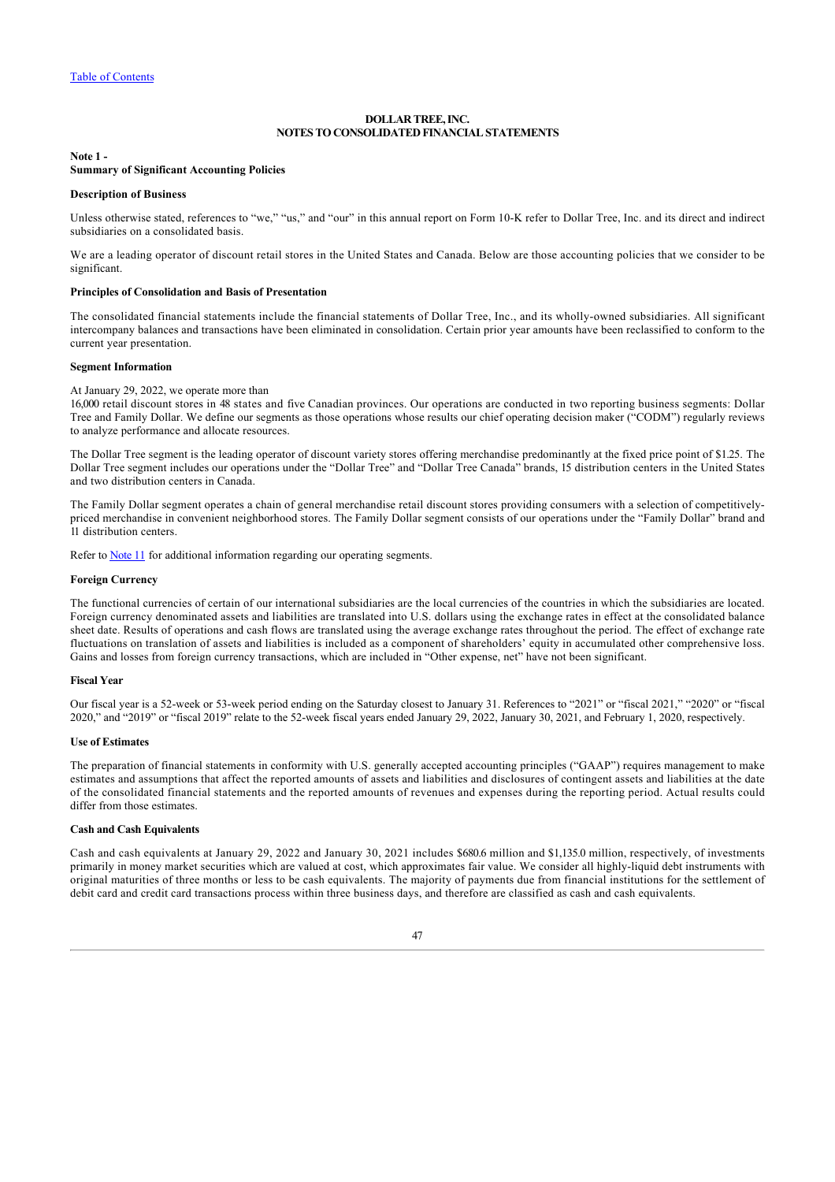[Table of Contents](#)

**DOLLAR TREE, INC.**
**NOTES TO CONSOLIDATED FINANCIAL STATEMENTS**

**Note 1 -**
**Summary of Significant Accounting Policies**

**Description of Business**

Unless otherwise stated, references to "we," "us," and "our" in this annual report on Form 10-K refer to Dollar Tree, Inc. and its direct and indirect subsidiaries on a consolidated basis.

We are a leading operator of discount retail stores in the United States and Canada. Below are those accounting policies that we consider to be significant.

**Principles of Consolidation and Basis of Presentation**

The consolidated financial statements include the financial statements of Dollar Tree, Inc., and its wholly-owned subsidiaries. All significant intercompany balances and transactions have been eliminated in consolidation. Certain prior year amounts have been reclassified to conform to the current year presentation.

**Segment Information**

At January 29, 2022, we operate more than 16,000 retail discount stores in 48 states and five Canadian provinces. Our operations are conducted in two reporting business segments: Dollar Tree and Family Dollar. We define our segments as those operations whose results our chief operating decision maker ("CODM") regularly reviews to analyze performance and allocate resources.

The Dollar Tree segment is the leading operator of discount variety stores offering merchandise predominantly at the fixed price point of $1.25. The Dollar Tree segment includes our operations under the "Dollar Tree" and "Dollar Tree Canada" brands, 15 distribution centers in the United States and two distribution centers in Canada.

The Family Dollar segment operates a chain of general merchandise retail discount stores providing consumers with a selection of competitively-priced merchandise in convenient neighborhood stores. The Family Dollar segment consists of our operations under the "Family Dollar" brand and 11 distribution centers.

Refer to [Note 11](#) for additional information regarding our operating segments.

**Foreign Currency**

The functional currencies of certain of our international subsidiaries are the local currencies of the countries in which the subsidiaries are located. Foreign currency denominated assets and liabilities are translated into U.S. dollars using the exchange rates in effect at the consolidated balance sheet date. Results of operations and cash flows are translated using the average exchange rates throughout the period. The effect of exchange rate fluctuations on translation of assets and liabilities is included as a component of shareholders' equity in accumulated other comprehensive loss. Gains and losses from foreign currency transactions, which are included in "Other expense, net" have not been significant.

**Fiscal Year**

Our fiscal year is a 52-week or 53-week period ending on the Saturday closest to January 31. References to "2021" or "fiscal 2021," "2020" or "fiscal 2020," and "2019" or "fiscal 2019" relate to the 52-week fiscal years ended January 29, 2022, January 30, 2021, and February 1, 2020, respectively.

**Use of Estimates**

The preparation of financial statements in conformity with U.S. generally accepted accounting principles ("GAAP") requires management to make estimates and assumptions that affect the reported amounts of assets and liabilities and disclosures of contingent assets and liabilities at the date of the consolidated financial statements and the reported amounts of revenues and expenses during the reporting period. Actual results could differ from those estimates.

**Cash and Cash Equivalents**

Cash and cash equivalents at January 29, 2022 and January 30, 2021 includes $680.6 million and $1,135.0 million, respectively, of investments primarily in money market securities which are valued at cost, which approximates fair value. We consider all highly-liquid debt instruments with original maturities of three months or less to be cash equivalents. The majority of payments due from financial institutions for the settlement of debit card and credit card transactions process within three business days, and therefore are classified as cash and cash equivalents.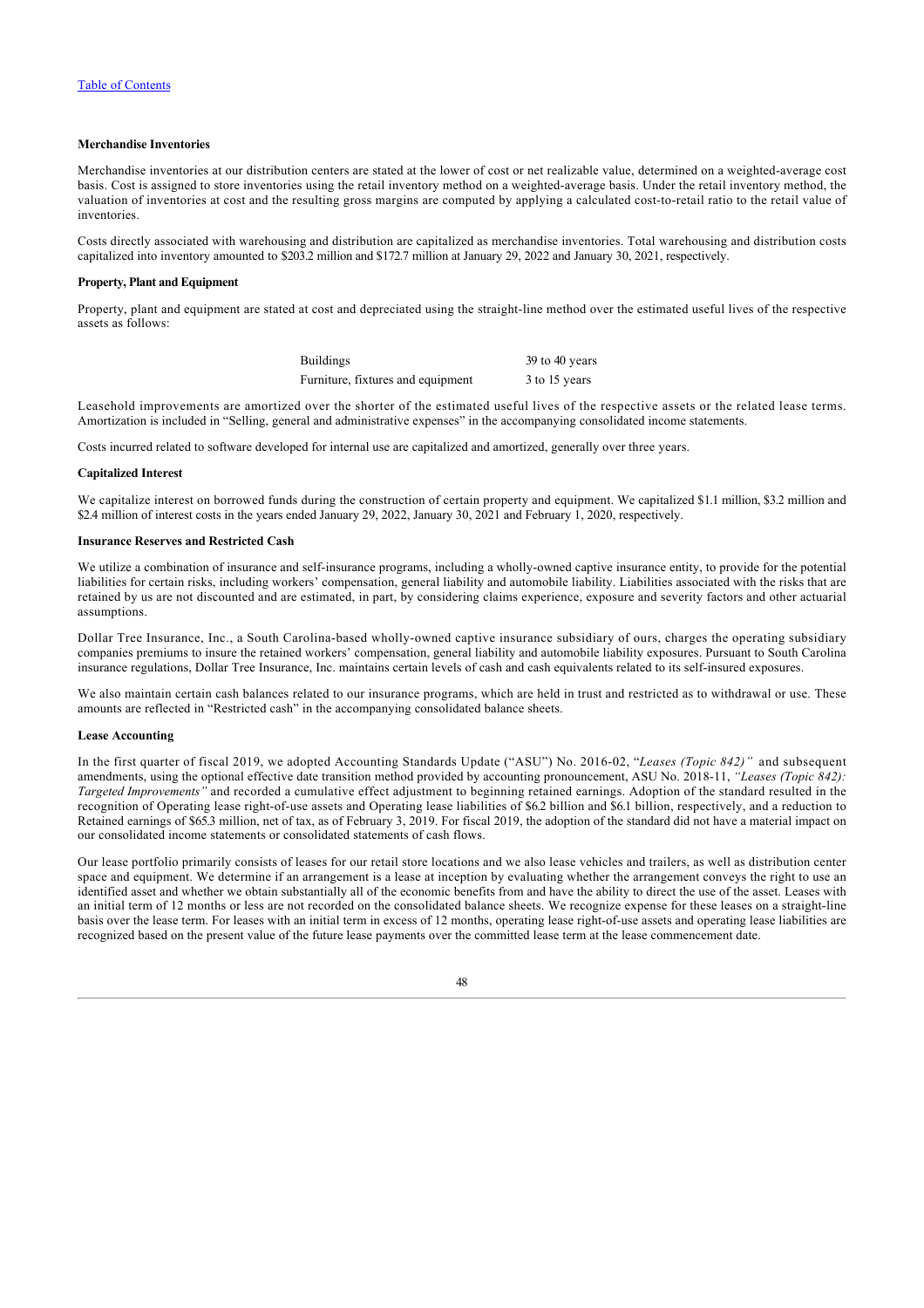**Merchandise Inventories**

Merchandise inventories at our distribution centers are stated at the lower of cost or net realizable value, determined on a weighted-average cost basis. Cost is assigned to store inventories using the retail inventory method on a weighted-average basis. Under the retail inventory method, the valuation of inventories at cost and the resulting gross margins are computed by applying a calculated cost-to-retail ratio to the retail value of inventories.

Costs directly associated with warehousing and distribution are capitalized as merchandise inventories. Total warehousing and distribution costs capitalized into inventory amounted to $203.2 million and $172.7 million at January 29, 2022 and January 30, 2021, respectively.

**Property, Plant and Equipment**

Property, plant and equipment are stated at cost and depreciated using the straight-line method over the estimated useful lives of the respective assets as follows:

| | |
|---|---|
| Buildings | 39 to 40 years |
| Furniture, fixtures and equipment | 3 to 15 years |

Leasehold improvements are amortized over the shorter of the estimated useful lives of the respective assets or the related lease terms. Amortization is included in "Selling, general and administrative expenses" in the accompanying consolidated income statements.

Costs incurred related to software developed for internal use are capitalized and amortized, generally over three years.

**Capitalized Interest**

We capitalize interest on borrowed funds during the construction of certain property and equipment. We capitalized $1.1 million, $3.2 million and $2.4 million of interest costs in the years ended January 29, 2022, January 30, 2021 and February 1, 2020, respectively.

**Insurance Reserves and Restricted Cash**

We utilize a combination of insurance and self-insurance programs, including a wholly-owned captive insurance entity, to provide for the potential liabilities for certain risks, including workers' compensation, general liability and automobile liability. Liabilities associated with the risks that are retained by us are not discounted and are estimated, in part, by considering claims experience, exposure and severity factors and other actuarial assumptions.

Dollar Tree Insurance, Inc., a South Carolina-based wholly-owned captive insurance subsidiary of ours, charges the operating subsidiary companies premiums to insure the retained workers' compensation, general liability and automobile liability exposures. Pursuant to South Carolina insurance regulations, Dollar Tree Insurance, Inc. maintains certain levels of cash and cash equivalents related to its self-insured exposures.

We also maintain certain cash balances related to our insurance programs, which are held in trust and restricted as to withdrawal or use. These amounts are reflected in "Restricted cash" in the accompanying consolidated balance sheets.

**Lease Accounting**

In the first quarter of fiscal 2019, we adopted Accounting Standards Update ("ASU") No. 2016-02, "*Leases (Topic 842)"* and subsequent amendments, using the optional effective date transition method provided by accounting pronouncement, ASU No. 2018-11, *"Leases (Topic 842): Targeted Improvements"* and recorded a cumulative effect adjustment to beginning retained earnings. Adoption of the standard resulted in the recognition of Operating lease right-of-use assets and Operating lease liabilities of $6.2 billion and $6.1 billion, respectively, and a reduction to Retained earnings of $65.3 million, net of tax, as of February 3, 2019. For fiscal 2019, the adoption of the standard did not have a material impact on our consolidated income statements or consolidated statements of cash flows.

Our lease portfolio primarily consists of leases for our retail store locations and we also lease vehicles and trailers, as well as distribution center space and equipment. We determine if an arrangement is a lease at inception by evaluating whether the arrangement conveys the right to use an identified asset and whether we obtain substantially all of the economic benefits from and have the ability to direct the use of the asset. Leases with an initial term of 12 months or less are not recorded on the consolidated balance sheets. We recognize expense for these leases on a straight-line basis over the lease term. For leases with an initial term in excess of 12 months, operating lease right-of-use assets and operating lease liabilities are recognized based on the present value of the future lease payments over the committed lease term at the lease commencement date.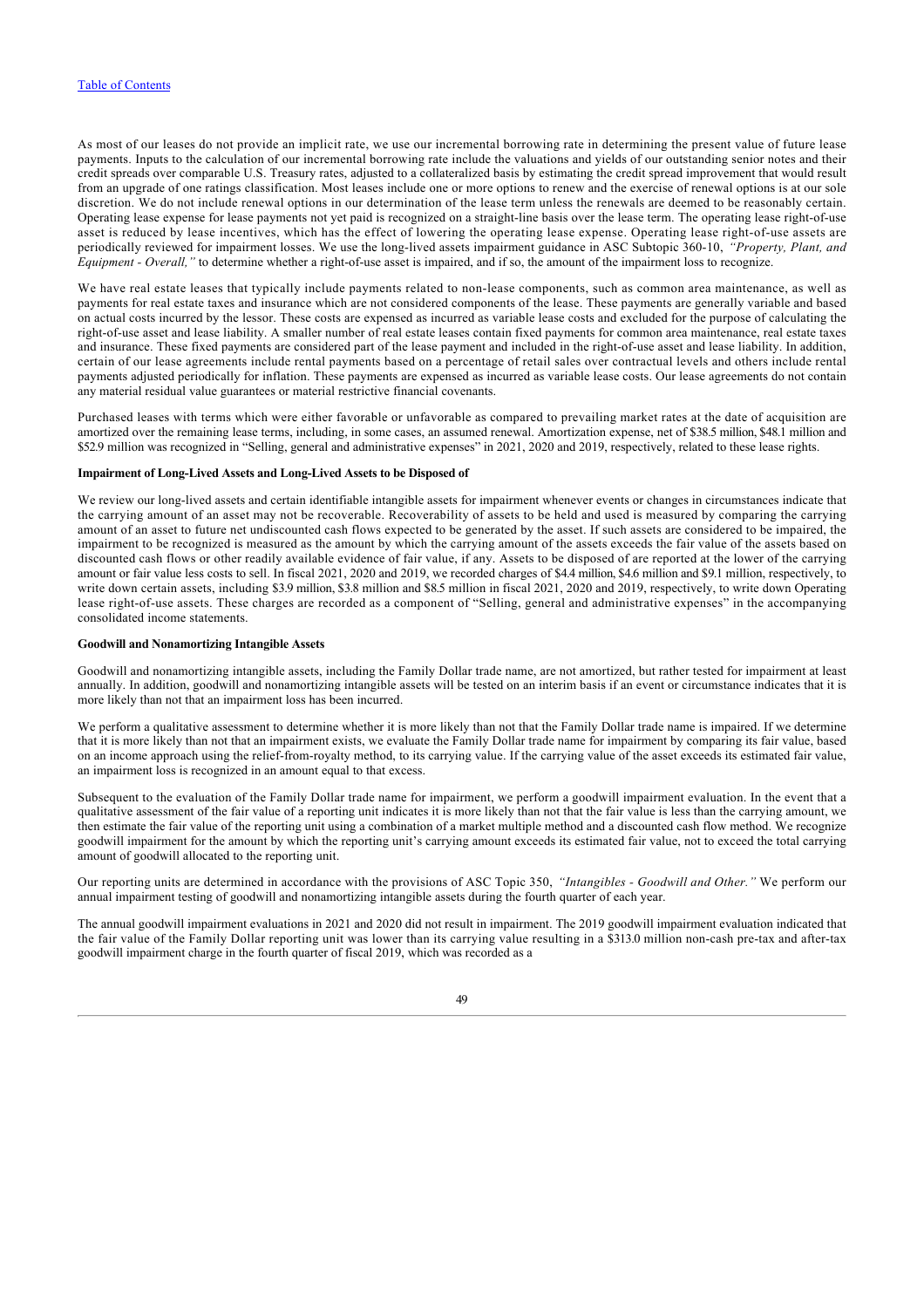As most of our leases do not provide an implicit rate, we use our incremental borrowing rate in determining the present value of future lease payments. Inputs to the calculation of our incremental borrowing rate include the valuations and yields of our outstanding senior notes and their credit spreads over comparable U.S. Treasury rates, adjusted to a collateralized basis by estimating the credit spread improvement that would result from an upgrade of one ratings classification. Most leases include one or more options to renew and the exercise of renewal options is at our sole discretion. We do not include renewal options in our determination of the lease term unless the renewals are deemed to be reasonably certain. Operating lease expense for lease payments not yet paid is recognized on a straight-line basis over the lease term. The operating lease right-of-use asset is reduced by lease incentives, which has the effect of lowering the operating lease expense. Operating lease right-of-use assets are periodically reviewed for impairment losses. We use the long-lived assets impairment guidance in ASC Subtopic 360-10, *"Property, Plant, and Equipment - Overall,"* to determine whether a right-of-use asset is impaired, and if so, the amount of the impairment loss to recognize.

We have real estate leases that typically include payments related to non-lease components, such as common area maintenance, as well as payments for real estate taxes and insurance which are not considered components of the lease. These payments are generally variable and based on actual costs incurred by the lessor. These costs are expensed as incurred as variable lease costs and excluded for the purpose of calculating the right-of-use asset and lease liability. A smaller number of real estate leases contain fixed payments for common area maintenance, real estate taxes and insurance. These fixed payments are considered part of the lease payment and included in the right-of-use asset and lease liability. In addition, certain of our lease agreements include rental payments based on a percentage of retail sales over contractual levels and others include rental payments adjusted periodically for inflation. These payments are expensed as incurred as variable lease costs. Our lease agreements do not contain any material residual value guarantees or material restrictive financial covenants.

Purchased leases with terms which were either favorable or unfavorable as compared to prevailing market rates at the date of acquisition are amortized over the remaining lease terms, including, in some cases, an assumed renewal. Amortization expense, net of $38.5 million, $48.1 million and $52.9 million was recognized in "Selling, general and administrative expenses" in 2021, 2020 and 2019, respectively, related to these lease rights.

**Impairment of Long-Lived Assets and Long-Lived Assets to be Disposed of**

We review our long-lived assets and certain identifiable intangible assets for impairment whenever events or changes in circumstances indicate that the carrying amount of an asset may not be recoverable. Recoverability of assets to be held and used is measured by comparing the carrying amount of an asset to future net undiscounted cash flows expected to be generated by the asset. If such assets are considered to be impaired, the impairment to be recognized is measured as the amount by which the carrying amount of the assets exceeds the fair value of the assets based on discounted cash flows or other readily available evidence of fair value, if any. Assets to be disposed of are reported at the lower of the carrying amount or fair value less costs to sell. In fiscal 2021, 2020 and 2019, we recorded charges of $4.4 million, $4.6 million and $9.1 million, respectively, to write down certain assets, including $3.9 million, $3.8 million and $8.5 million in fiscal 2021, 2020 and 2019, respectively, to write down Operating lease right-of-use assets. These charges are recorded as a component of "Selling, general and administrative expenses" in the accompanying consolidated income statements.

**Goodwill and Nonamortizing Intangible Assets**

Goodwill and nonamortizing intangible assets, including the Family Dollar trade name, are not amortized, but rather tested for impairment at least annually. In addition, goodwill and nonamortizing intangible assets will be tested on an interim basis if an event or circumstance indicates that it is more likely than not that an impairment loss has been incurred.

We perform a qualitative assessment to determine whether it is more likely than not that the Family Dollar trade name is impaired. If we determine that it is more likely than not that an impairment exists, we evaluate the Family Dollar trade name for impairment by comparing its fair value, based on an income approach using the relief-from-royalty method, to its carrying value. If the carrying value of the asset exceeds its estimated fair value, an impairment loss is recognized in an amount equal to that excess.

Subsequent to the evaluation of the Family Dollar trade name for impairment, we perform a goodwill impairment evaluation. In the event that a qualitative assessment of the fair value of a reporting unit indicates it is more likely than not that the fair value is less than the carrying amount, we then estimate the fair value of the reporting unit using a combination of a market multiple method and a discounted cash flow method. We recognize goodwill impairment for the amount by which the reporting unit's carrying amount exceeds its estimated fair value, not to exceed the total carrying amount of goodwill allocated to the reporting unit.

Our reporting units are determined in accordance with the provisions of ASC Topic 350, *"Intangibles - Goodwill and Other."* We perform our annual impairment testing of goodwill and nonamortizing intangible assets during the fourth quarter of each year.

The annual goodwill impairment evaluations in 2021 and 2020 did not result in impairment. The 2019 goodwill impairment evaluation indicated that the fair value of the Family Dollar reporting unit was lower than its carrying value resulting in a $313.0 million non-cash pre-tax and after-tax goodwill impairment charge in the fourth quarter of fiscal 2019, which was recorded as a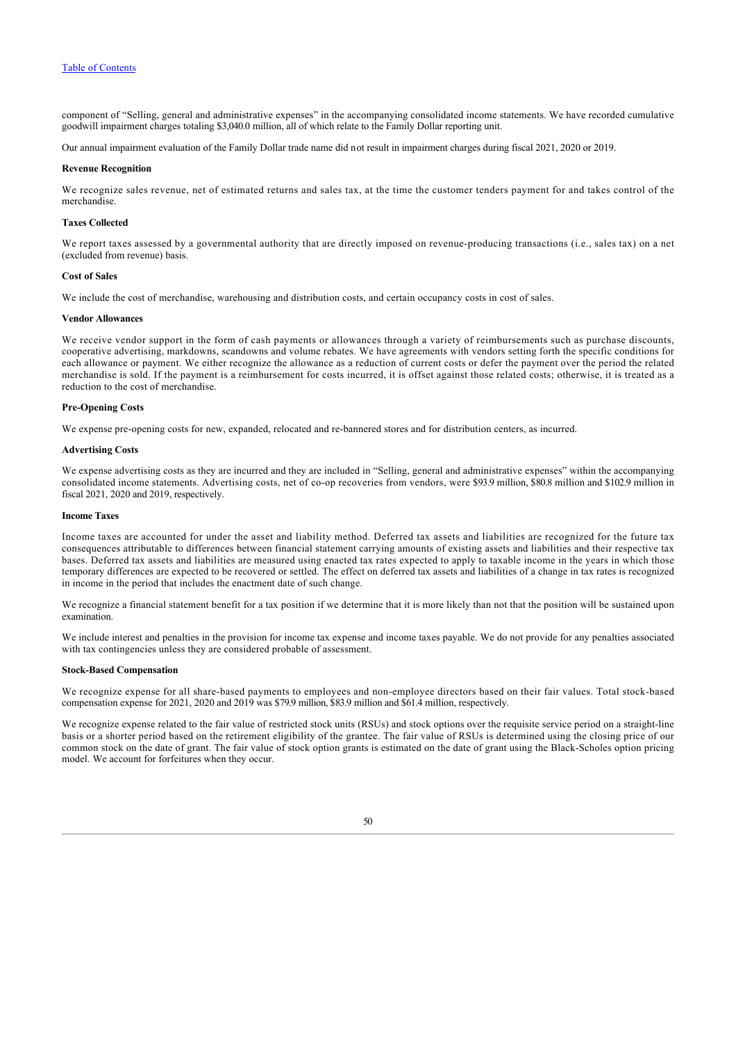component of "Selling, general and administrative expenses" in the accompanying consolidated income statements. We have recorded cumulative goodwill impairment charges totaling $3,040.0 million, all of which relate to the Family Dollar reporting unit.

Our annual impairment evaluation of the Family Dollar trade name did not result in impairment charges during fiscal 2021, 2020 or 2019.

**Revenue Recognition**

We recognize sales revenue, net of estimated returns and sales tax, at the time the customer tenders payment for and takes control of the merchandise.

**Taxes Collected**

We report taxes assessed by a governmental authority that are directly imposed on revenue-producing transactions (i.e., sales tax) on a net (excluded from revenue) basis.

**Cost of Sales**

We include the cost of merchandise, warehousing and distribution costs, and certain occupancy costs in cost of sales.

**Vendor Allowances**

We receive vendor support in the form of cash payments or allowances through a variety of reimbursements such as purchase discounts, cooperative advertising, markdowns, scandowns and volume rebates. We have agreements with vendors setting forth the specific conditions for each allowance or payment. We either recognize the allowance as a reduction of current costs or defer the payment over the period the related merchandise is sold. If the payment is a reimbursement for costs incurred, it is offset against those related costs; otherwise, it is treated as a reduction to the cost of merchandise.

**Pre-Opening Costs**

We expense pre-opening costs for new, expanded, relocated and re-bannered stores and for distribution centers, as incurred.

**Advertising Costs**

We expense advertising costs as they are incurred and they are included in "Selling, general and administrative expenses" within the accompanying consolidated income statements. Advertising costs, net of co-op recoveries from vendors, were $93.9 million, $80.8 million and $102.9 million in fiscal 2021, 2020 and 2019, respectively.

**Income Taxes**

Income taxes are accounted for under the asset and liability method. Deferred tax assets and liabilities are recognized for the future tax consequences attributable to differences between financial statement carrying amounts of existing assets and liabilities and their respective tax bases. Deferred tax assets and liabilities are measured using enacted tax rates expected to apply to taxable income in the years in which those temporary differences are expected to be recovered or settled. The effect on deferred tax assets and liabilities of a change in tax rates is recognized in income in the period that includes the enactment date of such change.

We recognize a financial statement benefit for a tax position if we determine that it is more likely than not that the position will be sustained upon examination.

We include interest and penalties in the provision for income tax expense and income taxes payable. We do not provide for any penalties associated with tax contingencies unless they are considered probable of assessment.

**Stock-Based Compensation**

We recognize expense for all share-based payments to employees and non-employee directors based on their fair values. Total stock-based compensation expense for 2021, 2020 and 2019 was $79.9 million, $83.9 million and $61.4 million, respectively.

We recognize expense related to the fair value of restricted stock units (RSUs) and stock options over the requisite service period on a straight-line basis or a shorter period based on the retirement eligibility of the grantee. The fair value of RSUs is determined using the closing price of our common stock on the date of grant. The fair value of stock option grants is estimated on the date of grant using the Black-Scholes option pricing model. We account for forfeitures when they occur.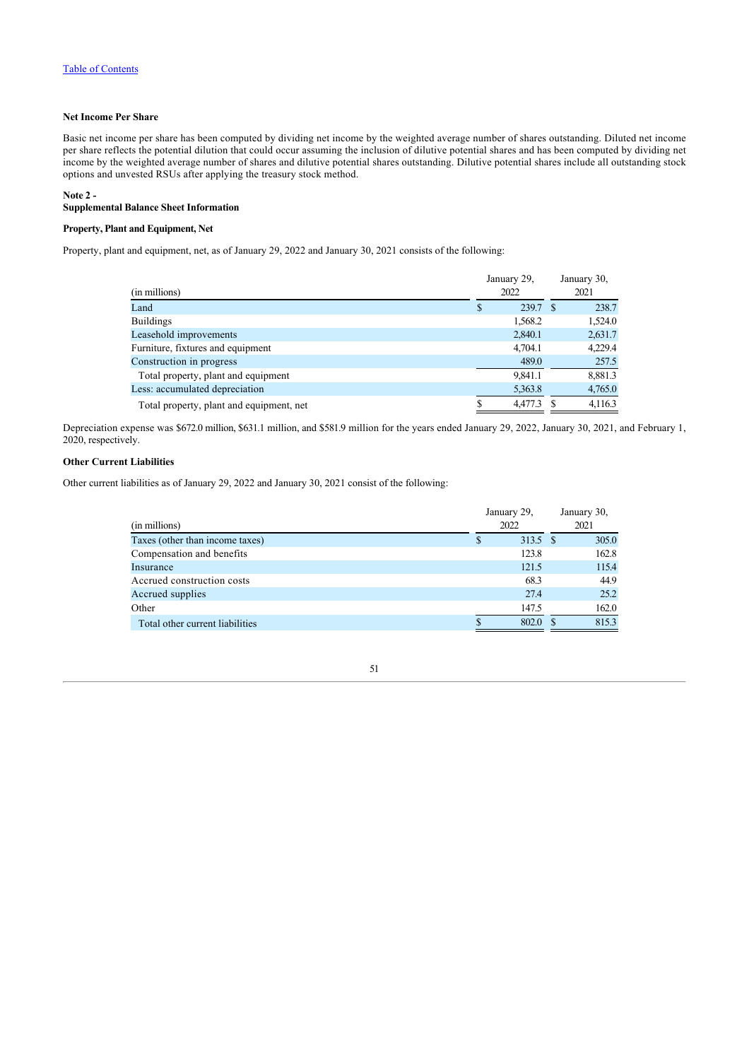**Net Income Per Share**

Basic net income per share has been computed by dividing net income by the weighted average number of shares outstanding. Diluted net income per share reflects the potential dilution that could occur assuming the inclusion of dilutive potential shares and has been computed by dividing net income by the weighted average number of shares and dilutive potential shares outstanding. Dilutive potential shares include all outstanding stock options and unvested RSUs after applying the treasury stock method.

**Note 2 -**
**Supplemental Balance Sheet Information**

**Property, Plant and Equipment, Net**

Property, plant and equipment, net, as of January 29, 2022 and January 30, 2021 consists of the following:

| (in millions) | January 29, 2022 | January 30, 2021 |
|---|---|---|
| Land | $ 239.7 | $ 238.7 |
| Buildings | 1,568.2 | 1,524.0 |
| Leasehold improvements | 2,840.1 | 2,631.7 |
| Furniture, fixtures and equipment | 4,704.1 | 4,229.4 |
| Construction in progress | 489.0 | 257.5 |
| Total property, plant and equipment | 9,841.1 | 8,881.3 |
| Less: accumulated depreciation | 5,363.8 | 4,765.0 |
| Total property, plant and equipment, net | $ 4,477.3 | $ 4,116.3 |

Depreciation expense was $672.0 million, $631.1 million, and $581.9 million for the years ended January 29, 2022, January 30, 2021, and February 1, 2020, respectively.

**Other Current Liabilities**

Other current liabilities as of January 29, 2022 and January 30, 2021 consist of the following:

| (in millions) | January 29, 2022 | January 30, 2021 |
|---|---|---|
| Taxes (other than income taxes) | $ 313.5 | $ 305.0 |
| Compensation and benefits | 123.8 | 162.8 |
| Insurance | 121.5 | 115.4 |
| Accrued construction costs | 68.3 | 44.9 |
| Accrued supplies | 27.4 | 25.2 |
| Other | 147.5 | 162.0 |
| Total other current liabilities | $ 802.0 | $ 815.3 |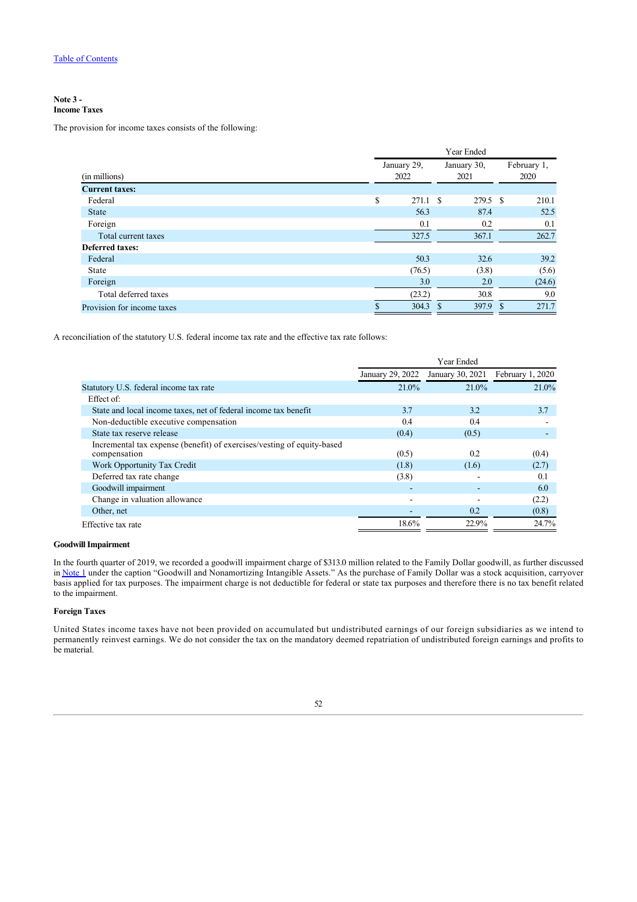[Table of Contents](#)

**Note 3 -**
**Income Taxes**

The provision for income taxes consists of the following:

| (in millions) | Year Ended January 29, 2022 | Year Ended January 30, 2021 | Year Ended February 1, 2020 |
|---|---|---|---|
| **Current taxes:** | | | |
| Federal | $ 271.1 | $ 279.5 | $ 210.1 |
| State | 56.3 | 87.4 | 52.5 |
| Foreign | 0.1 | 0.2 | 0.1 |
| Total current taxes | 327.5 | 367.1 | 262.7 |
| **Deferred taxes:** | | | |
| Federal | 50.3 | 32.6 | 39.2 |
| State | (76.5) | (3.8) | (5.6) |
| Foreign | 3.0 | 2.0 | (24.6) |
| Total deferred taxes | (23.2) | 30.8 | 9.0 |
| Provision for income taxes | $ 304.3 | $ 397.9 | $ 271.7 |

A reconciliation of the statutory U.S. federal income tax rate and the effective tax rate follows:

| | Year Ended January 29, 2022 | Year Ended January 30, 2021 | Year Ended February 1, 2020 |
|---|---|---|---|
| Statutory U.S. federal income tax rate | 21.0% | 21.0% | 21.0% |
| Effect of: | | | |
| State and local income taxes, net of federal income tax benefit | 3.7 | 3.2 | 3.7 |
| Non-deductible executive compensation | 0.4 | 0.4 | - |
| State tax reserve release | (0.4) | (0.5) | - |
| Incremental tax expense (benefit) of exercises/vesting of equity-based compensation | (0.5) | 0.2 | (0.4) |
| Work Opportunity Tax Credit | (1.8) | (1.6) | (2.7) |
| Deferred tax rate change | (3.8) | - | 0.1 |
| Goodwill impairment | - | - | 6.0 |
| Change in valuation allowance | - | - | (2.2) |
| Other, net | - | 0.2 | (0.8) |
| Effective tax rate | 18.6% | 22.9% | 24.7% |

**Goodwill Impairment**

In the fourth quarter of 2019, we recorded a goodwill impairment charge of $313.0 million related to the Family Dollar goodwill, as further discussed in [Note 1](#) under the caption "Goodwill and Nonamortizing Intangible Assets." As the purchase of Family Dollar was a stock acquisition, carryover basis applied for tax purposes. The impairment charge is not deductible for federal or state tax purposes and therefore there is no tax benefit related to the impairment.

**Foreign Taxes**

United States income taxes have not been provided on accumulated but undistributed earnings of our foreign subsidiaries as we intend to permanently reinvest earnings. We do not consider the tax on the mandatory deemed repatriation of undistributed foreign earnings and profits to be material.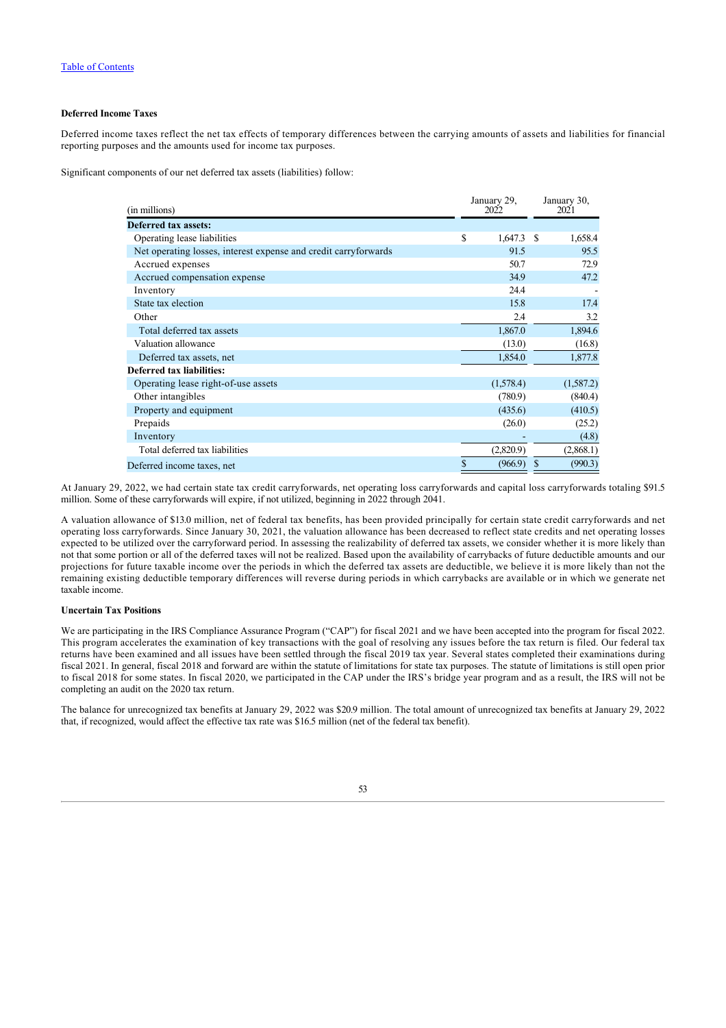Table of Contents

**Deferred Income Taxes**

Deferred income taxes reflect the net tax effects of temporary differences between the carrying amounts of assets and liabilities for financial reporting purposes and the amounts used for income tax purposes.

Significant components of our net deferred tax assets (liabilities) follow:

| (in millions) | January 29, 2022 | January 30, 2021 |
|---|---|---|
| **Deferred tax assets:** | | |
| Operating lease liabilities | $ 1,647.3 | $ 1,658.4 |
| Net operating losses, interest expense and credit carryforwards | 91.5 | 95.5 |
| Accrued expenses | 50.7 | 72.9 |
| Accrued compensation expense | 34.9 | 47.2 |
| Inventory | 24.4 | - |
| State tax election | 15.8 | 17.4 |
| Other | 2.4 | 3.2 |
| Total deferred tax assets | 1,867.0 | 1,894.6 |
| Valuation allowance | (13.0) | (16.8) |
| Deferred tax assets, net | 1,854.0 | 1,877.8 |
| **Deferred tax liabilities:** | | |
| Operating lease right-of-use assets | (1,578.4) | (1,587.2) |
| Other intangibles | (780.9) | (840.4) |
| Property and equipment | (435.6) | (410.5) |
| Prepaids | (26.0) | (25.2) |
| Inventory | - | (4.8) |
| Total deferred tax liabilities | (2,820.9) | (2,868.1) |
| Deferred income taxes, net | $ (966.9) | $ (990.3) |

At January 29, 2022, we had certain state tax credit carryforwards, net operating loss carryforwards and capital loss carryforwards totaling $91.5 million. Some of these carryforwards will expire, if not utilized, beginning in 2022 through 2041.

A valuation allowance of $13.0 million, net of federal tax benefits, has been provided principally for certain state credit carryforwards and net operating loss carryforwards. Since January 30, 2021, the valuation allowance has been decreased to reflect state credits and net operating losses expected to be utilized over the carryforward period. In assessing the realizability of deferred tax assets, we consider whether it is more likely than not that some portion or all of the deferred taxes will not be realized. Based upon the availability of carrybacks of future deductible amounts and our projections for future taxable income over the periods in which the deferred tax assets are deductible, we believe it is more likely than not the remaining existing deductible temporary differences will reverse during periods in which carrybacks are available or in which we generate net taxable income.

**Uncertain Tax Positions**

We are participating in the IRS Compliance Assurance Program ("CAP") for fiscal 2021 and we have been accepted into the program for fiscal 2022. This program accelerates the examination of key transactions with the goal of resolving any issues before the tax return is filed. Our federal tax returns have been examined and all issues have been settled through the fiscal 2019 tax year. Several states completed their examinations during fiscal 2021. In general, fiscal 2018 and forward are within the statute of limitations for state tax purposes. The statute of limitations is still open prior to fiscal 2018 for some states. In fiscal 2020, we participated in the CAP under the IRS's bridge year program and as a result, the IRS will not be completing an audit on the 2020 tax return.

The balance for unrecognized tax benefits at January 29, 2022 was $20.9 million. The total amount of unrecognized tax benefits at January 29, 2022 that, if recognized, would affect the effective tax rate was $16.5 million (net of the federal tax benefit).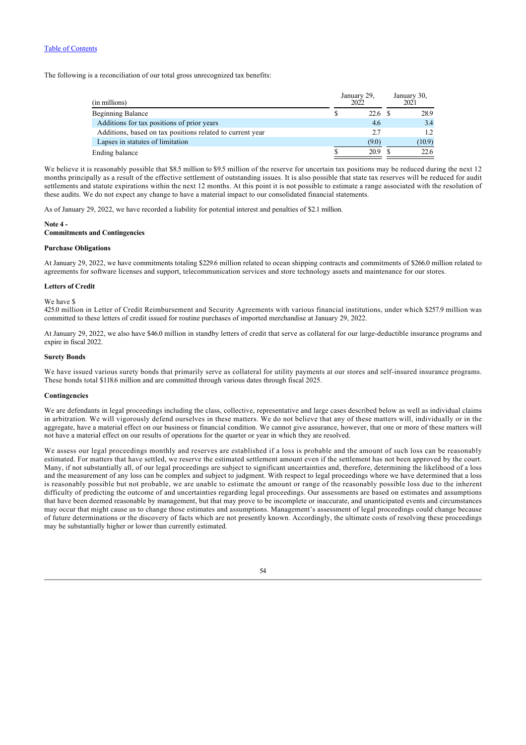The following is a reconciliation of our total gross unrecognized tax benefits:

| (in millions) | January 29, 2022 | January 30, 2021 |
|---|---|---|
| Beginning Balance | $ 22.6 | $ 28.9 |
| Additions for tax positions of prior years | 4.6 | 3.4 |
| Additions, based on tax positions related to current year | 2.7 | 1.2 |
| Lapses in statutes of limitation | (9.0) | (10.9) |
| Ending balance | $ 20.9 | $ 22.6 |

We believe it is reasonably possible that $8.5 million to $9.5 million of the reserve for uncertain tax positions may be reduced during the next 12 months principally as a result of the effective settlement of outstanding issues. It is also possible that state tax reserves will be reduced for audit settlements and statute expirations within the next 12 months. At this point it is not possible to estimate a range associated with the resolution of these audits. We do not expect any change to have a material impact to our consolidated financial statements.

As of January 29, 2022, we have recorded a liability for potential interest and penalties of $2.1 million.

**Note 4 -**
**Commitments and Contingencies**

**Purchase Obligations**

At January 29, 2022, we have commitments totaling $229.6 million related to ocean shipping contracts and commitments of $266.0 million related to agreements for software licenses and support, telecommunication services and store technology assets and maintenance for our stores.

**Letters of Credit**

We have $
425.0 million in Letter of Credit Reimbursement and Security Agreements with various financial institutions, under which $257.9 million was committed to these letters of credit issued for routine purchases of imported merchandise at January 29, 2022.

At January 29, 2022, we also have $46.0 million in standby letters of credit that serve as collateral for our large-deductible insurance programs and expire in fiscal 2022.

**Surety Bonds**

We have issued various surety bonds that primarily serve as collateral for utility payments at our stores and self-insured insurance programs. These bonds total $118.6 million and are committed through various dates through fiscal 2025.

**Contingencies**

We are defendants in legal proceedings including the class, collective, representative and large cases described below as well as individual claims in arbitration. We will vigorously defend ourselves in these matters. We do not believe that any of these matters will, individually or in the aggregate, have a material effect on our business or financial condition. We cannot give assurance, however, that one or more of these matters will not have a material effect on our results of operations for the quarter or year in which they are resolved.

We assess our legal proceedings monthly and reserves are established if a loss is probable and the amount of such loss can be reasonably estimated. For matters that have settled, we reserve the estimated settlement amount even if the settlement has not been approved by the court. Many, if not substantially all, of our legal proceedings are subject to significant uncertainties and, therefore, determining the likelihood of a loss and the measurement of any loss can be complex and subject to judgment. With respect to legal proceedings where we have determined that a loss is reasonably possible but not probable, we are unable to estimate the amount or range of the reasonably possible loss due to the inherent difficulty of predicting the outcome of and uncertainties regarding legal proceedings. Our assessments are based on estimates and assumptions that have been deemed reasonable by management, but that may prove to be incomplete or inaccurate, and unanticipated events and circumstances may occur that might cause us to change those estimates and assumptions. Management's assessment of legal proceedings could change because of future determinations or the discovery of facts which are not presently known. Accordingly, the ultimate costs of resolving these proceedings may be substantially higher or lower than currently estimated.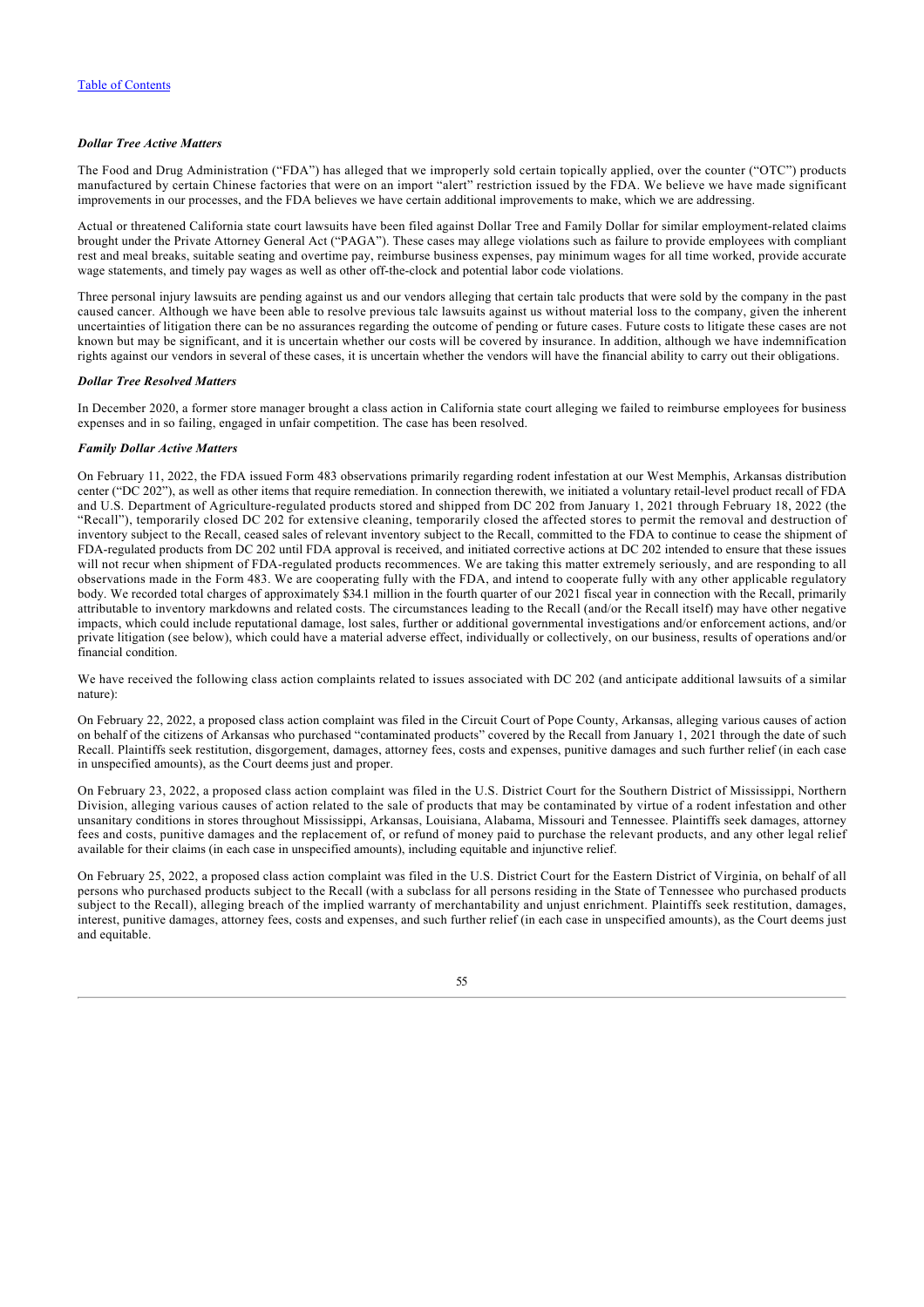*Dollar Tree Active Matters*

The Food and Drug Administration ("FDA") has alleged that we improperly sold certain topically applied, over the counter ("OTC") products manufactured by certain Chinese factories that were on an import "alert" restriction issued by the FDA. We believe we have made significant improvements in our processes, and the FDA believes we have certain additional improvements to make, which we are addressing.

Actual or threatened California state court lawsuits have been filed against Dollar Tree and Family Dollar for similar employment-related claims brought under the Private Attorney General Act ("PAGA"). These cases may allege violations such as failure to provide employees with compliant rest and meal breaks, suitable seating and overtime pay, reimburse business expenses, pay minimum wages for all time worked, provide accurate wage statements, and timely pay wages as well as other off-the-clock and potential labor code violations.

Three personal injury lawsuits are pending against us and our vendors alleging that certain talc products that were sold by the company in the past caused cancer. Although we have been able to resolve previous talc lawsuits against us without material loss to the company, given the inherent uncertainties of litigation there can be no assurances regarding the outcome of pending or future cases. Future costs to litigate these cases are not known but may be significant, and it is uncertain whether our costs will be covered by insurance. In addition, although we have indemnification rights against our vendors in several of these cases, it is uncertain whether the vendors will have the financial ability to carry out their obligations.

*Dollar Tree Resolved Matters*

In December 2020, a former store manager brought a class action in California state court alleging we failed to reimburse employees for business expenses and in so failing, engaged in unfair competition. The case has been resolved.

*Family Dollar Active Matters*

On February 11, 2022, the FDA issued Form 483 observations primarily regarding rodent infestation at our West Memphis, Arkansas distribution center ("DC 202"), as well as other items that require remediation. In connection therewith, we initiated a voluntary retail-level product recall of FDA and U.S. Department of Agriculture-regulated products stored and shipped from DC 202 from January 1, 2021 through February 18, 2022 (the "Recall"), temporarily closed DC 202 for extensive cleaning, temporarily closed the affected stores to permit the removal and destruction of inventory subject to the Recall, ceased sales of relevant inventory subject to the Recall, committed to the FDA to continue to cease the shipment of FDA-regulated products from DC 202 until FDA approval is received, and initiated corrective actions at DC 202 intended to ensure that these issues will not recur when shipment of FDA-regulated products recommences. We are taking this matter extremely seriously, and are responding to all observations made in the Form 483. We are cooperating fully with the FDA, and intend to cooperate fully with any other applicable regulatory body. We recorded total charges of approximately $34.1 million in the fourth quarter of our 2021 fiscal year in connection with the Recall, primarily attributable to inventory markdowns and related costs. The circumstances leading to the Recall (and/or the Recall itself) may have other negative impacts, which could include reputational damage, lost sales, further or additional governmental investigations and/or enforcement actions, and/or private litigation (see below), which could have a material adverse effect, individually or collectively, on our business, results of operations and/or financial condition.

We have received the following class action complaints related to issues associated with DC 202 (and anticipate additional lawsuits of a similar nature):

On February 22, 2022, a proposed class action complaint was filed in the Circuit Court of Pope County, Arkansas, alleging various causes of action on behalf of the citizens of Arkansas who purchased "contaminated products" covered by the Recall from January 1, 2021 through the date of such Recall. Plaintiffs seek restitution, disgorgement, damages, attorney fees, costs and expenses, punitive damages and such further relief (in each case in unspecified amounts), as the Court deems just and proper.

On February 23, 2022, a proposed class action complaint was filed in the U.S. District Court for the Southern District of Mississippi, Northern Division, alleging various causes of action related to the sale of products that may be contaminated by virtue of a rodent infestation and other unsanitary conditions in stores throughout Mississippi, Arkansas, Louisiana, Alabama, Missouri and Tennessee. Plaintiffs seek damages, attorney fees and costs, punitive damages and the replacement of, or refund of money paid to purchase the relevant products, and any other legal relief available for their claims (in each case in unspecified amounts), including equitable and injunctive relief.

On February 25, 2022, a proposed class action complaint was filed in the U.S. District Court for the Eastern District of Virginia, on behalf of all persons who purchased products subject to the Recall (with a subclass for all persons residing in the State of Tennessee who purchased products subject to the Recall), alleging breach of the implied warranty of merchantability and unjust enrichment. Plaintiffs seek restitution, damages, interest, punitive damages, attorney fees, costs and expenses, and such further relief (in each case in unspecified amounts), as the Court deems just and equitable.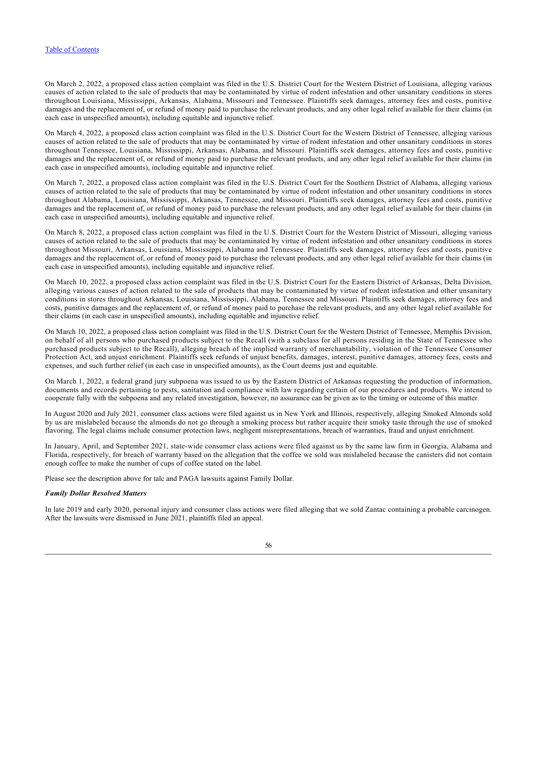On March 2, 2022, a proposed class action complaint was filed in the U.S. District Court for the Western District of Louisiana, alleging various causes of action related to the sale of products that may be contaminated by virtue of rodent infestation and other unsanitary conditions in stores throughout Louisiana, Mississippi, Arkansas, Alabama, Missouri and Tennessee. Plaintiffs seek damages, attorney fees and costs, punitive damages and the replacement of, or refund of money paid to purchase the relevant products, and any other legal relief available for their claims (in each case in unspecified amounts), including equitable and injunctive relief.

On March 4, 2022, a proposed class action complaint was filed in the U.S. District Court for the Western District of Tennessee, alleging various causes of action related to the sale of products that may be contaminated by virtue of rodent infestation and other unsanitary conditions in stores throughout Tennessee, Louisiana, Mississippi, Arkansas, Alabama, and Missouri. Plaintiffs seek damages, attorney fees and costs, punitive damages and the replacement of, or refund of money paid to purchase the relevant products, and any other legal relief available for their claims (in each case in unspecified amounts), including equitable and injunctive relief.

On March 7, 2022, a proposed class action complaint was filed in the U.S. District Court for the Southern District of Alabama, alleging various causes of action related to the sale of products that may be contaminated by virtue of rodent infestation and other unsanitary conditions in stores throughout Alabama, Louisiana, Mississippi, Arkansas, Tennessee, and Missouri. Plaintiffs seek damages, attorney fees and costs, punitive damages and the replacement of, or refund of money paid to purchase the relevant products, and any other legal relief available for their claims (in each case in unspecified amounts), including equitable and injunctive relief.

On March 8, 2022, a proposed class action complaint was filed in the U.S. District Court for the Western District of Missouri, alleging various causes of action related to the sale of products that may be contaminated by virtue of rodent infestation and other unsanitary conditions in stores throughout Missouri, Arkansas, Louisiana, Mississippi, Alabama and Tennessee. Plaintiffs seek damages, attorney fees and costs, punitive damages and the replacement of, or refund of money paid to purchase the relevant products, and any other legal relief available for their claims (in each case in unspecified amounts), including equitable and injunctive relief.

On March 10, 2022, a proposed class action complaint was filed in the U.S. District Court for the Eastern District of Arkansas, Delta Division, alleging various causes of action related to the sale of products that may be contaminated by virtue of rodent infestation and other unsanitary conditions in stores throughout Arkansas, Louisiana, Mississippi, Alabama, Tennessee and Missouri. Plaintiffs seek damages, attorney fees and costs, punitive damages and the replacement of, or refund of money paid to purchase the relevant products, and any other legal relief available for their claims (in each case in unspecified amounts), including equitable and injunctive relief.

On March 10, 2022, a proposed class action complaint was filed in the U.S. District Court for the Western District of Tennessee, Memphis Division, on behalf of all persons who purchased products subject to the Recall (with a subclass for all persons residing in the State of Tennessee who purchased products subject to the Recall), alleging breach of the implied warranty of merchantability, violation of the Tennessee Consumer Protection Act, and unjust enrichment. Plaintiffs seek refunds of unjust benefits, damages, interest, punitive damages, attorney fees, costs and expenses, and such further relief (in each case in unspecified amounts), as the Court deems just and equitable.

On March 1, 2022, a federal grand jury subpoena was issued to us by the Eastern District of Arkansas requesting the production of information, documents and records pertaining to pests, sanitation and compliance with law regarding certain of our procedures and products. We intend to cooperate fully with the subpoena and any related investigation, however, no assurance can be given as to the timing or outcome of this matter.

In August 2020 and July 2021, consumer class actions were filed against us in New York and Illinois, respectively, alleging Smoked Almonds sold by us are mislabeled because the almonds do not go through a smoking process but rather acquire their smoky taste through the use of smoked flavoring. The legal claims include consumer protection laws, negligent misrepresentations, breach of warranties, fraud and unjust enrichment.

In January, April, and September 2021, state-wide consumer class actions were filed against us by the same law firm in Georgia, Alabama and Florida, respectively, for breach of warranty based on the allegation that the coffee we sold was mislabeled because the canisters did not contain enough coffee to make the number of cups of coffee stated on the label.

Please see the description above for talc and PAGA lawsuits against Family Dollar.

***Family Dollar Resolved Matters***

In late 2019 and early 2020, personal injury and consumer class actions were filed alleging that we sold Zantac containing a probable carcinogen. After the lawsuits were dismissed in June 2021, plaintiffs filed an appeal.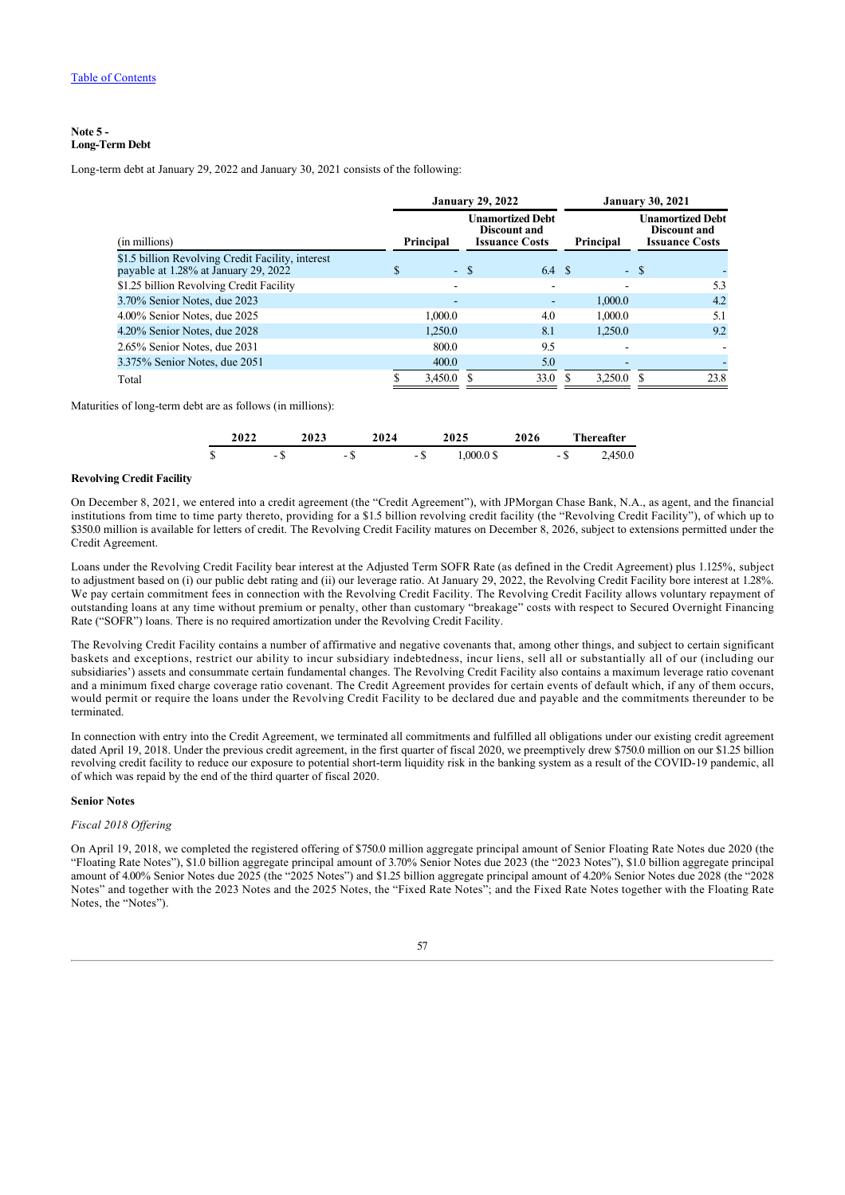[Table of Contents](#)

**Note 5 -**
**Long-Term Debt**

Long-term debt at January 29, 2022 and January 30, 2021 consists of the following:

| (in millions) | January 29, 2022 Principal | January 29, 2022 Unamortized Debt Discount and Issuance Costs | January 30, 2021 Principal | January 30, 2021 Unamortized Debt Discount and Issuance Costs |
|---|---|---|---|---|
| $1.5 billion Revolving Credit Facility, interest payable at 1.28% at January 29, 2022 | $ - | $ 6.4 | $ - | $ - |
| $1.25 billion Revolving Credit Facility | - | - | - | 5.3 |
| 3.70% Senior Notes, due 2023 | - | - | 1,000.0 | 4.2 |
| 4.00% Senior Notes, due 2025 | 1,000.0 | 4.0 | 1,000.0 | 5.1 |
| 4.20% Senior Notes, due 2028 | 1,250.0 | 8.1 | 1,250.0 | 9.2 |
| 2.65% Senior Notes, due 2031 | 800.0 | 9.5 | - | - |
| 3.375% Senior Notes, due 2051 | 400.0 | 5.0 | - | - |
| Total | $ 3,450.0 | $ 33.0 | $ 3,250.0 | $ 23.8 |

Maturities of long-term debt are as follows (in millions):

| 2022 | 2023 | 2024 | 2025 | 2026 | Thereafter |
|---|---|---|---|---|---|
| $ - | $ - | $ - | $ 1,000.0 | $ - | $ 2,450.0 |

**Revolving Credit Facility**

On December 8, 2021, we entered into a credit agreement (the "Credit Agreement"), with JPMorgan Chase Bank, N.A., as agent, and the financial institutions from time to time party thereto, providing for a $1.5 billion revolving credit facility (the "Revolving Credit Facility"), of which up to $350.0 million is available for letters of credit. The Revolving Credit Facility matures on December 8, 2026, subject to extensions permitted under the Credit Agreement.

Loans under the Revolving Credit Facility bear interest at the Adjusted Term SOFR Rate (as defined in the Credit Agreement) plus 1.125%, subject to adjustment based on (i) our public debt rating and (ii) our leverage ratio. At January 29, 2022, the Revolving Credit Facility bore interest at 1.28%. We pay certain commitment fees in connection with the Revolving Credit Facility. The Revolving Credit Facility allows voluntary repayment of outstanding loans at any time without premium or penalty, other than customary "breakage" costs with respect to Secured Overnight Financing Rate ("SOFR") loans. There is no required amortization under the Revolving Credit Facility.

The Revolving Credit Facility contains a number of affirmative and negative covenants that, among other things, and subject to certain significant baskets and exceptions, restrict our ability to incur subsidiary indebtedness, incur liens, sell all or substantially all of our (including our subsidiaries') assets and consummate certain fundamental changes. The Revolving Credit Facility also contains a maximum leverage ratio covenant and a minimum fixed charge coverage ratio covenant. The Credit Agreement provides for certain events of default which, if any of them occurs, would permit or require the loans under the Revolving Credit Facility to be declared due and payable and the commitments thereunder to be terminated.

In connection with entry into the Credit Agreement, we terminated all commitments and fulfilled all obligations under our existing credit agreement dated April 19, 2018. Under the previous credit agreement, in the first quarter of fiscal 2020, we preemptively drew $750.0 million on our $1.25 billion revolving credit facility to reduce our exposure to potential short-term liquidity risk in the banking system as a result of the COVID-19 pandemic, all of which was repaid by the end of the third quarter of fiscal 2020.

**Senior Notes**

*Fiscal 2018 Offering*

On April 19, 2018, we completed the registered offering of $750.0 million aggregate principal amount of Senior Floating Rate Notes due 2020 (the "Floating Rate Notes"), $1.0 billion aggregate principal amount of 3.70% Senior Notes due 2023 (the "2023 Notes"), $1.0 billion aggregate principal amount of 4.00% Senior Notes due 2025 (the "2025 Notes") and $1.25 billion aggregate principal amount of 4.20% Senior Notes due 2028 (the "2028 Notes" and together with the 2023 Notes and the 2025 Notes, the "Fixed Rate Notes"; and the Fixed Rate Notes together with the Floating Rate Notes, the "Notes").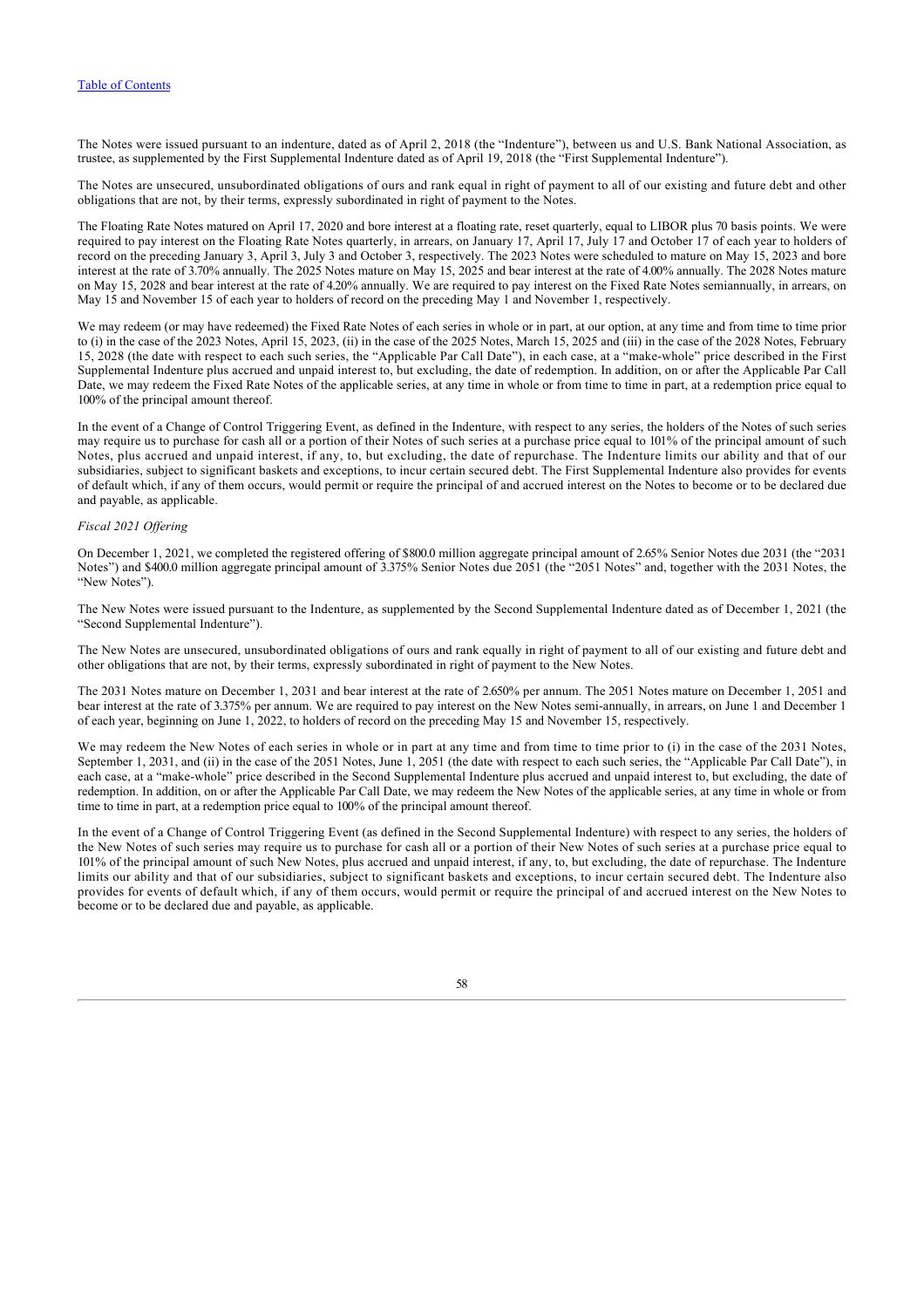The Notes were issued pursuant to an indenture, dated as of April 2, 2018 (the "Indenture"), between us and U.S. Bank National Association, as trustee, as supplemented by the First Supplemental Indenture dated as of April 19, 2018 (the "First Supplemental Indenture").

The Notes are unsecured, unsubordinated obligations of ours and rank equal in right of payment to all of our existing and future debt and other obligations that are not, by their terms, expressly subordinated in right of payment to the Notes.

The Floating Rate Notes matured on April 17, 2020 and bore interest at a floating rate, reset quarterly, equal to LIBOR plus 70 basis points. We were required to pay interest on the Floating Rate Notes quarterly, in arrears, on January 17, April 17, July 17 and October 17 of each year to holders of record on the preceding January 3, April 3, July 3 and October 3, respectively. The 2023 Notes were scheduled to mature on May 15, 2023 and bore interest at the rate of 3.70% annually. The 2025 Notes mature on May 15, 2025 and bear interest at the rate of 4.00% annually. The 2028 Notes mature on May 15, 2028 and bear interest at the rate of 4.20% annually. We are required to pay interest on the Fixed Rate Notes semiannually, in arrears, on May 15 and November 15 of each year to holders of record on the preceding May 1 and November 1, respectively.

We may redeem (or may have redeemed) the Fixed Rate Notes of each series in whole or in part, at our option, at any time and from time to time prior to (i) in the case of the 2023 Notes, April 15, 2023, (ii) in the case of the 2025 Notes, March 15, 2025 and (iii) in the case of the 2028 Notes, February 15, 2028 (the date with respect to each such series, the "Applicable Par Call Date"), in each case, at a "make-whole" price described in the First Supplemental Indenture plus accrued and unpaid interest to, but excluding, the date of redemption. In addition, on or after the Applicable Par Call Date, we may redeem the Fixed Rate Notes of the applicable series, at any time in whole or from time to time in part, at a redemption price equal to 100% of the principal amount thereof.

In the event of a Change of Control Triggering Event, as defined in the Indenture, with respect to any series, the holders of the Notes of such series may require us to purchase for cash all or a portion of their Notes of such series at a purchase price equal to 101% of the principal amount of such Notes, plus accrued and unpaid interest, if any, to, but excluding, the date of repurchase. The Indenture limits our ability and that of our subsidiaries, subject to significant baskets and exceptions, to incur certain secured debt. The First Supplemental Indenture also provides for events of default which, if any of them occurs, would permit or require the principal of and accrued interest on the Notes to become or to be declared due and payable, as applicable.

*Fiscal 2021 Offering*

On December 1, 2021, we completed the registered offering of $800.0 million aggregate principal amount of 2.65% Senior Notes due 2031 (the "2031 Notes") and $400.0 million aggregate principal amount of 3.375% Senior Notes due 2051 (the "2051 Notes" and, together with the 2031 Notes, the "New Notes").

The New Notes were issued pursuant to the Indenture, as supplemented by the Second Supplemental Indenture dated as of December 1, 2021 (the "Second Supplemental Indenture").

The New Notes are unsecured, unsubordinated obligations of ours and rank equally in right of payment to all of our existing and future debt and other obligations that are not, by their terms, expressly subordinated in right of payment to the New Notes.

The 2031 Notes mature on December 1, 2031 and bear interest at the rate of 2.650% per annum. The 2051 Notes mature on December 1, 2051 and bear interest at the rate of 3.375% per annum. We are required to pay interest on the New Notes semi-annually, in arrears, on June 1 and December 1 of each year, beginning on June 1, 2022, to holders of record on the preceding May 15 and November 15, respectively.

We may redeem the New Notes of each series in whole or in part at any time and from time to time prior to (i) in the case of the 2031 Notes, September 1, 2031, and (ii) in the case of the 2051 Notes, June 1, 2051 (the date with respect to each such series, the "Applicable Par Call Date"), in each case, at a "make-whole" price described in the Second Supplemental Indenture plus accrued and unpaid interest to, but excluding, the date of redemption. In addition, on or after the Applicable Par Call Date, we may redeem the New Notes of the applicable series, at any time in whole or from time to time in part, at a redemption price equal to 100% of the principal amount thereof.

In the event of a Change of Control Triggering Event (as defined in the Second Supplemental Indenture) with respect to any series, the holders of the New Notes of such series may require us to purchase for cash all or a portion of their New Notes of such series at a purchase price equal to 101% of the principal amount of such New Notes, plus accrued and unpaid interest, if any, to, but excluding, the date of repurchase. The Indenture limits our ability and that of our subsidiaries, subject to significant baskets and exceptions, to incur certain secured debt. The Indenture also provides for events of default which, if any of them occurs, would permit or require the principal of and accrued interest on the New Notes to become or to be declared due and payable, as applicable.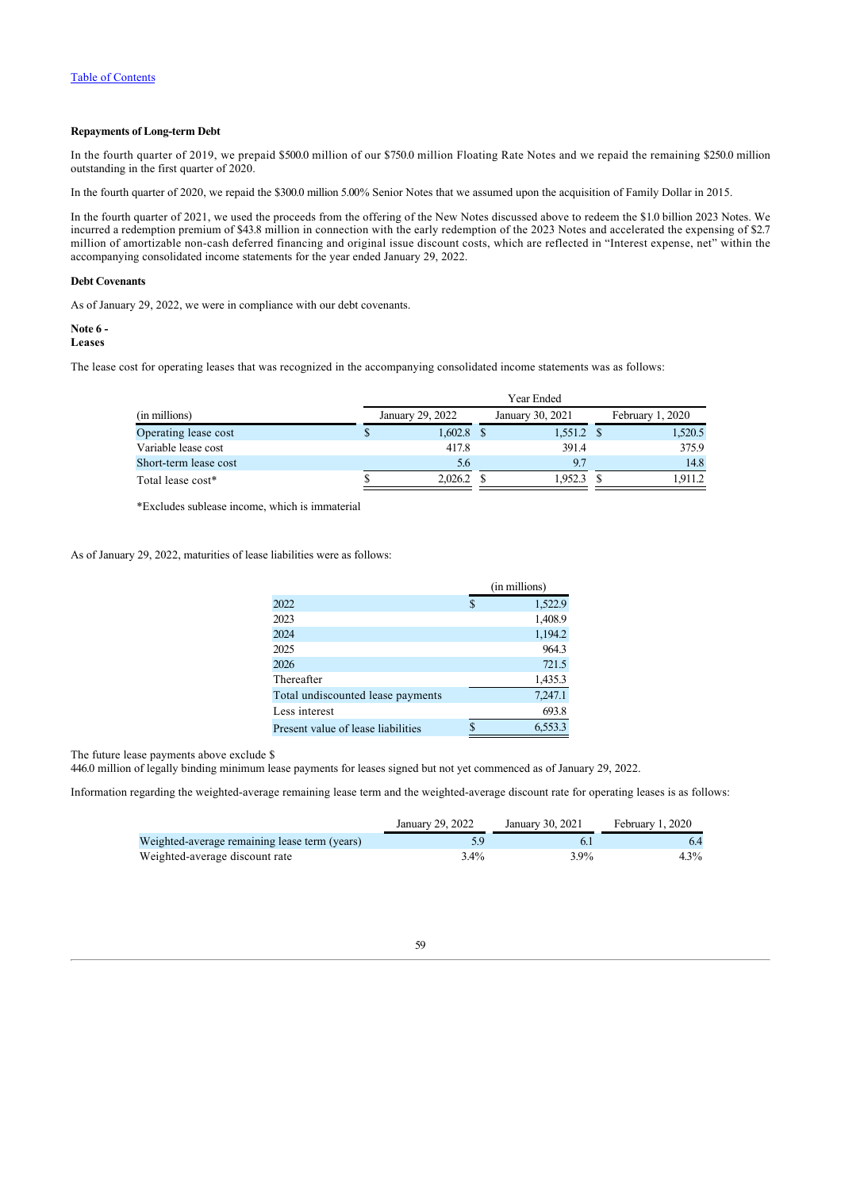**Repayments of Long-term Debt**

In the fourth quarter of 2019, we prepaid $500.0 million of our $750.0 million Floating Rate Notes and we repaid the remaining $250.0 million outstanding in the first quarter of 2020.

In the fourth quarter of 2020, we repaid the $300.0 million 5.00% Senior Notes that we assumed upon the acquisition of Family Dollar in 2015.

In the fourth quarter of 2021, we used the proceeds from the offering of the New Notes discussed above to redeem the $1.0 billion 2023 Notes. We incurred a redemption premium of $43.8 million in connection with the early redemption of the 2023 Notes and accelerated the expensing of $2.7 million of amortizable non-cash deferred financing and original issue discount costs, which are reflected in "Interest expense, net" within the accompanying consolidated income statements for the year ended January 29, 2022.

**Debt Covenants**

As of January 29, 2022, we were in compliance with our debt covenants.

**Note 6 -**
**Leases**

The lease cost for operating leases that was recognized in the accompanying consolidated income statements was as follows:

| | Year Ended | | |
|---|---|---|---|
| (in millions) | January 29, 2022 | January 30, 2021 | February 1, 2020 |
| Operating lease cost | $ 1,602.8 | $ 1,551.2 | $ 1,520.5 |
| Variable lease cost | 417.8 | 391.4 | 375.9 |
| Short-term lease cost | 5.6 | 9.7 | 14.8 |
| Total lease cost* | $ 2,026.2 | $ 1,952.3 | $ 1,911.2 |

*Excludes sublease income, which is immaterial

As of January 29, 2022, maturities of lease liabilities were as follows:

| | (in millions) |
|---|---|
| 2022 | $ 1,522.9 |
| 2023 | 1,408.9 |
| 2024 | 1,194.2 |
| 2025 | 964.3 |
| 2026 | 721.5 |
| Thereafter | 1,435.3 |
| Total undiscounted lease payments | 7,247.1 |
| Less interest | 693.8 |
| Present value of lease liabilities | $ 6,553.3 |

The future lease payments above exclude $446.0 million of legally binding minimum lease payments for leases signed but not yet commenced as of January 29, 2022.

Information regarding the weighted-average remaining lease term and the weighted-average discount rate for operating leases is as follows:

| | January 29, 2022 | January 30, 2021 | February 1, 2020 |
|---|---|---|---|
| Weighted-average remaining lease term (years) | 5.9 | 6.1 | 6.4 |
| Weighted-average discount rate | 3.4% | 3.9% | 4.3% |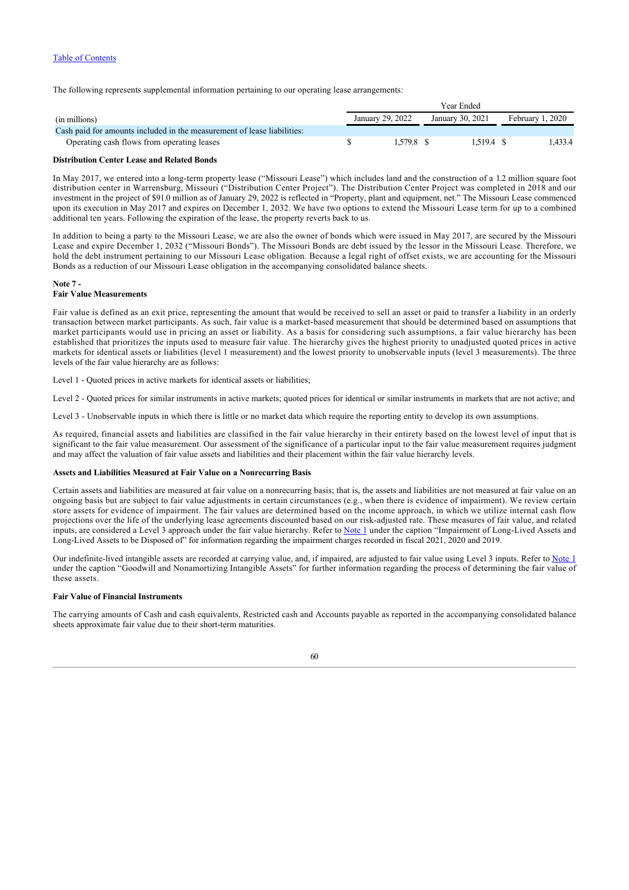The following represents supplemental information pertaining to our operating lease arrangements:

| (in millions) | Year Ended January 29, 2022 | Year Ended January 30, 2021 | Year Ended February 1, 2020 |
|---|---|---|---|
| Cash paid for amounts included in the measurement of lease liabilities: | | | |
| Operating cash flows from operating leases | $ 1,579.8 | $ 1,519.4 | $ 1,433.4 |

**Distribution Center Lease and Related Bonds**

In May 2017, we entered into a long-term property lease ("Missouri Lease") which includes land and the construction of a 1.2 million square foot distribution center in Warrensburg, Missouri ("Distribution Center Project"). The Distribution Center Project was completed in 2018 and our investment in the project of $91.0 million as of January 29, 2022 is reflected in "Property, plant and equipment, net." The Missouri Lease commenced upon its execution in May 2017 and expires on December 1, 2032. We have two options to extend the Missouri Lease term for up to a combined additional ten years. Following the expiration of the lease, the property reverts back to us.

In addition to being a party to the Missouri Lease, we are also the owner of bonds which were issued in May 2017, are secured by the Missouri Lease and expire December 1, 2032 ("Missouri Bonds"). The Missouri Bonds are debt issued by the lessor in the Missouri Lease. Therefore, we hold the debt instrument pertaining to our Missouri Lease obligation. Because a legal right of offset exists, we are accounting for the Missouri Bonds as a reduction of our Missouri Lease obligation in the accompanying consolidated balance sheets.

## Note 7 - Fair Value Measurements

Fair value is defined as an exit price, representing the amount that would be received to sell an asset or paid to transfer a liability in an orderly transaction between market participants. As such, fair value is a market-based measurement that should be determined based on assumptions that market participants would use in pricing an asset or liability. As a basis for considering such assumptions, a fair value hierarchy has been established that prioritizes the inputs used to measure fair value. The hierarchy gives the highest priority to unadjusted quoted prices in active markets for identical assets or liabilities (level 1 measurement) and the lowest priority to unobservable inputs (level 3 measurements). The three levels of the fair value hierarchy are as follows:

Level 1 - Quoted prices in active markets for identical assets or liabilities;

Level 2 - Quoted prices for similar instruments in active markets; quoted prices for identical or similar instruments in markets that are not active; and

Level 3 - Unobservable inputs in which there is little or no market data which require the reporting entity to develop its own assumptions.

As required, financial assets and liabilities are classified in the fair value hierarchy in their entirety based on the lowest level of input that is significant to the fair value measurement. Our assessment of the significance of a particular input to the fair value measurement requires judgment and may affect the valuation of fair value assets and liabilities and their placement within the fair value hierarchy levels.

**Assets and Liabilities Measured at Fair Value on a Nonrecurring Basis**

Certain assets and liabilities are measured at fair value on a nonrecurring basis; that is, the assets and liabilities are not measured at fair value on an ongoing basis but are subject to fair value adjustments in certain circumstances (e.g., when there is evidence of impairment). We review certain store assets for evidence of impairment. The fair values are determined based on the income approach, in which we utilize internal cash flow projections over the life of the underlying lease agreements discounted based on our risk-adjusted rate. These measures of fair value, and related inputs, are considered a Level 3 approach under the fair value hierarchy. Refer to Note 1 under the caption "Impairment of Long-Lived Assets and Long-Lived Assets to be Disposed of" for information regarding the impairment charges recorded in fiscal 2021, 2020 and 2019.

Our indefinite-lived intangible assets are recorded at carrying value, and, if impaired, are adjusted to fair value using Level 3 inputs. Refer to Note 1 under the caption "Goodwill and Nonamortizing Intangible Assets" for further information regarding the process of determining the fair value of these assets.

**Fair Value of Financial Instruments**

The carrying amounts of Cash and cash equivalents, Restricted cash and Accounts payable as reported in the accompanying consolidated balance sheets approximate fair value due to their short-term maturities.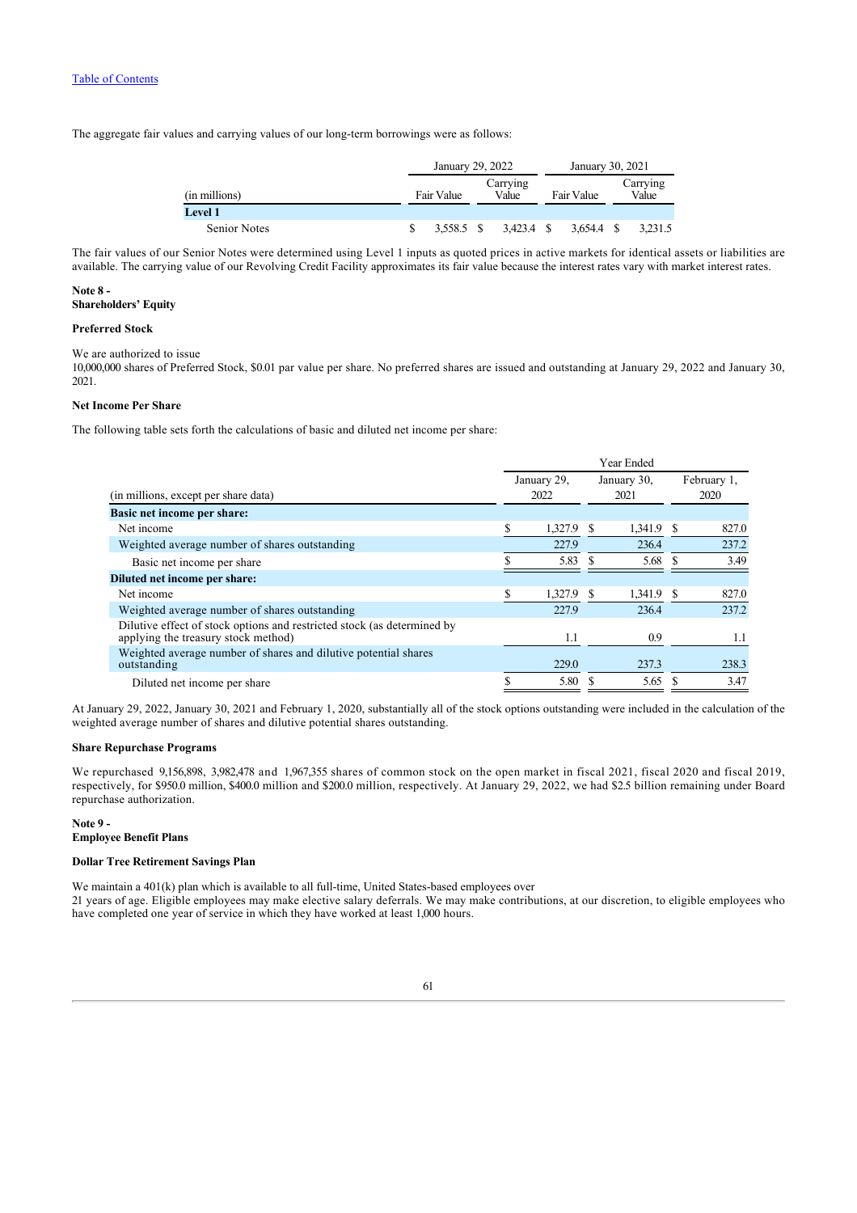[Table of Contents](#)

The aggregate fair values and carrying values of our long-term borrowings were as follows:

| (in millions) | January 29, 2022 | | January 30, 2021 | |
|---|---|---|---|---|
| | Fair Value | Carrying Value | Fair Value | Carrying Value |
| **Level 1** | | | | |
| Senior Notes | $ 3,558.5 | $ 3,423.4 | $ 3,654.4 | $ 3,231.5 |

The fair values of our Senior Notes were determined using Level 1 inputs as quoted prices in active markets for identical assets or liabilities are available. The carrying value of our Revolving Credit Facility approximates its fair value because the interest rates vary with market interest rates.

**Note 8 -**
**Shareholders' Equity**

**Preferred Stock**

We are authorized to issue
10,000,000 shares of Preferred Stock, $0.01 par value per share. No preferred shares are issued and outstanding at January 29, 2022 and January 30, 2021.

**Net Income Per Share**

The following table sets forth the calculations of basic and diluted net income per share:

| (in millions, except per share data) | Year Ended January 29, 2022 | Year Ended January 30, 2021 | Year Ended February 1, 2020 |
|---|---|---|---|
| **Basic net income per share:** | | | |
| Net income | $ 1,327.9 | $ 1,341.9 | $ 827.0 |
| Weighted average number of shares outstanding | 227.9 | 236.4 | 237.2 |
| Basic net income per share | $ 5.83 | $ 5.68 | $ 3.49 |
| **Diluted net income per share:** | | | |
| Net income | $ 1,327.9 | $ 1,341.9 | $ 827.0 |
| Weighted average number of shares outstanding | 227.9 | 236.4 | 237.2 |
| Dilutive effect of stock options and restricted stock (as determined by applying the treasury stock method) | 1.1 | 0.9 | 1.1 |
| Weighted average number of shares and dilutive potential shares outstanding | 229.0 | 237.3 | 238.3 |
| Diluted net income per share | $ 5.80 | $ 5.65 | $ 3.47 |

At January 29, 2022, January 30, 2021 and February 1, 2020, substantially all of the stock options outstanding were included in the calculation of the weighted average number of shares and dilutive potential shares outstanding.

**Share Repurchase Programs**

We repurchased 9,156,898, 3,982,478 and 1,967,355 shares of common stock on the open market in fiscal 2021, fiscal 2020 and fiscal 2019, respectively, for $950.0 million, $400.0 million and $200.0 million, respectively. At January 29, 2022, we had $2.5 billion remaining under Board repurchase authorization.

**Note 9 -**
**Employee Benefit Plans**

**Dollar Tree Retirement Savings Plan**

We maintain a 401(k) plan which is available to all full-time, United States-based employees over
21 years of age. Eligible employees may make elective salary deferrals. We may make contributions, at our discretion, to eligible employees who have completed one year of service in which they have worked at least 1,000 hours.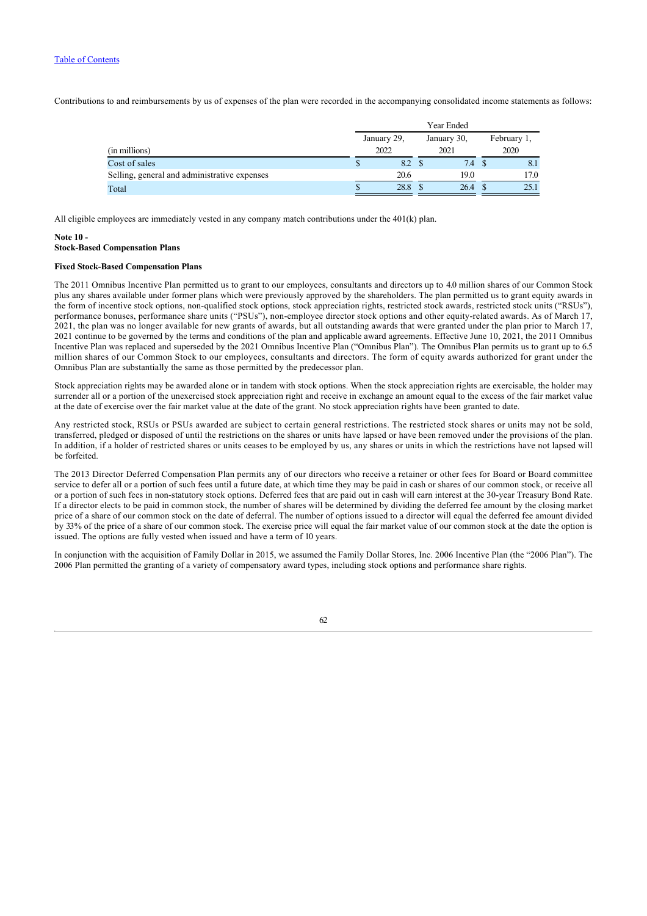Contributions to and reimbursements by us of expenses of the plan were recorded in the accompanying consolidated income statements as follows:

| | Year Ended | | |
|---|---|---|---|
| (in millions) | January 29, 2022 | January 30, 2021 | February 1, 2020 |
| Cost of sales | $ 8.2 | $ 7.4 | $ 8.1 |
| Selling, general and administrative expenses | 20.6 | 19.0 | 17.0 |
| Total | $ 28.8 | $ 26.4 | $ 25.1 |

All eligible employees are immediately vested in any company match contributions under the 401(k) plan.

**Note 10 -**
**Stock-Based Compensation Plans**

**Fixed Stock-Based Compensation Plans**

The 2011 Omnibus Incentive Plan permitted us to grant to our employees, consultants and directors up to 4.0 million shares of our Common Stock plus any shares available under former plans which were previously approved by the shareholders. The plan permitted us to grant equity awards in the form of incentive stock options, non-qualified stock options, stock appreciation rights, restricted stock awards, restricted stock units ("RSUs"), performance bonuses, performance share units ("PSUs"), non-employee director stock options and other equity-related awards. As of March 17, 2021, the plan was no longer available for new grants of awards, but all outstanding awards that were granted under the plan prior to March 17, 2021 continue to be governed by the terms and conditions of the plan and applicable award agreements. Effective June 10, 2021, the 2011 Omnibus Incentive Plan was replaced and superseded by the 2021 Omnibus Incentive Plan ("Omnibus Plan"). The Omnibus Plan permits us to grant up to 6.5 million shares of our Common Stock to our employees, consultants and directors. The form of equity awards authorized for grant under the Omnibus Plan are substantially the same as those permitted by the predecessor plan.

Stock appreciation rights may be awarded alone or in tandem with stock options. When the stock appreciation rights are exercisable, the holder may surrender all or a portion of the unexercised stock appreciation right and receive in exchange an amount equal to the excess of the fair market value at the date of exercise over the fair market value at the date of the grant. No stock appreciation rights have been granted to date.

Any restricted stock, RSUs or PSUs awarded are subject to certain general restrictions. The restricted stock shares or units may not be sold, transferred, pledged or disposed of until the restrictions on the shares or units have lapsed or have been removed under the provisions of the plan. In addition, if a holder of restricted shares or units ceases to be employed by us, any shares or units in which the restrictions have not lapsed will be forfeited.

The 2013 Director Deferred Compensation Plan permits any of our directors who receive a retainer or other fees for Board or Board committee service to defer all or a portion of such fees until a future date, at which time they may be paid in cash or shares of our common stock, or receive all or a portion of such fees in non-statutory stock options. Deferred fees that are paid out in cash will earn interest at the 30-year Treasury Bond Rate. If a director elects to be paid in common stock, the number of shares will be determined by dividing the deferred fee amount by the closing market price of a share of our common stock on the date of deferral. The number of options issued to a director will equal the deferred fee amount divided by 33% of the price of a share of our common stock. The exercise price will equal the fair market value of our common stock at the date the option is issued. The options are fully vested when issued and have a term of 10 years.

In conjunction with the acquisition of Family Dollar in 2015, we assumed the Family Dollar Stores, Inc. 2006 Incentive Plan (the "2006 Plan"). The 2006 Plan permitted the granting of a variety of compensatory award types, including stock options and performance share rights.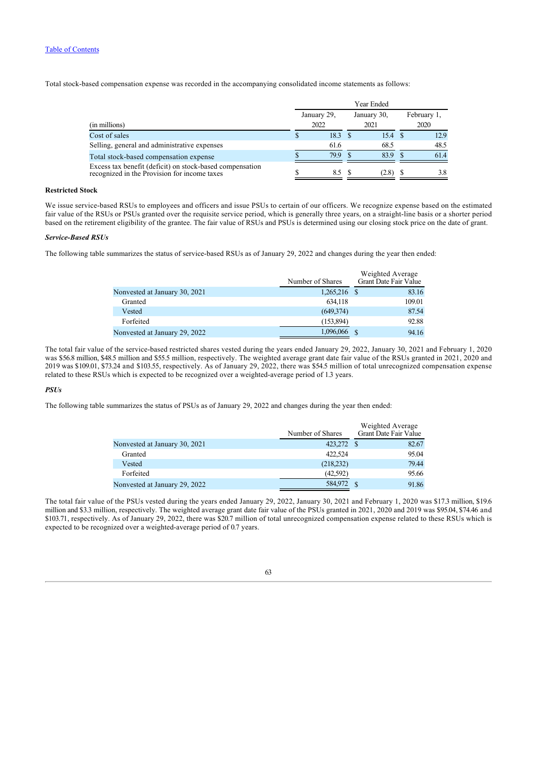[Table of Contents](#)

Total stock-based compensation expense was recorded in the accompanying consolidated income statements as follows:

| | Year Ended | | |
|---|---|---|---|
| (in millions) | January 29, 2022 | January 30, 2021 | February 1, 2020 |
| Cost of sales | $ 18.3 | $ 15.4 | $ 12.9 |
| Selling, general and administrative expenses | 61.6 | 68.5 | 48.5 |
| Total stock-based compensation expense | $ 79.9 | $ 83.9 | $ 61.4 |
| Excess tax benefit (deficit) on stock-based compensation recognized in the Provision for income taxes | $ 8.5 | $ (2.8) | $ 3.8 |

**Restricted Stock**

We issue service-based RSUs to employees and officers and issue PSUs to certain of our officers. We recognize expense based on the estimated fair value of the RSUs or PSUs granted over the requisite service period, which is generally three years, on a straight-line basis or a shorter period based on the retirement eligibility of the grantee. The fair value of RSUs and PSUs is determined using our closing stock price on the date of grant.

***Service-Based RSUs***

The following table summarizes the status of service-based RSUs as of January 29, 2022 and changes during the year then ended:

| | Number of Shares | Weighted Average Grant Date Fair Value |
|---|---|---|
| Nonvested at January 30, 2021 | 1,265,216 | $ 83.16 |
| Granted | 634,118 | 109.01 |
| Vested | (649,374) | 87.54 |
| Forfeited | (153,894) | 92.88 |
| Nonvested at January 29, 2022 | 1,096,066 | $ 94.16 |

The total fair value of the service-based restricted shares vested during the years ended January 29, 2022, January 30, 2021 and February 1, 2020 was $56.8 million, $48.5 million and $55.5 million, respectively. The weighted average grant date fair value of the RSUs granted in 2021, 2020 and 2019 was $109.01, $73.24 and $103.55, respectively. As of January 29, 2022, there was $54.5 million of total unrecognized compensation expense related to these RSUs which is expected to be recognized over a weighted-average period of 1.3 years.

***PSUs***

The following table summarizes the status of PSUs as of January 29, 2022 and changes during the year then ended:

| | Number of Shares | Weighted Average Grant Date Fair Value |
|---|---|---|
| Nonvested at January 30, 2021 | 423,272 | $ 82.67 |
| Granted | 422,524 | 95.04 |
| Vested | (218,232) | 79.44 |
| Forfeited | (42,592) | 95.66 |
| Nonvested at January 29, 2022 | 584,972 | $ 91.86 |

The total fair value of the PSUs vested during the years ended January 29, 2022, January 30, 2021 and February 1, 2020 was $17.3 million, $19.6 million and $3.3 million, respectively. The weighted average grant date fair value of the PSUs granted in 2021, 2020 and 2019 was $95.04, $74.46 and $103.71, respectively. As of January 29, 2022, there was $20.7 million of total unrecognized compensation expense related to these RSUs which is expected to be recognized over a weighted-average period of 0.7 years.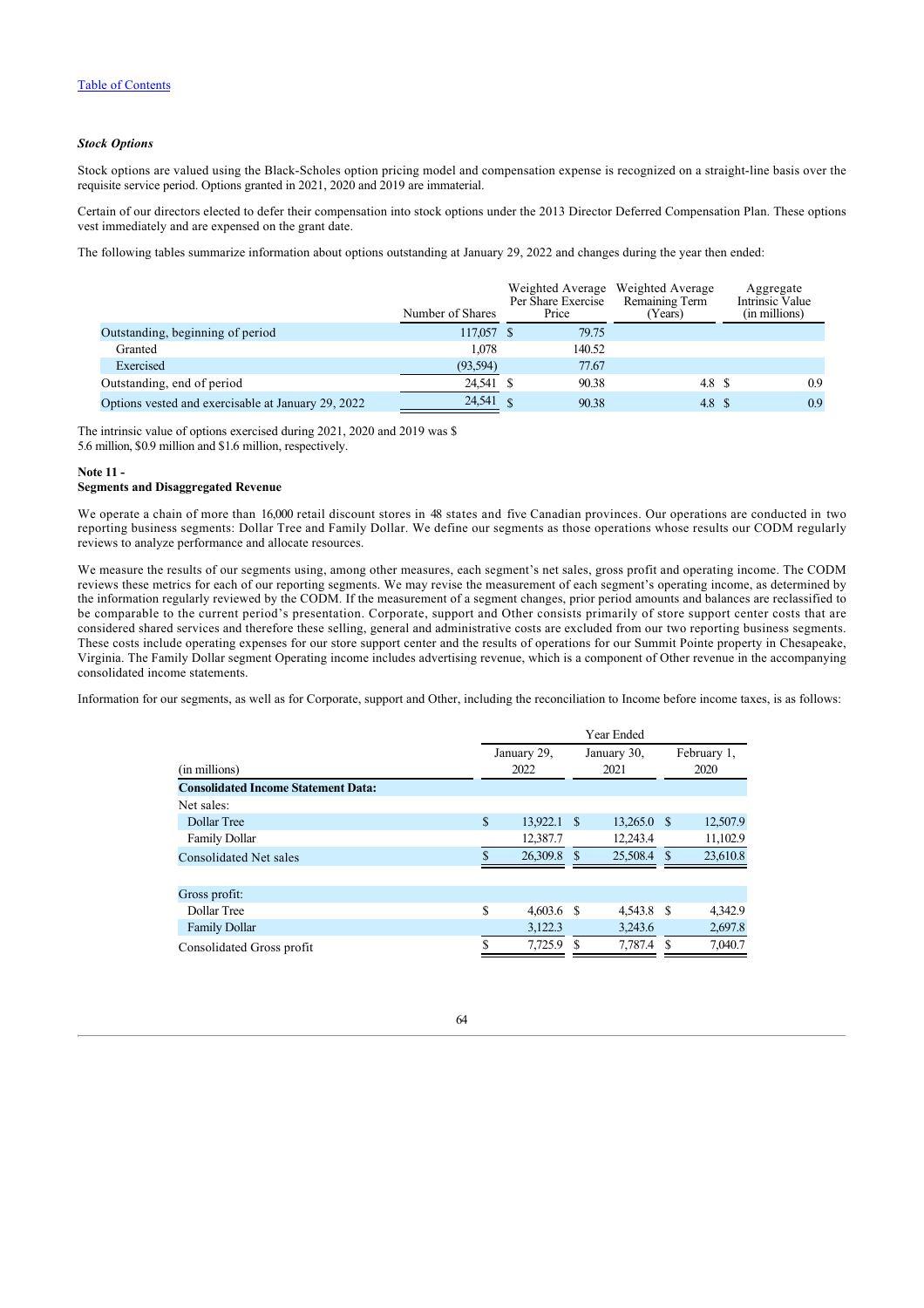[Table of Contents](#)

***Stock Options***

Stock options are valued using the Black-Scholes option pricing model and compensation expense is recognized on a straight-line basis over the requisite service period. Options granted in 2021, 2020 and 2019 are immaterial.

Certain of our directors elected to defer their compensation into stock options under the 2013 Director Deferred Compensation Plan. These options vest immediately and are expensed on the grant date.

The following tables summarize information about options outstanding at January 29, 2022 and changes during the year then ended:

| | Number of Shares | Weighted Average Per Share Exercise Price | Weighted Average Remaining Term (Years) | Aggregate Intrinsic Value (in millions) |
|---|---|---|---|---|
| Outstanding, beginning of period | 117,057 | $ 79.75 | | |
| Granted | 1,078 | 140.52 | | |
| Exercised | (93,594) | 77.67 | | |
| Outstanding, end of period | 24,541 | $ 90.38 | 4.8 | $ 0.9 |
| Options vested and exercisable at January 29, 2022 | 24,541 | $ 90.38 | 4.8 | $ 0.9 |

The intrinsic value of options exercised during 2021, 2020 and 2019 was $ 5.6 million, $0.9 million and $1.6 million, respectively.

**Note 11 -**
**Segments and Disaggregated Revenue**

We operate a chain of more than 16,000 retail discount stores in 48 states and five Canadian provinces. Our operations are conducted in two reporting business segments: Dollar Tree and Family Dollar. We define our segments as those operations whose results our CODM regularly reviews to analyze performance and allocate resources.

We measure the results of our segments using, among other measures, each segment's net sales, gross profit and operating income. The CODM reviews these metrics for each of our reporting segments. We may revise the measurement of each segment's operating income, as determined by the information regularly reviewed by the CODM. If the measurement of a segment changes, prior period amounts and balances are reclassified to be comparable to the current period's presentation. Corporate, support and Other consists primarily of store support center costs that are considered shared services and therefore these selling, general and administrative costs are excluded from our two reporting business segments. These costs include operating expenses for our store support center and the results of operations for our Summit Pointe property in Chesapeake, Virginia. The Family Dollar segment Operating income includes advertising revenue, which is a component of Other revenue in the accompanying consolidated income statements.

Information for our segments, as well as for Corporate, support and Other, including the reconciliation to Income before income taxes, is as follows:

| | Year Ended | | |
|---|---|---|---|
| (in millions) | January 29, 2022 | January 30, 2021 | February 1, 2020 |
| **Consolidated Income Statement Data:** | | | |
| Net sales: | | | |
| Dollar Tree | $ 13,922.1 | $ 13,265.0 | $ 12,507.9 |
| Family Dollar | 12,387.7 | 12,243.4 | 11,102.9 |
| Consolidated Net sales | $ 26,309.8 | $ 25,508.4 | $ 23,610.8 |
| | | | |
| Gross profit: | | | |
| Dollar Tree | $ 4,603.6 | $ 4,543.8 | $ 4,342.9 |
| Family Dollar | 3,122.3 | 3,243.6 | 2,697.8 |
| Consolidated Gross profit | $ 7,725.9 | $ 7,787.4 | $ 7,040.7 |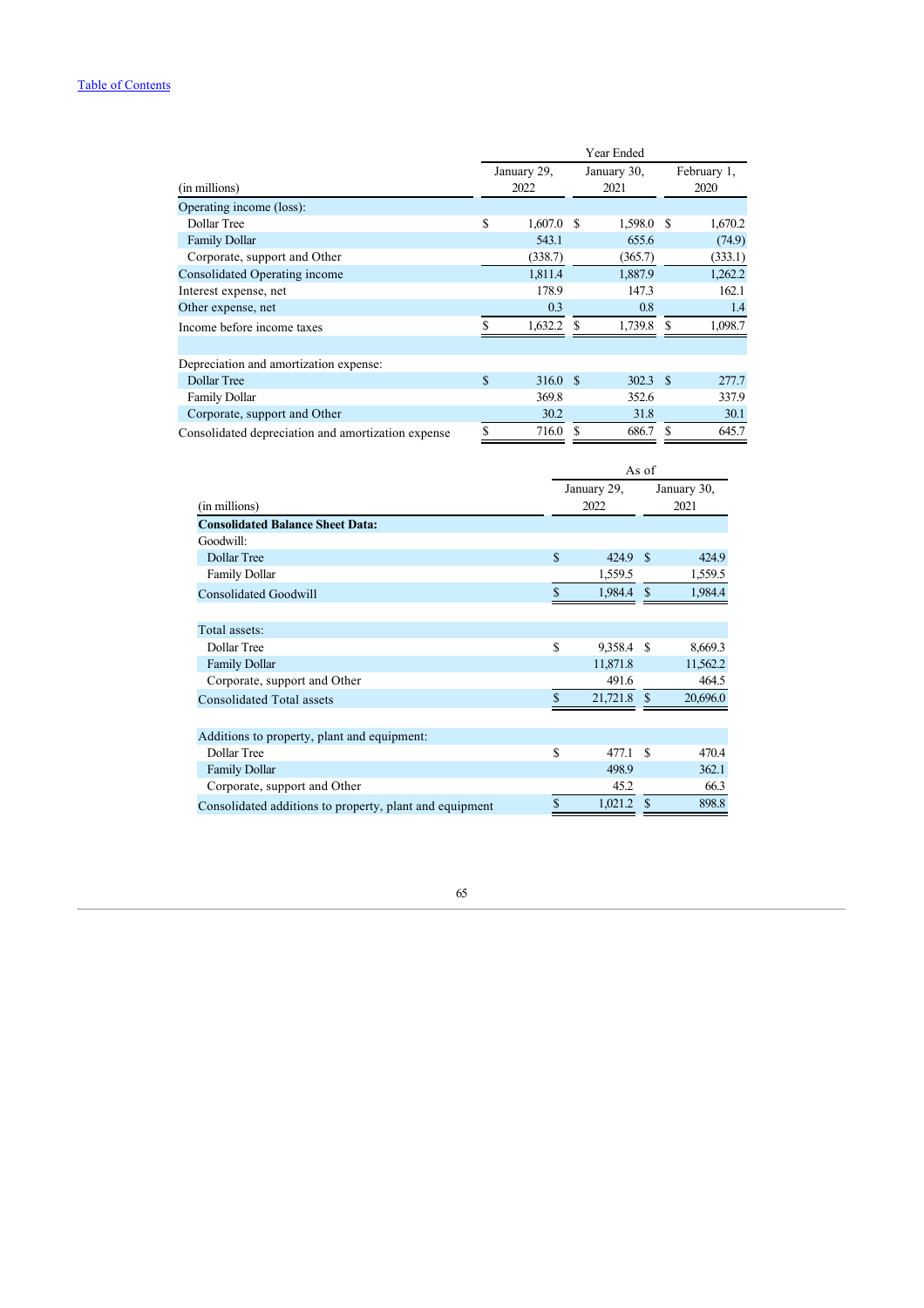Table of Contents

| (in millions) | Year Ended January 29, 2022 | Year Ended January 30, 2021 | Year Ended February 1, 2020 |
|---|---|---|---|
| Operating income (loss): | | | |
| Dollar Tree | $ 1,607.0 | $ 1,598.0 | $ 1,670.2 |
| Family Dollar | 543.1 | 655.6 | (74.9) |
| Corporate, support and Other | (338.7) | (365.7) | (333.1) |
| Consolidated Operating income | 1,811.4 | 1,887.9 | 1,262.2 |
| Interest expense, net | 178.9 | 147.3 | 162.1 |
| Other expense, net | 0.3 | 0.8 | 1.4 |
| Income before income taxes | $ 1,632.2 | $ 1,739.8 | $ 1,098.7 |
| | | | |
| Depreciation and amortization expense: | | | |
| Dollar Tree | $ 316.0 | $ 302.3 | $ 277.7 |
| Family Dollar | 369.8 | 352.6 | 337.9 |
| Corporate, support and Other | 30.2 | 31.8 | 30.1 |
| Consolidated depreciation and amortization expense | $ 716.0 | $ 686.7 | $ 645.7 |

| (in millions) | As of January 29, 2022 | As of January 30, 2021 |
|---|---|---|
| **Consolidated Balance Sheet Data:** | | |
| Goodwill: | | |
| Dollar Tree | $ 424.9 | $ 424.9 |
| Family Dollar | 1,559.5 | 1,559.5 |
| Consolidated Goodwill | $ 1,984.4 | $ 1,984.4 |
| | | |
| Total assets: | | |
| Dollar Tree | $ 9,358.4 | $ 8,669.3 |
| Family Dollar | 11,871.8 | 11,562.2 |
| Corporate, support and Other | 491.6 | 464.5 |
| Consolidated Total assets | $ 21,721.8 | $ 20,696.0 |
| | | |
| Additions to property, plant and equipment: | | |
| Dollar Tree | $ 477.1 | $ 470.4 |
| Family Dollar | 498.9 | 362.1 |
| Corporate, support and Other | 45.2 | 66.3 |
| Consolidated additions to property, plant and equipment | $ 1,021.2 | $ 898.8 |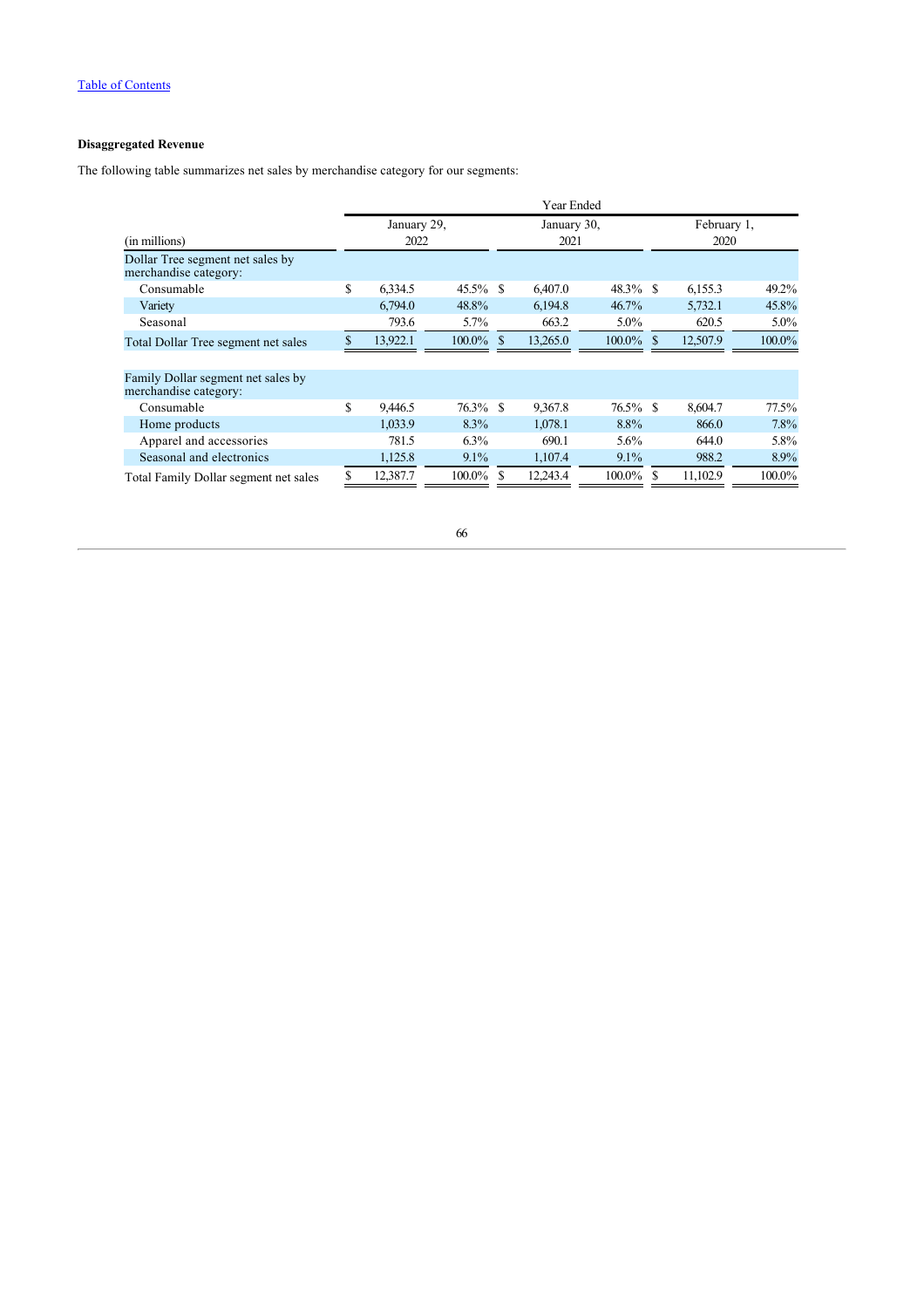[Table of Contents](#)

**Disaggregated Revenue**

The following table summarizes net sales by merchandise category for our segments:

| (in millions) | Year Ended January 29, 2022 | | January 30, 2021 | | February 1, 2020 | |
|---|---|---|---|---|---|---|
| Dollar Tree segment net sales by merchandise category: | | | | | | |
| Consumable | $ 6,334.5 | 45.5% | $ 6,407.0 | 48.3% | $ 6,155.3 | 49.2% |
| Variety | 6,794.0 | 48.8% | 6,194.8 | 46.7% | 5,732.1 | 45.8% |
| Seasonal | 793.6 | 5.7% | 663.2 | 5.0% | 620.5 | 5.0% |
| Total Dollar Tree segment net sales | $ 13,922.1 | 100.0% | $ 13,265.0 | 100.0% | $ 12,507.9 | 100.0% |
| | | | | | | |
| Family Dollar segment net sales by merchandise category: | | | | | | |
| Consumable | $ 9,446.5 | 76.3% | $ 9,367.8 | 76.5% | $ 8,604.7 | 77.5% |
| Home products | 1,033.9 | 8.3% | 1,078.1 | 8.8% | 866.0 | 7.8% |
| Apparel and accessories | 781.5 | 6.3% | 690.1 | 5.6% | 644.0 | 5.8% |
| Seasonal and electronics | 1,125.8 | 9.1% | 1,107.4 | 9.1% | 988.2 | 8.9% |
| Total Family Dollar segment net sales | $ 12,387.7 | 100.0% | $ 12,243.4 | 100.0% | $ 11,102.9 | 100.0% |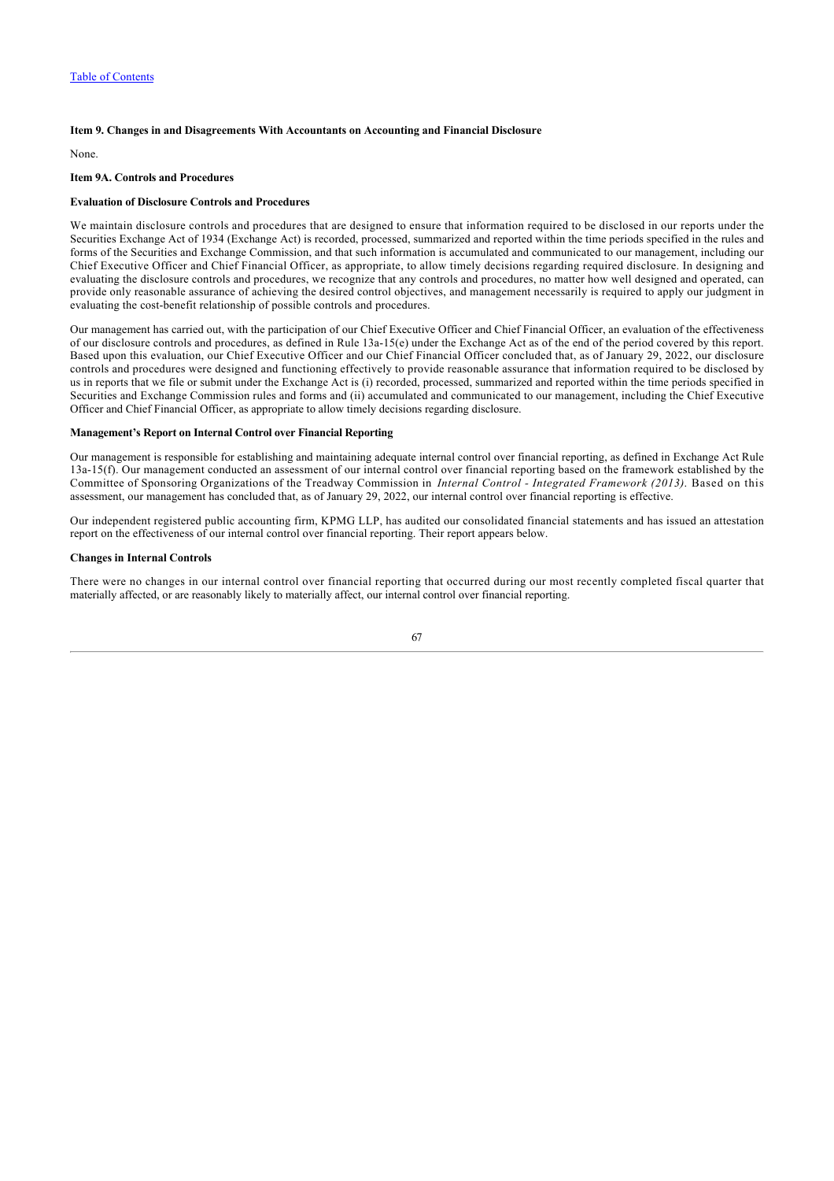### Item 9. Changes in and Disagreements With Accountants on Accounting and Financial Disclosure

None.

### Item 9A. Controls and Procedures

#### Evaluation of Disclosure Controls and Procedures

We maintain disclosure controls and procedures that are designed to ensure that information required to be disclosed in our reports under the Securities Exchange Act of 1934 (Exchange Act) is recorded, processed, summarized and reported within the time periods specified in the rules and forms of the Securities and Exchange Commission, and that such information is accumulated and communicated to our management, including our Chief Executive Officer and Chief Financial Officer, as appropriate, to allow timely decisions regarding required disclosure. In designing and evaluating the disclosure controls and procedures, we recognize that any controls and procedures, no matter how well designed and operated, can provide only reasonable assurance of achieving the desired control objectives, and management necessarily is required to apply our judgment in evaluating the cost-benefit relationship of possible controls and procedures.

Our management has carried out, with the participation of our Chief Executive Officer and Chief Financial Officer, an evaluation of the effectiveness of our disclosure controls and procedures, as defined in Rule 13a-15(e) under the Exchange Act as of the end of the period covered by this report. Based upon this evaluation, our Chief Executive Officer and our Chief Financial Officer concluded that, as of January 29, 2022, our disclosure controls and procedures were designed and functioning effectively to provide reasonable assurance that information required to be disclosed by us in reports that we file or submit under the Exchange Act is (i) recorded, processed, summarized and reported within the time periods specified in Securities and Exchange Commission rules and forms and (ii) accumulated and communicated to our management, including the Chief Executive Officer and Chief Financial Officer, as appropriate to allow timely decisions regarding disclosure.

#### Management's Report on Internal Control over Financial Reporting

Our management is responsible for establishing and maintaining adequate internal control over financial reporting, as defined in Exchange Act Rule 13a-15(f). Our management conducted an assessment of our internal control over financial reporting based on the framework established by the Committee of Sponsoring Organizations of the Treadway Commission in *Internal Control - Integrated Framework (2013)*. Based on this assessment, our management has concluded that, as of January 29, 2022, our internal control over financial reporting is effective.

Our independent registered public accounting firm, KPMG LLP, has audited our consolidated financial statements and has issued an attestation report on the effectiveness of our internal control over financial reporting. Their report appears below.

#### Changes in Internal Controls

There were no changes in our internal control over financial reporting that occurred during our most recently completed fiscal quarter that materially affected, or are reasonably likely to materially affect, our internal control over financial reporting.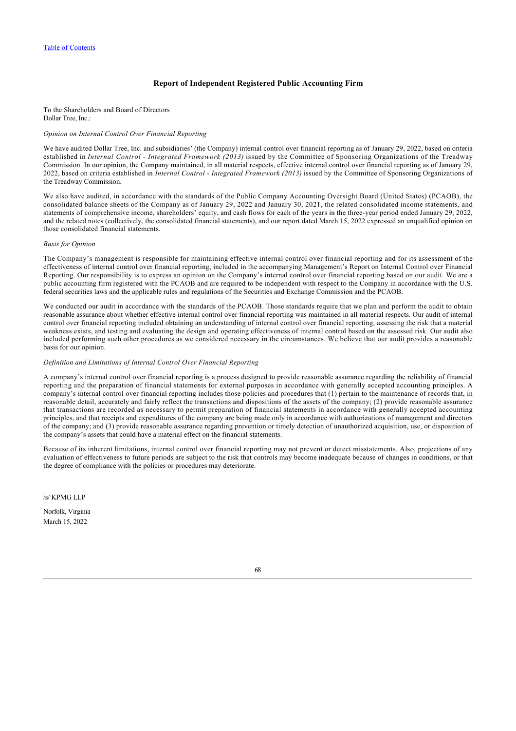## Report of Independent Registered Public Accounting Firm

To the Shareholders and Board of Directors
Dollar Tree, Inc.:

*Opinion on Internal Control Over Financial Reporting*

We have audited Dollar Tree, Inc. and subsidiaries' (the Company) internal control over financial reporting as of January 29, 2022, based on criteria established in *Internal Control - Integrated Framework (2013)* issued by the Committee of Sponsoring Organizations of the Treadway Commission. In our opinion, the Company maintained, in all material respects, effective internal control over financial reporting as of January 29, 2022, based on criteria established in *Internal Control - Integrated Framework (2013)* issued by the Committee of Sponsoring Organizations of the Treadway Commission.

We also have audited, in accordance with the standards of the Public Company Accounting Oversight Board (United States) (PCAOB), the consolidated balance sheets of the Company as of January 29, 2022 and January 30, 2021, the related consolidated income statements, and statements of comprehensive income, shareholders' equity, and cash flows for each of the years in the three-year period ended January 29, 2022, and the related notes (collectively, the consolidated financial statements), and our report dated March 15, 2022 expressed an unqualified opinion on those consolidated financial statements.

*Basis for Opinion*

The Company's management is responsible for maintaining effective internal control over financial reporting and for its assessment of the effectiveness of internal control over financial reporting, included in the accompanying Management's Report on Internal Control over Financial Reporting. Our responsibility is to express an opinion on the Company's internal control over financial reporting based on our audit. We are a public accounting firm registered with the PCAOB and are required to be independent with respect to the Company in accordance with the U.S. federal securities laws and the applicable rules and regulations of the Securities and Exchange Commission and the PCAOB.

We conducted our audit in accordance with the standards of the PCAOB. Those standards require that we plan and perform the audit to obtain reasonable assurance about whether effective internal control over financial reporting was maintained in all material respects. Our audit of internal control over financial reporting included obtaining an understanding of internal control over financial reporting, assessing the risk that a material weakness exists, and testing and evaluating the design and operating effectiveness of internal control based on the assessed risk. Our audit also included performing such other procedures as we considered necessary in the circumstances. We believe that our audit provides a reasonable basis for our opinion.

*Definition and Limitations of Internal Control Over Financial Reporting*

A company's internal control over financial reporting is a process designed to provide reasonable assurance regarding the reliability of financial reporting and the preparation of financial statements for external purposes in accordance with generally accepted accounting principles. A company's internal control over financial reporting includes those policies and procedures that (1) pertain to the maintenance of records that, in reasonable detail, accurately and fairly reflect the transactions and dispositions of the assets of the company; (2) provide reasonable assurance that transactions are recorded as necessary to permit preparation of financial statements in accordance with generally accepted accounting principles, and that receipts and expenditures of the company are being made only in accordance with authorizations of management and directors of the company; and (3) provide reasonable assurance regarding prevention or timely detection of unauthorized acquisition, use, or disposition of the company's assets that could have a material effect on the financial statements.

Because of its inherent limitations, internal control over financial reporting may not prevent or detect misstatements. Also, projections of any evaluation of effectiveness to future periods are subject to the risk that controls may become inadequate because of changes in conditions, or that the degree of compliance with the policies or procedures may deteriorate.

/s/ KPMG LLP

Norfolk, Virginia
March 15, 2022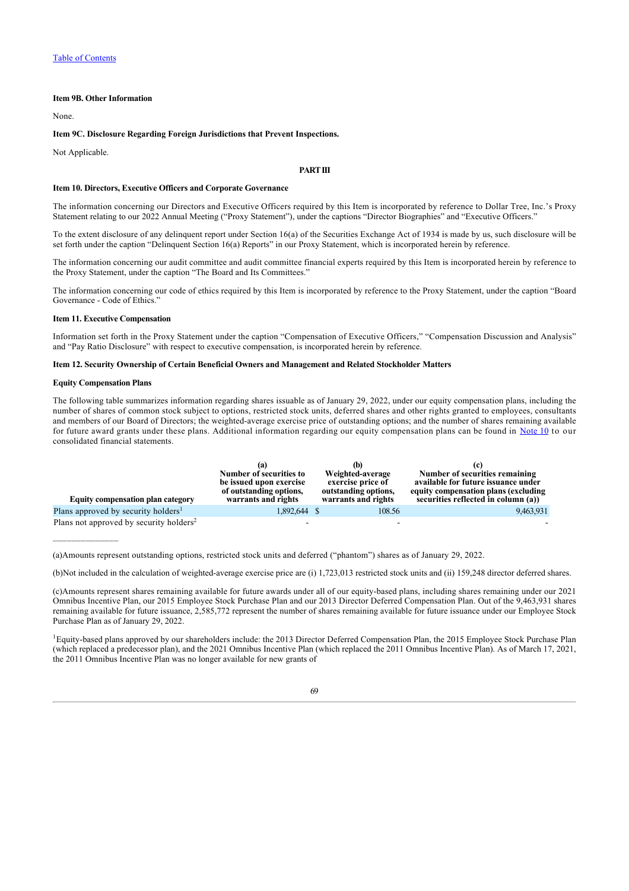[Table of Contents](#)

**Item 9B. Other Information**

None.

**Item 9C. Disclosure Regarding Foreign Jurisdictions that Prevent Inspections.**

Not Applicable.

## PART III

**Item 10. Directors, Executive Officers and Corporate Governance**

The information concerning our Directors and Executive Officers required by this Item is incorporated by reference to Dollar Tree, Inc.'s Proxy Statement relating to our 2022 Annual Meeting ("Proxy Statement"), under the captions "Director Biographies" and "Executive Officers."

To the extent disclosure of any delinquent report under Section 16(a) of the Securities Exchange Act of 1934 is made by us, such disclosure will be set forth under the caption "Delinquent Section 16(a) Reports" in our Proxy Statement, which is incorporated herein by reference.

The information concerning our audit committee and audit committee financial experts required by this Item is incorporated herein by reference to the Proxy Statement, under the caption "The Board and Its Committees."

The information concerning our code of ethics required by this Item is incorporated by reference to the Proxy Statement, under the caption "Board Governance - Code of Ethics."

**Item 11. Executive Compensation**

Information set forth in the Proxy Statement under the caption "Compensation of Executive Officers," "Compensation Discussion and Analysis" and "Pay Ratio Disclosure" with respect to executive compensation, is incorporated herein by reference.

**Item 12. Security Ownership of Certain Beneficial Owners and Management and Related Stockholder Matters**

**Equity Compensation Plans**

The following table summarizes information regarding shares issuable as of January 29, 2022, under our equity compensation plans, including the number of shares of common stock subject to options, restricted stock units, deferred shares and other rights granted to employees, consultants and members of our Board of Directors; the weighted-average exercise price of outstanding options; and the number of shares remaining available for future award grants under these plans. Additional information regarding our equity compensation plans can be found in [Note 10](#) to our consolidated financial statements.

| Equity compensation plan category | (a) Number of securities to be issued upon exercise of outstanding options, warrants and rights | (b) Weighted-average exercise price of outstanding options, warrants and rights | (c) Number of securities remaining available for future issuance under equity compensation plans (excluding securities reflected in column (a)) |
|---|---|---|---|
| Plans approved by security holders[1] | 1,892,644 | $ 108.56 | 9,463,931 |
| Plans not approved by security holders[2] | - | - | - |

(a)Amounts represent outstanding options, restricted stock units and deferred ("phantom") shares as of January 29, 2022.

(b)Not included in the calculation of weighted-average exercise price are (i) 1,723,013 restricted stock units and (ii) 159,248 director deferred shares.

(c)Amounts represent shares remaining available for future awards under all of our equity-based plans, including shares remaining under our 2021 Omnibus Incentive Plan, our 2015 Employee Stock Purchase Plan and our 2013 Director Deferred Compensation Plan. Out of the 9,463,931 shares remaining available for future issuance, 2,585,772 represent the number of shares remaining available for future issuance under our Employee Stock Purchase Plan as of January 29, 2022.

[1]Equity-based plans approved by our shareholders include: the 2013 Director Deferred Compensation Plan, the 2015 Employee Stock Purchase Plan (which replaced a predecessor plan), and the 2021 Omnibus Incentive Plan (which replaced the 2011 Omnibus Incentive Plan). As of March 17, 2021, the 2011 Omnibus Incentive Plan was no longer available for new grants of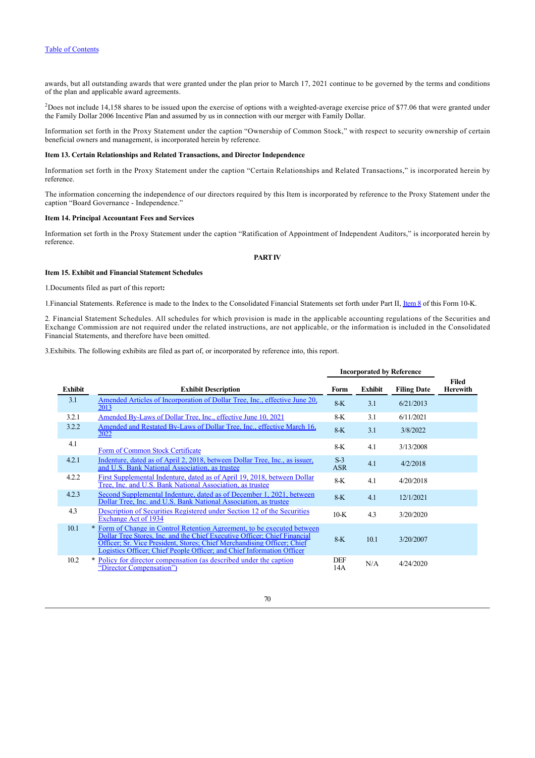awards, but all outstanding awards that were granted under the plan prior to March 17, 2021 continue to be governed by the terms and conditions of the plan and applicable award agreements.

[2]Does not include 14,158 shares to be issued upon the exercise of options with a weighted-average exercise price of $77.06 that were granted under the Family Dollar 2006 Incentive Plan and assumed by us in connection with our merger with Family Dollar.

Information set forth in the Proxy Statement under the caption "Ownership of Common Stock," with respect to security ownership of certain beneficial owners and management, is incorporated herein by reference.

**Item 13. Certain Relationships and Related Transactions, and Director Independence**

Information set forth in the Proxy Statement under the caption "Certain Relationships and Related Transactions," is incorporated herein by reference.

The information concerning the independence of our directors required by this Item is incorporated by reference to the Proxy Statement under the caption "Board Governance - Independence."

**Item 14. Principal Accountant Fees and Services**

Information set forth in the Proxy Statement under the caption "Ratification of Appointment of Independent Auditors," is incorporated herein by reference.

**PART IV**

**Item 15. Exhibit and Financial Statement Schedules**

1.Documents filed as part of this report**:**

1.Financial Statements. Reference is made to the Index to the Consolidated Financial Statements set forth under Part II, Item 8 of this Form 10-K.

2. Financial Statement Schedules. All schedules for which provision is made in the applicable accounting regulations of the Securities and Exchange Commission are not required under the related instructions, are not applicable, or the information is included in the Consolidated Financial Statements, and therefore have been omitted.

3.Exhibits. The following exhibits are filed as part of, or incorporated by reference into, this report.

| | | Incorporated by Reference | | | |
|---|---|---|---|---|---|
| **Exhibit** | **Exhibit Description** | **Form** | **Exhibit** | **Filing Date** | **Filed Herewith** |
| 3.1 | Amended Articles of Incorporation of Dollar Tree, Inc., effective June 20, 2013 | 8-K | 3.1 | 6/21/2013 | |
| 3.2.1 | Amended By-Laws of Dollar Tree, Inc., effective June 10, 2021 | 8-K | 3.1 | 6/11/2021 | |
| 3.2.2 | Amended and Restated By-Laws of Dollar Tree, Inc., effective March 16, 2022 | 8-K | 3.1 | 3/8/2022 | |
| 4.1 | Form of Common Stock Certificate | 8-K | 4.1 | 3/13/2008 | |
| 4.2.1 | Indenture, dated as of April 2, 2018, between Dollar Tree, Inc., as issuer, and U.S. Bank National Association, as trustee | S-3 ASR | 4.1 | 4/2/2018 | |
| 4.2.2 | First Supplemental Indenture, dated as of April 19, 2018, between Dollar Tree, Inc. and U.S. Bank National Association, as trustee | 8-K | 4.1 | 4/20/2018 | |
| 4.2.3 | Second Supplemental Indenture, dated as of December 1, 2021, between Dollar Tree, Inc. and U.S. Bank National Association, as trustee | 8-K | 4.1 | 12/1/2021 | |
| 4.3 | Description of Securities Registered under Section 12 of the Securities Exchange Act of 1934 | 10-K | 4.3 | 3/20/2020 | |
| 10.1 | * Form of Change in Control Retention Agreement, to be executed between Dollar Tree Stores, Inc. and the Chief Executive Officer; Chief Financial Officer; Sr. Vice President, Stores; Chief Merchandising Officer; Chief Logistics Officer; Chief People Officer; and Chief Information Officer | 8-K | 10.1 | 3/20/2007 | |
| 10.2 | * Policy for director compensation (as described under the caption "Director Compensation") | DEF 14A | N/A | 4/24/2020 | |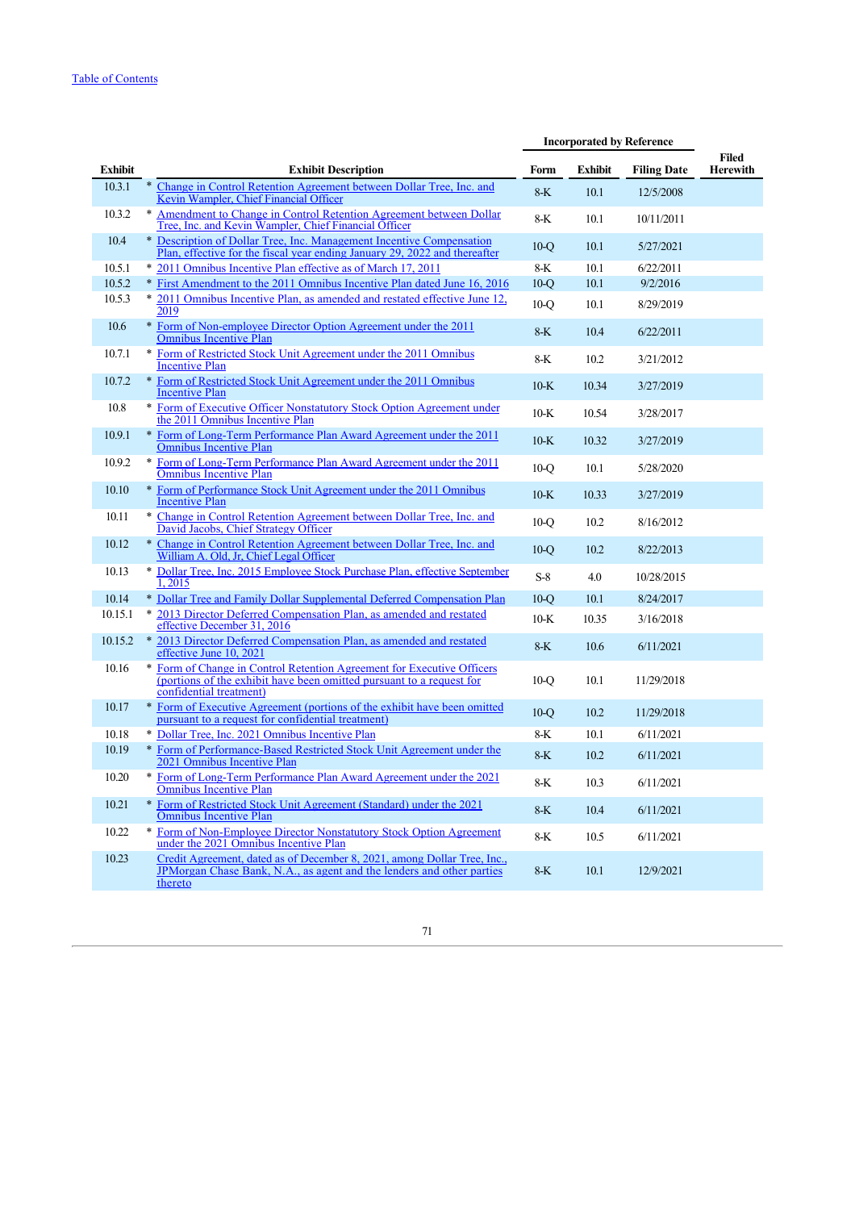[Table of Contents](#)

| Exhibit | | Exhibit Description | Incorporated by Reference | | | Filed Herewith |
|---|---|---|---|---|---|---|
| | | | Form | Exhibit | Filing Date | |
| 10.3.1 | * | Change in Control Retention Agreement between Dollar Tree, Inc. and Kevin Wampler, Chief Financial Officer | 8-K | 10.1 | 12/5/2008 | |
| 10.3.2 | * | Amendment to Change in Control Retention Agreement between Dollar Tree, Inc. and Kevin Wampler, Chief Financial Officer | 8-K | 10.1 | 10/11/2011 | |
| 10.4 | * | Description of Dollar Tree, Inc. Management Incentive Compensation Plan, effective for the fiscal year ending January 29, 2022 and thereafter | 10-Q | 10.1 | 5/27/2021 | |
| 10.5.1 | * | 2011 Omnibus Incentive Plan effective as of March 17, 2011 | 8-K | 10.1 | 6/22/2011 | |
| 10.5.2 | * | First Amendment to the 2011 Omnibus Incentive Plan dated June 16, 2016 | 10-Q | 10.1 | 9/2/2016 | |
| 10.5.3 | * | 2011 Omnibus Incentive Plan, as amended and restated effective June 12, 2019 | 10-Q | 10.1 | 8/29/2019 | |
| 10.6 | * | Form of Non-employee Director Option Agreement under the 2011 Omnibus Incentive Plan | 8-K | 10.4 | 6/22/2011 | |
| 10.7.1 | * | Form of Restricted Stock Unit Agreement under the 2011 Omnibus Incentive Plan | 8-K | 10.2 | 3/21/2012 | |
| 10.7.2 | * | Form of Restricted Stock Unit Agreement under the 2011 Omnibus Incentive Plan | 10-K | 10.34 | 3/27/2019 | |
| 10.8 | * | Form of Executive Officer Nonstatutory Stock Option Agreement under the 2011 Omnibus Incentive Plan | 10-K | 10.54 | 3/28/2017 | |
| 10.9.1 | * | Form of Long-Term Performance Plan Award Agreement under the 2011 Omnibus Incentive Plan | 10-K | 10.32 | 3/27/2019 | |
| 10.9.2 | * | Form of Long-Term Performance Plan Award Agreement under the 2011 Omnibus Incentive Plan | 10-Q | 10.1 | 5/28/2020 | |
| 10.10 | * | Form of Performance Stock Unit Agreement under the 2011 Omnibus Incentive Plan | 10-K | 10.33 | 3/27/2019 | |
| 10.11 | * | Change in Control Retention Agreement between Dollar Tree, Inc. and David Jacobs, Chief Strategy Officer | 10-Q | 10.2 | 8/16/2012 | |
| 10.12 | * | Change in Control Retention Agreement between Dollar Tree, Inc. and William A. Old, Jr, Chief Legal Officer | 10-Q | 10.2 | 8/22/2013 | |
| 10.13 | * | Dollar Tree, Inc. 2015 Employee Stock Purchase Plan, effective September 1, 2015 | S-8 | 4.0 | 10/28/2015 | |
| 10.14 | * | Dollar Tree and Family Dollar Supplemental Deferred Compensation Plan | 10-Q | 10.1 | 8/24/2017 | |
| 10.15.1 | * | 2013 Director Deferred Compensation Plan, as amended and restated effective December 31, 2016 | 10-K | 10.35 | 3/16/2018 | |
| 10.15.2 | * | 2013 Director Deferred Compensation Plan, as amended and restated effective June 10, 2021 | 8-K | 10.6 | 6/11/2021 | |
| 10.16 | * | Form of Change in Control Retention Agreement for Executive Officers (portions of the exhibit have been omitted pursuant to a request for confidential treatment) | 10-Q | 10.1 | 11/29/2018 | |
| 10.17 | * | Form of Executive Agreement (portions of the exhibit have been omitted pursuant to a request for confidential treatment) | 10-Q | 10.2 | 11/29/2018 | |
| 10.18 | * | Dollar Tree, Inc. 2021 Omnibus Incentive Plan | 8-K | 10.1 | 6/11/2021 | |
| 10.19 | * | Form of Performance-Based Restricted Stock Unit Agreement under the 2021 Omnibus Incentive Plan | 8-K | 10.2 | 6/11/2021 | |
| 10.20 | * | Form of Long-Term Performance Plan Award Agreement under the 2021 Omnibus Incentive Plan | 8-K | 10.3 | 6/11/2021 | |
| 10.21 | * | Form of Restricted Stock Unit Agreement (Standard) under the 2021 Omnibus Incentive Plan | 8-K | 10.4 | 6/11/2021 | |
| 10.22 | * | Form of Non-Employee Director Nonstatutory Stock Option Agreement under the 2021 Omnibus Incentive Plan | 8-K | 10.5 | 6/11/2021 | |
| 10.23 | | Credit Agreement, dated as of December 8, 2021, among Dollar Tree, Inc., JPMorgan Chase Bank, N.A., as agent and the lenders and other parties thereto | 8-K | 10.1 | 12/9/2021 | |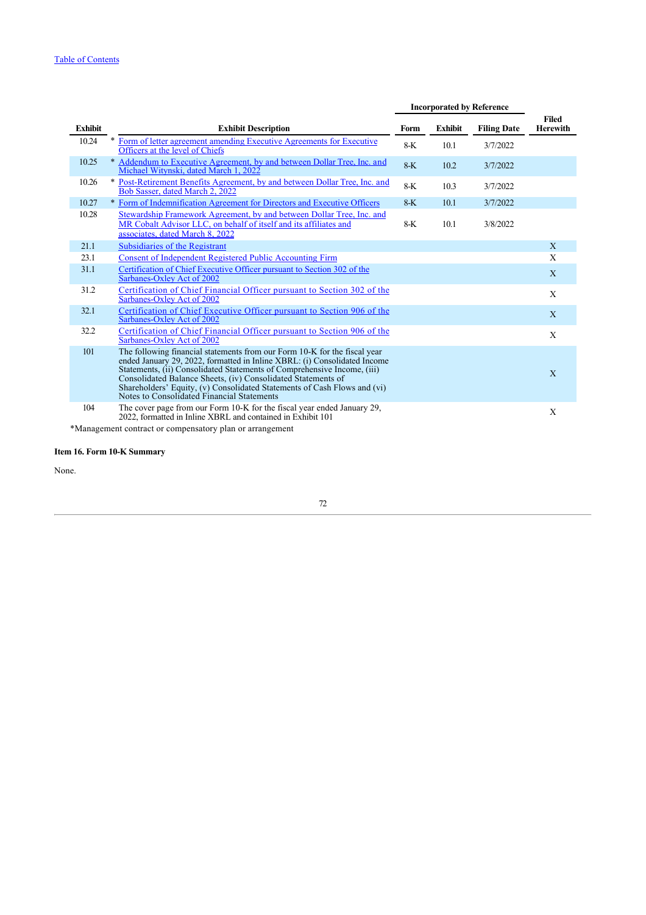| Exhibit | Exhibit Description | Incorporated by Reference | | | Filed Herewith |
|---|---|---|---|---|---|
| | | Form | Exhibit | Filing Date | |
| 10.24 | * Form of letter agreement amending Executive Agreements for Executive Officers at the level of Chiefs | 8-K | 10.1 | 3/7/2022 | |
| 10.25 | * Addendum to Executive Agreement, by and between Dollar Tree, Inc. and Michael Witynski, dated March 1, 2022 | 8-K | 10.2 | 3/7/2022 | |
| 10.26 | * Post-Retirement Benefits Agreement, by and between Dollar Tree, Inc. and Bob Sasser, dated March 2, 2022 | 8-K | 10.3 | 3/7/2022 | |
| 10.27 | * Form of Indemnification Agreement for Directors and Executive Officers | 8-K | 10.1 | 3/7/2022 | |
| 10.28 | Stewardship Framework Agreement, by and between Dollar Tree, Inc. and MR Cobalt Advisor LLC, on behalf of itself and its affiliates and associates, dated March 8, 2022 | 8-K | 10.1 | 3/8/2022 | |
| 21.1 | Subsidiaries of the Registrant | | | | X |
| 23.1 | Consent of Independent Registered Public Accounting Firm | | | | X |
| 31.1 | Certification of Chief Executive Officer pursuant to Section 302 of the Sarbanes-Oxley Act of 2002 | | | | X |
| 31.2 | Certification of Chief Financial Officer pursuant to Section 302 of the Sarbanes-Oxley Act of 2002 | | | | X |
| 32.1 | Certification of Chief Executive Officer pursuant to Section 906 of the Sarbanes-Oxley Act of 2002 | | | | X |
| 32.2 | Certification of Chief Financial Officer pursuant to Section 906 of the Sarbanes-Oxley Act of 2002 | | | | X |
| 101 | The following financial statements from our Form 10-K for the fiscal year ended January 29, 2022, formatted in Inline XBRL: (i) Consolidated Income Statements, (ii) Consolidated Statements of Comprehensive Income, (iii) Consolidated Balance Sheets, (iv) Consolidated Statements of Shareholders' Equity, (v) Consolidated Statements of Cash Flows and (vi) Notes to Consolidated Financial Statements | | | | X |
| 104 | The cover page from our Form 10-K for the fiscal year ended January 29, 2022, formatted in Inline XBRL and contained in Exhibit 101 | | | | X |

*Management contract or compensatory plan or arrangement

**Item 16. Form 10-K Summary**

None.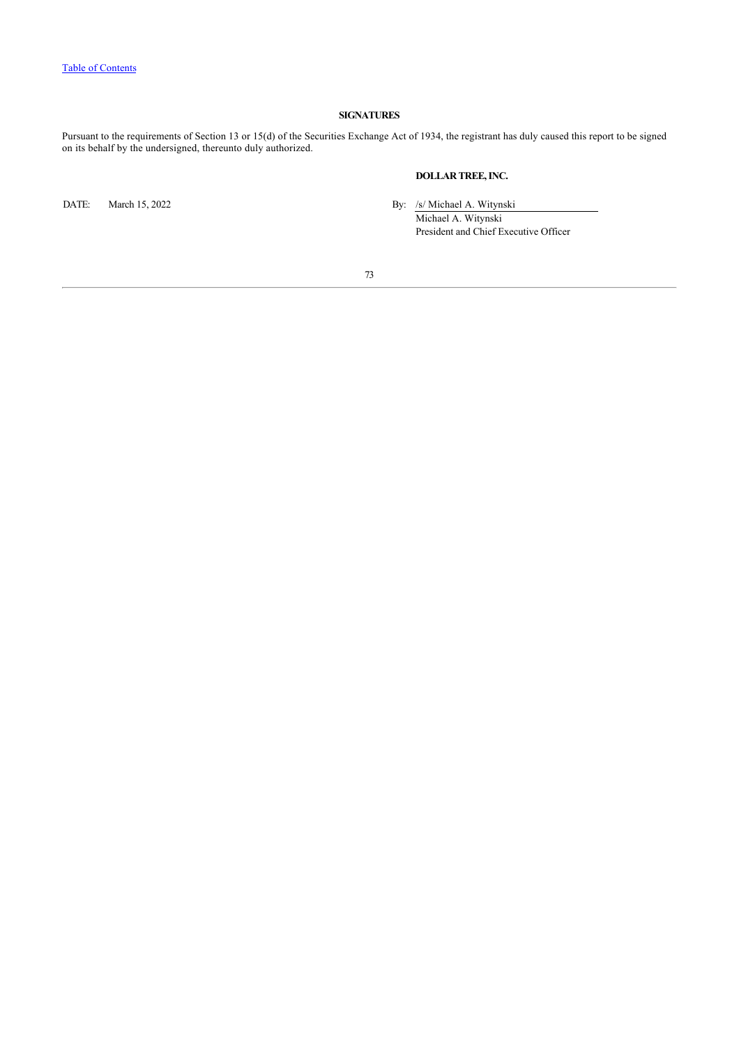## SIGNATURES

Pursuant to the requirements of Section 13 or 15(d) of the Securities Exchange Act of 1934, the registrant has duly caused this report to be signed on its behalf by the undersigned, thereunto duly authorized.

**DOLLAR TREE, INC.**

DATE: March 15, 2022

By: /s/ Michael A. Witynski
Michael A. Witynski
President and Chief Executive Officer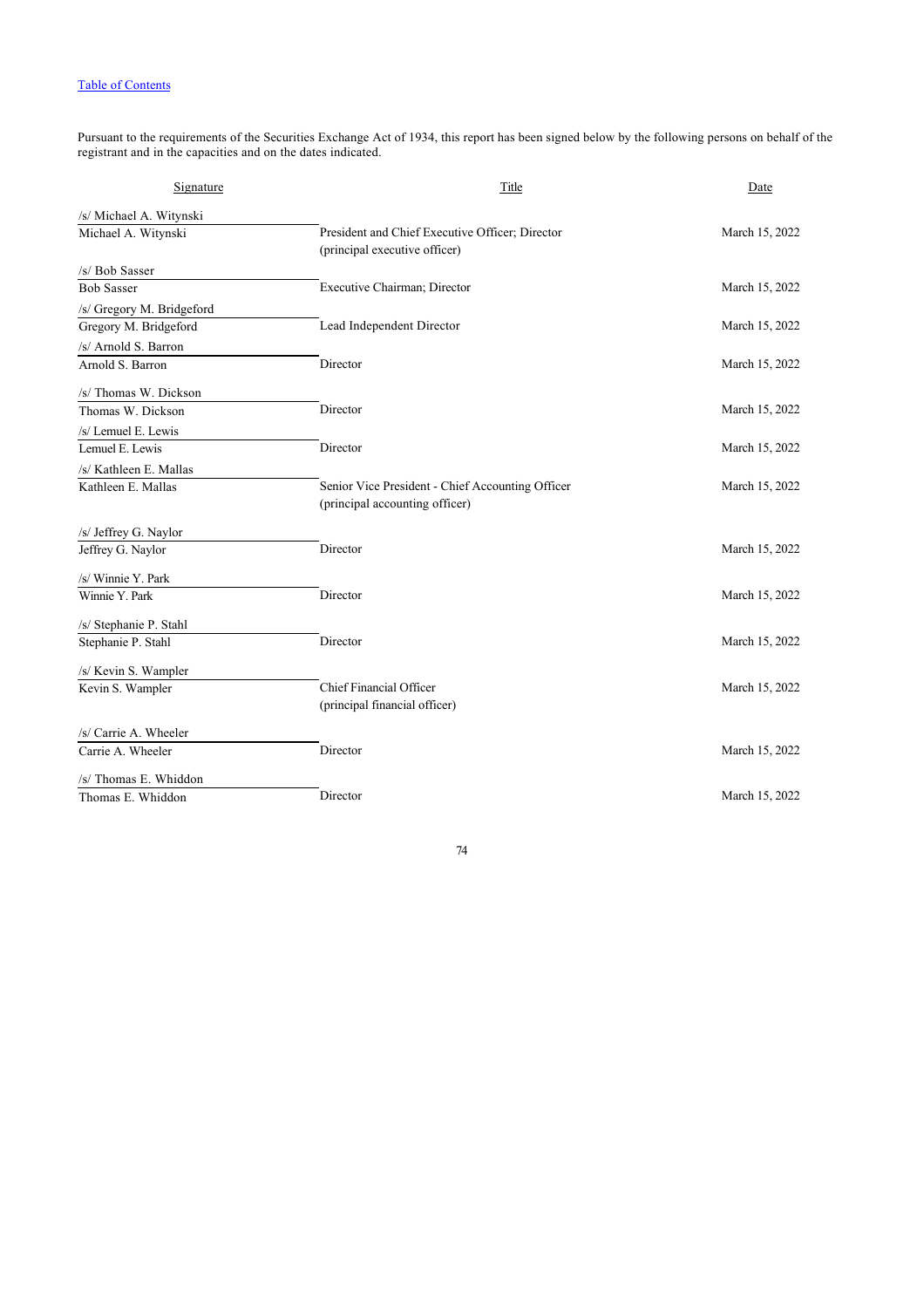[Table of Contents](#)

Pursuant to the requirements of the Securities Exchange Act of 1934, this report has been signed below by the following persons on behalf of the registrant and in the capacities and on the dates indicated.

| Signature | Title | Date |
|---|---|---|
| /s/ Michael A. Witynski<br>Michael A. Witynski | President and Chief Executive Officer; Director<br>(principal executive officer) | March 15, 2022 |
| /s/ Bob Sasser<br>Bob Sasser | Executive Chairman; Director | March 15, 2022 |
| /s/ Gregory M. Bridgeford<br>Gregory M. Bridgeford | Lead Independent Director | March 15, 2022 |
| /s/ Arnold S. Barron<br>Arnold S. Barron | Director | March 15, 2022 |
| /s/ Thomas W. Dickson<br>Thomas W. Dickson | Director | March 15, 2022 |
| /s/ Lemuel E. Lewis<br>Lemuel E. Lewis | Director | March 15, 2022 |
| /s/ Kathleen E. Mallas<br>Kathleen E. Mallas | Senior Vice President - Chief Accounting Officer<br>(principal accounting officer) | March 15, 2022 |
| /s/ Jeffrey G. Naylor<br>Jeffrey G. Naylor | Director | March 15, 2022 |
| /s/ Winnie Y. Park<br>Winnie Y. Park | Director | March 15, 2022 |
| /s/ Stephanie P. Stahl<br>Stephanie P. Stahl | Director | March 15, 2022 |
| /s/ Kevin S. Wampler<br>Kevin S. Wampler | Chief Financial Officer<br>(principal financial officer) | March 15, 2022 |
| /s/ Carrie A. Wheeler<br>Carrie A. Wheeler | Director | March 15, 2022 |
| /s/ Thomas E. Whiddon<br>Thomas E. Whiddon | Director | March 15, 2022 |